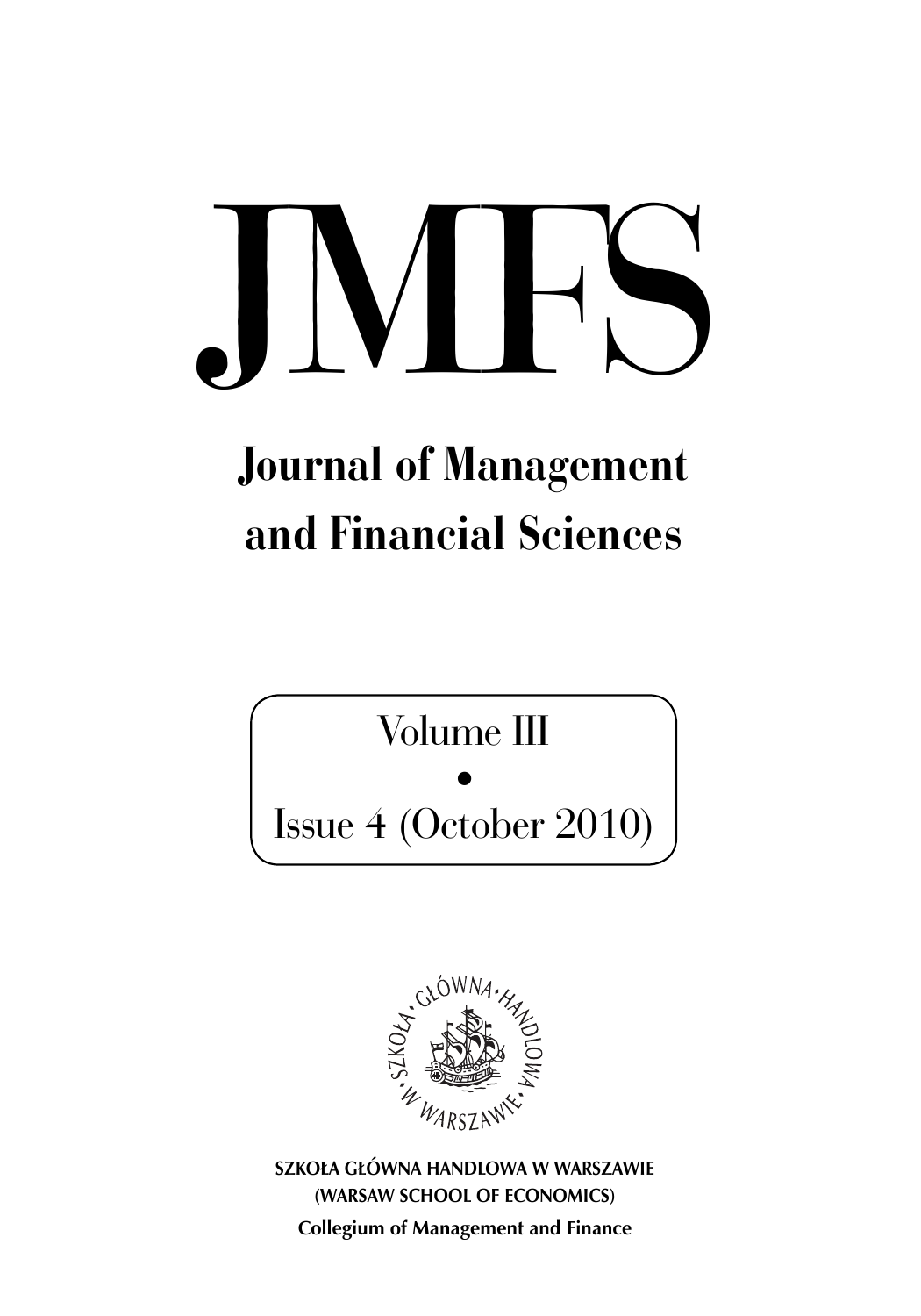# JMFS

## Journal of Management and Financial Sciences

Volume III

•

Issue 4 (October 2010)

SZKOŁA GŁÓWNA HANDLOWA W WARSZAWIE
(WARSAW SCHOOL OF ECONOMICS)

Collegium of Management and Finance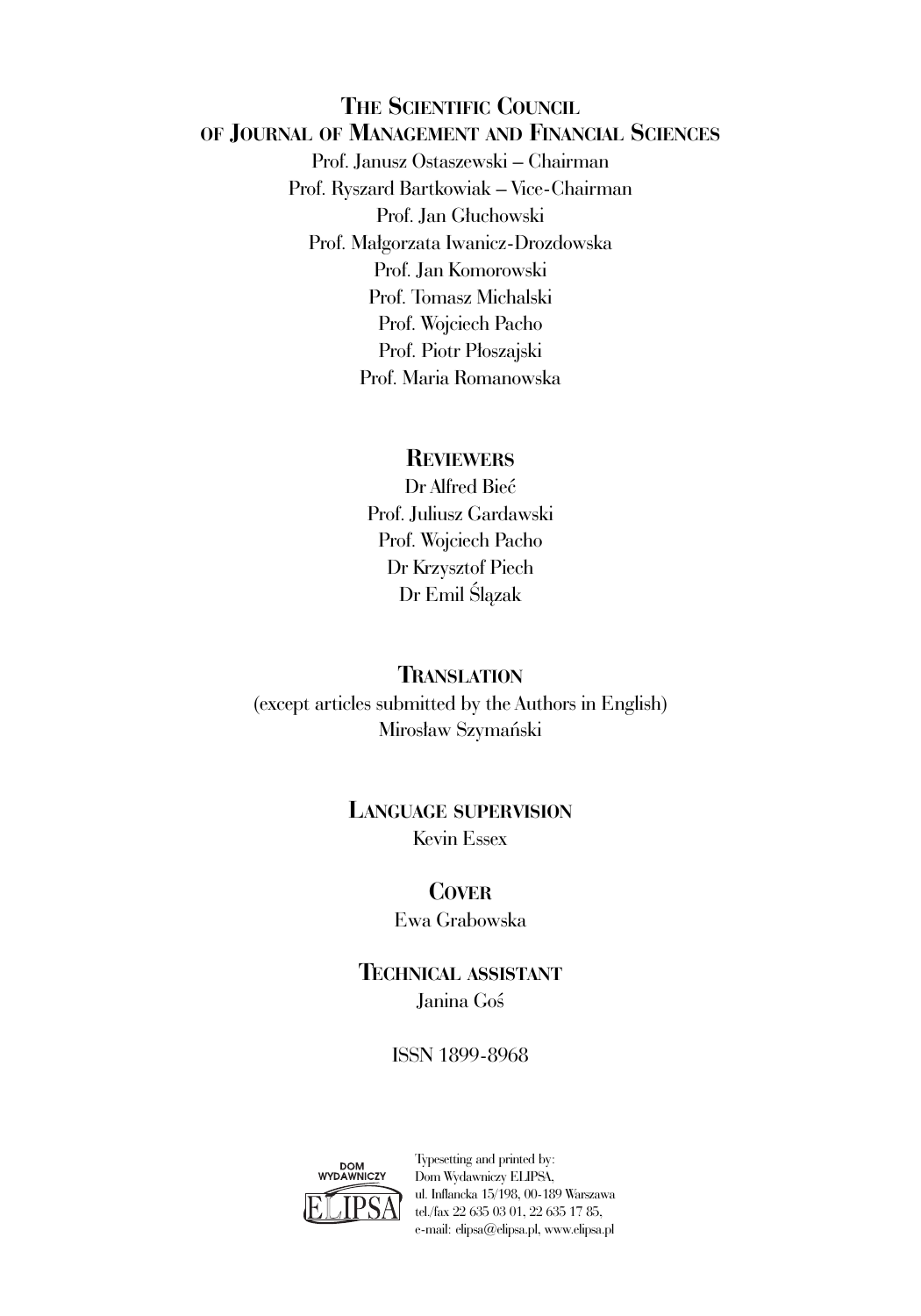## The Scientific Council of Journal of Management and Financial Sciences

Prof. Janusz Ostaszewski – Chairman

Prof. Ryszard Bartkowiak – Vice-Chairman

Prof. Jan Głuchowski

Prof. Małgorzata Iwanicz-Drozdowska

Prof. Jan Komorowski

Prof. Tomasz Michalski

Prof. Wojciech Pacho

Prof. Piotr Płoszajski

Prof. Maria Romanowska

## Reviewers

Dr Alfred Bieć

Prof. Juliusz Gardawski

Prof. Wojciech Pacho

Dr Krzysztof Piech

Dr Emil Ślązak

## Translation

(except articles submitted by the Authors in English)

Mirosław Szymański

## Language supervision

Kevin Essex

## Cover

Ewa Grabowska

## Technical assistant

Janina Goś

ISSN 1899-8968

DOM WYDAWNICZY ELIPSA

Typesetting and printed by:
Dom Wydawniczy ELIPSA,
ul. Inflancka 15/198, 00-189 Warszawa
tel./fax 22 635 03 01, 22 635 17 85,
e-mail: elipsa@elipsa.pl, www.elipsa.pl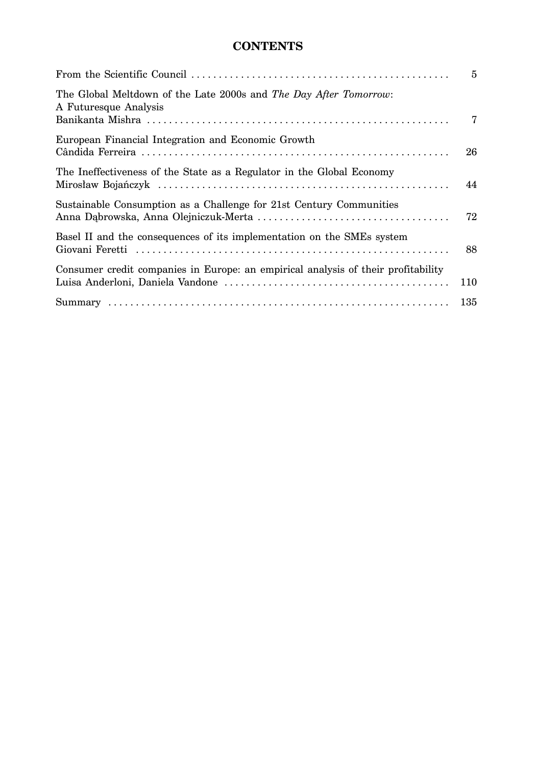# CONTENTS

| | |
|---|---|
| From the Scientific Council | 5 |
| The Global Meltdown of the Late 2000s and *The Day After Tomorrow*: A Futuresque Analysis<br>Banikanta Mishra | 7 |
| European Financial Integration and Economic Growth<br>Cândida Ferreira | 26 |
| The Ineffectiveness of the State as a Regulator in the Global Economy<br>Mirosław Bojańczyk | 44 |
| Sustainable Consumption as a Challenge for 21st Century Communities<br>Anna Dąbrowska, Anna Olejniczuk-Merta | 72 |
| Basel II and the consequences of its implementation on the SMEs system<br>Giovani Feretti | 88 |
| Consumer credit companies in Europe: an empirical analysis of their profitability<br>Luisa Anderloni, Daniela Vandone | 110 |
| Summary | 135 |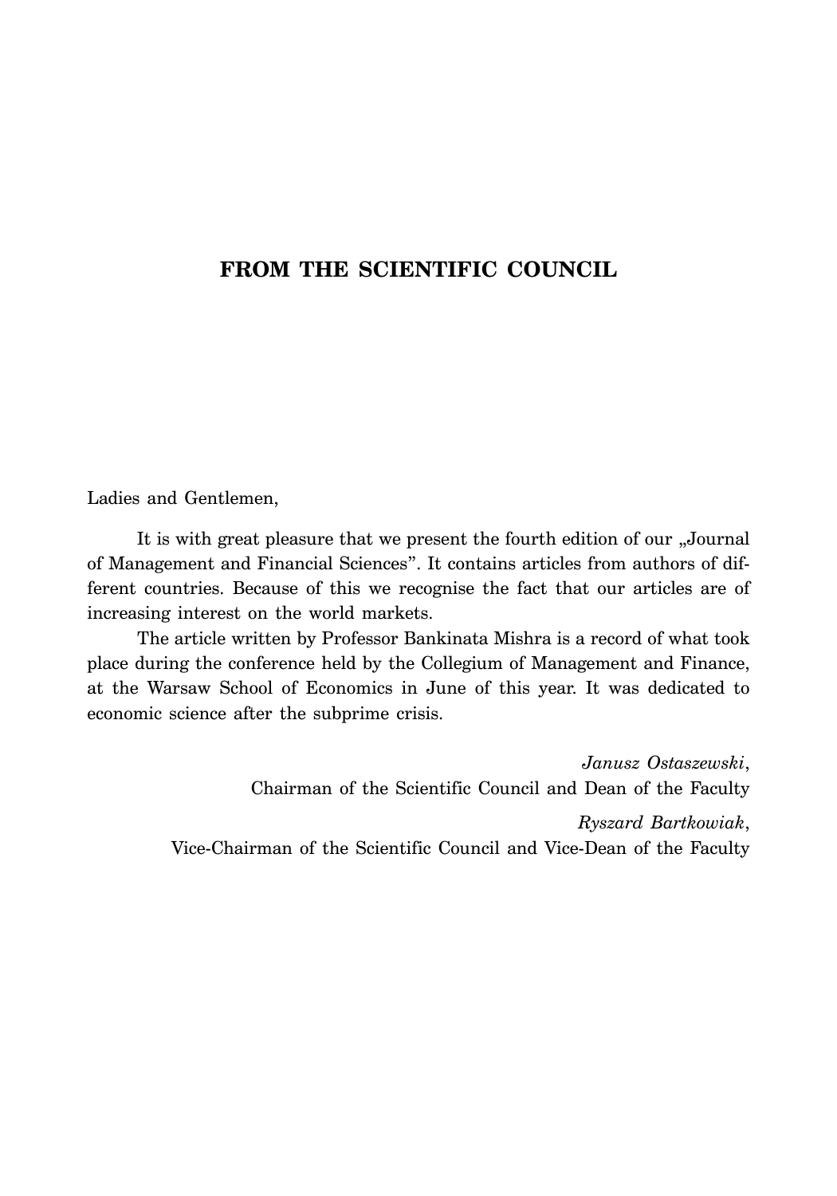# FROM THE SCIENTIFIC COUNCIL

Ladies and Gentlemen,

It is with great pleasure that we present the fourth edition of our „Journal of Management and Financial Sciences". It contains articles from authors of different countries. Because of this we recognise the fact that our articles are of increasing interest on the world markets.

The article written by Professor Bankinata Mishra is a record of what took place during the conference held by the Collegium of Management and Finance, at the Warsaw School of Economics in June of this year. It was dedicated to economic science after the subprime crisis.

*Janusz Ostaszewski*,
Chairman of the Scientific Council and Dean of the Faculty

*Ryszard Bartkowiak*,
Vice-Chairman of the Scientific Council and Vice-Dean of the Faculty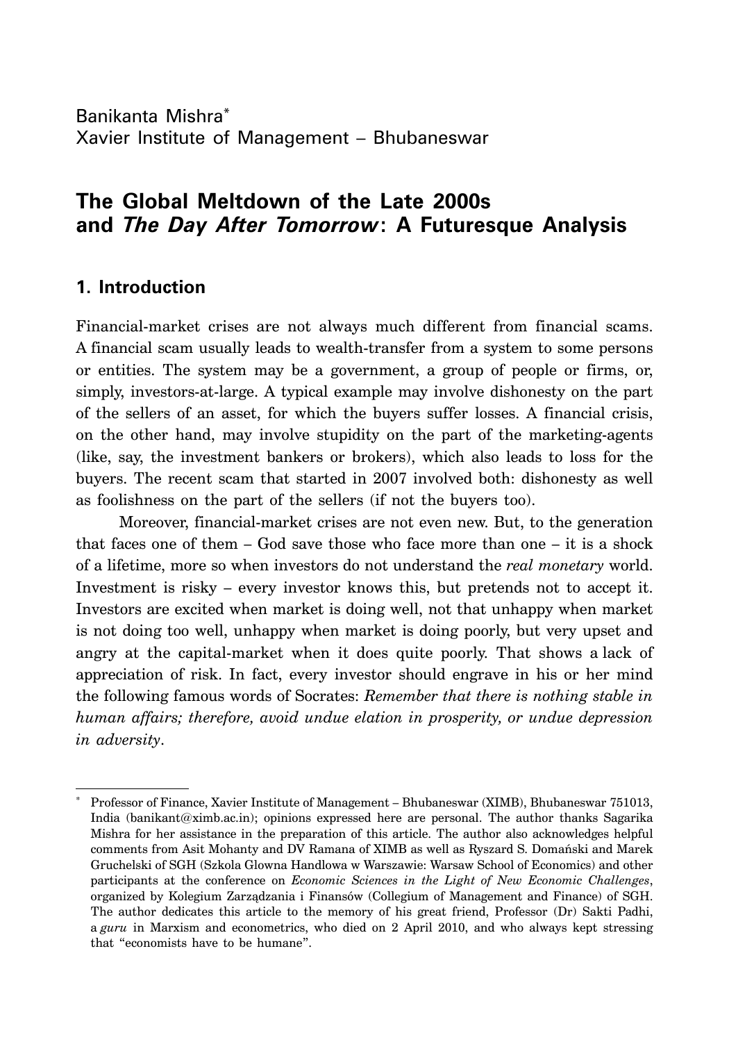Banikanta Mishra[*]
Xavier Institute of Management – Bhubaneswar

# The Global Meltdown of the Late 2000s and *The Day After Tomorrow*: A Futuresque Analysis

## 1. Introduction

Financial-market crises are not always much different from financial scams. A financial scam usually leads to wealth-transfer from a system to some persons or entities. The system may be a government, a group of people or firms, or, simply, investors-at-large. A typical example may involve dishonesty on the part of the sellers of an asset, for which the buyers suffer losses. A financial crisis, on the other hand, may involve stupidity on the part of the marketing-agents (like, say, the investment bankers or brokers), which also leads to loss for the buyers. The recent scam that started in 2007 involved both: dishonesty as well as foolishness on the part of the sellers (if not the buyers too).

Moreover, financial-market crises are not even new. But, to the generation that faces one of them – God save those who face more than one – it is a shock of a lifetime, more so when investors do not understand the *real monetary* world. Investment is risky – every investor knows this, but pretends not to accept it. Investors are excited when market is doing well, not that unhappy when market is not doing too well, unhappy when market is doing poorly, but very upset and angry at the capital-market when it does quite poorly. That shows a lack of appreciation of risk. In fact, every investor should engrave in his or her mind the following famous words of Socrates: *Remember that there is nothing stable in human affairs; therefore, avoid undue elation in prosperity, or undue depression in adversity*.

---

[*] Professor of Finance, Xavier Institute of Management – Bhubaneswar (XIMB), Bhubaneswar 751013, India (banikant@ximb.ac.in); opinions expressed here are personal. The author thanks Sagarika Mishra for her assistance in the preparation of this article. The author also acknowledges helpful comments from Asit Mohanty and DV Ramana of XIMB as well as Ryszard S. Domański and Marek Gruchelski of SGH (Szkola Glowna Handlowa w Warszawie: Warsaw School of Economics) and other participants at the conference on *Economic Sciences in the Light of New Economic Challenges*, organized by Kolegium Zarządzania i Finansów (Collegium of Management and Finance) of SGH. The author dedicates this article to the memory of his great friend, Professor (Dr) Sakti Padhi, a *guru* in Marxism and econometrics, who died on 2 April 2010, and who always kept stressing that "economists have to be humane".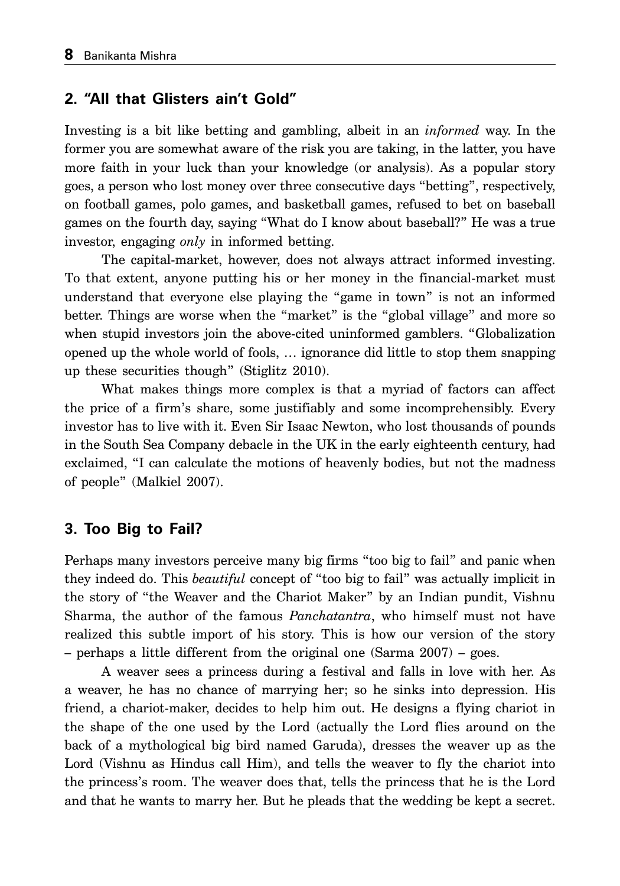## 2. "All that Glisters ain't Gold"

Investing is a bit like betting and gambling, albeit in an *informed* way. In the former you are somewhat aware of the risk you are taking, in the latter, you have more faith in your luck than your knowledge (or analysis). As a popular story goes, a person who lost money over three consecutive days "betting", respectively, on football games, polo games, and basketball games, refused to bet on baseball games on the fourth day, saying "What do I know about baseball?" He was a true investor, engaging *only* in informed betting.

The capital-market, however, does not always attract informed investing. To that extent, anyone putting his or her money in the financial-market must understand that everyone else playing the "game in town" is not an informed better. Things are worse when the "market" is the "global village" and more so when stupid investors join the above-cited uninformed gamblers. "Globalization opened up the whole world of fools, … ignorance did little to stop them snapping up these securities though" (Stiglitz 2010).

What makes things more complex is that a myriad of factors can affect the price of a firm's share, some justifiably and some incomprehensibly. Every investor has to live with it. Even Sir Isaac Newton, who lost thousands of pounds in the South Sea Company debacle in the UK in the early eighteenth century, had exclaimed, "I can calculate the motions of heavenly bodies, but not the madness of people" (Malkiel 2007).

## 3. Too Big to Fail?

Perhaps many investors perceive many big firms "too big to fail" and panic when they indeed do. This *beautiful* concept of "too big to fail" was actually implicit in the story of "the Weaver and the Chariot Maker" by an Indian pundit, Vishnu Sharma, the author of the famous *Panchatantra*, who himself must not have realized this subtle import of his story. This is how our version of the story – perhaps a little different from the original one (Sarma 2007) – goes.

A weaver sees a princess during a festival and falls in love with her. As a weaver, he has no chance of marrying her; so he sinks into depression. His friend, a chariot-maker, decides to help him out. He designs a flying chariot in the shape of the one used by the Lord (actually the Lord flies around on the back of a mythological big bird named Garuda), dresses the weaver up as the Lord (Vishnu as Hindus call Him), and tells the weaver to fly the chariot into the princess's room. The weaver does that, tells the princess that he is the Lord and that he wants to marry her. But he pleads that the wedding be kept a secret.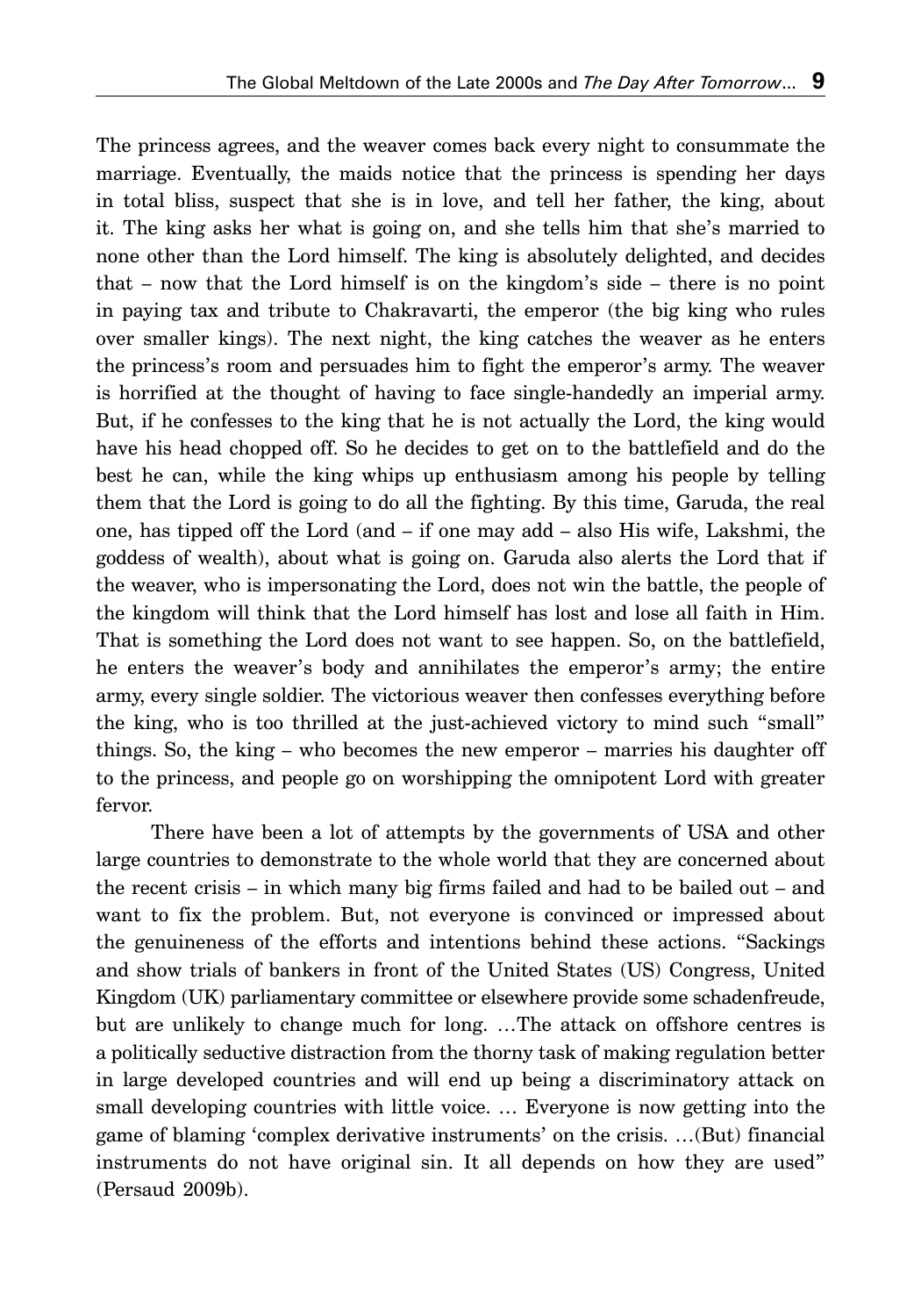The princess agrees, and the weaver comes back every night to consummate the marriage. Eventually, the maids notice that the princess is spending her days in total bliss, suspect that she is in love, and tell her father, the king, about it. The king asks her what is going on, and she tells him that she's married to none other than the Lord himself. The king is absolutely delighted, and decides that – now that the Lord himself is on the kingdom's side – there is no point in paying tax and tribute to Chakravarti, the emperor (the big king who rules over smaller kings). The next night, the king catches the weaver as he enters the princess's room and persuades him to fight the emperor's army. The weaver is horrified at the thought of having to face single-handedly an imperial army. But, if he confesses to the king that he is not actually the Lord, the king would have his head chopped off. So he decides to get on to the battlefield and do the best he can, while the king whips up enthusiasm among his people by telling them that the Lord is going to do all the fighting. By this time, Garuda, the real one, has tipped off the Lord (and – if one may add – also His wife, Lakshmi, the goddess of wealth), about what is going on. Garuda also alerts the Lord that if the weaver, who is impersonating the Lord, does not win the battle, the people of the kingdom will think that the Lord himself has lost and lose all faith in Him. That is something the Lord does not want to see happen. So, on the battlefield, he enters the weaver's body and annihilates the emperor's army; the entire army, every single soldier. The victorious weaver then confesses everything before the king, who is too thrilled at the just-achieved victory to mind such "small" things. So, the king – who becomes the new emperor – marries his daughter off to the princess, and people go on worshipping the omnipotent Lord with greater fervor.

There have been a lot of attempts by the governments of USA and other large countries to demonstrate to the whole world that they are concerned about the recent crisis – in which many big firms failed and had to be bailed out – and want to fix the problem. But, not everyone is convinced or impressed about the genuineness of the efforts and intentions behind these actions. "Sackings and show trials of bankers in front of the United States (US) Congress, United Kingdom (UK) parliamentary committee or elsewhere provide some schadenfreude, but are unlikely to change much for long. …The attack on offshore centres is a politically seductive distraction from the thorny task of making regulation better in large developed countries and will end up being a discriminatory attack on small developing countries with little voice. … Everyone is now getting into the game of blaming 'complex derivative instruments' on the crisis. …(But) financial instruments do not have original sin. It all depends on how they are used" (Persaud 2009b).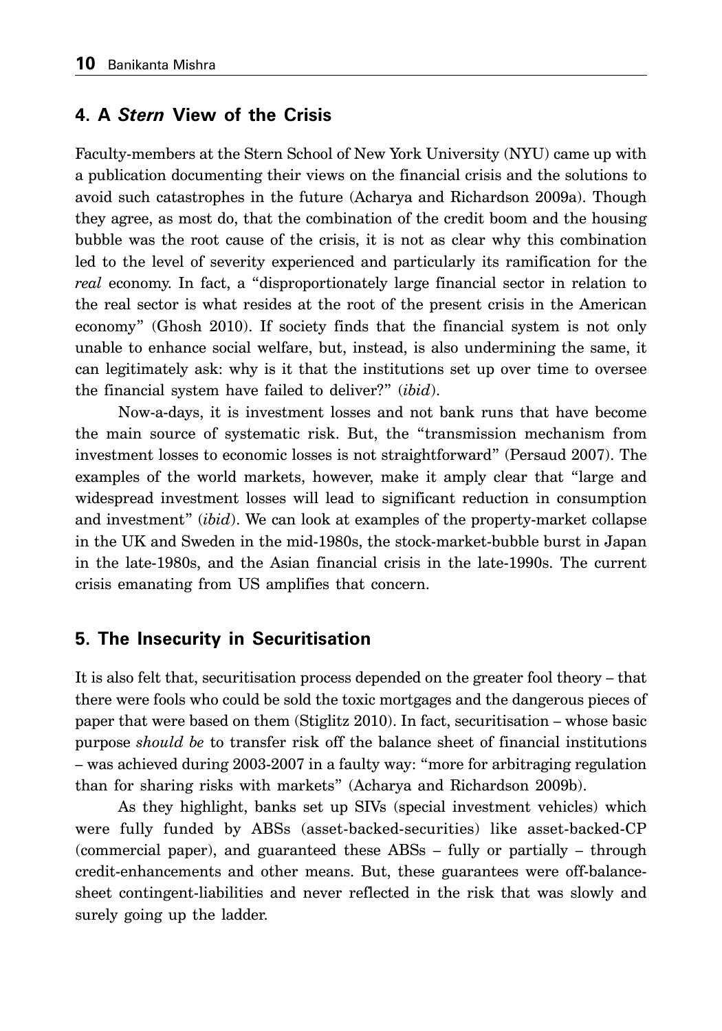## 4. A *Stern* View of the Crisis

Faculty-members at the Stern School of New York University (NYU) came up with a publication documenting their views on the financial crisis and the solutions to avoid such catastrophes in the future (Acharya and Richardson 2009a). Though they agree, as most do, that the combination of the credit boom and the housing bubble was the root cause of the crisis, it is not as clear why this combination led to the level of severity experienced and particularly its ramification for the *real* economy. In fact, a "disproportionately large financial sector in relation to the real sector is what resides at the root of the present crisis in the American economy" (Ghosh 2010). If society finds that the financial system is not only unable to enhance social welfare, but, instead, is also undermining the same, it can legitimately ask: why is it that the institutions set up over time to oversee the financial system have failed to deliver?" (*ibid*).

Now-a-days, it is investment losses and not bank runs that have become the main source of systematic risk. But, the "transmission mechanism from investment losses to economic losses is not straightforward" (Persaud 2007). The examples of the world markets, however, make it amply clear that "large and widespread investment losses will lead to significant reduction in consumption and investment" (*ibid*). We can look at examples of the property-market collapse in the UK and Sweden in the mid-1980s, the stock-market-bubble burst in Japan in the late-1980s, and the Asian financial crisis in the late-1990s. The current crisis emanating from US amplifies that concern.

## 5. The Insecurity in Securitisation

It is also felt that, securitisation process depended on the greater fool theory – that there were fools who could be sold the toxic mortgages and the dangerous pieces of paper that were based on them (Stiglitz 2010). In fact, securitisation – whose basic purpose *should be* to transfer risk off the balance sheet of financial institutions – was achieved during 2003-2007 in a faulty way: "more for arbitraging regulation than for sharing risks with markets" (Acharya and Richardson 2009b).

As they highlight, banks set up SIVs (special investment vehicles) which were fully funded by ABSs (asset-backed-securities) like asset-backed-CP (commercial paper), and guaranteed these ABSs – fully or partially – through credit-enhancements and other means. But, these guarantees were off-balance-sheet contingent-liabilities and never reflected in the risk that was slowly and surely going up the ladder.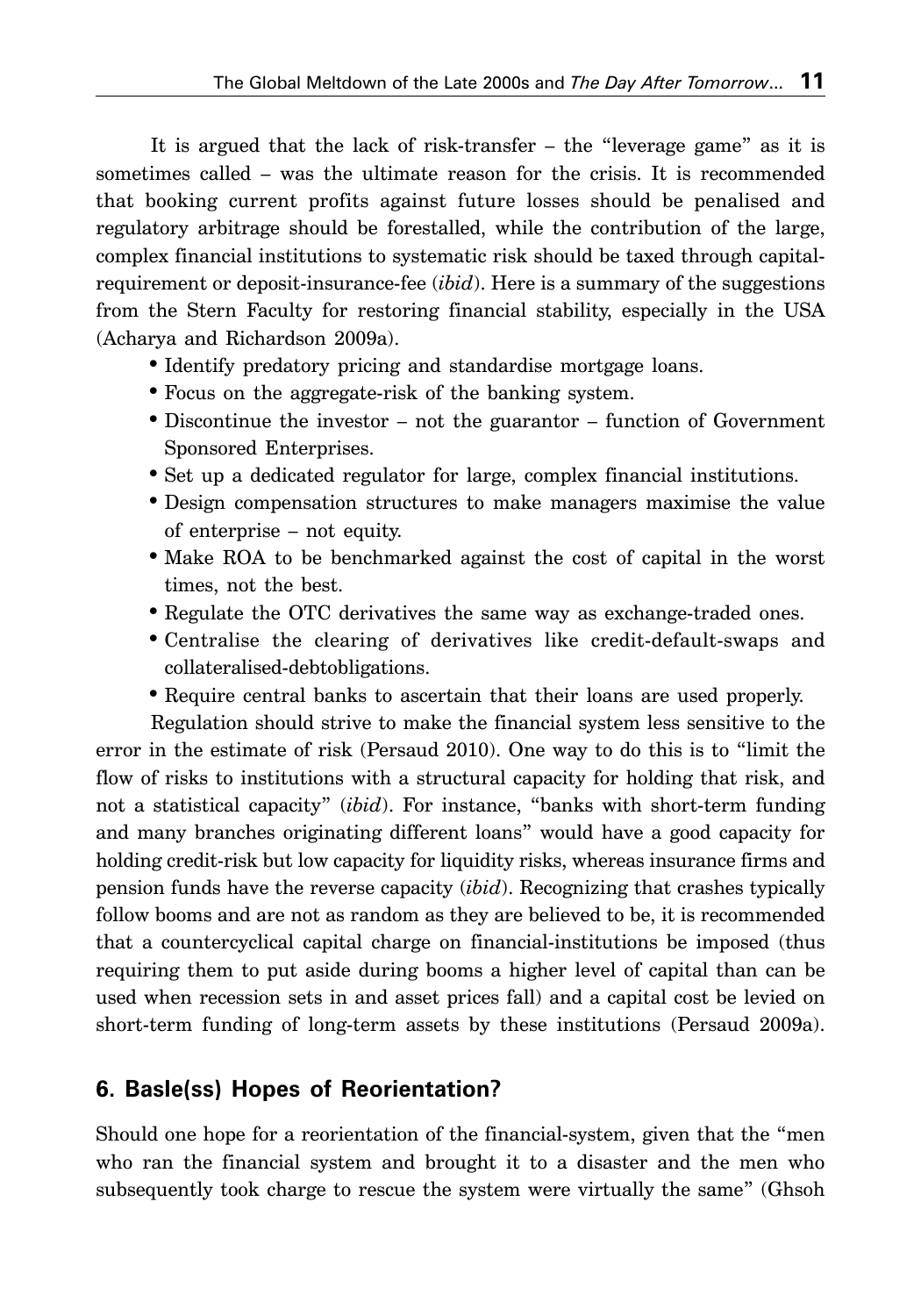It is argued that the lack of risk-transfer – the "leverage game" as it is sometimes called – was the ultimate reason for the crisis. It is recommended that booking current profits against future losses should be penalised and regulatory arbitrage should be forestalled, while the contribution of the large, complex financial institutions to systematic risk should be taxed through capital-requirement or deposit-insurance-fee (*ibid*). Here is a summary of the suggestions from the Stern Faculty for restoring financial stability, especially in the USA (Acharya and Richardson 2009a).

- Identify predatory pricing and standardise mortgage loans.
- Focus on the aggregate-risk of the banking system.
- Discontinue the investor – not the guarantor – function of Government Sponsored Enterprises.
- Set up a dedicated regulator for large, complex financial institutions.
- Design compensation structures to make managers maximise the value of enterprise – not equity.
- Make ROA to be benchmarked against the cost of capital in the worst times, not the best.
- Regulate the OTC derivatives the same way as exchange-traded ones.
- Centralise the clearing of derivatives like credit-default-swaps and collateralised-debtobligations.
- Require central banks to ascertain that their loans are used properly.

Regulation should strive to make the financial system less sensitive to the error in the estimate of risk (Persaud 2010). One way to do this is to "limit the flow of risks to institutions with a structural capacity for holding that risk, and not a statistical capacity" (*ibid*). For instance, "banks with short-term funding and many branches originating different loans" would have a good capacity for holding credit-risk but low capacity for liquidity risks, whereas insurance firms and pension funds have the reverse capacity (*ibid*). Recognizing that crashes typically follow booms and are not as random as they are believed to be, it is recommended that a countercyclical capital charge on financial-institutions be imposed (thus requiring them to put aside during booms a higher level of capital than can be used when recession sets in and asset prices fall) and a capital cost be levied on short-term funding of long-term assets by these institutions (Persaud 2009a).

## 6. Basle(ss) Hopes of Reorientation?

Should one hope for a reorientation of the financial-system, given that the "men who ran the financial system and brought it to a disaster and the men who subsequently took charge to rescue the system were virtually the same" (Ghsoh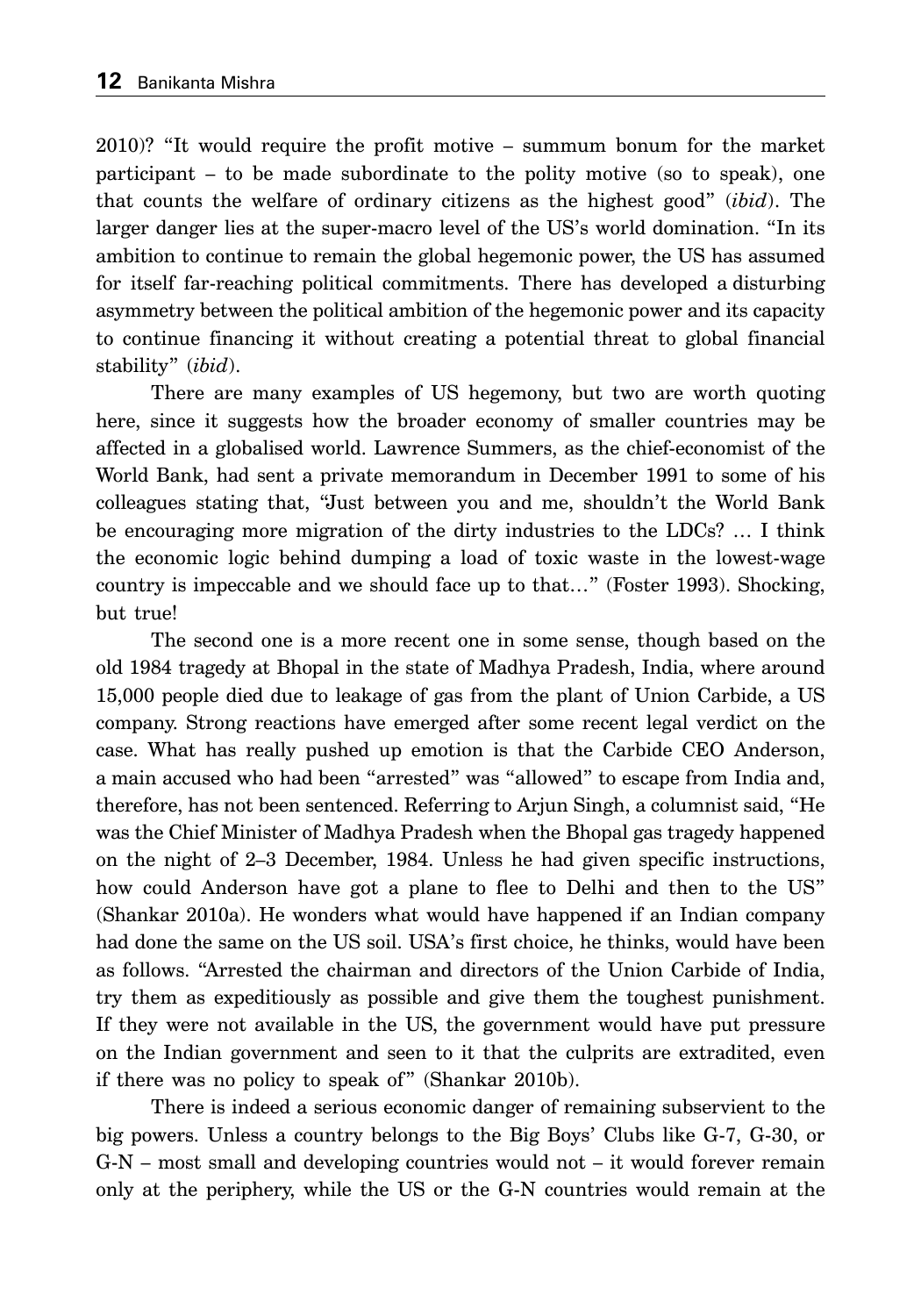2010)? "It would require the profit motive – summum bonum for the market participant – to be made subordinate to the polity motive (so to speak), one that counts the welfare of ordinary citizens as the highest good" (*ibid*). The larger danger lies at the super-macro level of the US's world domination. "In its ambition to continue to remain the global hegemonic power, the US has assumed for itself far-reaching political commitments. There has developed a disturbing asymmetry between the political ambition of the hegemonic power and its capacity to continue financing it without creating a potential threat to global financial stability" (*ibid*).

There are many examples of US hegemony, but two are worth quoting here, since it suggests how the broader economy of smaller countries may be affected in a globalised world. Lawrence Summers, as the chief-economist of the World Bank, had sent a private memorandum in December 1991 to some of his colleagues stating that, "Just between you and me, shouldn't the World Bank be encouraging more migration of the dirty industries to the LDCs? … I think the economic logic behind dumping a load of toxic waste in the lowest-wage country is impeccable and we should face up to that…" (Foster 1993). Shocking, but true!

The second one is a more recent one in some sense, though based on the old 1984 tragedy at Bhopal in the state of Madhya Pradesh, India, where around 15,000 people died due to leakage of gas from the plant of Union Carbide, a US company. Strong reactions have emerged after some recent legal verdict on the case. What has really pushed up emotion is that the Carbide CEO Anderson, a main accused who had been "arrested" was "allowed" to escape from India and, therefore, has not been sentenced. Referring to Arjun Singh, a columnist said, "He was the Chief Minister of Madhya Pradesh when the Bhopal gas tragedy happened on the night of 2–3 December, 1984. Unless he had given specific instructions, how could Anderson have got a plane to flee to Delhi and then to the US" (Shankar 2010a). He wonders what would have happened if an Indian company had done the same on the US soil. USA's first choice, he thinks, would have been as follows. "Arrested the chairman and directors of the Union Carbide of India, try them as expeditiously as possible and give them the toughest punishment. If they were not available in the US, the government would have put pressure on the Indian government and seen to it that the culprits are extradited, even if there was no policy to speak of" (Shankar 2010b).

There is indeed a serious economic danger of remaining subservient to the big powers. Unless a country belongs to the Big Boys' Clubs like G-7, G-30, or G-N – most small and developing countries would not – it would forever remain only at the periphery, while the US or the G-N countries would remain at the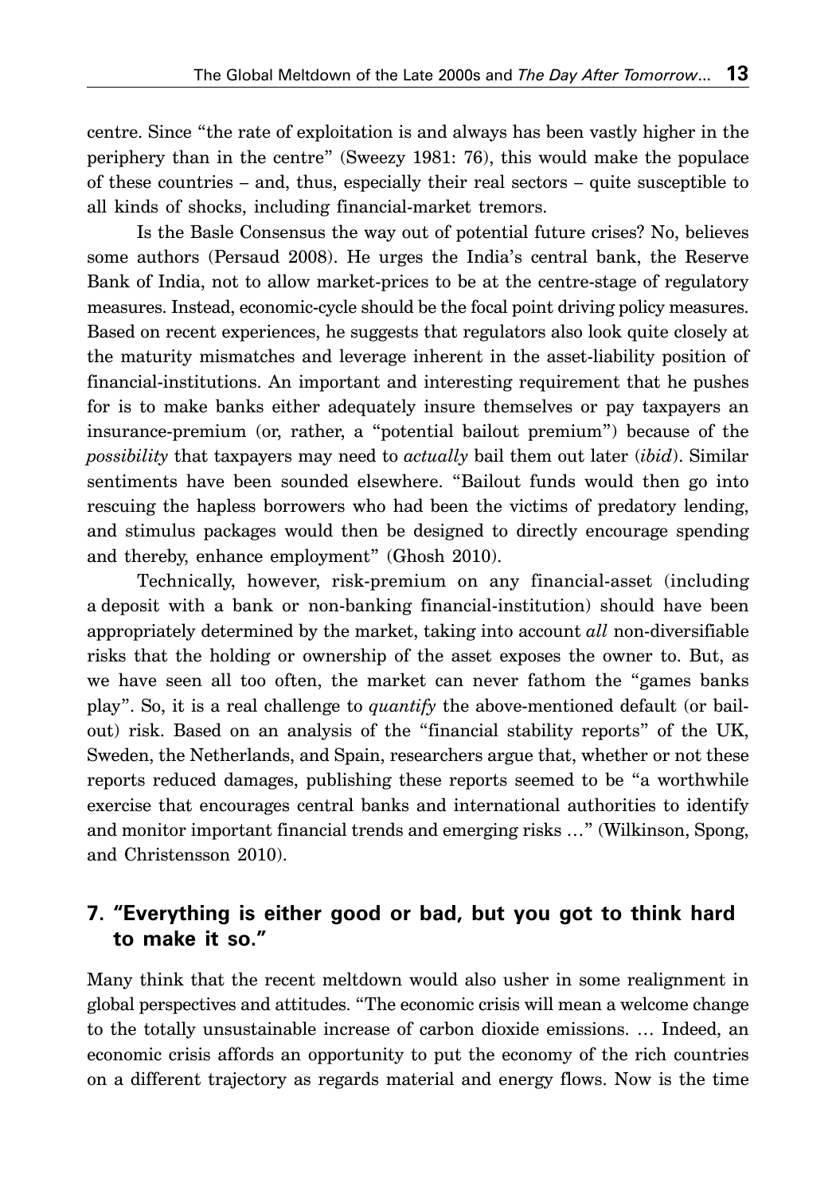centre. Since "the rate of exploitation is and always has been vastly higher in the periphery than in the centre" (Sweezy 1981: 76), this would make the populace of these countries – and, thus, especially their real sectors – quite susceptible to all kinds of shocks, including financial-market tremors.

Is the Basle Consensus the way out of potential future crises? No, believes some authors (Persaud 2008). He urges the India's central bank, the Reserve Bank of India, not to allow market-prices to be at the centre-stage of regulatory measures. Instead, economic-cycle should be the focal point driving policy measures. Based on recent experiences, he suggests that regulators also look quite closely at the maturity mismatches and leverage inherent in the asset-liability position of financial-institutions. An important and interesting requirement that he pushes for is to make banks either adequately insure themselves or pay taxpayers an insurance-premium (or, rather, a "potential bailout premium") because of the *possibility* that taxpayers may need to *actually* bail them out later (*ibid*). Similar sentiments have been sounded elsewhere. "Bailout funds would then go into rescuing the hapless borrowers who had been the victims of predatory lending, and stimulus packages would then be designed to directly encourage spending and thereby, enhance employment" (Ghosh 2010).

Technically, however, risk-premium on any financial-asset (including a deposit with a bank or non-banking financial-institution) should have been appropriately determined by the market, taking into account *all* non-diversifiable risks that the holding or ownership of the asset exposes the owner to. But, as we have seen all too often, the market can never fathom the "games banks play". So, it is a real challenge to *quantify* the above-mentioned default (or bail-out) risk. Based on an analysis of the "financial stability reports" of the UK, Sweden, the Netherlands, and Spain, researchers argue that, whether or not these reports reduced damages, publishing these reports seemed to be "a worthwhile exercise that encourages central banks and international authorities to identify and monitor important financial trends and emerging risks …" (Wilkinson, Spong, and Christensson 2010).

## 7. "Everything is either good or bad, but you got to think hard to make it so."

Many think that the recent meltdown would also usher in some realignment in global perspectives and attitudes. "The economic crisis will mean a welcome change to the totally unsustainable increase of carbon dioxide emissions. … Indeed, an economic crisis affords an opportunity to put the economy of the rich countries on a different trajectory as regards material and energy flows. Now is the time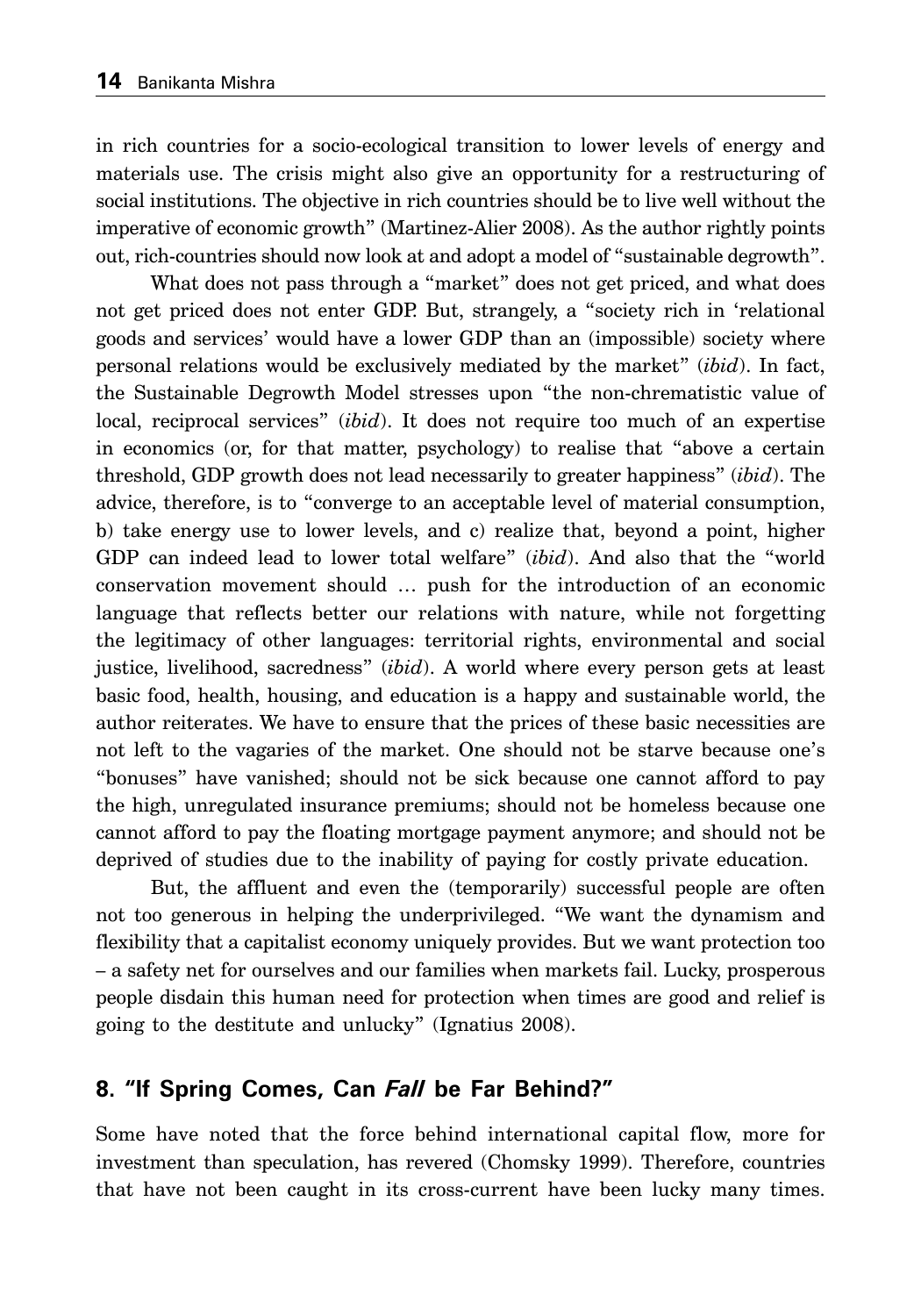in rich countries for a socio-ecological transition to lower levels of energy and materials use. The crisis might also give an opportunity for a restructuring of social institutions. The objective in rich countries should be to live well without the imperative of economic growth" (Martinez-Alier 2008). As the author rightly points out, rich-countries should now look at and adopt a model of "sustainable degrowth".

What does not pass through a "market" does not get priced, and what does not get priced does not enter GDP. But, strangely, a "society rich in 'relational goods and services' would have a lower GDP than an (impossible) society where personal relations would be exclusively mediated by the market" (*ibid*). In fact, the Sustainable Degrowth Model stresses upon "the non-chrematistic value of local, reciprocal services" (*ibid*). It does not require too much of an expertise in economics (or, for that matter, psychology) to realise that "above a certain threshold, GDP growth does not lead necessarily to greater happiness" (*ibid*). The advice, therefore, is to "converge to an acceptable level of material consumption, b) take energy use to lower levels, and c) realize that, beyond a point, higher GDP can indeed lead to lower total welfare" (*ibid*). And also that the "world conservation movement should … push for the introduction of an economic language that reflects better our relations with nature, while not forgetting the legitimacy of other languages: territorial rights, environmental and social justice, livelihood, sacredness" (*ibid*). A world where every person gets at least basic food, health, housing, and education is a happy and sustainable world, the author reiterates. We have to ensure that the prices of these basic necessities are not left to the vagaries of the market. One should not be starve because one's "bonuses" have vanished; should not be sick because one cannot afford to pay the high, unregulated insurance premiums; should not be homeless because one cannot afford to pay the floating mortgage payment anymore; and should not be deprived of studies due to the inability of paying for costly private education.

But, the affluent and even the (temporarily) successful people are often not too generous in helping the underprivileged. "We want the dynamism and flexibility that a capitalist economy uniquely provides. But we want protection too – a safety net for ourselves and our families when markets fail. Lucky, prosperous people disdain this human need for protection when times are good and relief is going to the destitute and unlucky" (Ignatius 2008).

## 8. "If Spring Comes, Can *Fall* be Far Behind?"

Some have noted that the force behind international capital flow, more for investment than speculation, has revered (Chomsky 1999). Therefore, countries that have not been caught in its cross-current have been lucky many times.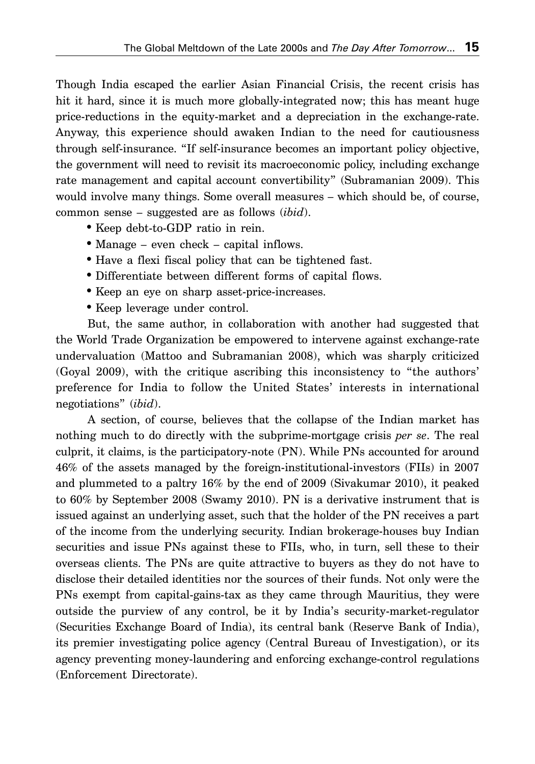Though India escaped the earlier Asian Financial Crisis, the recent crisis has hit it hard, since it is much more globally-integrated now; this has meant huge price-reductions in the equity-market and a depreciation in the exchange-rate. Anyway, this experience should awaken Indian to the need for cautiousness through self-insurance. "If self-insurance becomes an important policy objective, the government will need to revisit its macroeconomic policy, including exchange rate management and capital account convertibility" (Subramanian 2009). This would involve many things. Some overall measures – which should be, of course, common sense – suggested are as follows (*ibid*).

- Keep debt-to-GDP ratio in rein.
- Manage – even check – capital inflows.
- Have a flexi fiscal policy that can be tightened fast.
- Differentiate between different forms of capital flows.
- Keep an eye on sharp asset-price-increases.
- Keep leverage under control.

But, the same author, in collaboration with another had suggested that the World Trade Organization be empowered to intervene against exchange-rate undervaluation (Mattoo and Subramanian 2008), which was sharply criticized (Goyal 2009), with the critique ascribing this inconsistency to "the authors' preference for India to follow the United States' interests in international negotiations" (*ibid*).

A section, of course, believes that the collapse of the Indian market has nothing much to do directly with the subprime-mortgage crisis *per se*. The real culprit, it claims, is the participatory-note (PN). While PNs accounted for around 46% of the assets managed by the foreign-institutional-investors (FIIs) in 2007 and plummeted to a paltry 16% by the end of 2009 (Sivakumar 2010), it peaked to 60% by September 2008 (Swamy 2010). PN is a derivative instrument that is issued against an underlying asset, such that the holder of the PN receives a part of the income from the underlying security. Indian brokerage-houses buy Indian securities and issue PNs against these to FIIs, who, in turn, sell these to their overseas clients. The PNs are quite attractive to buyers as they do not have to disclose their detailed identities nor the sources of their funds. Not only were the PNs exempt from capital-gains-tax as they came through Mauritius, they were outside the purview of any control, be it by India's security-market-regulator (Securities Exchange Board of India), its central bank (Reserve Bank of India), its premier investigating police agency (Central Bureau of Investigation), or its agency preventing money-laundering and enforcing exchange-control regulations (Enforcement Directorate).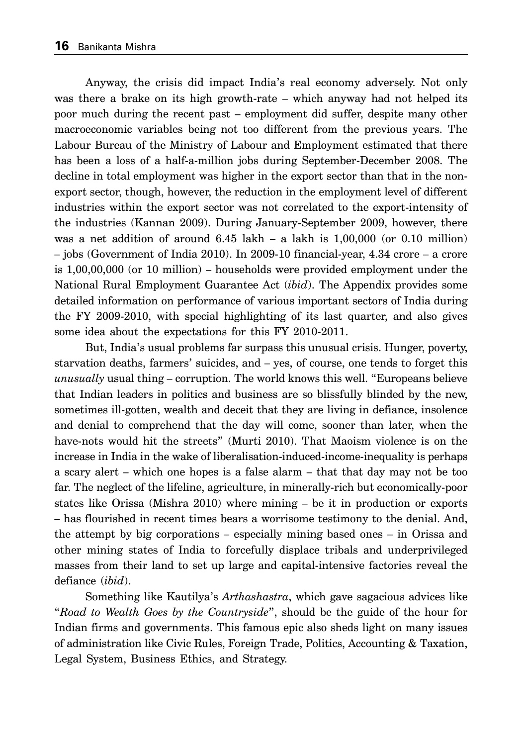Anyway, the crisis did impact India's real economy adversely. Not only was there a brake on its high growth-rate – which anyway had not helped its poor much during the recent past – employment did suffer, despite many other macroeconomic variables being not too different from the previous years. The Labour Bureau of the Ministry of Labour and Employment estimated that there has been a loss of a half-a-million jobs during September-December 2008. The decline in total employment was higher in the export sector than that in the non-export sector, though, however, the reduction in the employment level of different industries within the export sector was not correlated to the export-intensity of the industries (Kannan 2009). During January-September 2009, however, there was a net addition of around 6.45 lakh – a lakh is 1,00,000 (or 0.10 million) – jobs (Government of India 2010). In 2009-10 financial-year, 4.34 crore – a crore is 1,00,00,000 (or 10 million) – households were provided employment under the National Rural Employment Guarantee Act (*ibid*). The Appendix provides some detailed information on performance of various important sectors of India during the FY 2009-2010, with special highlighting of its last quarter, and also gives some idea about the expectations for this FY 2010-2011.

But, India's usual problems far surpass this unusual crisis. Hunger, poverty, starvation deaths, farmers' suicides, and – yes, of course, one tends to forget this *unusually* usual thing – corruption. The world knows this well. "Europeans believe that Indian leaders in politics and business are so blissfully blinded by the new, sometimes ill-gotten, wealth and deceit that they are living in defiance, insolence and denial to comprehend that the day will come, sooner than later, when the have-nots would hit the streets" (Murti 2010). That Maoism violence is on the increase in India in the wake of liberalisation-induced-income-inequality is perhaps a scary alert – which one hopes is a false alarm – that that day may not be too far. The neglect of the lifeline, agriculture, in minerally-rich but economically-poor states like Orissa (Mishra 2010) where mining – be it in production or exports – has flourished in recent times bears a worrisome testimony to the denial. And, the attempt by big corporations – especially mining based ones – in Orissa and other mining states of India to forcefully displace tribals and underprivileged masses from their land to set up large and capital-intensive factories reveal the defiance (*ibid*).

Something like Kautilya's *Arthashastra*, which gave sagacious advices like "*Road to Wealth Goes by the Countryside*", should be the guide of the hour for Indian firms and governments. This famous epic also sheds light on many issues of administration like Civic Rules, Foreign Trade, Politics, Accounting & Taxation, Legal System, Business Ethics, and Strategy.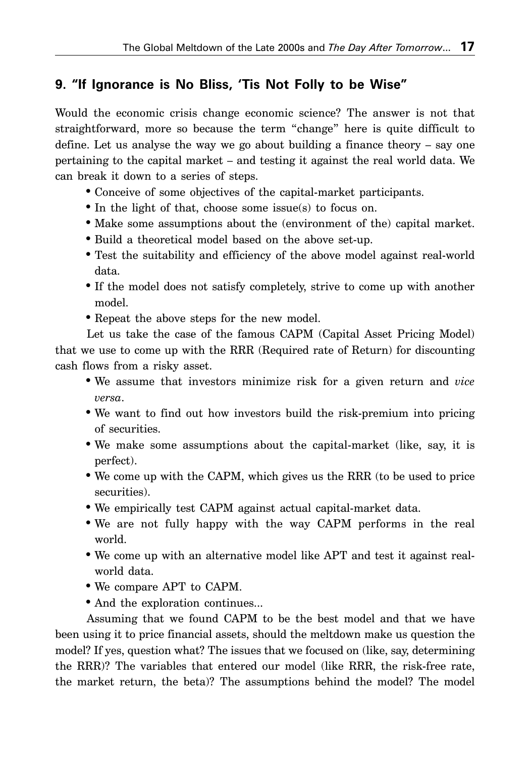## 9. "If Ignorance is No Bliss, 'Tis Not Folly to be Wise"

Would the economic crisis change economic science? The answer is not that straightforward, more so because the term "change" here is quite difficult to define. Let us analyse the way we go about building a finance theory – say one pertaining to the capital market – and testing it against the real world data. We can break it down to a series of steps.

- Conceive of some objectives of the capital-market participants.
- In the light of that, choose some issue(s) to focus on.
- Make some assumptions about the (environment of the) capital market.
- Build a theoretical model based on the above set-up.
- Test the suitability and efficiency of the above model against real-world data.
- If the model does not satisfy completely, strive to come up with another model.
- Repeat the above steps for the new model.

Let us take the case of the famous CAPM (Capital Asset Pricing Model) that we use to come up with the RRR (Required rate of Return) for discounting cash flows from a risky asset.

- We assume that investors minimize risk for a given return and *vice versa*.
- We want to find out how investors build the risk-premium into pricing of securities.
- We make some assumptions about the capital-market (like, say, it is perfect).
- We come up with the CAPM, which gives us the RRR (to be used to price securities).
- We empirically test CAPM against actual capital-market data.
- We are not fully happy with the way CAPM performs in the real world.
- We come up with an alternative model like APT and test it against real-world data.
- We compare APT to CAPM.
- And the exploration continues...

Assuming that we found CAPM to be the best model and that we have been using it to price financial assets, should the meltdown make us question the model? If yes, question what? The issues that we focused on (like, say, determining the RRR)? The variables that entered our model (like RRR, the risk-free rate, the market return, the beta)? The assumptions behind the model? The model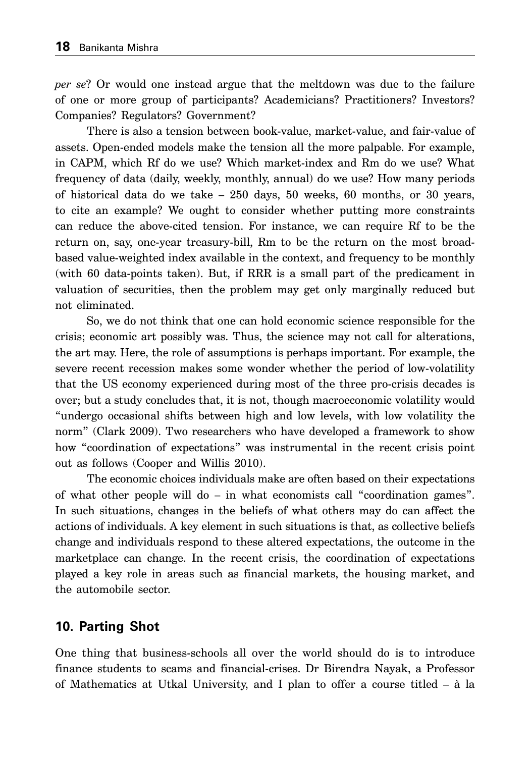*per se*? Or would one instead argue that the meltdown was due to the failure of one or more group of participants? Academicians? Practitioners? Investors? Companies? Regulators? Government?

There is also a tension between book-value, market-value, and fair-value of assets. Open-ended models make the tension all the more palpable. For example, in CAPM, which Rf do we use? Which market-index and Rm do we use? What frequency of data (daily, weekly, monthly, annual) do we use? How many periods of historical data do we take – 250 days, 50 weeks, 60 months, or 30 years, to cite an example? We ought to consider whether putting more constraints can reduce the above-cited tension. For instance, we can require Rf to be the return on, say, one-year treasury-bill, Rm to be the return on the most broad-based value-weighted index available in the context, and frequency to be monthly (with 60 data-points taken). But, if RRR is a small part of the predicament in valuation of securities, then the problem may get only marginally reduced but not eliminated.

So, we do not think that one can hold economic science responsible for the crisis; economic art possibly was. Thus, the science may not call for alterations, the art may. Here, the role of assumptions is perhaps important. For example, the severe recent recession makes some wonder whether the period of low-volatility that the US economy experienced during most of the three pro-crisis decades is over; but a study concludes that, it is not, though macroeconomic volatility would "undergo occasional shifts between high and low levels, with low volatility the norm" (Clark 2009). Two researchers who have developed a framework to show how "coordination of expectations" was instrumental in the recent crisis point out as follows (Cooper and Willis 2010).

The economic choices individuals make are often based on their expectations of what other people will do – in what economists call "coordination games". In such situations, changes in the beliefs of what others may do can affect the actions of individuals. A key element in such situations is that, as collective beliefs change and individuals respond to these altered expectations, the outcome in the marketplace can change. In the recent crisis, the coordination of expectations played a key role in areas such as financial markets, the housing market, and the automobile sector.

## 10. Parting Shot

One thing that business-schools all over the world should do is to introduce finance students to scams and financial-crises. Dr Birendra Nayak, a Professor of Mathematics at Utkal University, and I plan to offer a course titled – à la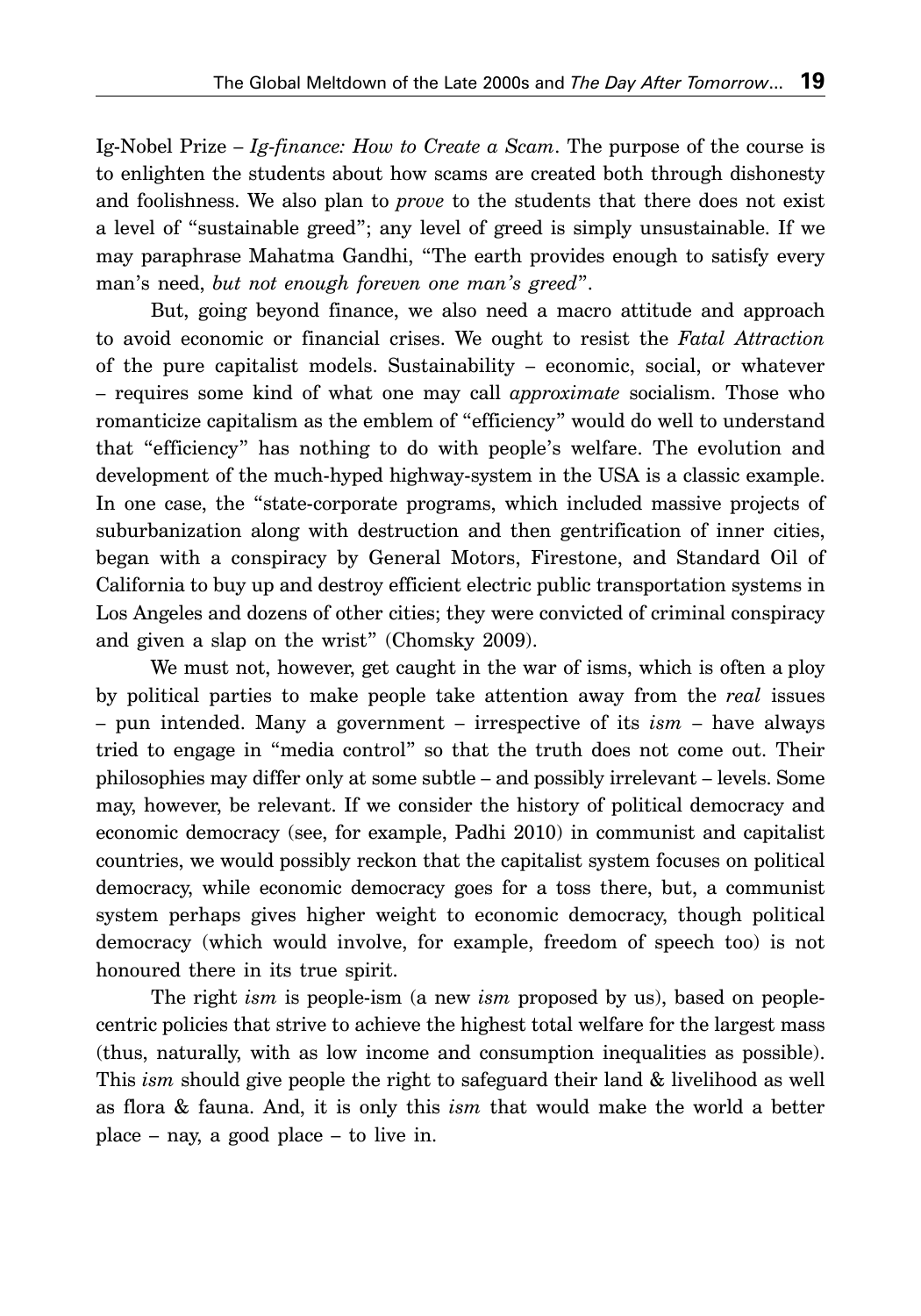Ig-Nobel Prize – *Ig-finance: How to Create a Scam*. The purpose of the course is to enlighten the students about how scams are created both through dishonesty and foolishness. We also plan to *prove* to the students that there does not exist a level of "sustainable greed"; any level of greed is simply unsustainable. If we may paraphrase Mahatma Gandhi, "The earth provides enough to satisfy every man's need, *but not enough foreven one man's greed*".

But, going beyond finance, we also need a macro attitude and approach to avoid economic or financial crises. We ought to resist the *Fatal Attraction* of the pure capitalist models. Sustainability – economic, social, or whatever – requires some kind of what one may call *approximate* socialism. Those who romanticize capitalism as the emblem of "efficiency" would do well to understand that "efficiency" has nothing to do with people's welfare. The evolution and development of the much-hyped highway-system in the USA is a classic example. In one case, the "state-corporate programs, which included massive projects of suburbanization along with destruction and then gentrification of inner cities, began with a conspiracy by General Motors, Firestone, and Standard Oil of California to buy up and destroy efficient electric public transportation systems in Los Angeles and dozens of other cities; they were convicted of criminal conspiracy and given a slap on the wrist" (Chomsky 2009).

We must not, however, get caught in the war of isms, which is often a ploy by political parties to make people take attention away from the *real* issues – pun intended. Many a government – irrespective of its *ism* – have always tried to engage in "media control" so that the truth does not come out. Their philosophies may differ only at some subtle – and possibly irrelevant – levels. Some may, however, be relevant. If we consider the history of political democracy and economic democracy (see, for example, Padhi 2010) in communist and capitalist countries, we would possibly reckon that the capitalist system focuses on political democracy, while economic democracy goes for a toss there, but, a communist system perhaps gives higher weight to economic democracy, though political democracy (which would involve, for example, freedom of speech too) is not honoured there in its true spirit.

The right *ism* is people-ism (a new *ism* proposed by us), based on people-centric policies that strive to achieve the highest total welfare for the largest mass (thus, naturally, with as low income and consumption inequalities as possible). This *ism* should give people the right to safeguard their land & livelihood as well as flora & fauna. And, it is only this *ism* that would make the world a better place – nay, a good place – to live in.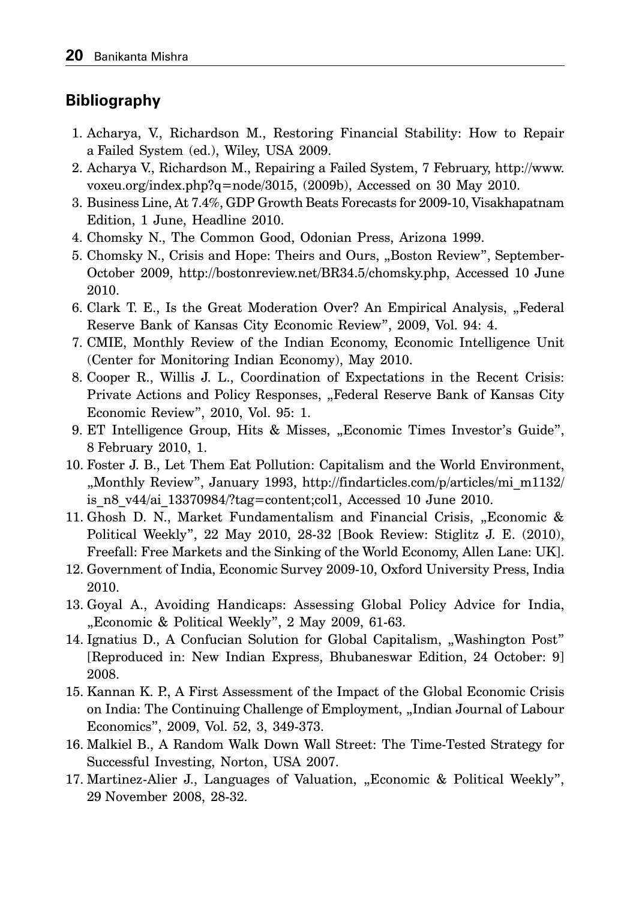## Bibliography

1. Acharya, V., Richardson M., Restoring Financial Stability: How to Repair a Failed System (ed.), Wiley, USA 2009.
2. Acharya V., Richardson M., Repairing a Failed System, 7 February, http://www.voxeu.org/index.php?q=node/3015, (2009b), Accessed on 30 May 2010.
3. Business Line, At 7.4%, GDP Growth Beats Forecasts for 2009-10, Visakhapatnam Edition, 1 June, Headline 2010.
4. Chomsky N., The Common Good, Odonian Press, Arizona 1999.
5. Chomsky N., Crisis and Hope: Theirs and Ours, „Boston Review", September-October 2009, http://bostonreview.net/BR34.5/chomsky.php, Accessed 10 June 2010.
6. Clark T. E., Is the Great Moderation Over? An Empirical Analysis, „Federal Reserve Bank of Kansas City Economic Review", 2009, Vol. 94: 4.
7. CMIE, Monthly Review of the Indian Economy, Economic Intelligence Unit (Center for Monitoring Indian Economy), May 2010.
8. Cooper R., Willis J. L., Coordination of Expectations in the Recent Crisis: Private Actions and Policy Responses, „Federal Reserve Bank of Kansas City Economic Review", 2010, Vol. 95: 1.
9. ET Intelligence Group, Hits & Misses, „Economic Times Investor's Guide", 8 February 2010, 1.
10. Foster J. B., Let Them Eat Pollution: Capitalism and the World Environment, „Monthly Review", January 1993, http://findarticles.com/p/articles/mi_m1132/is_n8_v44/ai_13370984/?tag=content;col1, Accessed 10 June 2010.
11. Ghosh D. N., Market Fundamentalism and Financial Crisis, „Economic & Political Weekly", 22 May 2010, 28-32 [Book Review: Stiglitz J. E. (2010), Freefall: Free Markets and the Sinking of the World Economy, Allen Lane: UK].
12. Government of India, Economic Survey 2009-10, Oxford University Press, India 2010.
13. Goyal A., Avoiding Handicaps: Assessing Global Policy Advice for India, „Economic & Political Weekly", 2 May 2009, 61-63.
14. Ignatius D., A Confucian Solution for Global Capitalism, „Washington Post" [Reproduced in: New Indian Express, Bhubaneswar Edition, 24 October: 9] 2008.
15. Kannan K. P., A First Assessment of the Impact of the Global Economic Crisis on India: The Continuing Challenge of Employment, „Indian Journal of Labour Economics", 2009, Vol. 52, 3, 349-373.
16. Malkiel B., A Random Walk Down Wall Street: The Time-Tested Strategy for Successful Investing, Norton, USA 2007.
17. Martinez-Alier J., Languages of Valuation, „Economic & Political Weekly", 29 November 2008, 28-32.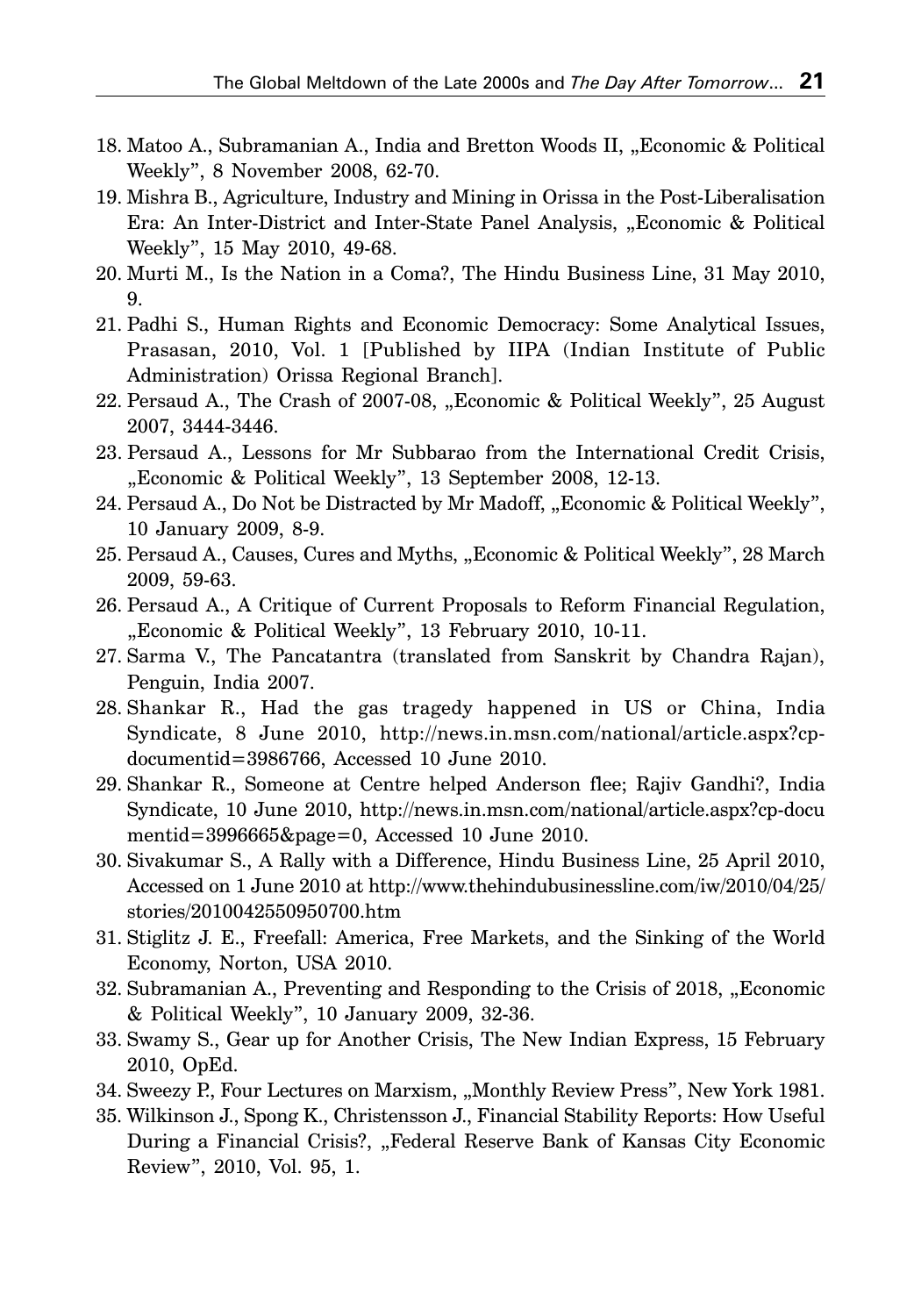18. Matoo A., Subramanian A., India and Bretton Woods II, „Economic & Political Weekly", 8 November 2008, 62-70.
19. Mishra B., Agriculture, Industry and Mining in Orissa in the Post-Liberalisation Era: An Inter-District and Inter-State Panel Analysis, „Economic & Political Weekly", 15 May 2010, 49-68.
20. Murti M., Is the Nation in a Coma?, The Hindu Business Line, 31 May 2010, 9.
21. Padhi S., Human Rights and Economic Democracy: Some Analytical Issues, Prasasan, 2010, Vol. 1 [Published by IIPA (Indian Institute of Public Administration) Orissa Regional Branch].
22. Persaud A., The Crash of 2007-08, „Economic & Political Weekly", 25 August 2007, 3444-3446.
23. Persaud A., Lessons for Mr Subbarao from the International Credit Crisis, „Economic & Political Weekly", 13 September 2008, 12-13.
24. Persaud A., Do Not be Distracted by Mr Madoff, „Economic & Political Weekly", 10 January 2009, 8-9.
25. Persaud A., Causes, Cures and Myths, „Economic & Political Weekly", 28 March 2009, 59-63.
26. Persaud A., A Critique of Current Proposals to Reform Financial Regulation, „Economic & Political Weekly", 13 February 2010, 10-11.
27. Sarma V., The Pancatantra (translated from Sanskrit by Chandra Rajan), Penguin, India 2007.
28. Shankar R., Had the gas tragedy happened in US or China, India Syndicate, 8 June 2010, http://news.in.msn.com/national/article.aspx?cp-documentid=3986766, Accessed 10 June 2010.
29. Shankar R., Someone at Centre helped Anderson flee; Rajiv Gandhi?, India Syndicate, 10 June 2010, http://news.in.msn.com/national/article.aspx?cp-documentid=3996665&page=0, Accessed 10 June 2010.
30. Sivakumar S., A Rally with a Difference, Hindu Business Line, 25 April 2010, Accessed on 1 June 2010 at http://www.thehindubusinessline.com/iw/2010/04/25/stories/2010042550950700.htm
31. Stiglitz J. E., Freefall: America, Free Markets, and the Sinking of the World Economy, Norton, USA 2010.
32. Subramanian A., Preventing and Responding to the Crisis of 2018, „Economic & Political Weekly", 10 January 2009, 32-36.
33. Swamy S., Gear up for Another Crisis, The New Indian Express, 15 February 2010, OpEd.
34. Sweezy P., Four Lectures on Marxism, „Monthly Review Press", New York 1981.
35. Wilkinson J., Spong K., Christensson J., Financial Stability Reports: How Useful During a Financial Crisis?, „Federal Reserve Bank of Kansas City Economic Review", 2010, Vol. 95, 1.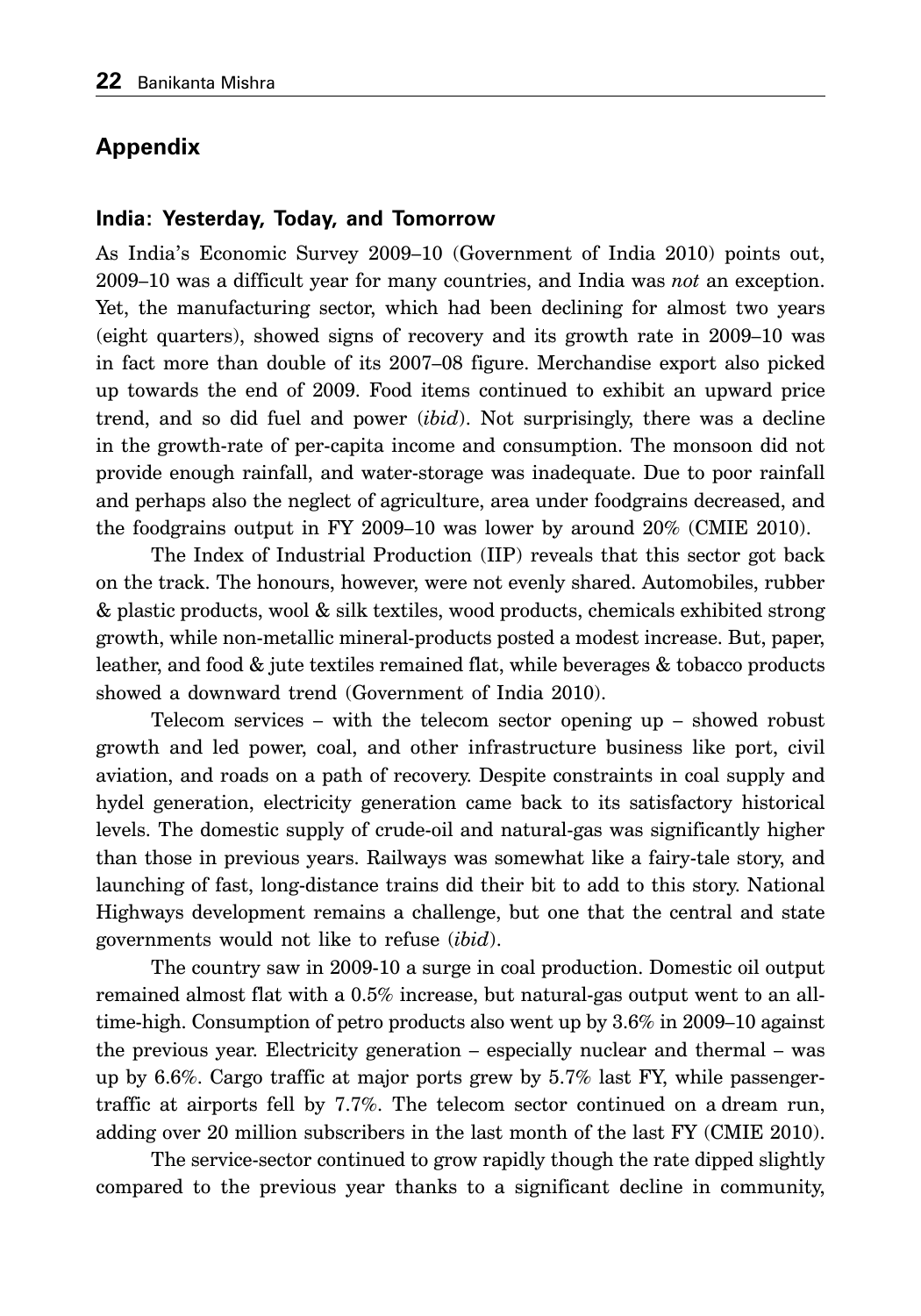## Appendix

### India: Yesterday, Today, and Tomorrow

As India's Economic Survey 2009–10 (Government of India 2010) points out, 2009–10 was a difficult year for many countries, and India was *not* an exception. Yet, the manufacturing sector, which had been declining for almost two years (eight quarters), showed signs of recovery and its growth rate in 2009–10 was in fact more than double of its 2007–08 figure. Merchandise export also picked up towards the end of 2009. Food items continued to exhibit an upward price trend, and so did fuel and power (*ibid*). Not surprisingly, there was a decline in the growth-rate of per-capita income and consumption. The monsoon did not provide enough rainfall, and water-storage was inadequate. Due to poor rainfall and perhaps also the neglect of agriculture, area under foodgrains decreased, and the foodgrains output in FY 2009–10 was lower by around 20% (CMIE 2010).

The Index of Industrial Production (IIP) reveals that this sector got back on the track. The honours, however, were not evenly shared. Automobiles, rubber & plastic products, wool & silk textiles, wood products, chemicals exhibited strong growth, while non-metallic mineral-products posted a modest increase. But, paper, leather, and food & jute textiles remained flat, while beverages & tobacco products showed a downward trend (Government of India 2010).

Telecom services – with the telecom sector opening up – showed robust growth and led power, coal, and other infrastructure business like port, civil aviation, and roads on a path of recovery. Despite constraints in coal supply and hydel generation, electricity generation came back to its satisfactory historical levels. The domestic supply of crude-oil and natural-gas was significantly higher than those in previous years. Railways was somewhat like a fairy-tale story, and launching of fast, long-distance trains did their bit to add to this story. National Highways development remains a challenge, but one that the central and state governments would not like to refuse (*ibid*).

The country saw in 2009-10 a surge in coal production. Domestic oil output remained almost flat with a 0.5% increase, but natural-gas output went to an all-time-high. Consumption of petro products also went up by 3.6% in 2009–10 against the previous year. Electricity generation – especially nuclear and thermal – was up by 6.6%. Cargo traffic at major ports grew by 5.7% last FY, while passenger-traffic at airports fell by 7.7%. The telecom sector continued on a dream run, adding over 20 million subscribers in the last month of the last FY (CMIE 2010).

The service-sector continued to grow rapidly though the rate dipped slightly compared to the previous year thanks to a significant decline in community,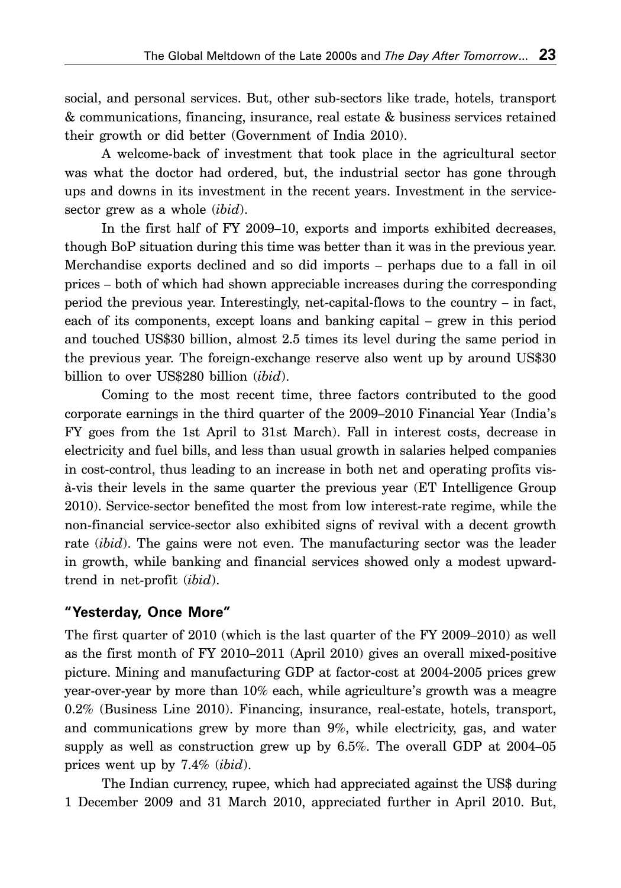social, and personal services. But, other sub-sectors like trade, hotels, transport & communications, financing, insurance, real estate & business services retained their growth or did better (Government of India 2010).

A welcome-back of investment that took place in the agricultural sector was what the doctor had ordered, but, the industrial sector has gone through ups and downs in its investment in the recent years. Investment in the service-sector grew as a whole (*ibid*).

In the first half of FY 2009–10, exports and imports exhibited decreases, though BoP situation during this time was better than it was in the previous year. Merchandise exports declined and so did imports – perhaps due to a fall in oil prices – both of which had shown appreciable increases during the corresponding period the previous year. Interestingly, net-capital-flows to the country – in fact, each of its components, except loans and banking capital – grew in this period and touched US$30 billion, almost 2.5 times its level during the same period in the previous year. The foreign-exchange reserve also went up by around US$30 billion to over US$280 billion (*ibid*).

Coming to the most recent time, three factors contributed to the good corporate earnings in the third quarter of the 2009–2010 Financial Year (India's FY goes from the 1st April to 31st March). Fall in interest costs, decrease in electricity and fuel bills, and less than usual growth in salaries helped companies in cost-control, thus leading to an increase in both net and operating profits vis-à-vis their levels in the same quarter the previous year (ET Intelligence Group 2010). Service-sector benefited the most from low interest-rate regime, while the non-financial service-sector also exhibited signs of revival with a decent growth rate (*ibid*). The gains were not even. The manufacturing sector was the leader in growth, while banking and financial services showed only a modest upward-trend in net-profit (*ibid*).

### "Yesterday, Once More"

The first quarter of 2010 (which is the last quarter of the FY 2009–2010) as well as the first month of FY 2010–2011 (April 2010) gives an overall mixed-positive picture. Mining and manufacturing GDP at factor-cost at 2004-2005 prices grew year-over-year by more than 10% each, while agriculture's growth was a meagre 0.2% (Business Line 2010). Financing, insurance, real-estate, hotels, transport, and communications grew by more than 9%, while electricity, gas, and water supply as well as construction grew up by 6.5%. The overall GDP at 2004–05 prices went up by 7.4% (*ibid*).

The Indian currency, rupee, which had appreciated against the US$ during 1 December 2009 and 31 March 2010, appreciated further in April 2010. But,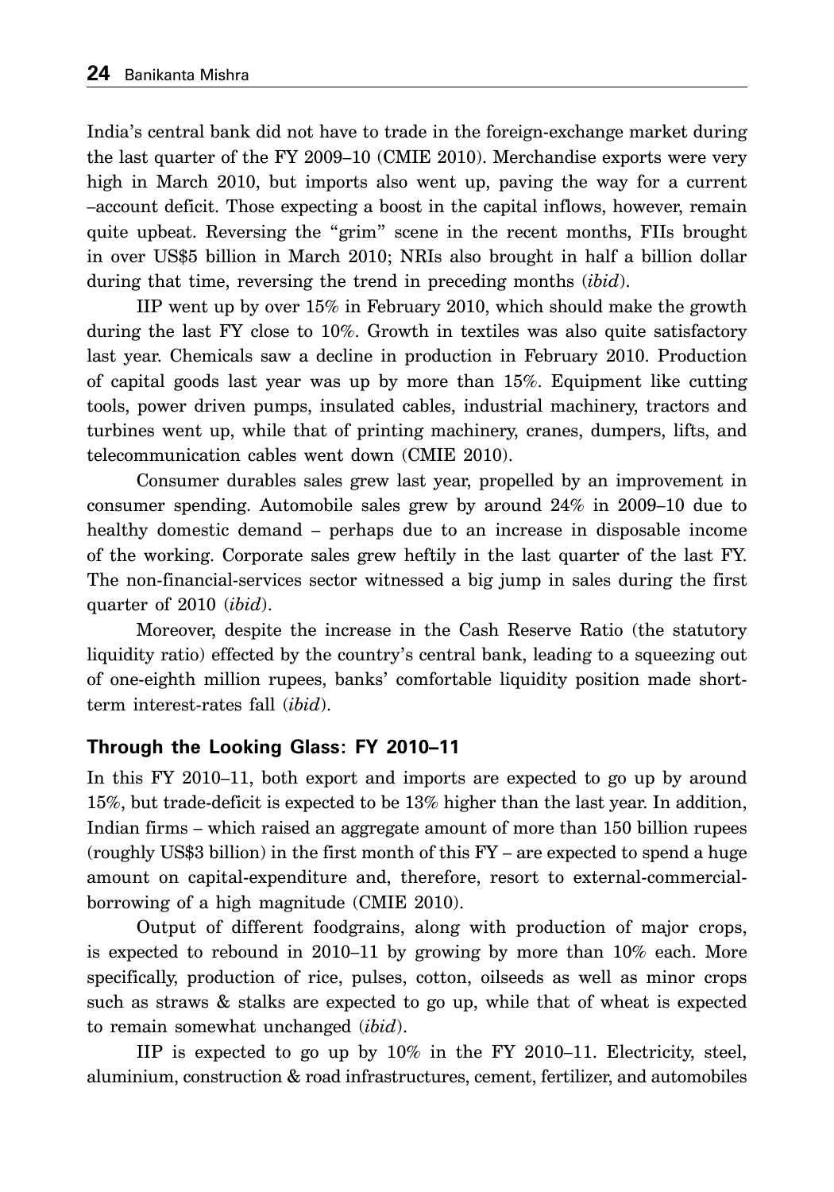India's central bank did not have to trade in the foreign-exchange market during the last quarter of the FY 2009–10 (CMIE 2010). Merchandise exports were very high in March 2010, but imports also went up, paving the way for a current –account deficit. Those expecting a boost in the capital inflows, however, remain quite upbeat. Reversing the "grim" scene in the recent months, FIIs brought in over US$5 billion in March 2010; NRIs also brought in half a billion dollar during that time, reversing the trend in preceding months (*ibid*).

IIP went up by over 15% in February 2010, which should make the growth during the last FY close to 10%. Growth in textiles was also quite satisfactory last year. Chemicals saw a decline in production in February 2010. Production of capital goods last year was up by more than 15%. Equipment like cutting tools, power driven pumps, insulated cables, industrial machinery, tractors and turbines went up, while that of printing machinery, cranes, dumpers, lifts, and telecommunication cables went down (CMIE 2010).

Consumer durables sales grew last year, propelled by an improvement in consumer spending. Automobile sales grew by around 24% in 2009–10 due to healthy domestic demand – perhaps due to an increase in disposable income of the working. Corporate sales grew heftily in the last quarter of the last FY. The non-financial-services sector witnessed a big jump in sales during the first quarter of 2010 (*ibid*).

Moreover, despite the increase in the Cash Reserve Ratio (the statutory liquidity ratio) effected by the country's central bank, leading to a squeezing out of one-eighth million rupees, banks' comfortable liquidity position made short-term interest-rates fall (*ibid*).

### Through the Looking Glass: FY 2010–11

In this FY 2010–11, both export and imports are expected to go up by around 15%, but trade-deficit is expected to be 13% higher than the last year. In addition, Indian firms – which raised an aggregate amount of more than 150 billion rupees (roughly US$3 billion) in the first month of this FY – are expected to spend a huge amount on capital-expenditure and, therefore, resort to external-commercial-borrowing of a high magnitude (CMIE 2010).

Output of different foodgrains, along with production of major crops, is expected to rebound in 2010–11 by growing by more than 10% each. More specifically, production of rice, pulses, cotton, oilseeds as well as minor crops such as straws & stalks are expected to go up, while that of wheat is expected to remain somewhat unchanged (*ibid*).

IIP is expected to go up by 10% in the FY 2010–11. Electricity, steel, aluminium, construction & road infrastructures, cement, fertilizer, and automobiles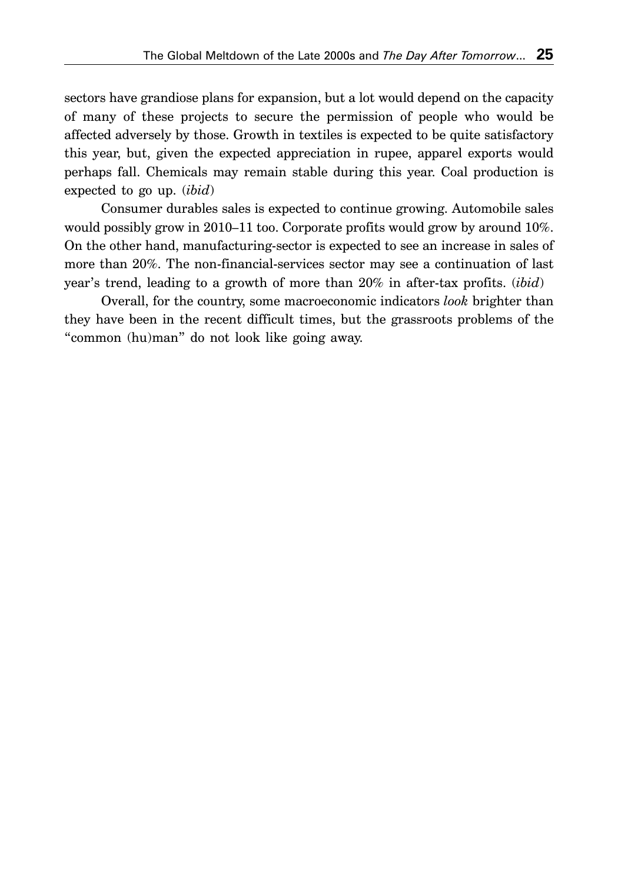sectors have grandiose plans for expansion, but a lot would depend on the capacity of many of these projects to secure the permission of people who would be affected adversely by those. Growth in textiles is expected to be quite satisfactory this year, but, given the expected appreciation in rupee, apparel exports would perhaps fall. Chemicals may remain stable during this year. Coal production is expected to go up. (*ibid*)

Consumer durables sales is expected to continue growing. Automobile sales would possibly grow in 2010–11 too. Corporate profits would grow by around 10%. On the other hand, manufacturing-sector is expected to see an increase in sales of more than 20%. The non-financial-services sector may see a continuation of last year's trend, leading to a growth of more than 20% in after-tax profits. (*ibid*)

Overall, for the country, some macroeconomic indicators *look* brighter than they have been in the recent difficult times, but the grassroots problems of the "common (hu)man" do not look like going away.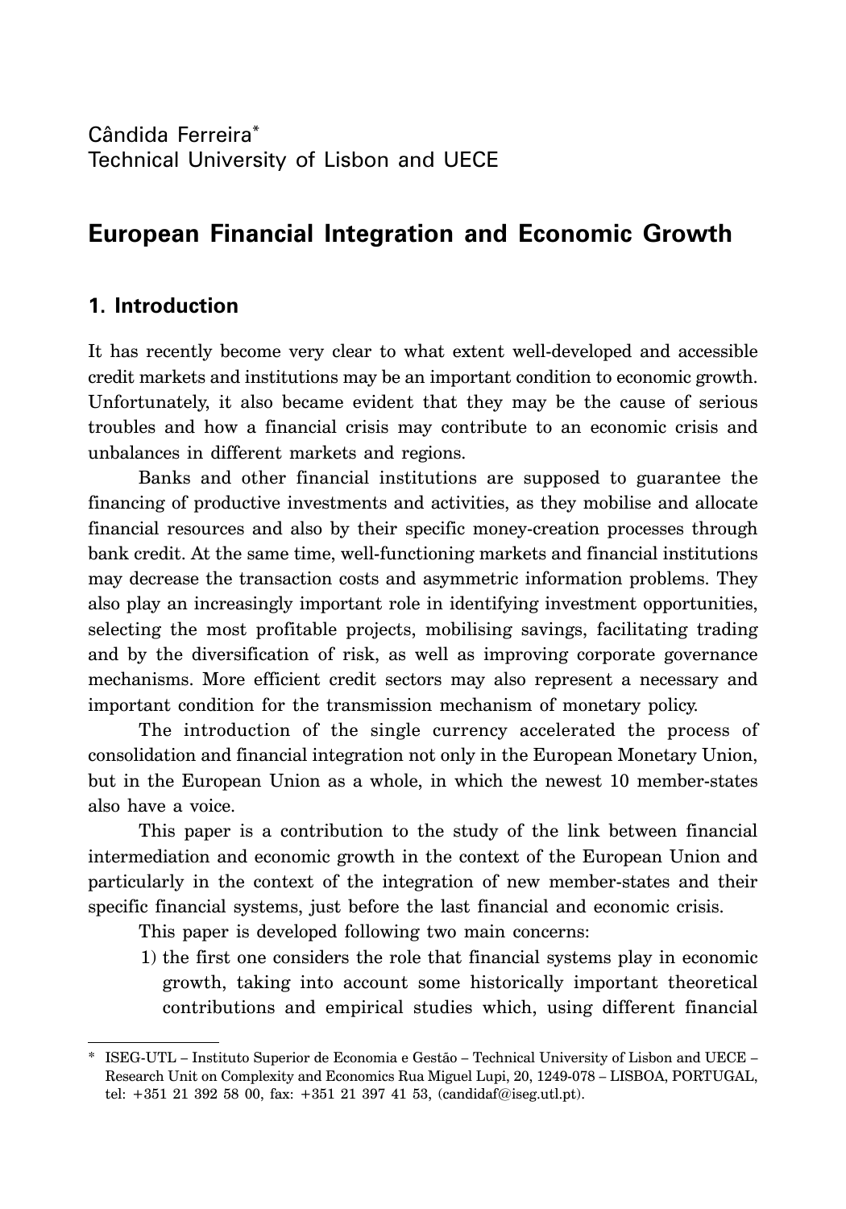Cândida Ferreira[*]
Technical University of Lisbon and UECE

# European Financial Integration and Economic Growth

## 1. Introduction

It has recently become very clear to what extent well-developed and accessible credit markets and institutions may be an important condition to economic growth. Unfortunately, it also became evident that they may be the cause of serious troubles and how a financial crisis may contribute to an economic crisis and unbalances in different markets and regions.

Banks and other financial institutions are supposed to guarantee the financing of productive investments and activities, as they mobilise and allocate financial resources and also by their specific money-creation processes through bank credit. At the same time, well-functioning markets and financial institutions may decrease the transaction costs and asymmetric information problems. They also play an increasingly important role in identifying investment opportunities, selecting the most profitable projects, mobilising savings, facilitating trading and by the diversification of risk, as well as improving corporate governance mechanisms. More efficient credit sectors may also represent a necessary and important condition for the transmission mechanism of monetary policy.

The introduction of the single currency accelerated the process of consolidation and financial integration not only in the European Monetary Union, but in the European Union as a whole, in which the newest 10 member-states also have a voice.

This paper is a contribution to the study of the link between financial intermediation and economic growth in the context of the European Union and particularly in the context of the integration of new member-states and their specific financial systems, just before the last financial and economic crisis.

This paper is developed following two main concerns:

1) the first one considers the role that financial systems play in economic growth, taking into account some historically important theoretical contributions and empirical studies which, using different financial

---

[*] ISEG-UTL – Instituto Superior de Economia e Gestão – Technical University of Lisbon and UECE – Research Unit on Complexity and Economics Rua Miguel Lupi, 20, 1249-078 – LISBOA, PORTUGAL, tel: +351 21 392 58 00, fax: +351 21 397 41 53, (candidaf@iseg.utl.pt).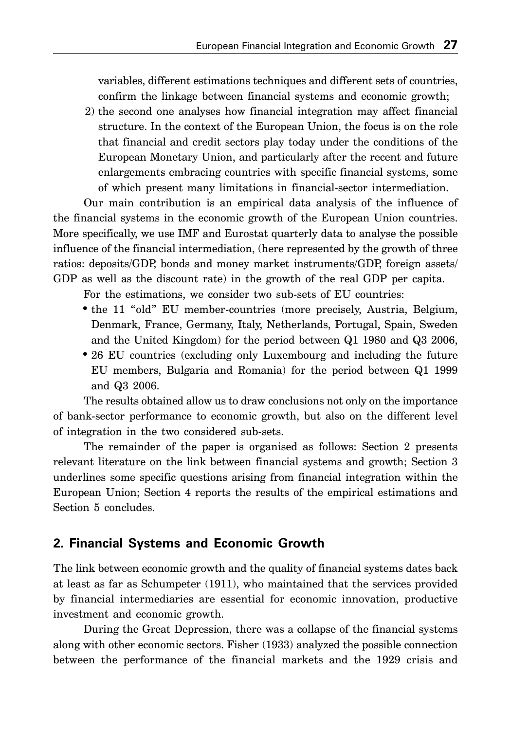variables, different estimations techniques and different sets of countries, confirm the linkage between financial systems and economic growth;

2) the second one analyses how financial integration may affect financial structure. In the context of the European Union, the focus is on the role that financial and credit sectors play today under the conditions of the European Monetary Union, and particularly after the recent and future enlargements embracing countries with specific financial systems, some of which present many limitations in financial-sector intermediation.

Our main contribution is an empirical data analysis of the influence of the financial systems in the economic growth of the European Union countries. More specifically, we use IMF and Eurostat quarterly data to analyse the possible influence of the financial intermediation, (here represented by the growth of three ratios: deposits/GDP, bonds and money market instruments/GDP, foreign assets/GDP as well as the discount rate) in the growth of the real GDP per capita.

For the estimations, we consider two sub-sets of EU countries:

- the 11 "old" EU member-countries (more precisely, Austria, Belgium, Denmark, France, Germany, Italy, Netherlands, Portugal, Spain, Sweden and the United Kingdom) for the period between Q1 1980 and Q3 2006,
- 26 EU countries (excluding only Luxembourg and including the future EU members, Bulgaria and Romania) for the period between Q1 1999 and Q3 2006.

The results obtained allow us to draw conclusions not only on the importance of bank-sector performance to economic growth, but also on the different level of integration in the two considered sub-sets.

The remainder of the paper is organised as follows: Section 2 presents relevant literature on the link between financial systems and growth; Section 3 underlines some specific questions arising from financial integration within the European Union; Section 4 reports the results of the empirical estimations and Section 5 concludes.

## 2. Financial Systems and Economic Growth

The link between economic growth and the quality of financial systems dates back at least as far as Schumpeter (1911), who maintained that the services provided by financial intermediaries are essential for economic innovation, productive investment and economic growth.

During the Great Depression, there was a collapse of the financial systems along with other economic sectors. Fisher (1933) analyzed the possible connection between the performance of the financial markets and the 1929 crisis and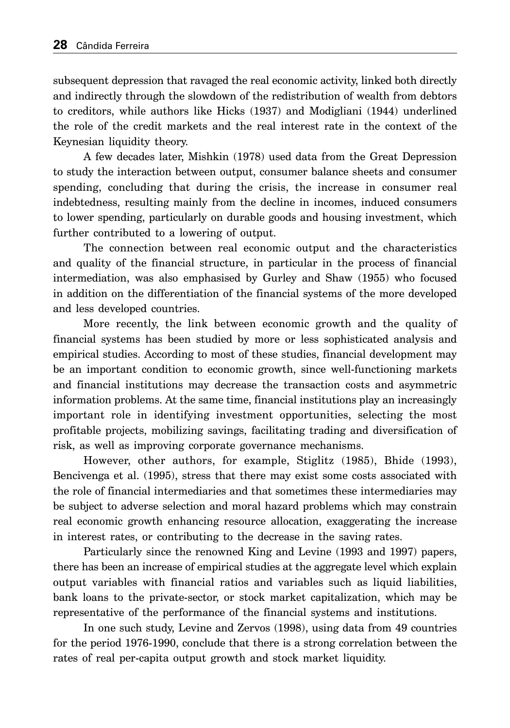subsequent depression that ravaged the real economic activity, linked both directly and indirectly through the slowdown of the redistribution of wealth from debtors to creditors, while authors like Hicks (1937) and Modigliani (1944) underlined the role of the credit markets and the real interest rate in the context of the Keynesian liquidity theory.

A few decades later, Mishkin (1978) used data from the Great Depression to study the interaction between output, consumer balance sheets and consumer spending, concluding that during the crisis, the increase in consumer real indebtedness, resulting mainly from the decline in incomes, induced consumers to lower spending, particularly on durable goods and housing investment, which further contributed to a lowering of output.

The connection between real economic output and the characteristics and quality of the financial structure, in particular in the process of financial intermediation, was also emphasised by Gurley and Shaw (1955) who focused in addition on the differentiation of the financial systems of the more developed and less developed countries.

More recently, the link between economic growth and the quality of financial systems has been studied by more or less sophisticated analysis and empirical studies. According to most of these studies, financial development may be an important condition to economic growth, since well-functioning markets and financial institutions may decrease the transaction costs and asymmetric information problems. At the same time, financial institutions play an increasingly important role in identifying investment opportunities, selecting the most profitable projects, mobilizing savings, facilitating trading and diversification of risk, as well as improving corporate governance mechanisms.

However, other authors, for example, Stiglitz (1985), Bhide (1993), Bencivenga et al. (1995), stress that there may exist some costs associated with the role of financial intermediaries and that sometimes these intermediaries may be subject to adverse selection and moral hazard problems which may constrain real economic growth enhancing resource allocation, exaggerating the increase in interest rates, or contributing to the decrease in the saving rates.

Particularly since the renowned King and Levine (1993 and 1997) papers, there has been an increase of empirical studies at the aggregate level which explain output variables with financial ratios and variables such as liquid liabilities, bank loans to the private-sector, or stock market capitalization, which may be representative of the performance of the financial systems and institutions.

In one such study, Levine and Zervos (1998), using data from 49 countries for the period 1976-1990, conclude that there is a strong correlation between the rates of real per-capita output growth and stock market liquidity.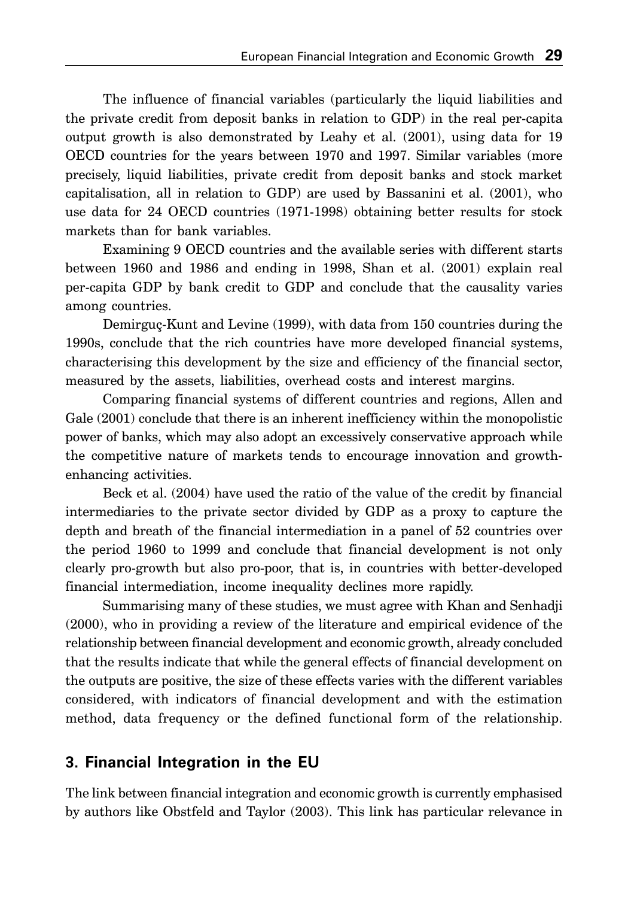The influence of financial variables (particularly the liquid liabilities and the private credit from deposit banks in relation to GDP) in the real per-capita output growth is also demonstrated by Leahy et al. (2001), using data for 19 OECD countries for the years between 1970 and 1997. Similar variables (more precisely, liquid liabilities, private credit from deposit banks and stock market capitalisation, all in relation to GDP) are used by Bassanini et al. (2001), who use data for 24 OECD countries (1971-1998) obtaining better results for stock markets than for bank variables.

Examining 9 OECD countries and the available series with different starts between 1960 and 1986 and ending in 1998, Shan et al. (2001) explain real per-capita GDP by bank credit to GDP and conclude that the causality varies among countries.

Demirguç-Kunt and Levine (1999), with data from 150 countries during the 1990s, conclude that the rich countries have more developed financial systems, characterising this development by the size and efficiency of the financial sector, measured by the assets, liabilities, overhead costs and interest margins.

Comparing financial systems of different countries and regions, Allen and Gale (2001) conclude that there is an inherent inefficiency within the monopolistic power of banks, which may also adopt an excessively conservative approach while the competitive nature of markets tends to encourage innovation and growth-enhancing activities.

Beck et al. (2004) have used the ratio of the value of the credit by financial intermediaries to the private sector divided by GDP as a proxy to capture the depth and breath of the financial intermediation in a panel of 52 countries over the period 1960 to 1999 and conclude that financial development is not only clearly pro-growth but also pro-poor, that is, in countries with better-developed financial intermediation, income inequality declines more rapidly.

Summarising many of these studies, we must agree with Khan and Senhadji (2000), who in providing a review of the literature and empirical evidence of the relationship between financial development and economic growth, already concluded that the results indicate that while the general effects of financial development on the outputs are positive, the size of these effects varies with the different variables considered, with indicators of financial development and with the estimation method, data frequency or the defined functional form of the relationship.

## 3. Financial Integration in the EU

The link between financial integration and economic growth is currently emphasised by authors like Obstfeld and Taylor (2003). This link has particular relevance in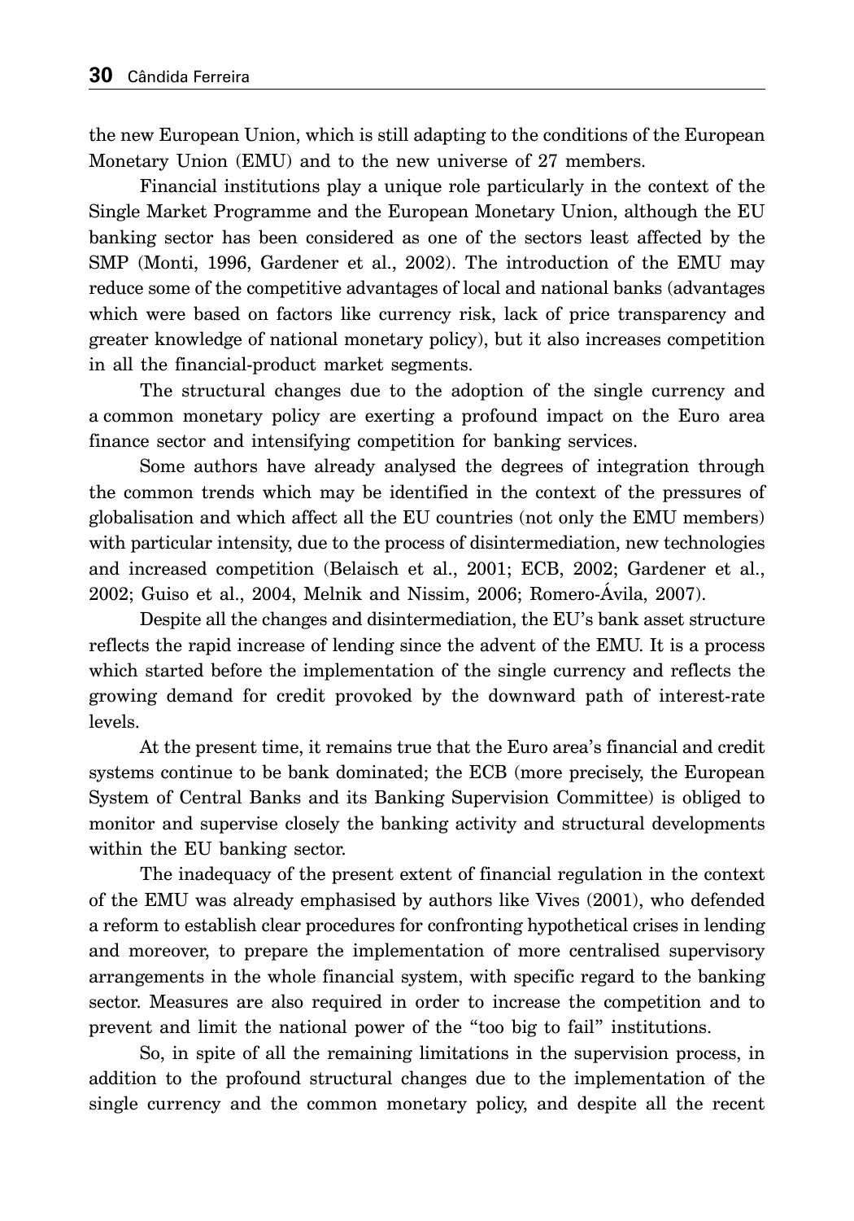the new European Union, which is still adapting to the conditions of the European Monetary Union (EMU) and to the new universe of 27 members.

Financial institutions play a unique role particularly in the context of the Single Market Programme and the European Monetary Union, although the EU banking sector has been considered as one of the sectors least affected by the SMP (Monti, 1996, Gardener et al., 2002). The introduction of the EMU may reduce some of the competitive advantages of local and national banks (advantages which were based on factors like currency risk, lack of price transparency and greater knowledge of national monetary policy), but it also increases competition in all the financial-product market segments.

The structural changes due to the adoption of the single currency and a common monetary policy are exerting a profound impact on the Euro area finance sector and intensifying competition for banking services.

Some authors have already analysed the degrees of integration through the common trends which may be identified in the context of the pressures of globalisation and which affect all the EU countries (not only the EMU members) with particular intensity, due to the process of disintermediation, new technologies and increased competition (Belaisch et al., 2001; ECB, 2002; Gardener et al., 2002; Guiso et al., 2004, Melnik and Nissim, 2006; Romero-Ávila, 2007).

Despite all the changes and disintermediation, the EU's bank asset structure reflects the rapid increase of lending since the advent of the EMU. It is a process which started before the implementation of the single currency and reflects the growing demand for credit provoked by the downward path of interest-rate levels.

At the present time, it remains true that the Euro area's financial and credit systems continue to be bank dominated; the ECB (more precisely, the European System of Central Banks and its Banking Supervision Committee) is obliged to monitor and supervise closely the banking activity and structural developments within the EU banking sector.

The inadequacy of the present extent of financial regulation in the context of the EMU was already emphasised by authors like Vives (2001), who defended a reform to establish clear procedures for confronting hypothetical crises in lending and moreover, to prepare the implementation of more centralised supervisory arrangements in the whole financial system, with specific regard to the banking sector. Measures are also required in order to increase the competition and to prevent and limit the national power of the "too big to fail" institutions.

So, in spite of all the remaining limitations in the supervision process, in addition to the profound structural changes due to the implementation of the single currency and the common monetary policy, and despite all the recent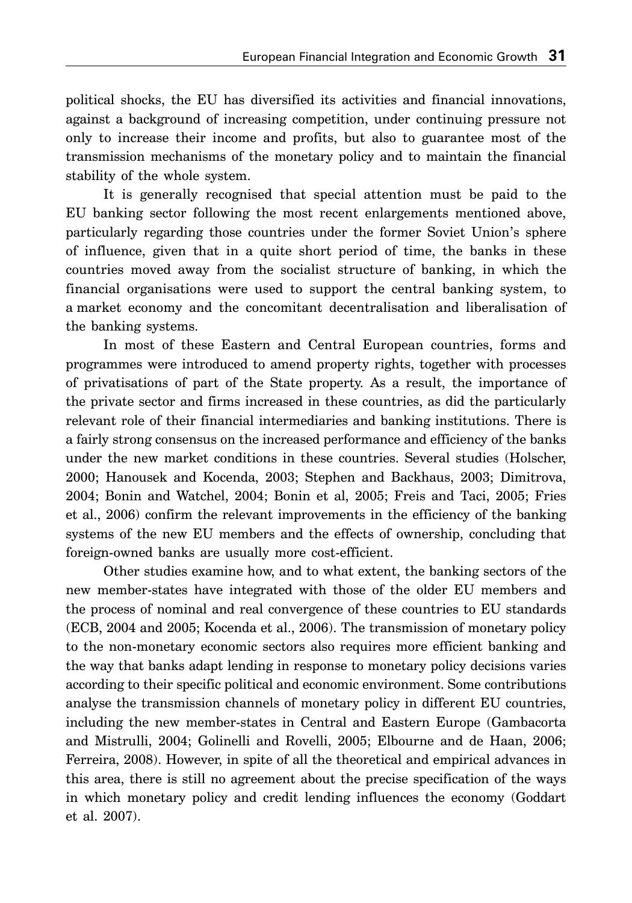political shocks, the EU has diversified its activities and financial innovations, against a background of increasing competition, under continuing pressure not only to increase their income and profits, but also to guarantee most of the transmission mechanisms of the monetary policy and to maintain the financial stability of the whole system.

It is generally recognised that special attention must be paid to the EU banking sector following the most recent enlargements mentioned above, particularly regarding those countries under the former Soviet Union's sphere of influence, given that in a quite short period of time, the banks in these countries moved away from the socialist structure of banking, in which the financial organisations were used to support the central banking system, to a market economy and the concomitant decentralisation and liberalisation of the banking systems.

In most of these Eastern and Central European countries, forms and programmes were introduced to amend property rights, together with processes of privatisations of part of the State property. As a result, the importance of the private sector and firms increased in these countries, as did the particularly relevant role of their financial intermediaries and banking institutions. There is a fairly strong consensus on the increased performance and efficiency of the banks under the new market conditions in these countries. Several studies (Holscher, 2000; Hanousek and Kocenda, 2003; Stephen and Backhaus, 2003; Dimitrova, 2004; Bonin and Watchel, 2004; Bonin et al, 2005; Freis and Taci, 2005; Fries et al., 2006) confirm the relevant improvements in the efficiency of the banking systems of the new EU members and the effects of ownership, concluding that foreign-owned banks are usually more cost-efficient.

Other studies examine how, and to what extent, the banking sectors of the new member-states have integrated with those of the older EU members and the process of nominal and real convergence of these countries to EU standards (ECB, 2004 and 2005; Kocenda et al., 2006). The transmission of monetary policy to the non-monetary economic sectors also requires more efficient banking and the way that banks adapt lending in response to monetary policy decisions varies according to their specific political and economic environment. Some contributions analyse the transmission channels of monetary policy in different EU countries, including the new member-states in Central and Eastern Europe (Gambacorta and Mistrulli, 2004; Golinelli and Rovelli, 2005; Elbourne and de Haan, 2006; Ferreira, 2008). However, in spite of all the theoretical and empirical advances in this area, there is still no agreement about the precise specification of the ways in which monetary policy and credit lending influences the economy (Goddart et al. 2007).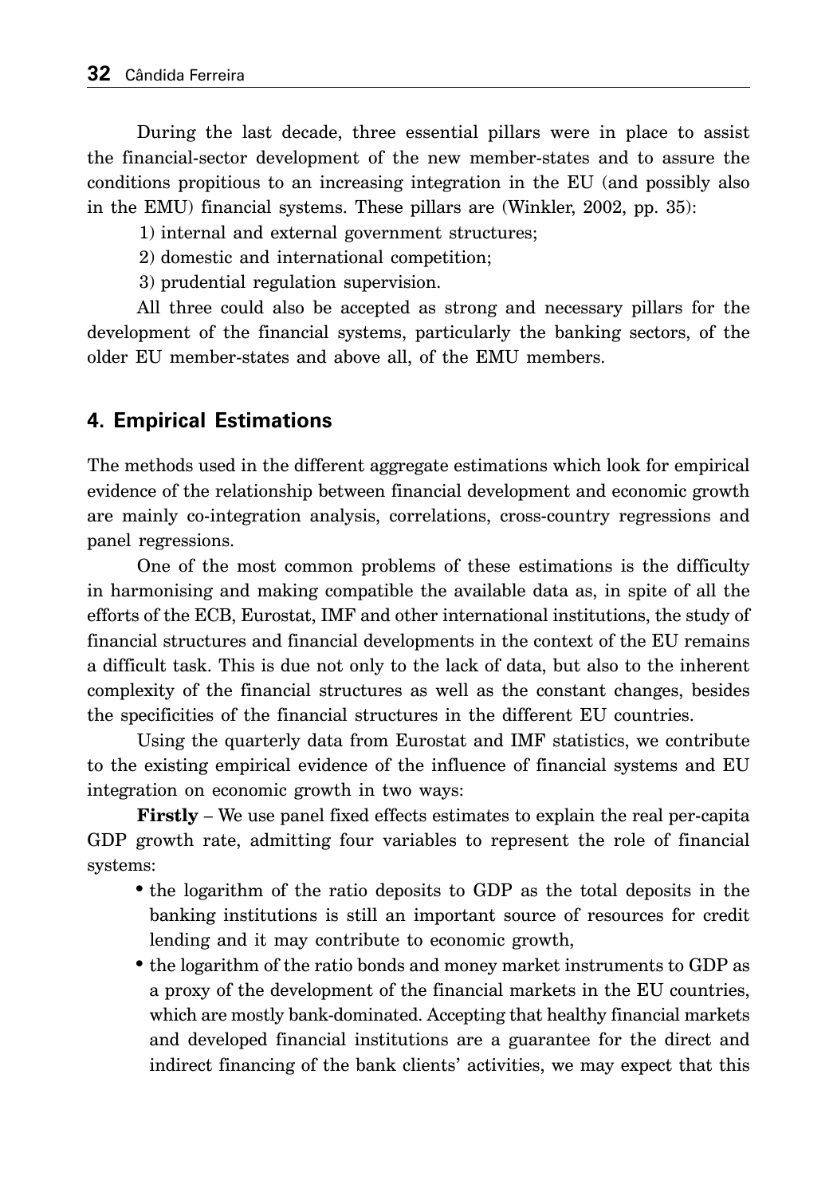During the last decade, three essential pillars were in place to assist the financial-sector development of the new member-states and to assure the conditions propitious to an increasing integration in the EU (and possibly also in the EMU) financial systems. These pillars are (Winkler, 2002, pp. 35):

1) internal and external government structures;

2) domestic and international competition;

3) prudential regulation supervision.

All three could also be accepted as strong and necessary pillars for the development of the financial systems, particularly the banking sectors, of the older EU member-states and above all, of the EMU members.

## 4. Empirical Estimations

The methods used in the different aggregate estimations which look for empirical evidence of the relationship between financial development and economic growth are mainly co-integration analysis, correlations, cross-country regressions and panel regressions.

One of the most common problems of these estimations is the difficulty in harmonising and making compatible the available data as, in spite of all the efforts of the ECB, Eurostat, IMF and other international institutions, the study of financial structures and financial developments in the context of the EU remains a difficult task. This is due not only to the lack of data, but also to the inherent complexity of the financial structures as well as the constant changes, besides the specificities of the financial structures in the different EU countries.

Using the quarterly data from Eurostat and IMF statistics, we contribute to the existing empirical evidence of the influence of financial systems and EU integration on economic growth in two ways:

**Firstly** – We use panel fixed effects estimates to explain the real per-capita GDP growth rate, admitting four variables to represent the role of financial systems:

- the logarithm of the ratio deposits to GDP as the total deposits in the banking institutions is still an important source of resources for credit lending and it may contribute to economic growth,
- the logarithm of the ratio bonds and money market instruments to GDP as a proxy of the development of the financial markets in the EU countries, which are mostly bank-dominated. Accepting that healthy financial markets and developed financial institutions are a guarantee for the direct and indirect financing of the bank clients' activities, we may expect that this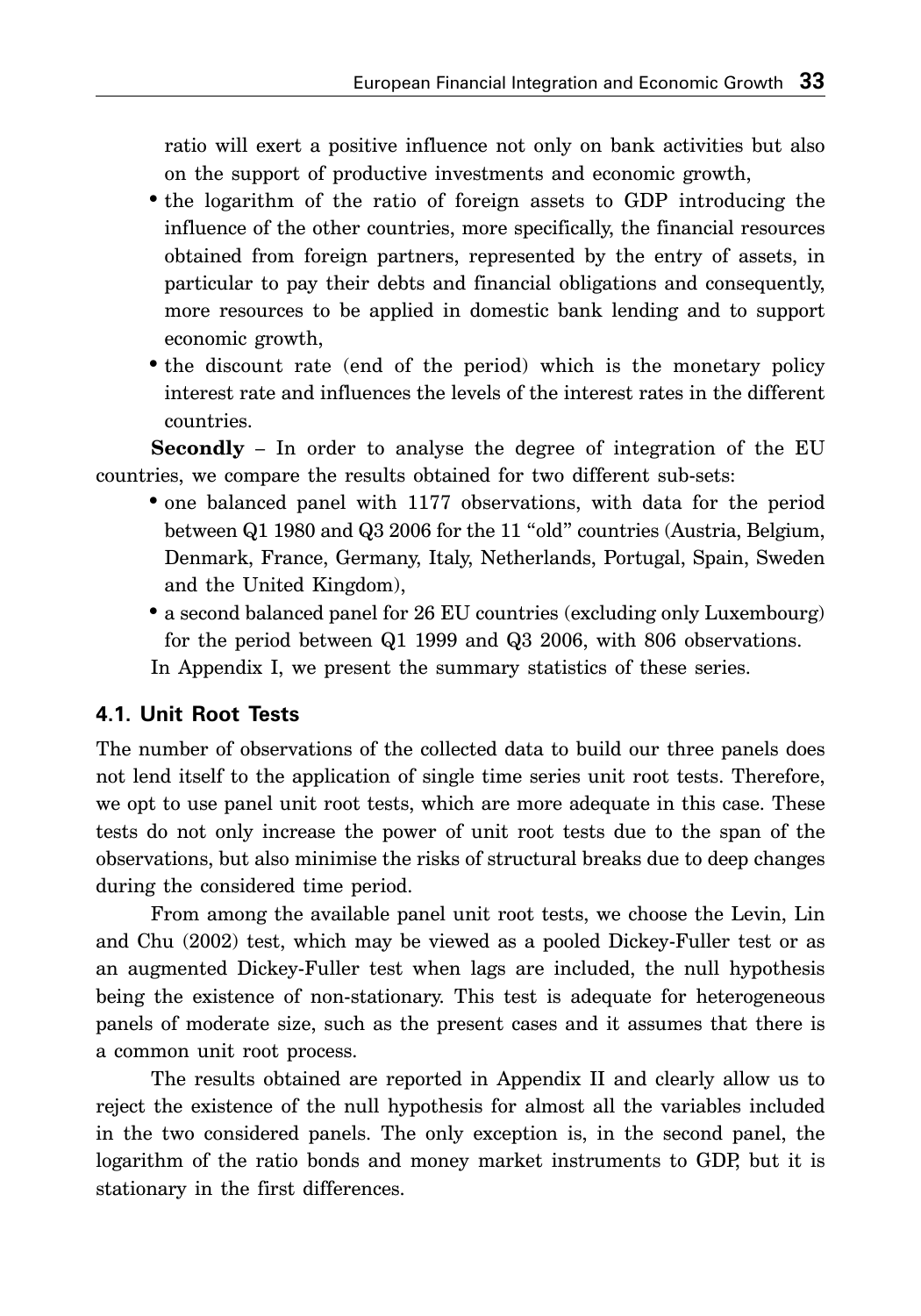ratio will exert a positive influence not only on bank activities but also on the support of productive investments and economic growth,

- the logarithm of the ratio of foreign assets to GDP introducing the influence of the other countries, more specifically, the financial resources obtained from foreign partners, represented by the entry of assets, in particular to pay their debts and financial obligations and consequently, more resources to be applied in domestic bank lending and to support economic growth,
- the discount rate (end of the period) which is the monetary policy interest rate and influences the levels of the interest rates in the different countries.

**Secondly** – In order to analyse the degree of integration of the EU countries, we compare the results obtained for two different sub-sets:

- one balanced panel with 1177 observations, with data for the period between Q1 1980 and Q3 2006 for the 11 "old" countries (Austria, Belgium, Denmark, France, Germany, Italy, Netherlands, Portugal, Spain, Sweden and the United Kingdom),
- a second balanced panel for 26 EU countries (excluding only Luxembourg) for the period between Q1 1999 and Q3 2006, with 806 observations.

In Appendix I, we present the summary statistics of these series.

### 4.1. Unit Root Tests

The number of observations of the collected data to build our three panels does not lend itself to the application of single time series unit root tests. Therefore, we opt to use panel unit root tests, which are more adequate in this case. These tests do not only increase the power of unit root tests due to the span of the observations, but also minimise the risks of structural breaks due to deep changes during the considered time period.

From among the available panel unit root tests, we choose the Levin, Lin and Chu (2002) test, which may be viewed as a pooled Dickey-Fuller test or as an augmented Dickey-Fuller test when lags are included, the null hypothesis being the existence of non-stationary. This test is adequate for heterogeneous panels of moderate size, such as the present cases and it assumes that there is a common unit root process.

The results obtained are reported in Appendix II and clearly allow us to reject the existence of the null hypothesis for almost all the variables included in the two considered panels. The only exception is, in the second panel, the logarithm of the ratio bonds and money market instruments to GDP, but it is stationary in the first differences.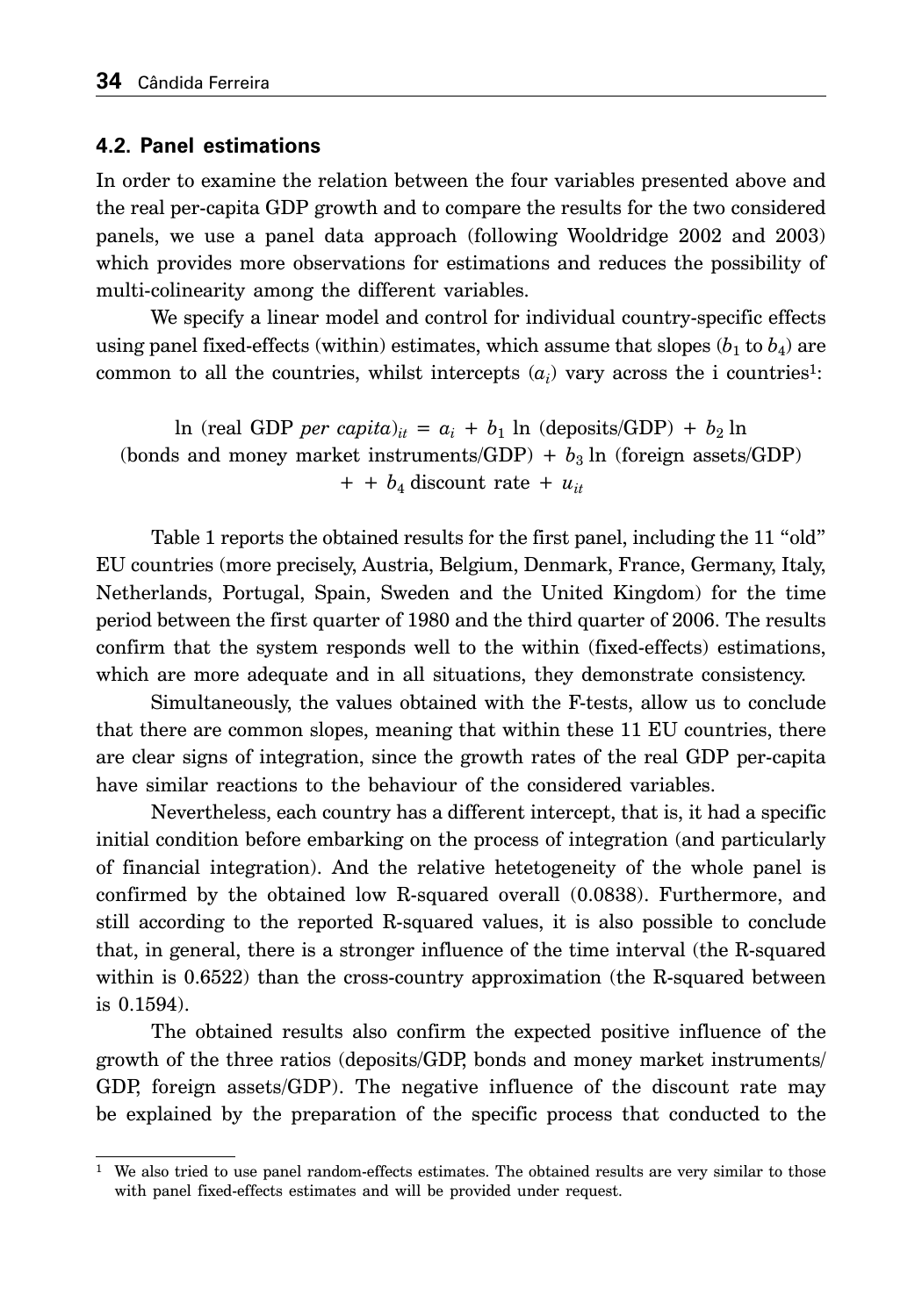### 4.2. Panel estimations

In order to examine the relation between the four variables presented above and the real per-capita GDP growth and to compare the results for the two considered panels, we use a panel data approach (following Wooldridge 2002 and 2003) which provides more observations for estimations and reduces the possibility of multi-colinearity among the different variables.

We specify a linear model and control for individual country-specific effects using panel fixed-effects (within) estimates, which assume that slopes ($b_1$ to $b_4$) are common to all the countries, whilst intercepts ($a_i$) vary across the i countries[1]:

$$\ln\ (\text{real GDP } \textit{per capita})_{it} = a_i + b_1 \ln\ (\text{deposits/GDP}) + b_2 \ln\ (\text{bonds and money market instruments/GDP}) + b_3 \ln\ (\text{foreign assets/GDP}) + + b_4\ \text{discount rate} + u_{it}$$

Table 1 reports the obtained results for the first panel, including the 11 "old" EU countries (more precisely, Austria, Belgium, Denmark, France, Germany, Italy, Netherlands, Portugal, Spain, Sweden and the United Kingdom) for the time period between the first quarter of 1980 and the third quarter of 2006. The results confirm that the system responds well to the within (fixed-effects) estimations, which are more adequate and in all situations, they demonstrate consistency.

Simultaneously, the values obtained with the F-tests, allow us to conclude that there are common slopes, meaning that within these 11 EU countries, there are clear signs of integration, since the growth rates of the real GDP per-capita have similar reactions to the behaviour of the considered variables.

Nevertheless, each country has a different intercept, that is, it had a specific initial condition before embarking on the process of integration (and particularly of financial integration). And the relative hetetogeneity of the whole panel is confirmed by the obtained low R-squared overall (0.0838). Furthermore, and still according to the reported R-squared values, it is also possible to conclude that, in general, there is a stronger influence of the time interval (the R-squared within is 0.6522) than the cross-country approximation (the R-squared between is 0.1594).

The obtained results also confirm the expected positive influence of the growth of the three ratios (deposits/GDP, bonds and money market instruments/ GDP, foreign assets/GDP). The negative influence of the discount rate may be explained by the preparation of the specific process that conducted to the

[1] We also tried to use panel random-effects estimates. The obtained results are very similar to those with panel fixed-effects estimates and will be provided under request.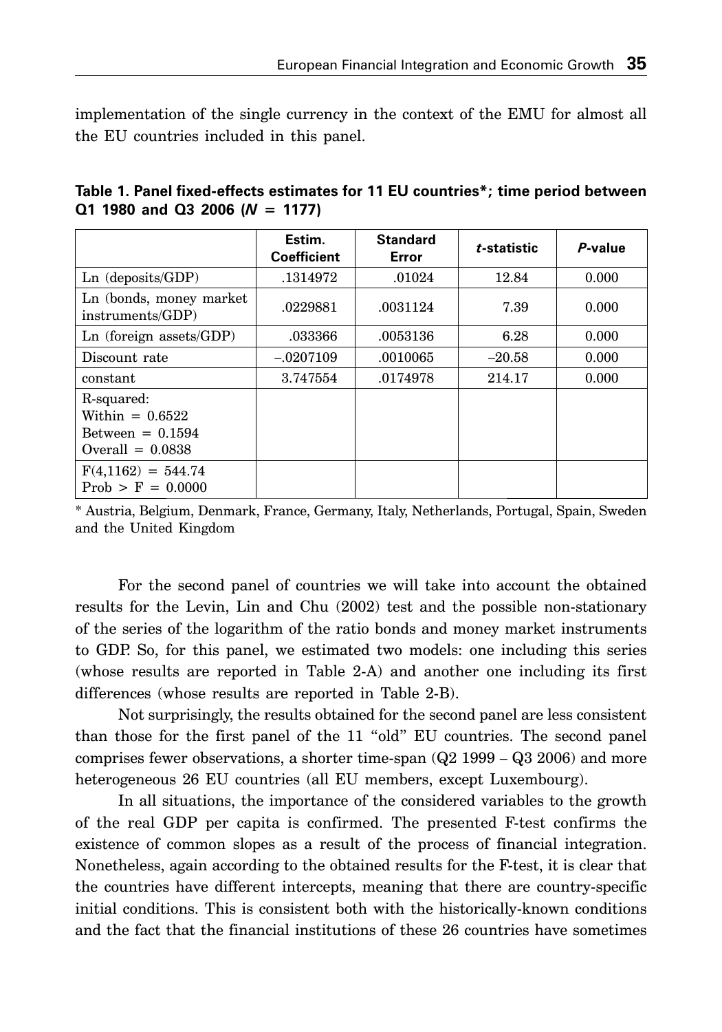implementation of the single currency in the context of the EMU for almost all the EU countries included in this panel.

**Table 1. Panel fixed-effects estimates for 11 EU countries*; time period between Q1 1980 and Q3 2006 ($N = 1177$)**

| | Estim. Coefficient | Standard Error | *t*-statistic | *P*-value |
|---|---|---|---|---|
| Ln (deposits/GDP) | .1314972 | .01024 | 12.84 | 0.000 |
| Ln (bonds, money market instruments/GDP) | .0229881 | .0031124 | 7.39 | 0.000 |
| Ln (foreign assets/GDP) | .033366 | .0053136 | 6.28 | 0.000 |
| Discount rate | –.0207109 | .0010065 | –20.58 | 0.000 |
| constant | 3.747554 | .0174978 | 214.17 | 0.000 |
| R-squared: Within = 0.6522 Between = 0.1594 Overall = 0.0838 | | | | |
| $F(4,1162) = 544.74$ Prob > F = 0.0000 | | | | |

\* Austria, Belgium, Denmark, France, Germany, Italy, Netherlands, Portugal, Spain, Sweden and the United Kingdom

For the second panel of countries we will take into account the obtained results for the Levin, Lin and Chu (2002) test and the possible non-stationary of the series of the logarithm of the ratio bonds and money market instruments to GDP. So, for this panel, we estimated two models: one including this series (whose results are reported in Table 2-A) and another one including its first differences (whose results are reported in Table 2-B).

Not surprisingly, the results obtained for the second panel are less consistent than those for the first panel of the 11 "old" EU countries. The second panel comprises fewer observations, a shorter time-span (Q2 1999 – Q3 2006) and more heterogeneous 26 EU countries (all EU members, except Luxembourg).

In all situations, the importance of the considered variables to the growth of the real GDP per capita is confirmed. The presented F-test confirms the existence of common slopes as a result of the process of financial integration. Nonetheless, again according to the obtained results for the F-test, it is clear that the countries have different intercepts, meaning that there are country-specific initial conditions. This is consistent both with the historically-known conditions and the fact that the financial institutions of these 26 countries have sometimes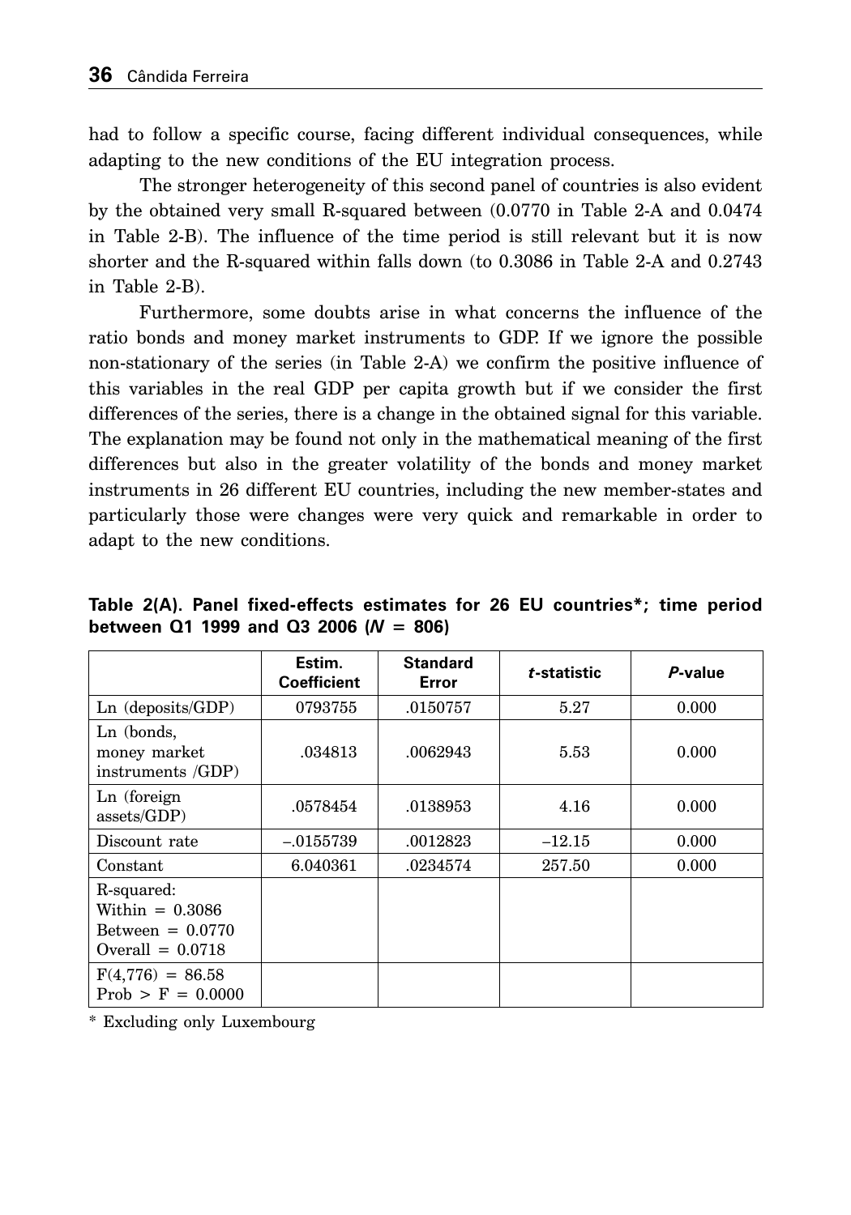had to follow a specific course, facing different individual consequences, while adapting to the new conditions of the EU integration process.

The stronger heterogeneity of this second panel of countries is also evident by the obtained very small R-squared between (0.0770 in Table 2-A and 0.0474 in Table 2-B). The influence of the time period is still relevant but it is now shorter and the R-squared within falls down (to 0.3086 in Table 2-A and 0.2743 in Table 2-B).

Furthermore, some doubts arise in what concerns the influence of the ratio bonds and money market instruments to GDP. If we ignore the possible non-stationary of the series (in Table 2-A) we confirm the positive influence of this variables in the real GDP per capita growth but if we consider the first differences of the series, there is a change in the obtained signal for this variable. The explanation may be found not only in the mathematical meaning of the first differences but also in the greater volatility of the bonds and money market instruments in 26 different EU countries, including the new member-states and particularly those were changes were very quick and remarkable in order to adapt to the new conditions.

**Table 2(A). Panel fixed-effects estimates for 26 EU countries\*; time period between Q1 1999 and Q3 2006 ($N$ = 806)**

| | Estim. Coefficient | Standard Error | *t*-statistic | *P*-value |
|---|---|---|---|---|
| Ln (deposits/GDP) | 0793755 | .0150757 | 5.27 | 0.000 |
| Ln (bonds, money market instruments /GDP) | .034813 | .0062943 | 5.53 | 0.000 |
| Ln (foreign assets/GDP) | .0578454 | .0138953 | 4.16 | 0.000 |
| Discount rate | –.0155739 | .0012823 | –12.15 | 0.000 |
| Constant | 6.040361 | .0234574 | 257.50 | 0.000 |
| R-squared: Within = 0.3086 Between = 0.0770 Overall = 0.0718 | | | | |
| F(4,776) = 86.58 Prob > F = 0.0000 | | | | |

\* Excluding only Luxembourg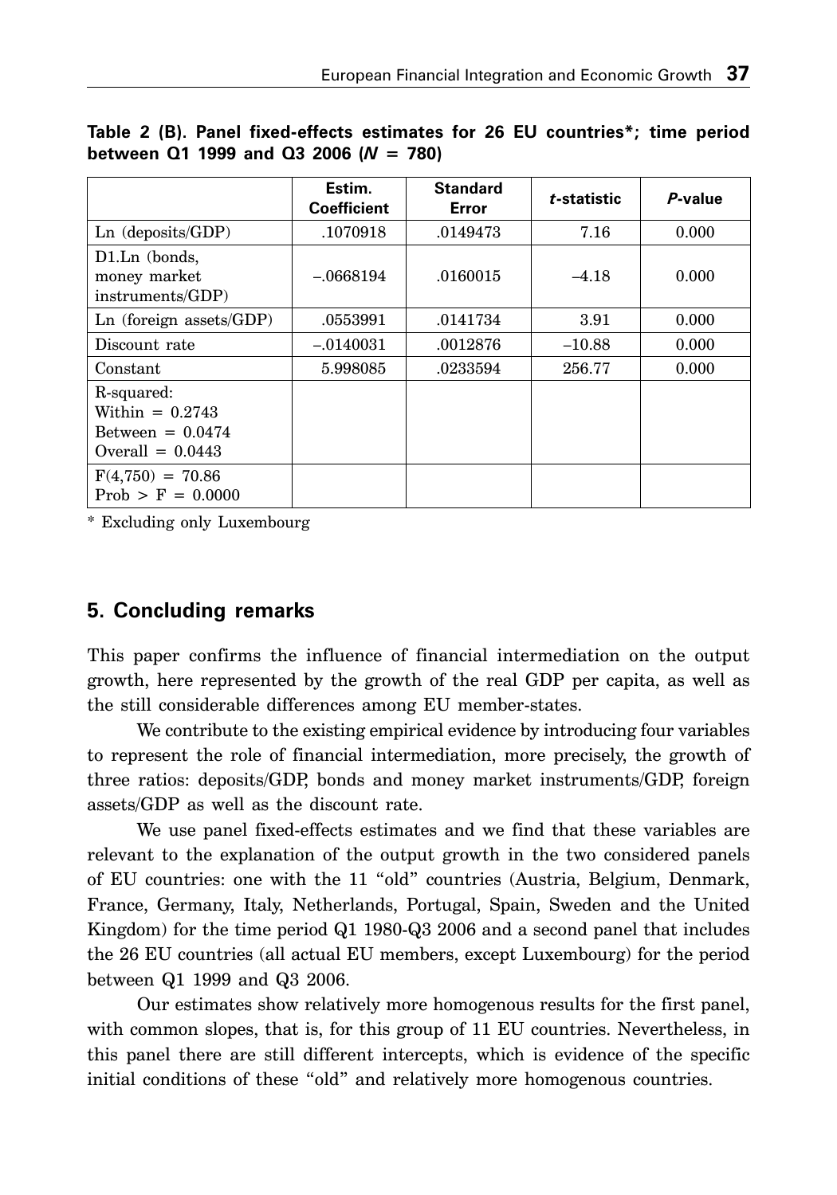**Table 2 (B). Panel fixed-effects estimates for 26 EU countries\*; time period between Q1 1999 and Q3 2006 ($N = 780$)**

| | Estim. Coefficient | Standard Error | *t*-statistic | *P*-value |
|---|---|---|---|---|
| Ln (deposits/GDP) | .1070918 | .0149473 | 7.16 | 0.000 |
| D1.Ln (bonds, money market instruments/GDP) | –.0668194 | .0160015 | –4.18 | 0.000 |
| Ln (foreign assets/GDP) | .0553991 | .0141734 | 3.91 | 0.000 |
| Discount rate | –.0140031 | .0012876 | –10.88 | 0.000 |
| Constant | 5.998085 | .0233594 | 256.77 | 0.000 |
| R-squared: Within = 0.2743 Between = 0.0474 Overall = 0.0443 | | | | |
| F(4,750) = 70.86 Prob > F = 0.0000 | | | | |

\* Excluding only Luxembourg

## 5. Concluding remarks

This paper confirms the influence of financial intermediation on the output growth, here represented by the growth of the real GDP per capita, as well as the still considerable differences among EU member-states.

We contribute to the existing empirical evidence by introducing four variables to represent the role of financial intermediation, more precisely, the growth of three ratios: deposits/GDP, bonds and money market instruments/GDP, foreign assets/GDP as well as the discount rate.

We use panel fixed-effects estimates and we find that these variables are relevant to the explanation of the output growth in the two considered panels of EU countries: one with the 11 "old" countries (Austria, Belgium, Denmark, France, Germany, Italy, Netherlands, Portugal, Spain, Sweden and the United Kingdom) for the time period Q1 1980-Q3 2006 and a second panel that includes the 26 EU countries (all actual EU members, except Luxembourg) for the period between Q1 1999 and Q3 2006.

Our estimates show relatively more homogenous results for the first panel, with common slopes, that is, for this group of 11 EU countries. Nevertheless, in this panel there are still different intercepts, which is evidence of the specific initial conditions of these "old" and relatively more homogenous countries.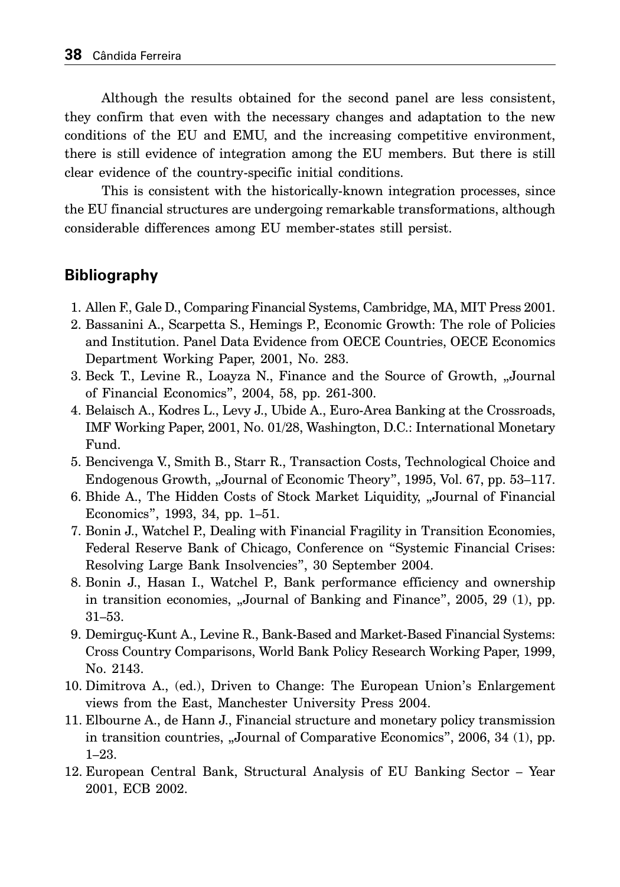Although the results obtained for the second panel are less consistent, they confirm that even with the necessary changes and adaptation to the new conditions of the EU and EMU, and the increasing competitive environment, there is still evidence of integration among the EU members. But there is still clear evidence of the country-specific initial conditions.

This is consistent with the historically-known integration processes, since the EU financial structures are undergoing remarkable transformations, although considerable differences among EU member-states still persist.

## Bibliography

1. Allen F., Gale D., Comparing Financial Systems, Cambridge, MA, MIT Press 2001.
2. Bassanini A., Scarpetta S., Hemings P., Economic Growth: The role of Policies and Institution. Panel Data Evidence from OECE Countries, OECE Economics Department Working Paper, 2001, No. 283.
3. Beck T., Levine R., Loayza N., Finance and the Source of Growth, „Journal of Financial Economics", 2004, 58, pp. 261-300.
4. Belaisch A., Kodres L., Levy J., Ubide A., Euro-Area Banking at the Crossroads, IMF Working Paper, 2001, No. 01/28, Washington, D.C.: International Monetary Fund.
5. Bencivenga V., Smith B., Starr R., Transaction Costs, Technological Choice and Endogenous Growth, „Journal of Economic Theory", 1995, Vol. 67, pp. 53–117.
6. Bhide A., The Hidden Costs of Stock Market Liquidity, „Journal of Financial Economics", 1993, 34, pp. 1–51.
7. Bonin J., Watchel P., Dealing with Financial Fragility in Transition Economies, Federal Reserve Bank of Chicago, Conference on "Systemic Financial Crises: Resolving Large Bank Insolvencies", 30 September 2004.
8. Bonin J., Hasan I., Watchel P., Bank performance efficiency and ownership in transition economies, „Journal of Banking and Finance", 2005, 29 (1), pp. 31–53.
9. Demirguç-Kunt A., Levine R., Bank-Based and Market-Based Financial Systems: Cross Country Comparisons, World Bank Policy Research Working Paper, 1999, No. 2143.
10. Dimitrova A., (ed.), Driven to Change: The European Union's Enlargement views from the East, Manchester University Press 2004.
11. Elbourne A., de Hann J., Financial structure and monetary policy transmission in transition countries, „Journal of Comparative Economics", 2006, 34 (1), pp. 1–23.
12. European Central Bank, Structural Analysis of EU Banking Sector – Year 2001, ECB 2002.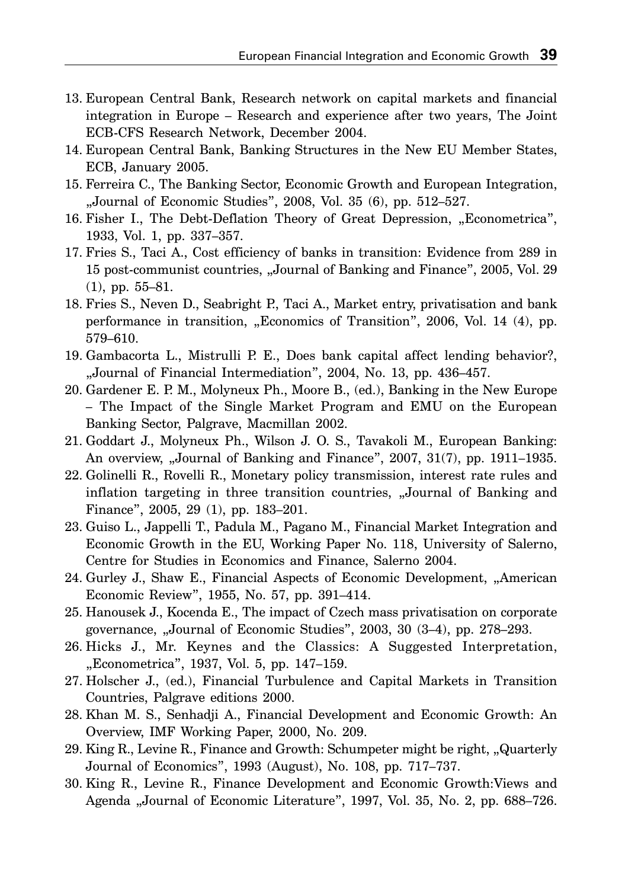13. European Central Bank, Research network on capital markets and financial integration in Europe – Research and experience after two years, The Joint ECB-CFS Research Network, December 2004.
14. European Central Bank, Banking Structures in the New EU Member States, ECB, January 2005.
15. Ferreira C., The Banking Sector, Economic Growth and European Integration, „Journal of Economic Studies", 2008, Vol. 35 (6), pp. 512–527.
16. Fisher I., The Debt-Deflation Theory of Great Depression, „Econometrica", 1933, Vol. 1, pp. 337–357.
17. Fries S., Taci A., Cost efficiency of banks in transition: Evidence from 289 in 15 post-communist countries, „Journal of Banking and Finance", 2005, Vol. 29 (1), pp. 55–81.
18. Fries S., Neven D., Seabright P., Taci A., Market entry, privatisation and bank performance in transition, „Economics of Transition", 2006, Vol. 14 (4), pp. 579–610.
19. Gambacorta L., Mistrulli P. E., Does bank capital affect lending behavior?, „Journal of Financial Intermediation", 2004, No. 13, pp. 436–457.
20. Gardener E. P. M., Molyneux Ph., Moore B., (ed.), Banking in the New Europe – The Impact of the Single Market Program and EMU on the European Banking Sector, Palgrave, Macmillan 2002.
21. Goddart J., Molyneux Ph., Wilson J. O. S., Tavakoli M., European Banking: An overview, „Journal of Banking and Finance", 2007, 31(7), pp. 1911–1935.
22. Golinelli R., Rovelli R., Monetary policy transmission, interest rate rules and inflation targeting in three transition countries, „Journal of Banking and Finance", 2005, 29 (1), pp. 183–201.
23. Guiso L., Jappelli T., Padula M., Pagano M., Financial Market Integration and Economic Growth in the EU, Working Paper No. 118, University of Salerno, Centre for Studies in Economics and Finance, Salerno 2004.
24. Gurley J., Shaw E., Financial Aspects of Economic Development, „American Economic Review", 1955, No. 57, pp. 391–414.
25. Hanousek J., Kocenda E., The impact of Czech mass privatisation on corporate governance, „Journal of Economic Studies", 2003, 30 (3–4), pp. 278–293.
26. Hicks J., Mr. Keynes and the Classics: A Suggested Interpretation, „Econometrica", 1937, Vol. 5, pp. 147–159.
27. Holscher J., (ed.), Financial Turbulence and Capital Markets in Transition Countries, Palgrave editions 2000.
28. Khan M. S., Senhadji A., Financial Development and Economic Growth: An Overview, IMF Working Paper, 2000, No. 209.
29. King R., Levine R., Finance and Growth: Schumpeter might be right, „Quarterly Journal of Economics", 1993 (August), No. 108, pp. 717–737.
30. King R., Levine R., Finance Development and Economic Growth:Views and Agenda „Journal of Economic Literature", 1997, Vol. 35, No. 2, pp. 688–726.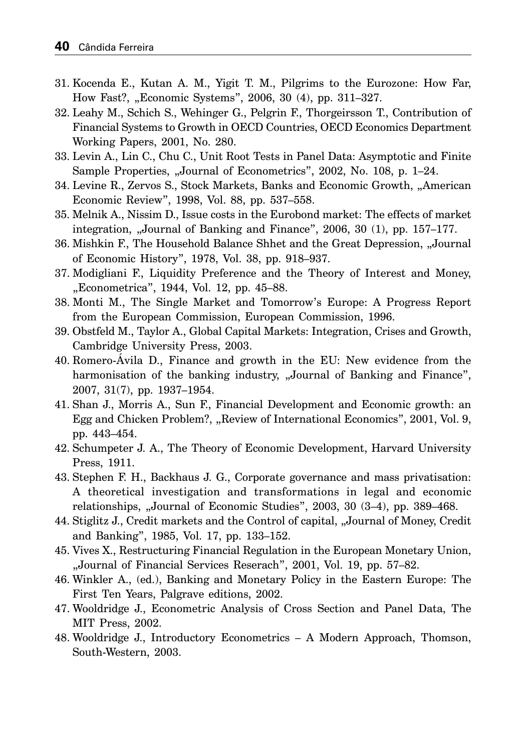31. Kocenda E., Kutan A. M., Yigit T. M., Pilgrims to the Eurozone: How Far, How Fast?, „Economic Systems", 2006, 30 (4), pp. 311–327.
32. Leahy M., Schich S., Wehinger G., Pelgrin F., Thorgeirsson T., Contribution of Financial Systems to Growth in OECD Countries, OECD Economics Department Working Papers, 2001, No. 280.
33. Levin A., Lin C., Chu C., Unit Root Tests in Panel Data: Asymptotic and Finite Sample Properties, „Journal of Econometrics", 2002, No. 108, p. 1–24.
34. Levine R., Zervos S., Stock Markets, Banks and Economic Growth, „American Economic Review", 1998, Vol. 88, pp. 537–558.
35. Melnik A., Nissim D., Issue costs in the Eurobond market: The effects of market integration, „Journal of Banking and Finance", 2006, 30 (1), pp. 157–177.
36. Mishkin F., The Household Balance Shhet and the Great Depression, „Journal of Economic History", 1978, Vol. 38, pp. 918–937.
37. Modigliani F., Liquidity Preference and the Theory of Interest and Money, „Econometrica", 1944, Vol. 12, pp. 45–88.
38. Monti M., The Single Market and Tomorrow's Europe: A Progress Report from the European Commission, European Commission, 1996.
39. Obstfeld M., Taylor A., Global Capital Markets: Integration, Crises and Growth, Cambridge University Press, 2003.
40. Romero-Ávila D., Finance and growth in the EU: New evidence from the harmonisation of the banking industry, „Journal of Banking and Finance", 2007, 31(7), pp. 1937–1954.
41. Shan J., Morris A., Sun F., Financial Development and Economic growth: an Egg and Chicken Problem?, „Review of International Economics", 2001, Vol. 9, pp. 443–454.
42. Schumpeter J. A., The Theory of Economic Development, Harvard University Press, 1911.
43. Stephen F. H., Backhaus J. G., Corporate governance and mass privatisation: A theoretical investigation and transformations in legal and economic relationships, „Journal of Economic Studies", 2003, 30 (3–4), pp. 389–468.
44. Stiglitz J., Credit markets and the Control of capital, „Journal of Money, Credit and Banking", 1985, Vol. 17, pp. 133–152.
45. Vives X., Restructuring Financial Regulation in the European Monetary Union, „Journal of Financial Services Reserach", 2001, Vol. 19, pp. 57–82.
46. Winkler A., (ed.), Banking and Monetary Policy in the Eastern Europe: The First Ten Years, Palgrave editions, 2002.
47. Wooldridge J., Econometric Analysis of Cross Section and Panel Data, The MIT Press, 2002.
48. Wooldridge J., Introductory Econometrics – A Modern Approach, Thomson, South-Western, 2003.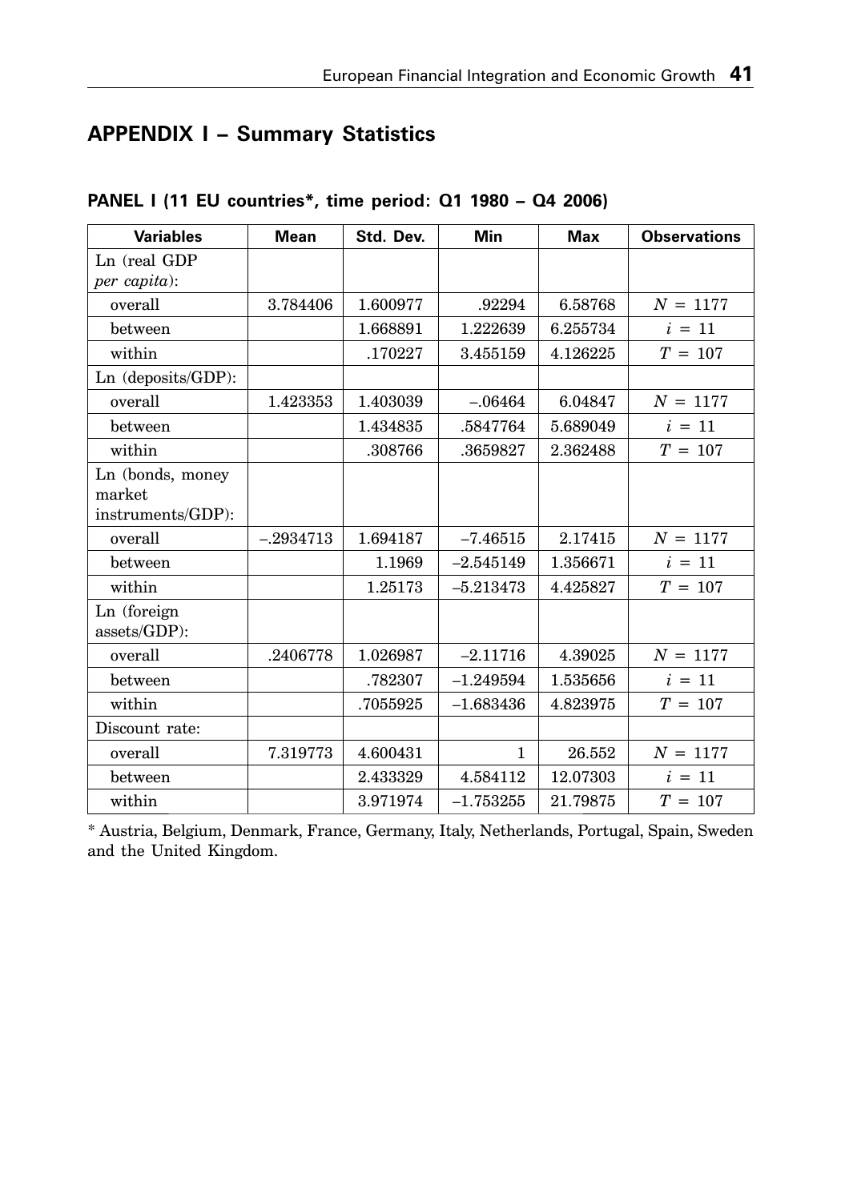## APPENDIX I – Summary Statistics

### PANEL I (11 EU countries*, time period: Q1 1980 – Q4 2006)

| Variables | Mean | Std. Dev. | Min | Max | Observations |
|---|---|---|---|---|---|
| Ln (real GDP *per capita*): | | | | | |
| overall | 3.784406 | 1.600977 | .92294 | 6.58768 | $N$ = 1177 |
| between | | 1.668891 | 1.222639 | 6.255734 | $i$ = 11 |
| within | | .170227 | 3.455159 | 4.126225 | $T$ = 107 |
| Ln (deposits/GDP): | | | | | |
| overall | 1.423353 | 1.403039 | –.06464 | 6.04847 | $N$ = 1177 |
| between | | 1.434835 | .5847764 | 5.689049 | $i$ = 11 |
| within | | .308766 | .3659827 | 2.362488 | $T$ = 107 |
| Ln (bonds, money market instruments/GDP): | | | | | |
| overall | –.2934713 | 1.694187 | –7.46515 | 2.17415 | $N$ = 1177 |
| between | | 1.1969 | –2.545149 | 1.356671 | $i$ = 11 |
| within | | 1.25173 | –5.213473 | 4.425827 | $T$ = 107 |
| Ln (foreign assets/GDP): | | | | | |
| overall | .2406778 | 1.026987 | –2.11716 | 4.39025 | $N$ = 1177 |
| between | | .782307 | –1.249594 | 1.535656 | $i$ = 11 |
| within | | .7055925 | –1.683436 | 4.823975 | $T$ = 107 |
| Discount rate: | | | | | |
| overall | 7.319773 | 4.600431 | 1 | 26.552 | $N$ = 1177 |
| between | | 2.433329 | 4.584112 | 12.07303 | $i$ = 11 |
| within | | 3.971974 | –1.753255 | 21.79875 | $T$ = 107 |

* Austria, Belgium, Denmark, France, Germany, Italy, Netherlands, Portugal, Spain, Sweden and the United Kingdom.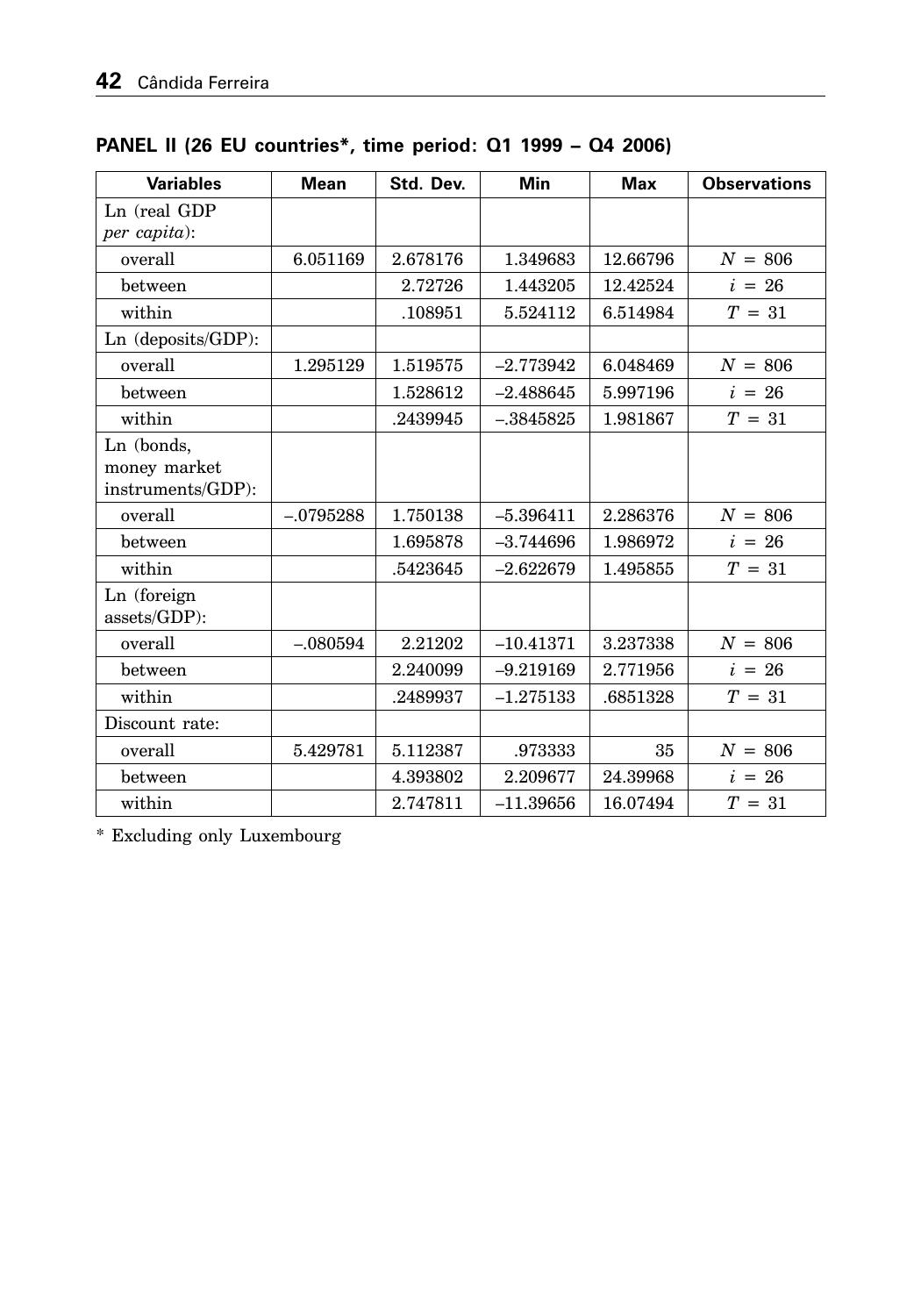**PANEL II (26 EU countries*, time period: Q1 1999 – Q4 2006)**

| Variables | Mean | Std. Dev. | Min | Max | Observations |
|---|---|---|---|---|---|
| Ln (real GDP *per capita*): | | | | | |
| overall | 6.051169 | 2.678176 | 1.349683 | 12.66796 | $N = 806$ |
| between | | 2.72726 | 1.443205 | 12.42524 | $i = 26$ |
| within | | .108951 | 5.524112 | 6.514984 | $T = 31$ |
| Ln (deposits/GDP): | | | | | |
| overall | 1.295129 | 1.519575 | –2.773942 | 6.048469 | $N = 806$ |
| between | | 1.528612 | –2.488645 | 5.997196 | $i = 26$ |
| within | | .2439945 | –.3845825 | 1.981867 | $T = 31$ |
| Ln (bonds, money market instruments/GDP): | | | | | |
| overall | –.0795288 | 1.750138 | –5.396411 | 2.286376 | $N = 806$ |
| between | | 1.695878 | –3.744696 | 1.986972 | $i = 26$ |
| within | | .5423645 | –2.622679 | 1.495855 | $T = 31$ |
| Ln (foreign assets/GDP): | | | | | |
| overall | –.080594 | 2.21202 | –10.41371 | 3.237338 | $N = 806$ |
| between | | 2.240099 | –9.219169 | 2.771956 | $i = 26$ |
| within | | .2489937 | –1.275133 | .6851328 | $T = 31$ |
| Discount rate: | | | | | |
| overall | 5.429781 | 5.112387 | .973333 | 35 | $N = 806$ |
| between | | 4.393802 | 2.209677 | 24.39968 | $i = 26$ |
| within | | 2.747811 | –11.39656 | 16.07494 | $T = 31$ |

* Excluding only Luxembourg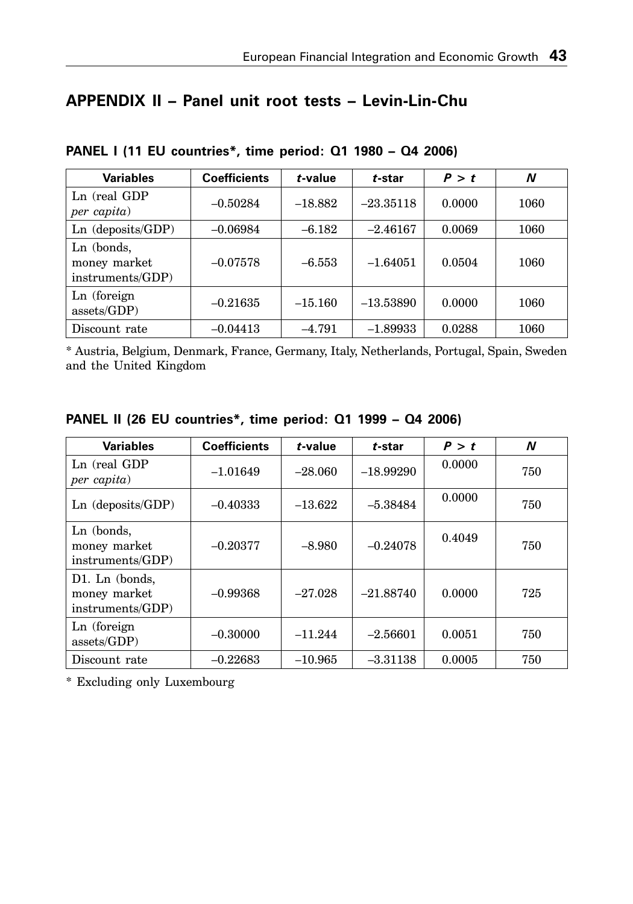## APPENDIX II – Panel unit root tests – Levin-Lin-Chu

**PANEL I (11 EU countries*, time period: Q1 1980 – Q4 2006)**

| Variables | Coefficients | *t*-value | *t*-star | *P > t* | *N* |
|---|---|---|---|---|---|
| Ln (real GDP *per capita*) | –0.50284 | –18.882 | –23.35118 | 0.0000 | 1060 |
| Ln (deposits/GDP) | –0.06984 | –6.182 | –2.46167 | 0.0069 | 1060 |
| Ln (bonds, money market instruments/GDP) | –0.07578 | –6.553 | –1.64051 | 0.0504 | 1060 |
| Ln (foreign assets/GDP) | –0.21635 | –15.160 | –13.53890 | 0.0000 | 1060 |
| Discount rate | –0.04413 | –4.791 | –1.89933 | 0.0288 | 1060 |

\* Austria, Belgium, Denmark, France, Germany, Italy, Netherlands, Portugal, Spain, Sweden and the United Kingdom

**PANEL II (26 EU countries*, time period: Q1 1999 – Q4 2006)**

| Variables | Coefficients | *t*-value | *t*-star | *P > t* | *N* |
|---|---|---|---|---|---|
| Ln (real GDP *per capita*) | –1.01649 | –28.060 | –18.99290 | 0.0000 | 750 |
| Ln (deposits/GDP) | –0.40333 | –13.622 | –5.38484 | 0.0000 | 750 |
| Ln (bonds, money market instruments/GDP) | –0.20377 | –8.980 | –0.24078 | 0.4049 | 750 |
| D1. Ln (bonds, money market instruments/GDP) | –0.99368 | –27.028 | –21.88740 | 0.0000 | 725 |
| Ln (foreign assets/GDP) | –0.30000 | –11.244 | –2.56601 | 0.0051 | 750 |
| Discount rate | –0.22683 | –10.965 | –3.31138 | 0.0005 | 750 |

\* Excluding only Luxembourg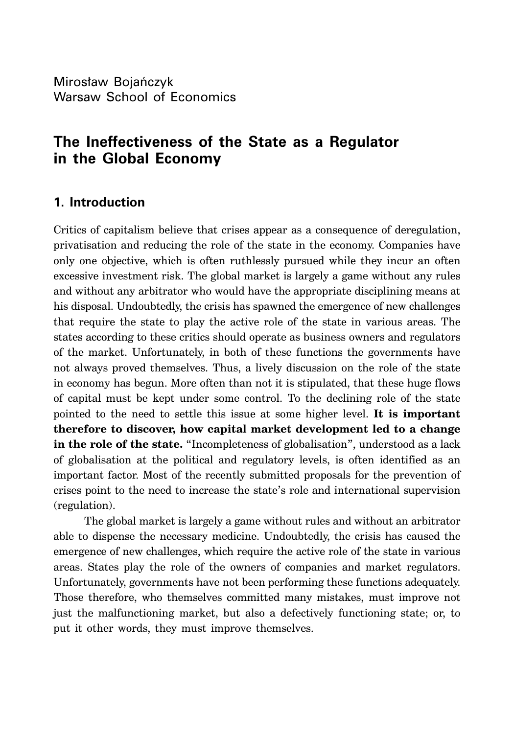Mirosław Bojańczyk
Warsaw School of Economics

# The Ineffectiveness of the State as a Regulator in the Global Economy

## 1. Introduction

Critics of capitalism believe that crises appear as a consequence of deregulation, privatisation and reducing the role of the state in the economy. Companies have only one objective, which is often ruthlessly pursued while they incur an often excessive investment risk. The global market is largely a game without any rules and without any arbitrator who would have the appropriate disciplining means at his disposal. Undoubtedly, the crisis has spawned the emergence of new challenges that require the state to play the active role of the state in various areas. The states according to these critics should operate as business owners and regulators of the market. Unfortunately, in both of these functions the governments have not always proved themselves. Thus, a lively discussion on the role of the state in economy has begun. More often than not it is stipulated, that these huge flows of capital must be kept under some control. To the declining role of the state pointed to the need to settle this issue at some higher level. **It is important therefore to discover, how capital market development led to a change in the role of the state.** "Incompleteness of globalisation", understood as a lack of globalisation at the political and regulatory levels, is often identified as an important factor. Most of the recently submitted proposals for the prevention of crises point to the need to increase the state's role and international supervision (regulation).

The global market is largely a game without rules and without an arbitrator able to dispense the necessary medicine. Undoubtedly, the crisis has caused the emergence of new challenges, which require the active role of the state in various areas. States play the role of the owners of companies and market regulators. Unfortunately, governments have not been performing these functions adequately. Those therefore, who themselves committed many mistakes, must improve not just the malfunctioning market, but also a defectively functioning state; or, to put it other words, they must improve themselves.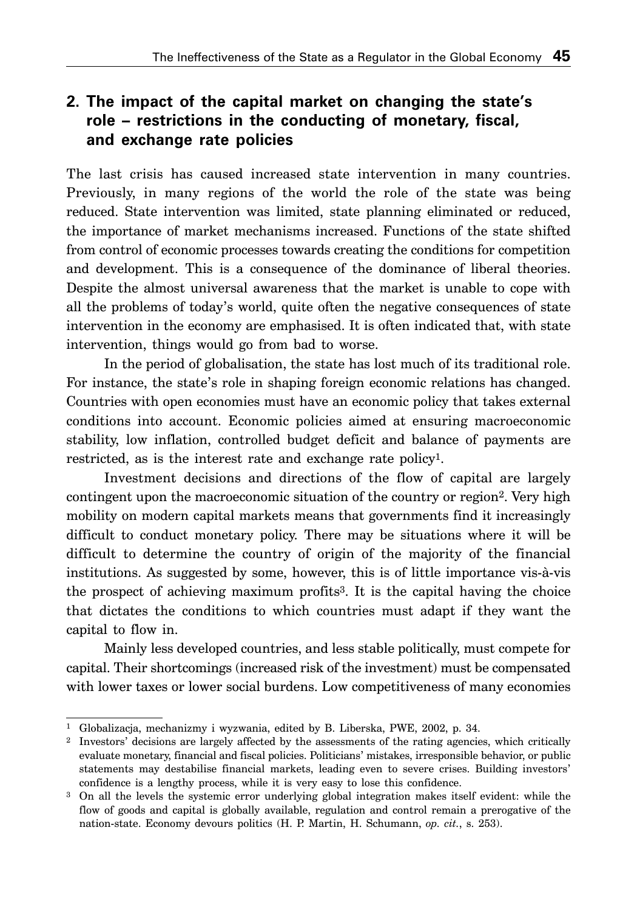## 2. The impact of the capital market on changing the state's role – restrictions in the conducting of monetary, fiscal, and exchange rate policies

The last crisis has caused increased state intervention in many countries. Previously, in many regions of the world the role of the state was being reduced. State intervention was limited, state planning eliminated or reduced, the importance of market mechanisms increased. Functions of the state shifted from control of economic processes towards creating the conditions for competition and development. This is a consequence of the dominance of liberal theories. Despite the almost universal awareness that the market is unable to cope with all the problems of today's world, quite often the negative consequences of state intervention in the economy are emphasised. It is often indicated that, with state intervention, things would go from bad to worse.

In the period of globalisation, the state has lost much of its traditional role. For instance, the state's role in shaping foreign economic relations has changed. Countries with open economies must have an economic policy that takes external conditions into account. Economic policies aimed at ensuring macroeconomic stability, low inflation, controlled budget deficit and balance of payments are restricted, as is the interest rate and exchange rate policy[1].

Investment decisions and directions of the flow of capital are largely contingent upon the macroeconomic situation of the country or region[2]. Very high mobility on modern capital markets means that governments find it increasingly difficult to conduct monetary policy. There may be situations where it will be difficult to determine the country of origin of the majority of the financial institutions. As suggested by some, however, this is of little importance vis-à-vis the prospect of achieving maximum profits[3]. It is the capital having the choice that dictates the conditions to which countries must adapt if they want the capital to flow in.

Mainly less developed countries, and less stable politically, must compete for capital. Their shortcomings (increased risk of the investment) must be compensated with lower taxes or lower social burdens. Low competitiveness of many economies

---

[1] Globalizacja, mechanizmy i wyzwania, edited by B. Liberska, PWE, 2002, p. 34.

[2] Investors' decisions are largely affected by the assessments of the rating agencies, which critically evaluate monetary, financial and fiscal policies. Politicians' mistakes, irresponsible behavior, or public statements may destabilise financial markets, leading even to severe crises. Building investors' confidence is a lengthy process, while it is very easy to lose this confidence.

[3] On all the levels the systemic error underlying global integration makes itself evident: while the flow of goods and capital is globally available, regulation and control remain a prerogative of the nation-state. Economy devours politics (H. P. Martin, H. Schumann, *op. cit.*, s. 253).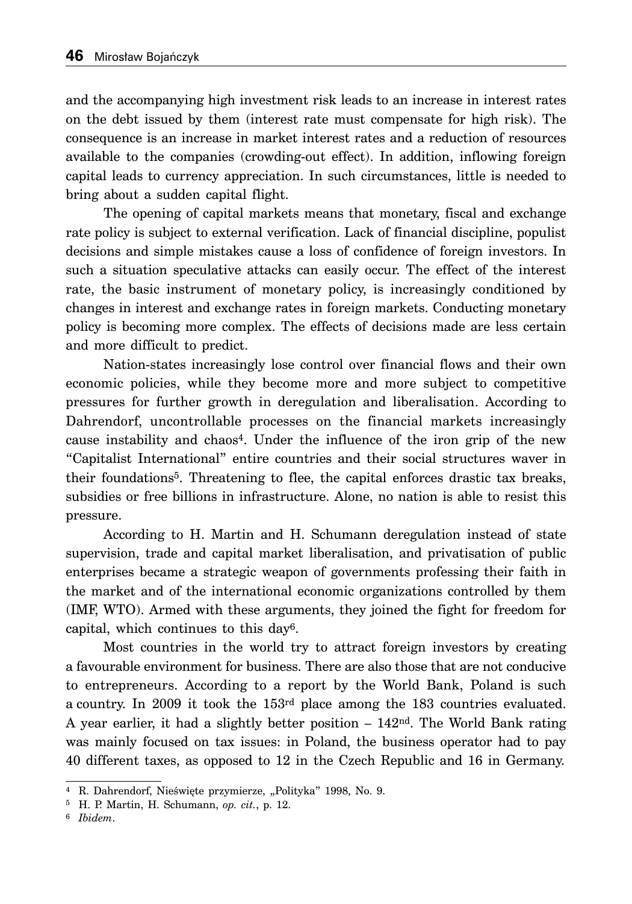and the accompanying high investment risk leads to an increase in interest rates on the debt issued by them (interest rate must compensate for high risk). The consequence is an increase in market interest rates and a reduction of resources available to the companies (crowding-out effect). In addition, inflowing foreign capital leads to currency appreciation. In such circumstances, little is needed to bring about a sudden capital flight.

The opening of capital markets means that monetary, fiscal and exchange rate policy is subject to external verification. Lack of financial discipline, populist decisions and simple mistakes cause a loss of confidence of foreign investors. In such a situation speculative attacks can easily occur. The effect of the interest rate, the basic instrument of monetary policy, is increasingly conditioned by changes in interest and exchange rates in foreign markets. Conducting monetary policy is becoming more complex. The effects of decisions made are less certain and more difficult to predict.

Nation-states increasingly lose control over financial flows and their own economic policies, while they become more and more subject to competitive pressures for further growth in deregulation and liberalisation. According to Dahrendorf, uncontrollable processes on the financial markets increasingly cause instability and chaos[4]. Under the influence of the iron grip of the new "Capitalist International" entire countries and their social structures waver in their foundations[5]. Threatening to flee, the capital enforces drastic tax breaks, subsidies or free billions in infrastructure. Alone, no nation is able to resist this pressure.

According to H. Martin and H. Schumann deregulation instead of state supervision, trade and capital market liberalisation, and privatisation of public enterprises became a strategic weapon of governments professing their faith in the market and of the international economic organizations controlled by them (IMF, WTO). Armed with these arguments, they joined the fight for freedom for capital, which continues to this day[6].

Most countries in the world try to attract foreign investors by creating a favourable environment for business. There are also those that are not conducive to entrepreneurs. According to a report by the World Bank, Poland is such a country. In 2009 it took the 153rd place among the 183 countries evaluated. A year earlier, it had a slightly better position – 142nd. The World Bank rating was mainly focused on tax issues: in Poland, the business operator had to pay 40 different taxes, as opposed to 12 in the Czech Republic and 16 in Germany.

---

[4] R. Dahrendorf, Nieświęte przymierze, „Polityka" 1998, No. 9.

[5] H. P. Martin, H. Schumann, *op. cit.*, p. 12.

[6] *Ibidem*.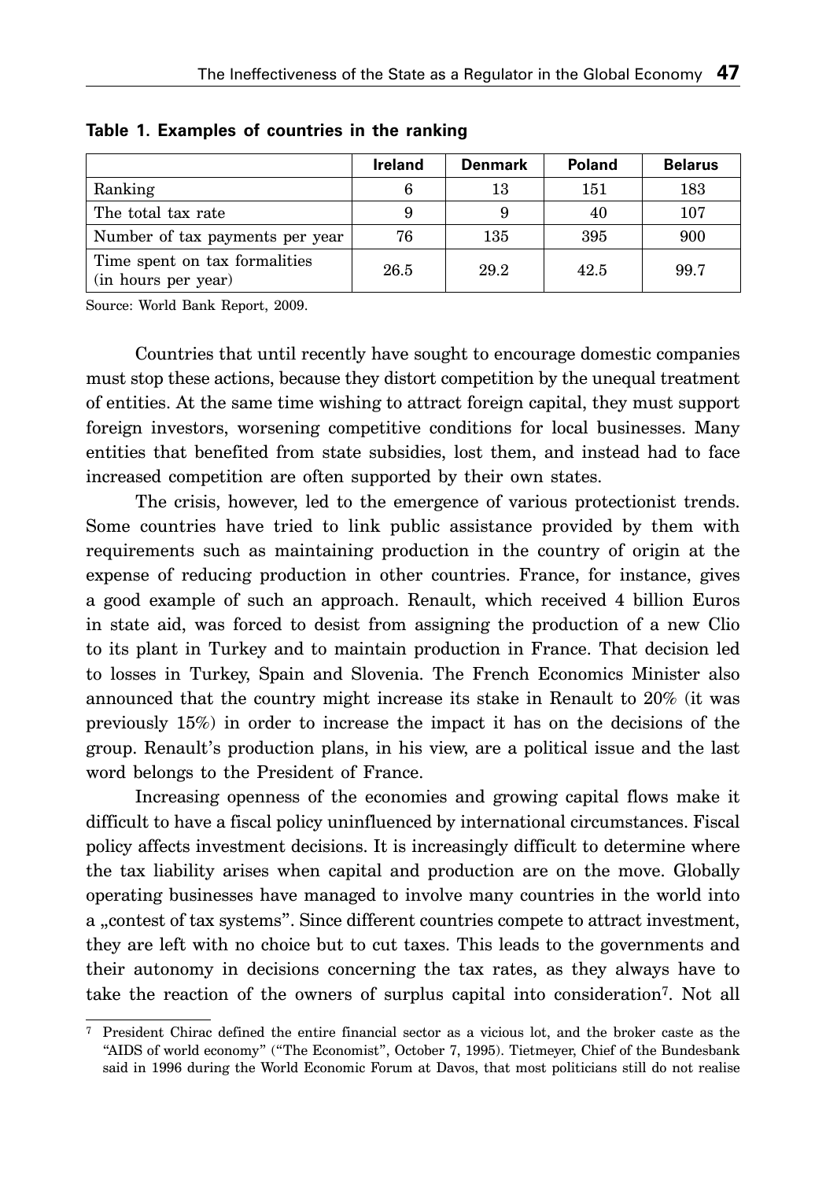**Table 1. Examples of countries in the ranking**

| | Ireland | Denmark | Poland | Belarus |
|---|---|---|---|---|
| Ranking | 6 | 13 | 151 | 183 |
| The total tax rate | 9 | 9 | 40 | 107 |
| Number of tax payments per year | 76 | 135 | 395 | 900 |
| Time spent on tax formalities (in hours per year) | 26.5 | 29.2 | 42.5 | 99.7 |

Source: World Bank Report, 2009.

Countries that until recently have sought to encourage domestic companies must stop these actions, because they distort competition by the unequal treatment of entities. At the same time wishing to attract foreign capital, they must support foreign investors, worsening competitive conditions for local businesses. Many entities that benefited from state subsidies, lost them, and instead had to face increased competition are often supported by their own states.

The crisis, however, led to the emergence of various protectionist trends. Some countries have tried to link public assistance provided by them with requirements such as maintaining production in the country of origin at the expense of reducing production in other countries. France, for instance, gives a good example of such an approach. Renault, which received 4 billion Euros in state aid, was forced to desist from assigning the production of a new Clio to its plant in Turkey and to maintain production in France. That decision led to losses in Turkey, Spain and Slovenia. The French Economics Minister also announced that the country might increase its stake in Renault to 20% (it was previously 15%) in order to increase the impact it has on the decisions of the group. Renault's production plans, in his view, are a political issue and the last word belongs to the President of France.

Increasing openness of the economies and growing capital flows make it difficult to have a fiscal policy uninfluenced by international circumstances. Fiscal policy affects investment decisions. It is increasingly difficult to determine where the tax liability arises when capital and production are on the move. Globally operating businesses have managed to involve many countries in the world into a „contest of tax systems". Since different countries compete to attract investment, they are left with no choice but to cut taxes. This leads to the governments and their autonomy in decisions concerning the tax rates, as they always have to take the reaction of the owners of surplus capital into consideration[7]. Not all

[7] President Chirac defined the entire financial sector as a vicious lot, and the broker caste as the "AIDS of world economy" ("The Economist", October 7, 1995). Tietmeyer, Chief of the Bundesbank said in 1996 during the World Economic Forum at Davos, that most politicians still do not realise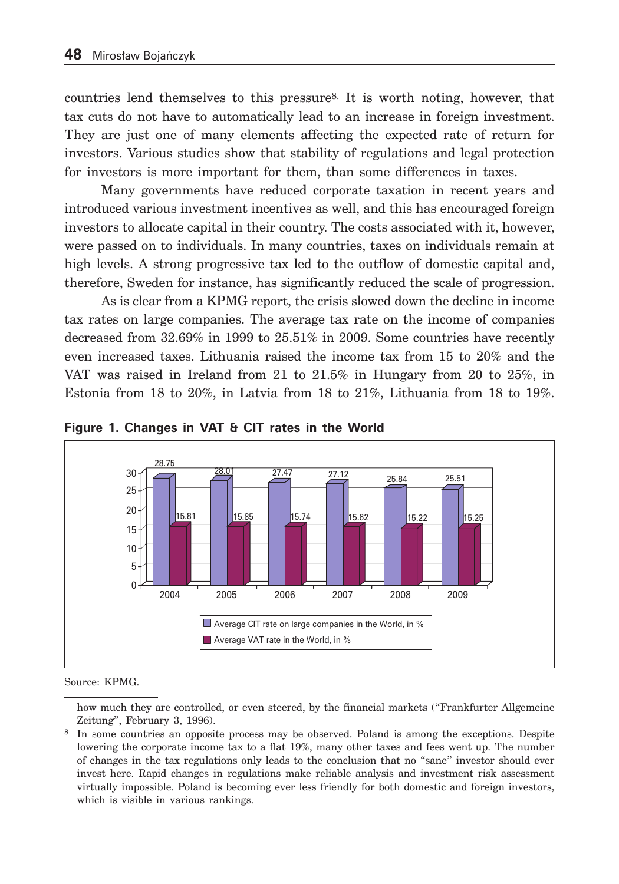countries lend themselves to this pressure[8]. It is worth noting, however, that tax cuts do not have to automatically lead to an increase in foreign investment. They are just one of many elements affecting the expected rate of return for investors. Various studies show that stability of regulations and legal protection for investors is more important for them, than some differences in taxes.

Many governments have reduced corporate taxation in recent years and introduced various investment incentives as well, and this has encouraged foreign investors to allocate capital in their country. The costs associated with it, however, were passed on to individuals. In many countries, taxes on individuals remain at high levels. A strong progressive tax led to the outflow of domestic capital and, therefore, Sweden for instance, has significantly reduced the scale of progression.

As is clear from a KPMG report, the crisis slowed down the decline in income tax rates on large companies. The average tax rate on the income of companies decreased from 32.69% in 1999 to 25.51% in 2009. Some countries have recently even increased taxes. Lithuania raised the income tax from 15 to 20% and the VAT was raised in Ireland from 21 to 21.5% in Hungary from 20 to 25%, in Estonia from 18 to 20%, in Latvia from 18 to 21%, Lithuania from 18 to 19%.

**Figure 1. Changes in VAT & CIT rates in the World**

| Year | Average CIT rate on large companies in the World, in % | Average VAT rate in the World, in % |
|---|---|---|
| 2004 | 28.75 | 15.81 |
| 2005 | 28.01 | 15.85 |
| 2006 | 27.47 | 15.74 |
| 2007 | 27.12 | 15.62 |
| 2008 | 25.84 | 15.22 |
| 2009 | 25.51 | 15.25 |

Source: KPMG.

---

how much they are controlled, or even steered, by the financial markets ("Frankfurter Allgemeine Zeitung", February 3, 1996).

[8] In some countries an opposite process may be observed. Poland is among the exceptions. Despite lowering the corporate income tax to a flat 19%, many other taxes and fees went up. The number of changes in the tax regulations only leads to the conclusion that no "sane" investor should ever invest here. Rapid changes in regulations make reliable analysis and investment risk assessment virtually impossible. Poland is becoming ever less friendly for both domestic and foreign investors, which is visible in various rankings.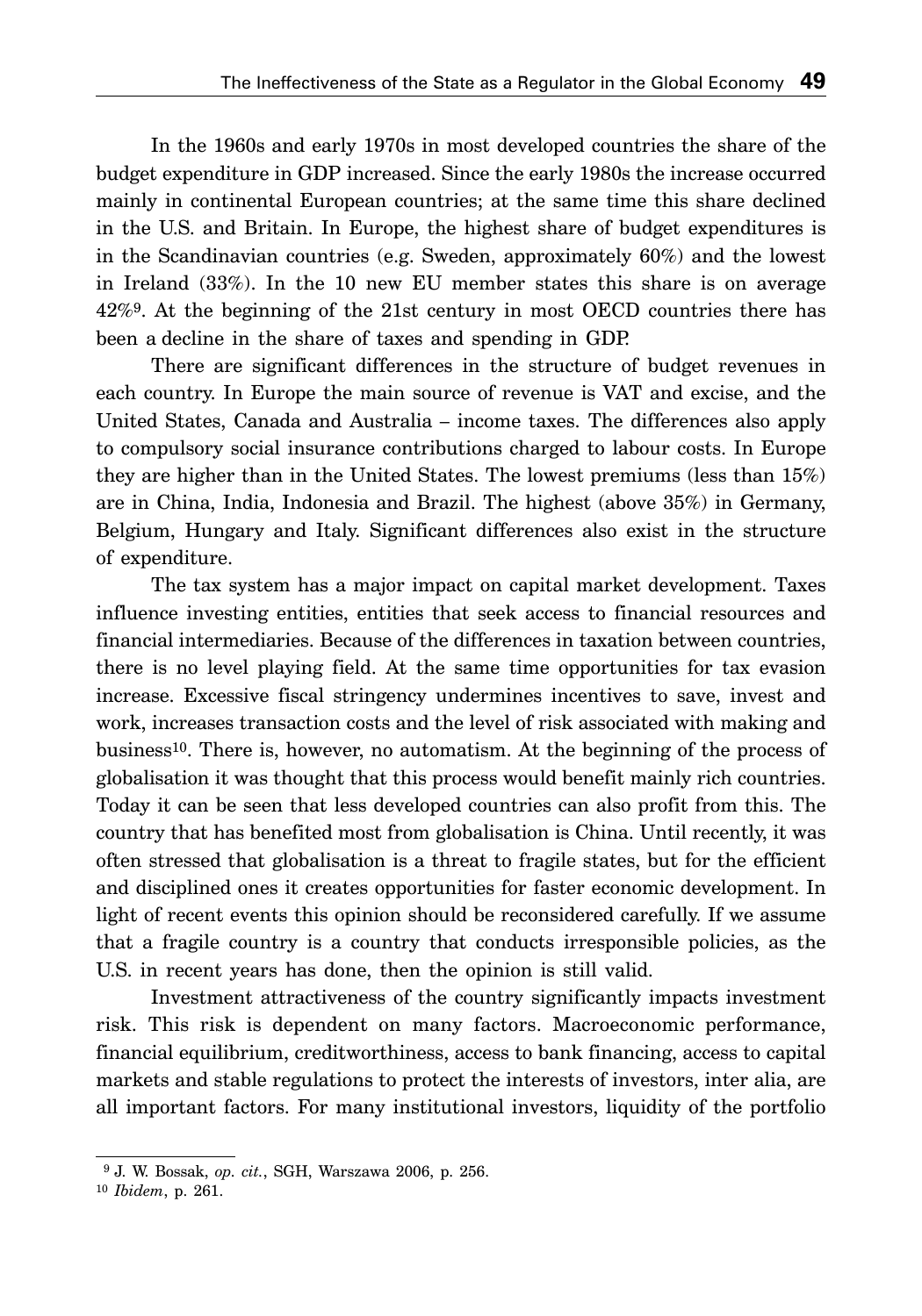In the 1960s and early 1970s in most developed countries the share of the budget expenditure in GDP increased. Since the early 1980s the increase occurred mainly in continental European countries; at the same time this share declined in the U.S. and Britain. In Europe, the highest share of budget expenditures is in the Scandinavian countries (e.g. Sweden, approximately 60%) and the lowest in Ireland (33%). In the 10 new EU member states this share is on average 42%[9]. At the beginning of the 21st century in most OECD countries there has been a decline in the share of taxes and spending in GDP.

There are significant differences in the structure of budget revenues in each country. In Europe the main source of revenue is VAT and excise, and the United States, Canada and Australia – income taxes. The differences also apply to compulsory social insurance contributions charged to labour costs. In Europe they are higher than in the United States. The lowest premiums (less than 15%) are in China, India, Indonesia and Brazil. The highest (above 35%) in Germany, Belgium, Hungary and Italy. Significant differences also exist in the structure of expenditure.

The tax system has a major impact on capital market development. Taxes influence investing entities, entities that seek access to financial resources and financial intermediaries. Because of the differences in taxation between countries, there is no level playing field. At the same time opportunities for tax evasion increase. Excessive fiscal stringency undermines incentives to save, invest and work, increases transaction costs and the level of risk associated with making and business[10]. There is, however, no automatism. At the beginning of the process of globalisation it was thought that this process would benefit mainly rich countries. Today it can be seen that less developed countries can also profit from this. The country that has benefited most from globalisation is China. Until recently, it was often stressed that globalisation is a threat to fragile states, but for the efficient and disciplined ones it creates opportunities for faster economic development. In light of recent events this opinion should be reconsidered carefully. If we assume that a fragile country is a country that conducts irresponsible policies, as the U.S. in recent years has done, then the opinion is still valid.

Investment attractiveness of the country significantly impacts investment risk. This risk is dependent on many factors. Macroeconomic performance, financial equilibrium, creditworthiness, access to bank financing, access to capital markets and stable regulations to protect the interests of investors, inter alia, are all important factors. For many institutional investors, liquidity of the portfolio

---

[9] J. W. Bossak, *op. cit.*, SGH, Warszawa 2006, p. 256.

[10] *Ibidem*, p. 261.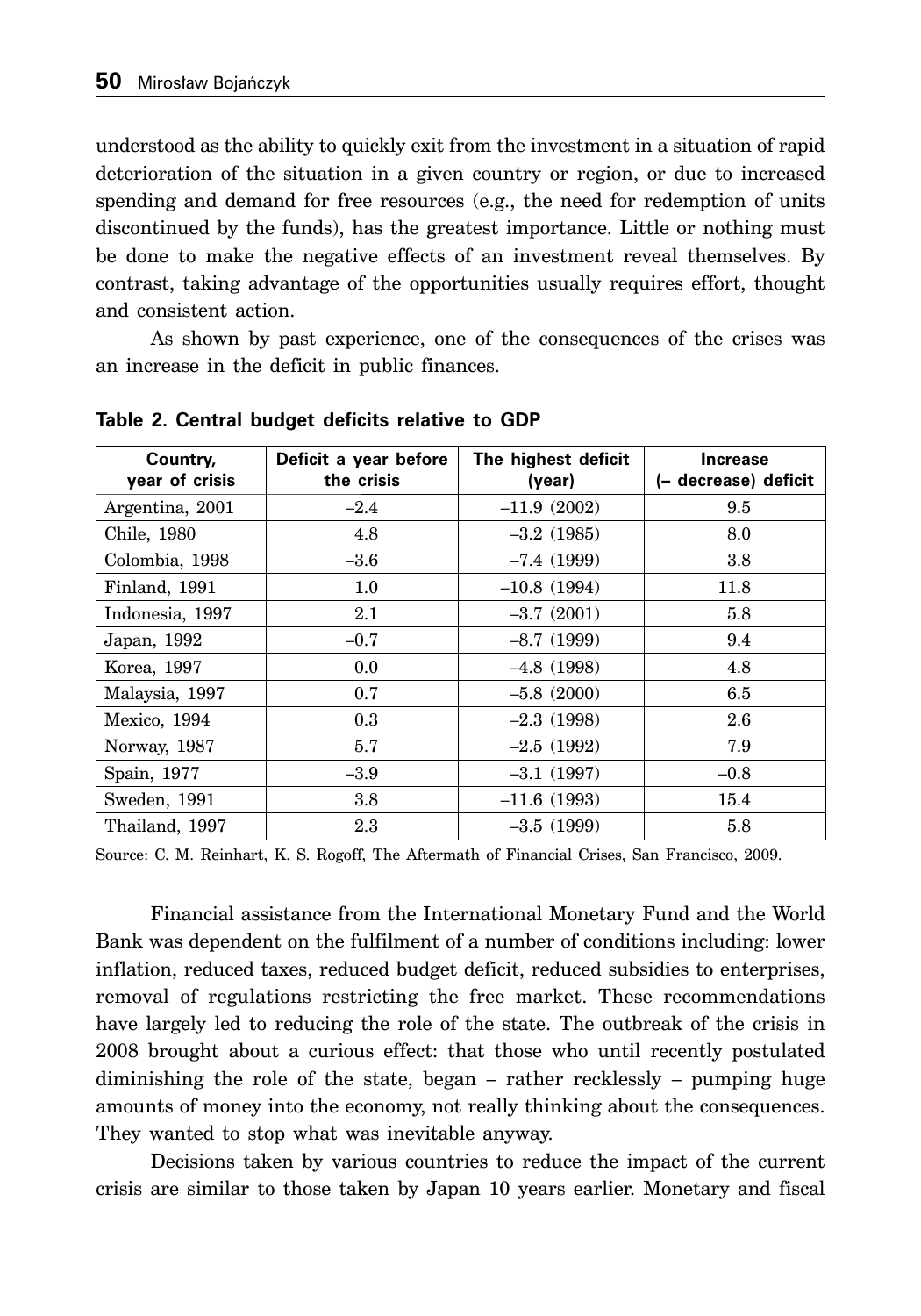understood as the ability to quickly exit from the investment in a situation of rapid deterioration of the situation in a given country or region, or due to increased spending and demand for free resources (e.g., the need for redemption of units discontinued by the funds), has the greatest importance. Little or nothing must be done to make the negative effects of an investment reveal themselves. By contrast, taking advantage of the opportunities usually requires effort, thought and consistent action.

As shown by past experience, one of the consequences of the crises was an increase in the deficit in public finances.

**Table 2. Central budget deficits relative to GDP**

| Country, year of crisis | Deficit a year before the crisis | The highest deficit (year) | Increase (– decrease) deficit |
|---|---|---|---|
| Argentina, 2001 | –2.4 | –11.9 (2002) | 9.5 |
| Chile, 1980 | 4.8 | –3.2 (1985) | 8.0 |
| Colombia, 1998 | –3.6 | –7.4 (1999) | 3.8 |
| Finland, 1991 | 1.0 | –10.8 (1994) | 11.8 |
| Indonesia, 1997 | 2.1 | –3.7 (2001) | 5.8 |
| Japan, 1992 | –0.7 | –8.7 (1999) | 9.4 |
| Korea, 1997 | 0.0 | –4.8 (1998) | 4.8 |
| Malaysia, 1997 | 0.7 | –5.8 (2000) | 6.5 |
| Mexico, 1994 | 0.3 | –2.3 (1998) | 2.6 |
| Norway, 1987 | 5.7 | –2.5 (1992) | 7.9 |
| Spain, 1977 | –3.9 | –3.1 (1997) | –0.8 |
| Sweden, 1991 | 3.8 | –11.6 (1993) | 15.4 |
| Thailand, 1997 | 2.3 | –3.5 (1999) | 5.8 |

Source: C. M. Reinhart, K. S. Rogoff, The Aftermath of Financial Crises, San Francisco, 2009.

Financial assistance from the International Monetary Fund and the World Bank was dependent on the fulfilment of a number of conditions including: lower inflation, reduced taxes, reduced budget deficit, reduced subsidies to enterprises, removal of regulations restricting the free market. These recommendations have largely led to reducing the role of the state. The outbreak of the crisis in 2008 brought about a curious effect: that those who until recently postulated diminishing the role of the state, began – rather recklessly – pumping huge amounts of money into the economy, not really thinking about the consequences. They wanted to stop what was inevitable anyway.

Decisions taken by various countries to reduce the impact of the current crisis are similar to those taken by Japan 10 years earlier. Monetary and fiscal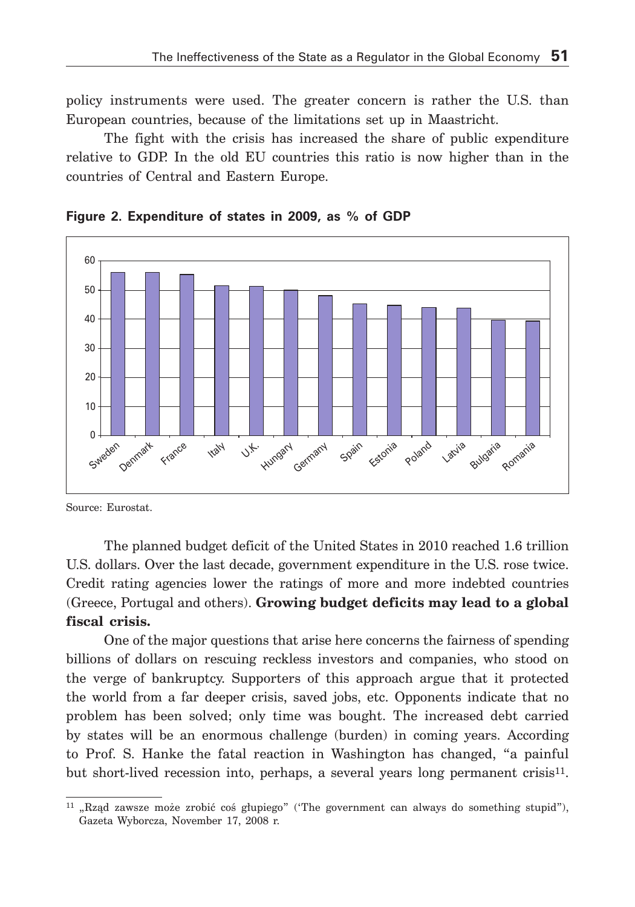policy instruments were used. The greater concern is rather the U.S. than European countries, because of the limitations set up in Maastricht.

The fight with the crisis has increased the share of public expenditure relative to GDP. In the old EU countries this ratio is now higher than in the countries of Central and Eastern Europe.

**Figure 2. Expenditure of states in 2009, as % of GDP**

Source: Eurostat.

The planned budget deficit of the United States in 2010 reached 1.6 trillion U.S. dollars. Over the last decade, government expenditure in the U.S. rose twice. Credit rating agencies lower the ratings of more and more indebted countries (Greece, Portugal and others). **Growing budget deficits may lead to a global fiscal crisis.**

One of the major questions that arise here concerns the fairness of spending billions of dollars on rescuing reckless investors and companies, who stood on the verge of bankruptcy. Supporters of this approach argue that it protected the world from a far deeper crisis, saved jobs, etc. Opponents indicate that no problem has been solved; only time was bought. The increased debt carried by states will be an enormous challenge (burden) in coming years. According to Prof. S. Hanke the fatal reaction in Washington has changed, "a painful but short-lived recession into, perhaps, a several years long permanent crisis[11].

---

[11] „Rząd zawsze może zrobić coś głupiego" ('The government can always do something stupid"), Gazeta Wyborcza, November 17, 2008 r.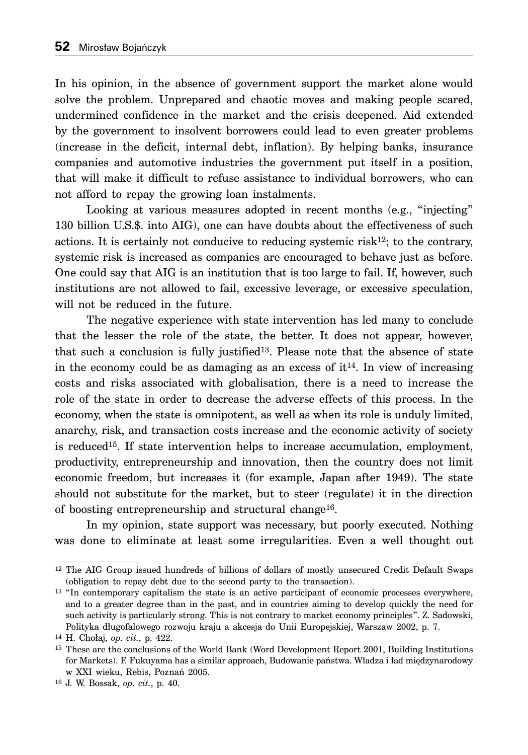In his opinion, in the absence of government support the market alone would solve the problem. Unprepared and chaotic moves and making people scared, undermined confidence in the market and the crisis deepened. Aid extended by the government to insolvent borrowers could lead to even greater problems (increase in the deficit, internal debt, inflation). By helping banks, insurance companies and automotive industries the government put itself in a position, that will make it difficult to refuse assistance to individual borrowers, who can not afford to repay the growing loan instalments.

Looking at various measures adopted in recent months (e.g., "injecting" 130 billion U.S.$. into AIG), one can have doubts about the effectiveness of such actions. It is certainly not conducive to reducing systemic risk[12]; to the contrary, systemic risk is increased as companies are encouraged to behave just as before. One could say that AIG is an institution that is too large to fail. If, however, such institutions are not allowed to fail, excessive leverage, or excessive speculation, will not be reduced in the future.

The negative experience with state intervention has led many to conclude that the lesser the role of the state, the better. It does not appear, however, that such a conclusion is fully justified[13]. Please note that the absence of state in the economy could be as damaging as an excess of it[14]. In view of increasing costs and risks associated with globalisation, there is a need to increase the role of the state in order to decrease the adverse effects of this process. In the economy, when the state is omnipotent, as well as when its role is unduly limited, anarchy, risk, and transaction costs increase and the economic activity of society is reduced[15]. If state intervention helps to increase accumulation, employment, productivity, entrepreneurship and innovation, then the country does not limit economic freedom, but increases it (for example, Japan after 1949). The state should not substitute for the market, but to steer (regulate) it in the direction of boosting entrepreneurship and structural change[16].

In my opinion, state support was necessary, but poorly executed. Nothing was done to eliminate at least some irregularities. Even a well thought out

---

[12] The AIG Group issued hundreds of billions of dollars of mostly unsecured Credit Default Swaps (obligation to repay debt due to the second party to the transaction).

[13] "In contemporary capitalism the state is an active participant of economic processes everywhere, and to a greater degree than in the past, and in countries aiming to develop quickly the need for such activity is particularly strong. This is not contrary to market economy principles". Z. Sadowski, Polityka długofalowego rozwoju kraju a akcesja do Unii Europejskiej, Warszaw 2002, p. 7.

[14] H. Chołaj, *op. cit.*, p. 422.

[15] These are the conclusions of the World Bank (Word Development Report 2001, Building Institutions for Markets). F. Fukuyama has a similar approach, Budowanie państwa. Władza i ład międzynarodowy w XXI wieku, Rebis, Poznań 2005.

[16] J. W. Bossak, *op. cit.*, p. 40.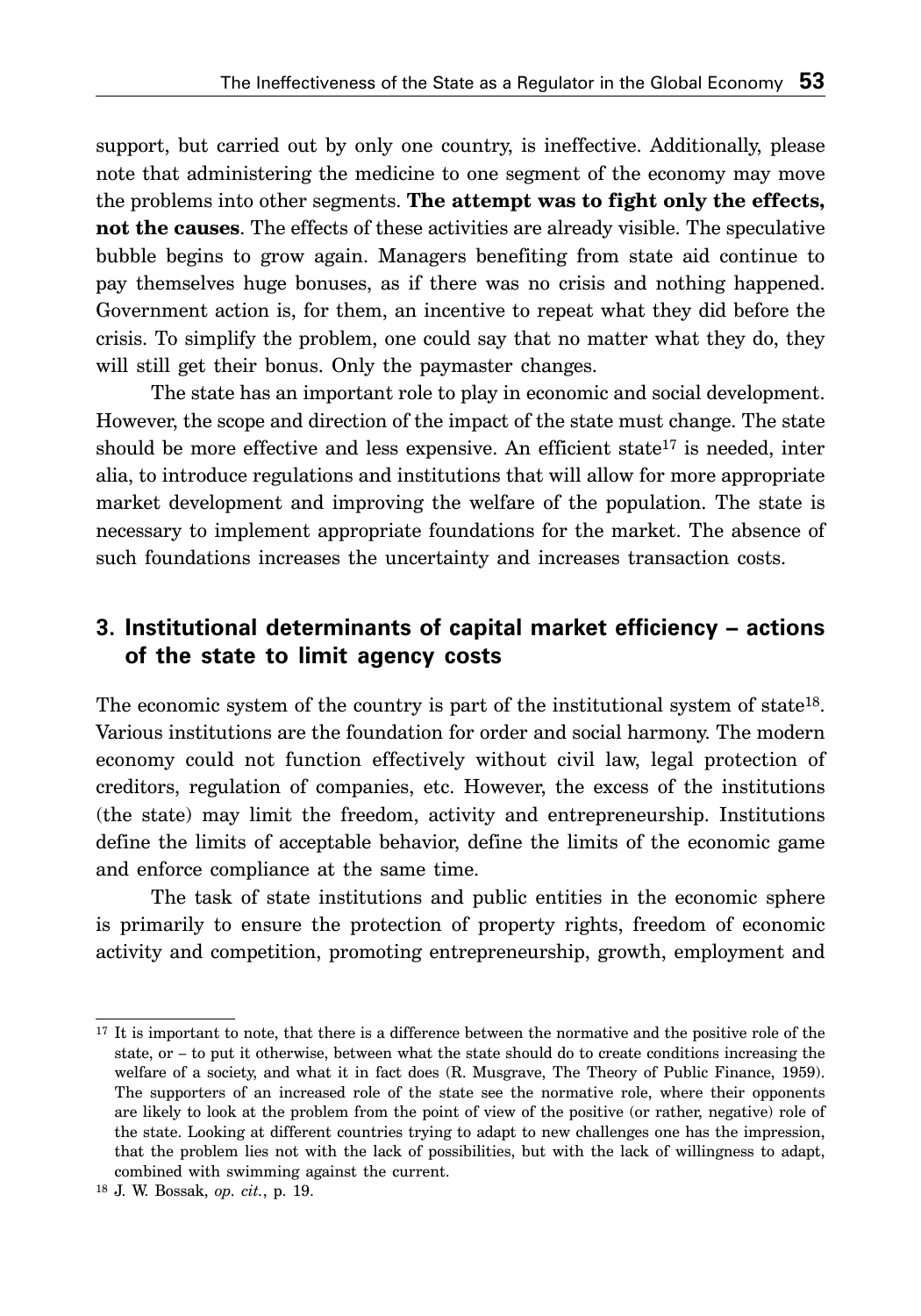support, but carried out by only one country, is ineffective. Additionally, please note that administering the medicine to one segment of the economy may move the problems into other segments. **The attempt was to fight only the effects, not the causes**. The effects of these activities are already visible. The speculative bubble begins to grow again. Managers benefiting from state aid continue to pay themselves huge bonuses, as if there was no crisis and nothing happened. Government action is, for them, an incentive to repeat what they did before the crisis. To simplify the problem, one could say that no matter what they do, they will still get their bonus. Only the paymaster changes.

The state has an important role to play in economic and social development. However, the scope and direction of the impact of the state must change. The state should be more effective and less expensive. An efficient state[17] is needed, inter alia, to introduce regulations and institutions that will allow for more appropriate market development and improving the welfare of the population. The state is necessary to implement appropriate foundations for the market. The absence of such foundations increases the uncertainty and increases transaction costs.

## 3. Institutional determinants of capital market efficiency – actions of the state to limit agency costs

The economic system of the country is part of the institutional system of state[18]. Various institutions are the foundation for order and social harmony. The modern economy could not function effectively without civil law, legal protection of creditors, regulation of companies, etc. However, the excess of the institutions (the state) may limit the freedom, activity and entrepreneurship. Institutions define the limits of acceptable behavior, define the limits of the economic game and enforce compliance at the same time.

The task of state institutions and public entities in the economic sphere is primarily to ensure the protection of property rights, freedom of economic activity and competition, promoting entrepreneurship, growth, employment and

---

[17] It is important to note, that there is a difference between the normative and the positive role of the state, or – to put it otherwise, between what the state should do to create conditions increasing the welfare of a society, and what it in fact does (R. Musgrave, The Theory of Public Finance, 1959). The supporters of an increased role of the state see the normative role, where their opponents are likely to look at the problem from the point of view of the positive (or rather, negative) role of the state. Looking at different countries trying to adapt to new challenges one has the impression, that the problem lies not with the lack of possibilities, but with the lack of willingness to adapt, combined with swimming against the current.

[18] J. W. Bossak, *op. cit.*, p. 19.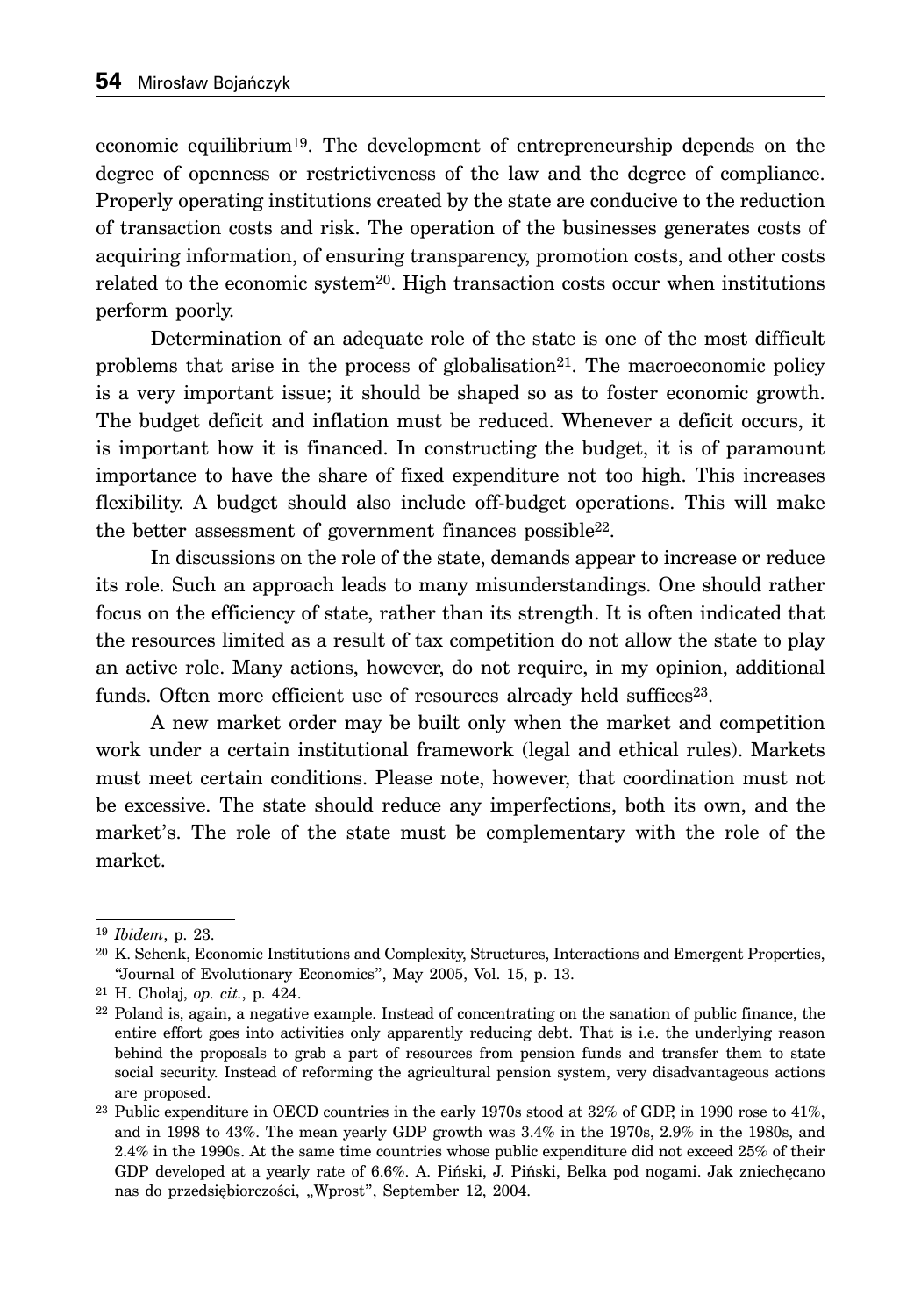economic equilibrium[19]. The development of entrepreneurship depends on the degree of openness or restrictiveness of the law and the degree of compliance. Properly operating institutions created by the state are conducive to the reduction of transaction costs and risk. The operation of the businesses generates costs of acquiring information, of ensuring transparency, promotion costs, and other costs related to the economic system[20]. High transaction costs occur when institutions perform poorly.

Determination of an adequate role of the state is one of the most difficult problems that arise in the process of globalisation[21]. The macroeconomic policy is a very important issue; it should be shaped so as to foster economic growth. The budget deficit and inflation must be reduced. Whenever a deficit occurs, it is important how it is financed. In constructing the budget, it is of paramount importance to have the share of fixed expenditure not too high. This increases flexibility. A budget should also include off-budget operations. This will make the better assessment of government finances possible[22].

In discussions on the role of the state, demands appear to increase or reduce its role. Such an approach leads to many misunderstandings. One should rather focus on the efficiency of state, rather than its strength. It is often indicated that the resources limited as a result of tax competition do not allow the state to play an active role. Many actions, however, do not require, in my opinion, additional funds. Often more efficient use of resources already held suffices[23].

A new market order may be built only when the market and competition work under a certain institutional framework (legal and ethical rules). Markets must meet certain conditions. Please note, however, that coordination must not be excessive. The state should reduce any imperfections, both its own, and the market's. The role of the state must be complementary with the role of the market.

---

[19] *Ibidem*, p. 23.

[20] K. Schenk, Economic Institutions and Complexity, Structures, Interactions and Emergent Properties, "Journal of Evolutionary Economics", May 2005, Vol. 15, p. 13.

[21] H. Chołaj, *op. cit.*, p. 424.

[22] Poland is, again, a negative example. Instead of concentrating on the sanation of public finance, the entire effort goes into activities only apparently reducing debt. That is i.e. the underlying reason behind the proposals to grab a part of resources from pension funds and transfer them to state social security. Instead of reforming the agricultural pension system, very disadvantageous actions are proposed.

[23] Public expenditure in OECD countries in the early 1970s stood at 32% of GDP, in 1990 rose to 41%, and in 1998 to 43%. The mean yearly GDP growth was 3.4% in the 1970s, 2.9% in the 1980s, and 2.4% in the 1990s. At the same time countries whose public expenditure did not exceed 25% of their GDP developed at a yearly rate of 6.6%. A. Piński, J. Piński, Belka pod nogami. Jak zniechęcano nas do przedsiębiorczości, „Wprost", September 12, 2004.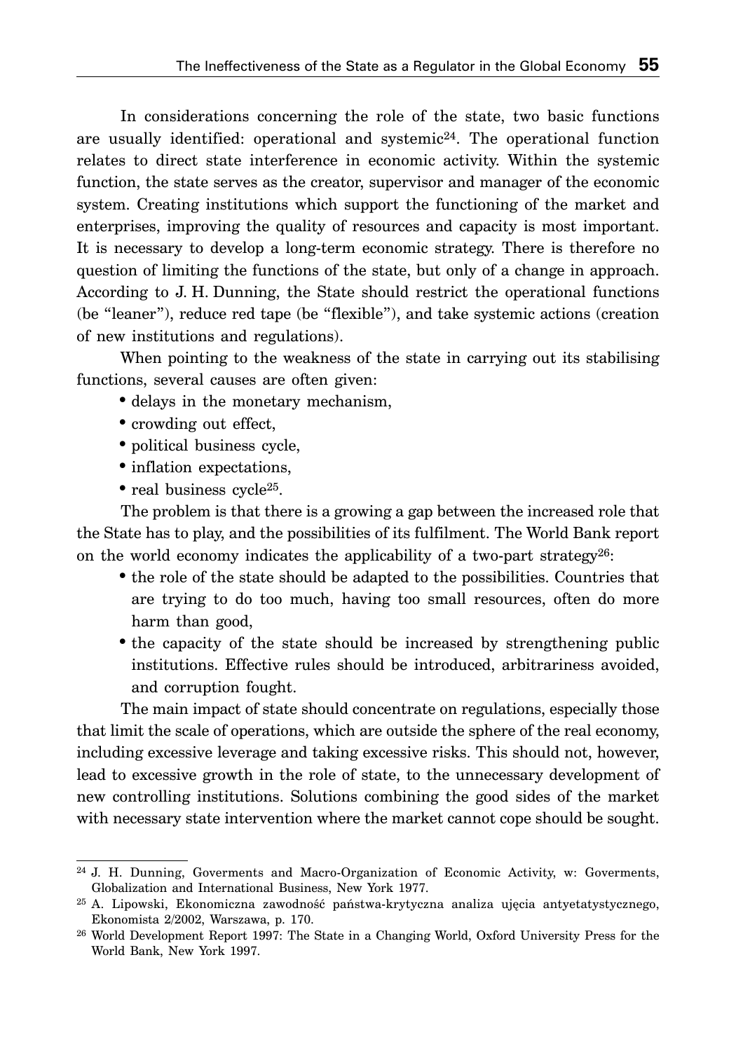In considerations concerning the role of the state, two basic functions are usually identified: operational and systemic[24]. The operational function relates to direct state interference in economic activity. Within the systemic function, the state serves as the creator, supervisor and manager of the economic system. Creating institutions which support the functioning of the market and enterprises, improving the quality of resources and capacity is most important. It is necessary to develop a long-term economic strategy. There is therefore no question of limiting the functions of the state, but only of a change in approach. According to J. H. Dunning, the State should restrict the operational functions (be "leaner"), reduce red tape (be "flexible"), and take systemic actions (creation of new institutions and regulations).

When pointing to the weakness of the state in carrying out its stabilising functions, several causes are often given:

- delays in the monetary mechanism,
- crowding out effect,
- political business cycle,
- inflation expectations,
- real business cycle[25].

The problem is that there is a growing a gap between the increased role that the State has to play, and the possibilities of its fulfilment. The World Bank report on the world economy indicates the applicability of a two-part strategy[26]:

- the role of the state should be adapted to the possibilities. Countries that are trying to do too much, having too small resources, often do more harm than good,
- the capacity of the state should be increased by strengthening public institutions. Effective rules should be introduced, arbitrariness avoided, and corruption fought.

The main impact of state should concentrate on regulations, especially those that limit the scale of operations, which are outside the sphere of the real economy, including excessive leverage and taking excessive risks. This should not, however, lead to excessive growth in the role of state, to the unnecessary development of new controlling institutions. Solutions combining the good sides of the market with necessary state intervention where the market cannot cope should be sought.

---

[24] J. H. Dunning, Goverments and Macro-Organization of Economic Activity, w: Goverments, Globalization and International Business, New York 1977.

[25] A. Lipowski, Ekonomiczna zawodność państwa-krytyczna analiza ujęcia antyetatystycznego, Ekonomista 2/2002, Warszawa, p. 170.

[26] World Development Report 1997: The State in a Changing World, Oxford University Press for the World Bank, New York 1997.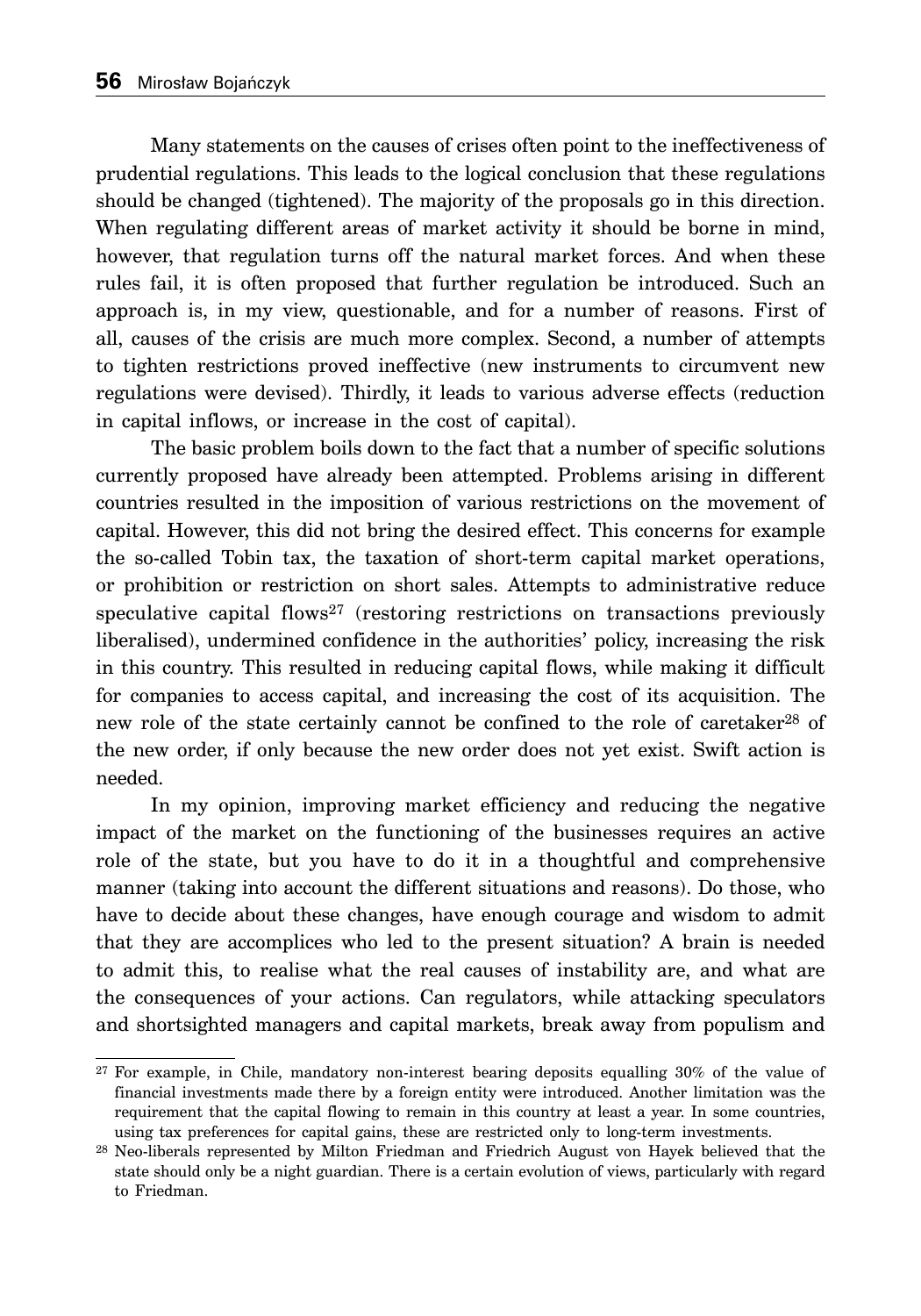Many statements on the causes of crises often point to the ineffectiveness of prudential regulations. This leads to the logical conclusion that these regulations should be changed (tightened). The majority of the proposals go in this direction. When regulating different areas of market activity it should be borne in mind, however, that regulation turns off the natural market forces. And when these rules fail, it is often proposed that further regulation be introduced. Such an approach is, in my view, questionable, and for a number of reasons. First of all, causes of the crisis are much more complex. Second, a number of attempts to tighten restrictions proved ineffective (new instruments to circumvent new regulations were devised). Thirdly, it leads to various adverse effects (reduction in capital inflows, or increase in the cost of capital).

The basic problem boils down to the fact that a number of specific solutions currently proposed have already been attempted. Problems arising in different countries resulted in the imposition of various restrictions on the movement of capital. However, this did not bring the desired effect. This concerns for example the so-called Tobin tax, the taxation of short-term capital market operations, or prohibition or restriction on short sales. Attempts to administrative reduce speculative capital flows[27] (restoring restrictions on transactions previously liberalised), undermined confidence in the authorities' policy, increasing the risk in this country. This resulted in reducing capital flows, while making it difficult for companies to access capital, and increasing the cost of its acquisition. The new role of the state certainly cannot be confined to the role of caretaker[28] of the new order, if only because the new order does not yet exist. Swift action is needed.

In my opinion, improving market efficiency and reducing the negative impact of the market on the functioning of the businesses requires an active role of the state, but you have to do it in a thoughtful and comprehensive manner (taking into account the different situations and reasons). Do those, who have to decide about these changes, have enough courage and wisdom to admit that they are accomplices who led to the present situation? A brain is needed to admit this, to realise what the real causes of instability are, and what are the consequences of your actions. Can regulators, while attacking speculators and shortsighted managers and capital markets, break away from populism and

---

[27] For example, in Chile, mandatory non-interest bearing deposits equalling 30% of the value of financial investments made there by a foreign entity were introduced. Another limitation was the requirement that the capital flowing to remain in this country at least a year. In some countries, using tax preferences for capital gains, these are restricted only to long-term investments.

[28] Neo-liberals represented by Milton Friedman and Friedrich August von Hayek believed that the state should only be a night guardian. There is a certain evolution of views, particularly with regard to Friedman.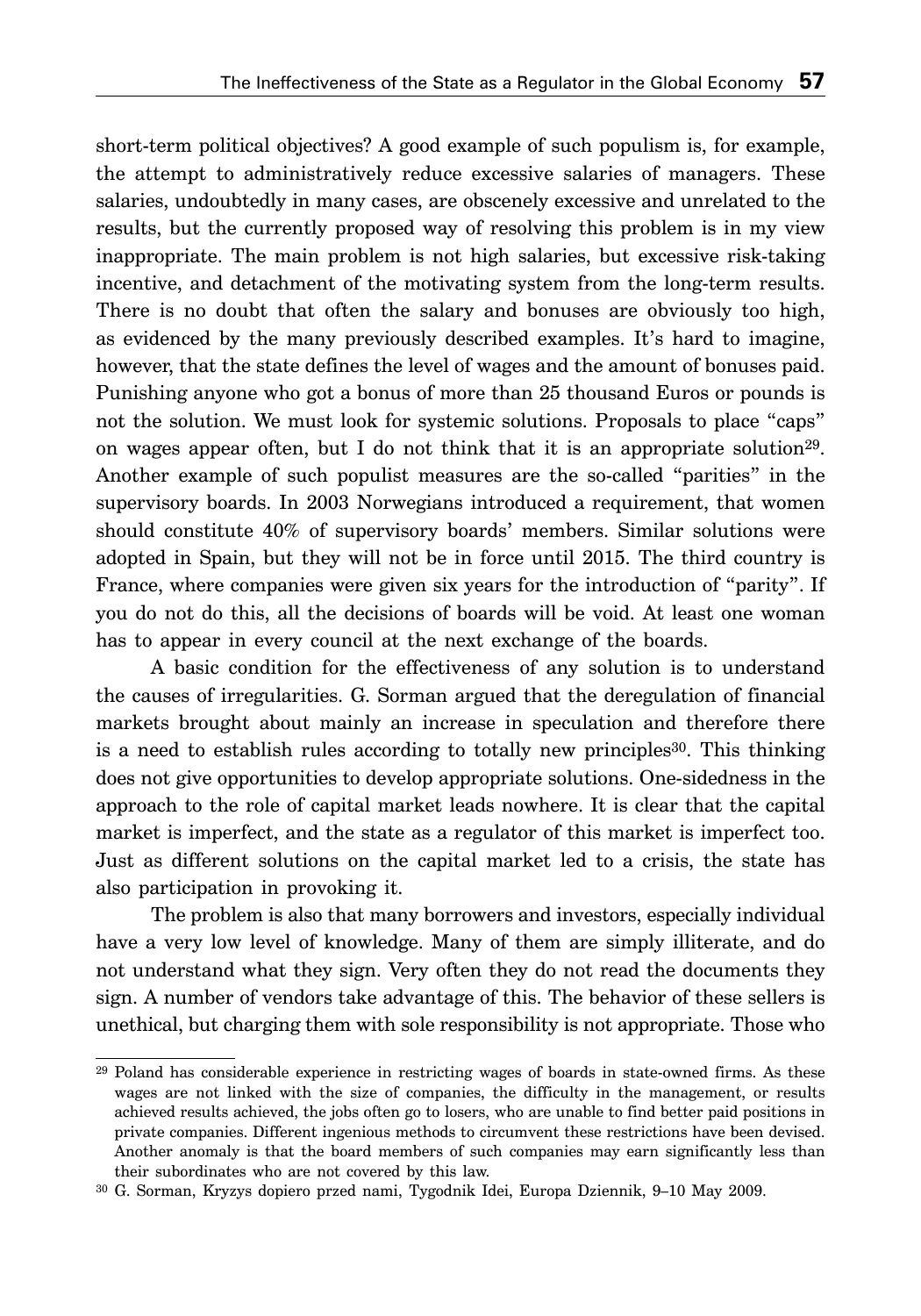short-term political objectives? A good example of such populism is, for example, the attempt to administratively reduce excessive salaries of managers. These salaries, undoubtedly in many cases, are obscenely excessive and unrelated to the results, but the currently proposed way of resolving this problem is in my view inappropriate. The main problem is not high salaries, but excessive risk-taking incentive, and detachment of the motivating system from the long-term results. There is no doubt that often the salary and bonuses are obviously too high, as evidenced by the many previously described examples. It's hard to imagine, however, that the state defines the level of wages and the amount of bonuses paid. Punishing anyone who got a bonus of more than 25 thousand Euros or pounds is not the solution. We must look for systemic solutions. Proposals to place "caps" on wages appear often, but I do not think that it is an appropriate solution[29]. Another example of such populist measures are the so-called "parities" in the supervisory boards. In 2003 Norwegians introduced a requirement, that women should constitute 40% of supervisory boards' members. Similar solutions were adopted in Spain, but they will not be in force until 2015. The third country is France, where companies were given six years for the introduction of "parity". If you do not do this, all the decisions of boards will be void. At least one woman has to appear in every council at the next exchange of the boards.

A basic condition for the effectiveness of any solution is to understand the causes of irregularities. G. Sorman argued that the deregulation of financial markets brought about mainly an increase in speculation and therefore there is a need to establish rules according to totally new principles[30]. This thinking does not give opportunities to develop appropriate solutions. One-sidedness in the approach to the role of capital market leads nowhere. It is clear that the capital market is imperfect, and the state as a regulator of this market is imperfect too. Just as different solutions on the capital market led to a crisis, the state has also participation in provoking it.

The problem is also that many borrowers and investors, especially individual have a very low level of knowledge. Many of them are simply illiterate, and do not understand what they sign. Very often they do not read the documents they sign. A number of vendors take advantage of this. The behavior of these sellers is unethical, but charging them with sole responsibility is not appropriate. Those who

---

[29] Poland has considerable experience in restricting wages of boards in state-owned firms. As these wages are not linked with the size of companies, the difficulty in the management, or results achieved results achieved, the jobs often go to losers, who are unable to find better paid positions in private companies. Different ingenious methods to circumvent these restrictions have been devised. Another anomaly is that the board members of such companies may earn significantly less than their subordinates who are not covered by this law.

[30] G. Sorman, Kryzys dopiero przed nami, Tygodnik Idei, Europa Dziennik, 9–10 May 2009.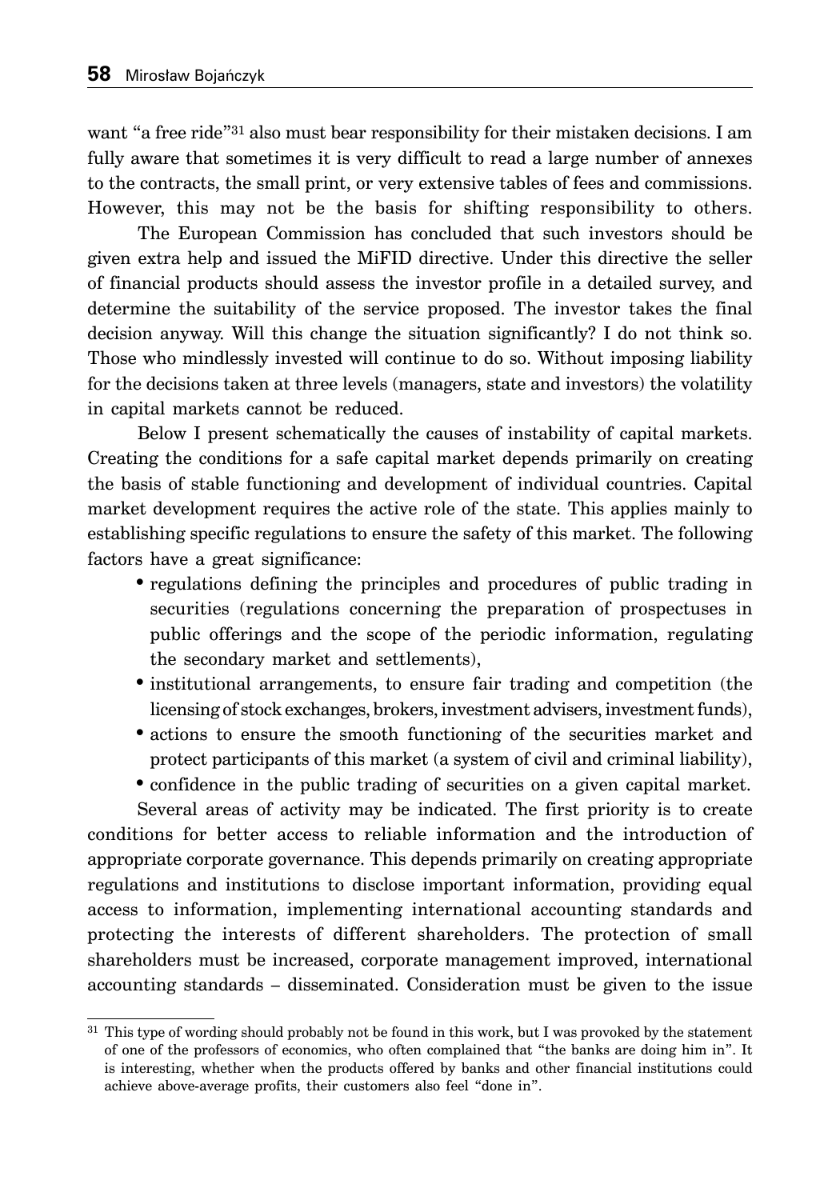want "a free ride"[31] also must bear responsibility for their mistaken decisions. I am fully aware that sometimes it is very difficult to read a large number of annexes to the contracts, the small print, or very extensive tables of fees and commissions. However, this may not be the basis for shifting responsibility to others.

The European Commission has concluded that such investors should be given extra help and issued the MiFID directive. Under this directive the seller of financial products should assess the investor profile in a detailed survey, and determine the suitability of the service proposed. The investor takes the final decision anyway. Will this change the situation significantly? I do not think so. Those who mindlessly invested will continue to do so. Without imposing liability for the decisions taken at three levels (managers, state and investors) the volatility in capital markets cannot be reduced.

Below I present schematically the causes of instability of capital markets. Creating the conditions for a safe capital market depends primarily on creating the basis of stable functioning and development of individual countries. Capital market development requires the active role of the state. This applies mainly to establishing specific regulations to ensure the safety of this market. The following factors have a great significance:

- regulations defining the principles and procedures of public trading in securities (regulations concerning the preparation of prospectuses in public offerings and the scope of the periodic information, regulating the secondary market and settlements),
- institutional arrangements, to ensure fair trading and competition (the licensing of stock exchanges, brokers, investment advisers, investment funds),
- actions to ensure the smooth functioning of the securities market and protect participants of this market (a system of civil and criminal liability),
- confidence in the public trading of securities on a given capital market.

Several areas of activity may be indicated. The first priority is to create conditions for better access to reliable information and the introduction of appropriate corporate governance. This depends primarily on creating appropriate regulations and institutions to disclose important information, providing equal access to information, implementing international accounting standards and protecting the interests of different shareholders. The protection of small shareholders must be increased, corporate management improved, international accounting standards – disseminated. Consideration must be given to the issue

[31] This type of wording should probably not be found in this work, but I was provoked by the statement of one of the professors of economics, who often complained that "the banks are doing him in". It is interesting, whether when the products offered by banks and other financial institutions could achieve above-average profits, their customers also feel "done in".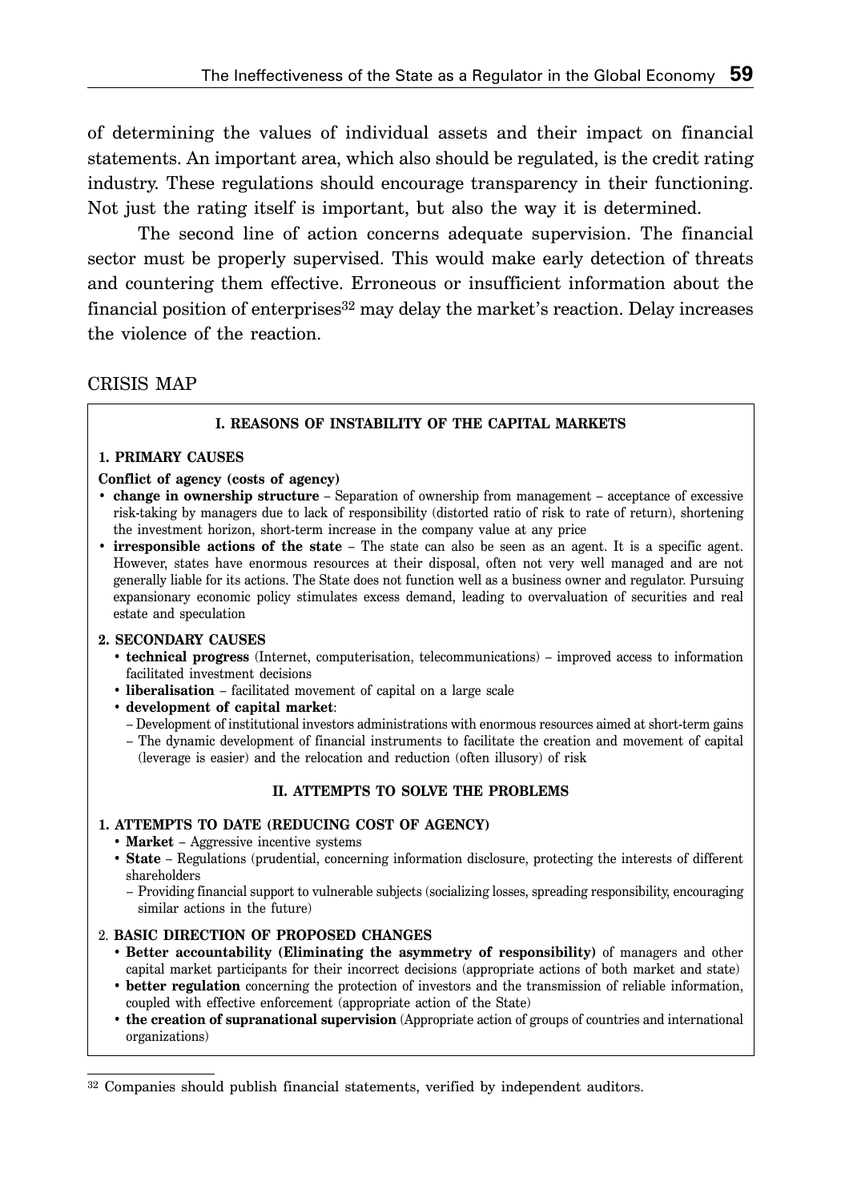of determining the values of individual assets and their impact on financial statements. An important area, which also should be regulated, is the credit rating industry. These regulations should encourage transparency in their functioning. Not just the rating itself is important, but also the way it is determined.

The second line of action concerns adequate supervision. The financial sector must be properly supervised. This would make early detection of threats and countering them effective. Erroneous or insufficient information about the financial position of enterprises[32] may delay the market's reaction. Delay increases the violence of the reaction.

## CRISIS MAP

### I. REASONS OF INSTABILITY OF THE CAPITAL MARKETS

**1. PRIMARY CAUSES**

**Conflict of agency (costs of agency)**

- **change in ownership structure** – Separation of ownership from management – acceptance of excessive risk-taking by managers due to lack of responsibility (distorted ratio of risk to rate of return), shortening the investment horizon, short-term increase in the company value at any price
- **irresponsible actions of the state** – The state can also be seen as an agent. It is a specific agent. However, states have enormous resources at their disposal, often not very well managed and are not generally liable for its actions. The State does not function well as a business owner and regulator. Pursuing expansionary economic policy stimulates excess demand, leading to overvaluation of securities and real estate and speculation

**2. SECONDARY CAUSES**

- **technical progress** (Internet, computerisation, telecommunications) – improved access to information facilitated investment decisions
- **liberalisation** – facilitated movement of capital on a large scale
- **development of capital market**:
  - Development of institutional investors administrations with enormous resources aimed at short-term gains
  - The dynamic development of financial instruments to facilitate the creation and movement of capital (leverage is easier) and the relocation and reduction (often illusory) of risk

### II. ATTEMPTS TO SOLVE THE PROBLEMS

**1. ATTEMPTS TO DATE (REDUCING COST OF AGENCY)**

- **Market** – Aggressive incentive systems
- **State** – Regulations (prudential, concerning information disclosure, protecting the interests of different shareholders
  - Providing financial support to vulnerable subjects (socializing losses, spreading responsibility, encouraging similar actions in the future)

2. **BASIC DIRECTION OF PROPOSED CHANGES**

- **Better accountability (Eliminating the asymmetry of responsibility)** of managers and other capital market participants for their incorrect decisions (appropriate actions of both market and state)
- **better regulation** concerning the protection of investors and the transmission of reliable information, coupled with effective enforcement (appropriate action of the State)
- **the creation of supranational supervision** (Appropriate action of groups of countries and international organizations)

---

[32] Companies should publish financial statements, verified by independent auditors.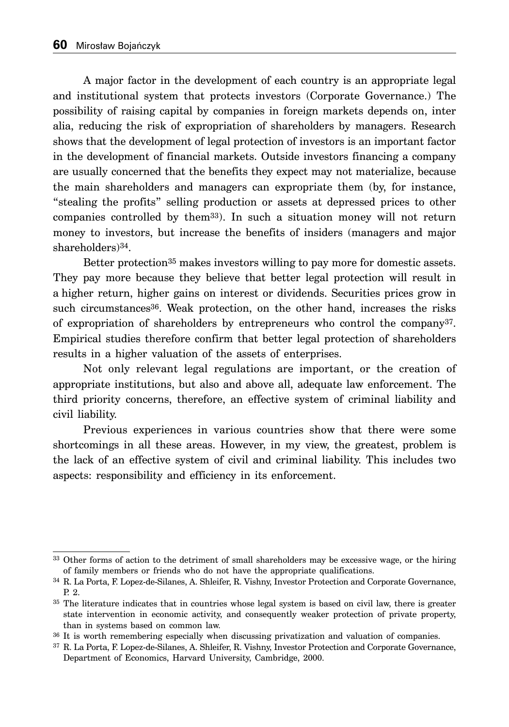A major factor in the development of each country is an appropriate legal and institutional system that protects investors (Corporate Governance.) The possibility of raising capital by companies in foreign markets depends on, inter alia, reducing the risk of expropriation of shareholders by managers. Research shows that the development of legal protection of investors is an important factor in the development of financial markets. Outside investors financing a company are usually concerned that the benefits they expect may not materialize, because the main shareholders and managers can expropriate them (by, for instance, "stealing the profits" selling production or assets at depressed prices to other companies controlled by them[33]). In such a situation money will not return money to investors, but increase the benefits of insiders (managers and major shareholders)[34].

Better protection[35] makes investors willing to pay more for domestic assets. They pay more because they believe that better legal protection will result in a higher return, higher gains on interest or dividends. Securities prices grow in such circumstances[36]. Weak protection, on the other hand, increases the risks of expropriation of shareholders by entrepreneurs who control the company[37]. Empirical studies therefore confirm that better legal protection of shareholders results in a higher valuation of the assets of enterprises.

Not only relevant legal regulations are important, or the creation of appropriate institutions, but also and above all, adequate law enforcement. The third priority concerns, therefore, an effective system of criminal liability and civil liability.

Previous experiences in various countries show that there were some shortcomings in all these areas. However, in my view, the greatest, problem is the lack of an effective system of civil and criminal liability. This includes two aspects: responsibility and efficiency in its enforcement.

---

[33] Other forms of action to the detriment of small shareholders may be excessive wage, or the hiring of family members or friends who do not have the appropriate qualifications.

[34] R. La Porta, F. Lopez-de-Silanes, A. Shleifer, R. Vishny, Investor Protection and Corporate Governance, P. 2.

[35] The literature indicates that in countries whose legal system is based on civil law, there is greater state intervention in economic activity, and consequently weaker protection of private property, than in systems based on common law.

[36] It is worth remembering especially when discussing privatization and valuation of companies.

[37] R. La Porta, F. Lopez-de-Silanes, A. Shleifer, R. Vishny, Investor Protection and Corporate Governance, Department of Economics, Harvard University, Cambridge, 2000.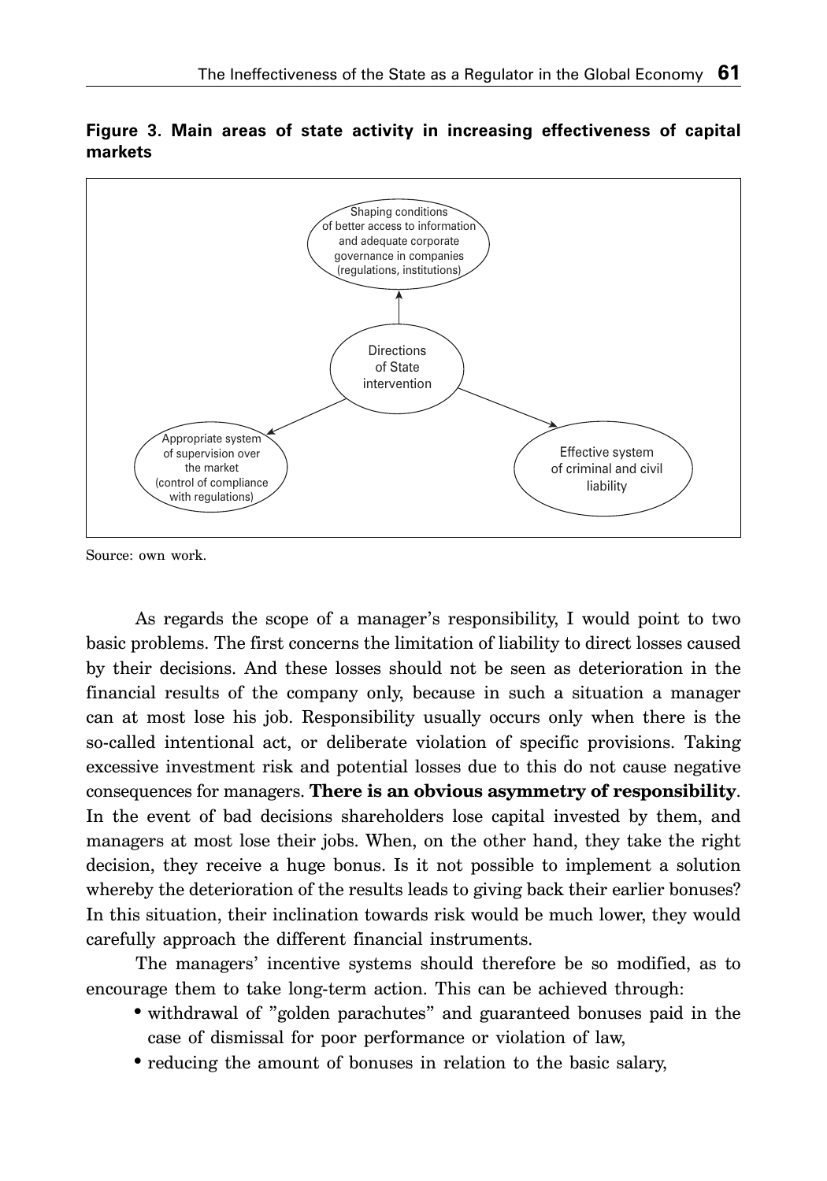**Figure 3. Main areas of state activity in increasing effectiveness of capital markets**

Directions of State intervention:

- Shaping conditions of better access to information and adequate corporate governance in companies (regulations, institutions)
- Appropriate system of supervision over the market (control of compliance with regulations)
- Effective system of criminal and civil liability

Source: own work.

As regards the scope of a manager's responsibility, I would point to two basic problems. The first concerns the limitation of liability to direct losses caused by their decisions. And these losses should not be seen as deterioration in the financial results of the company only, because in such a situation a manager can at most lose his job. Responsibility usually occurs only when there is the so-called intentional act, or deliberate violation of specific provisions. Taking excessive investment risk and potential losses due to this do not cause negative consequences for managers. **There is an obvious asymmetry of responsibility**. In the event of bad decisions shareholders lose capital invested by them, and managers at most lose their jobs. When, on the other hand, they take the right decision, they receive a huge bonus. Is it not possible to implement a solution whereby the deterioration of the results leads to giving back their earlier bonuses? In this situation, their inclination towards risk would be much lower, they would carefully approach the different financial instruments.

The managers' incentive systems should therefore be so modified, as to encourage them to take long-term action. This can be achieved through:

- withdrawal of "golden parachutes" and guaranteed bonuses paid in the case of dismissal for poor performance or violation of law,
- reducing the amount of bonuses in relation to the basic salary,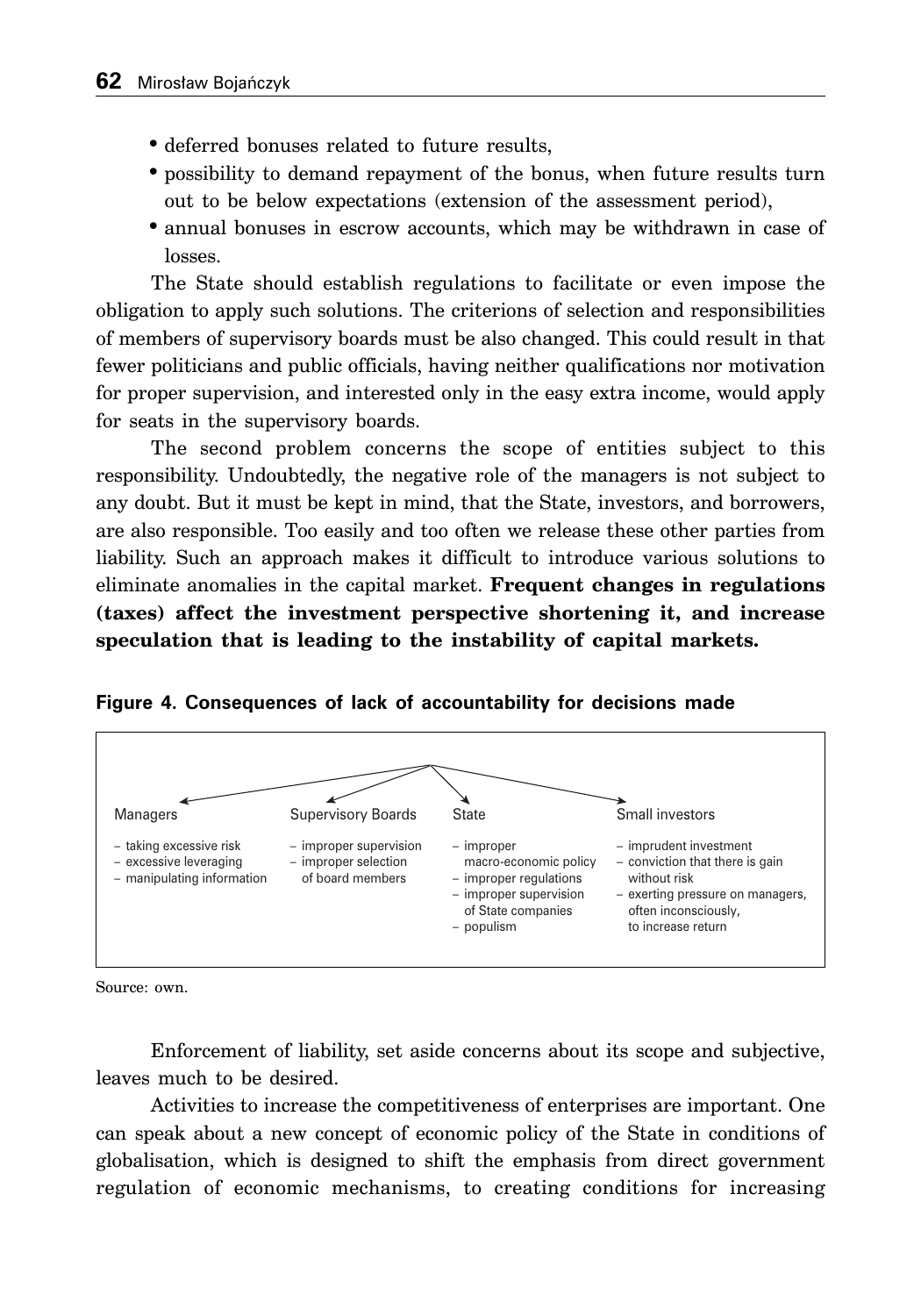- deferred bonuses related to future results,
- possibility to demand repayment of the bonus, when future results turn out to be below expectations (extension of the assessment period),
- annual bonuses in escrow accounts, which may be withdrawn in case of losses.

The State should establish regulations to facilitate or even impose the obligation to apply such solutions. The criterions of selection and responsibilities of members of supervisory boards must be also changed. This could result in that fewer politicians and public officials, having neither qualifications nor motivation for proper supervision, and interested only in the easy extra income, would apply for seats in the supervisory boards.

The second problem concerns the scope of entities subject to this responsibility. Undoubtedly, the negative role of the managers is not subject to any doubt. But it must be kept in mind, that the State, investors, and borrowers, are also responsible. Too easily and too often we release these other parties from liability. Such an approach makes it difficult to introduce various solutions to eliminate anomalies in the capital market. **Frequent changes in regulations (taxes) affect the investment perspective shortening it, and increase speculation that is leading to the instability of capital markets.**

**Figure 4. Consequences of lack of accountability for decisions made**

| Managers | Supervisory Boards | State | Small investors |
|---|---|---|---|
| – taking excessive risk<br>– excessive leveraging<br>– manipulating information | – improper supervision<br>– improper selection of board members | – improper macro-economic policy<br>– improper regulations<br>– improper supervision of State companies<br>– populism | – imprudent investment<br>– conviction that there is gain without risk<br>– exerting pressure on managers, often inconsciously, to increase return |

Source: own.

Enforcement of liability, set aside concerns about its scope and subjective, leaves much to be desired.

Activities to increase the competitiveness of enterprises are important. One can speak about a new concept of economic policy of the State in conditions of globalisation, which is designed to shift the emphasis from direct government regulation of economic mechanisms, to creating conditions for increasing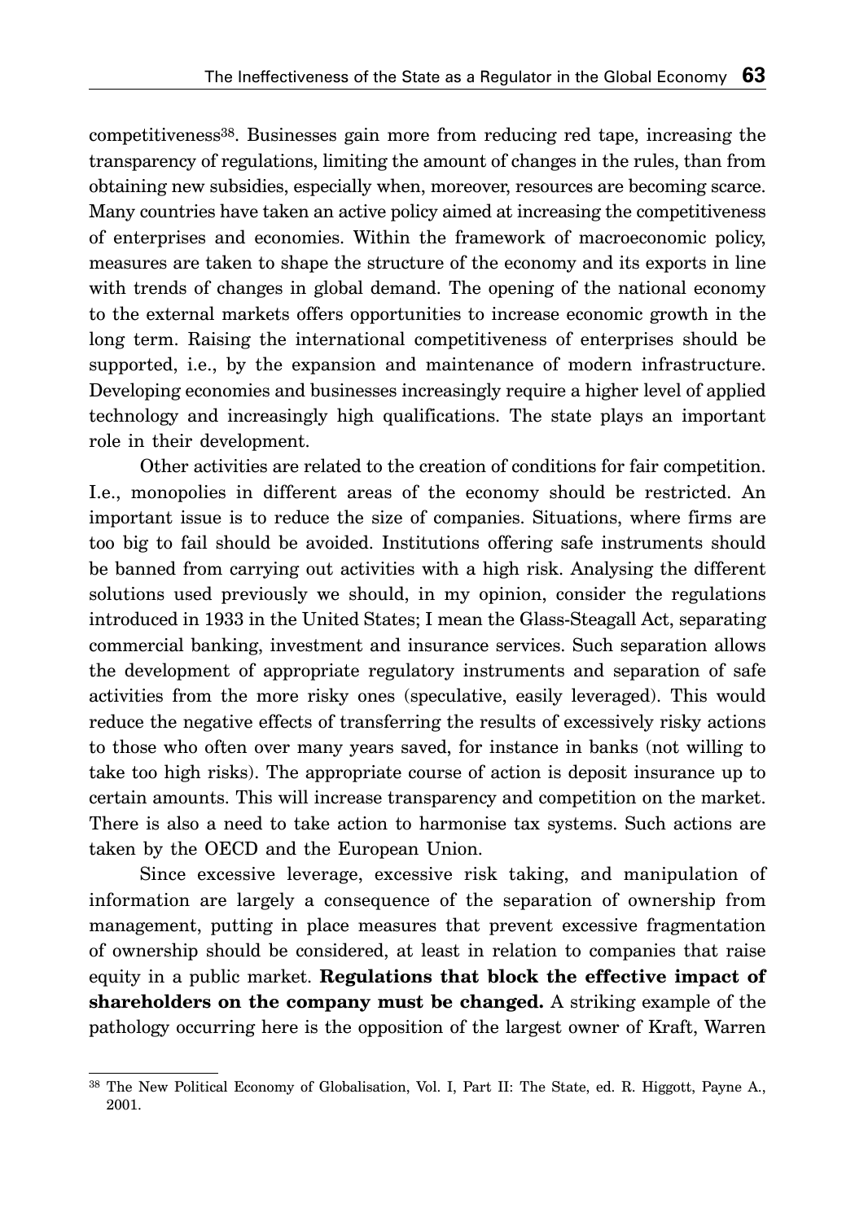competitiveness[38]. Businesses gain more from reducing red tape, increasing the transparency of regulations, limiting the amount of changes in the rules, than from obtaining new subsidies, especially when, moreover, resources are becoming scarce. Many countries have taken an active policy aimed at increasing the competitiveness of enterprises and economies. Within the framework of macroeconomic policy, measures are taken to shape the structure of the economy and its exports in line with trends of changes in global demand. The opening of the national economy to the external markets offers opportunities to increase economic growth in the long term. Raising the international competitiveness of enterprises should be supported, i.e., by the expansion and maintenance of modern infrastructure. Developing economies and businesses increasingly require a higher level of applied technology and increasingly high qualifications. The state plays an important role in their development.

Other activities are related to the creation of conditions for fair competition. I.e., monopolies in different areas of the economy should be restricted. An important issue is to reduce the size of companies. Situations, where firms are too big to fail should be avoided. Institutions offering safe instruments should be banned from carrying out activities with a high risk. Analysing the different solutions used previously we should, in my opinion, consider the regulations introduced in 1933 in the United States; I mean the Glass-Steagall Act, separating commercial banking, investment and insurance services. Such separation allows the development of appropriate regulatory instruments and separation of safe activities from the more risky ones (speculative, easily leveraged). This would reduce the negative effects of transferring the results of excessively risky actions to those who often over many years saved, for instance in banks (not willing to take too high risks). The appropriate course of action is deposit insurance up to certain amounts. This will increase transparency and competition on the market. There is also a need to take action to harmonise tax systems. Such actions are taken by the OECD and the European Union.

Since excessive leverage, excessive risk taking, and manipulation of information are largely a consequence of the separation of ownership from management, putting in place measures that prevent excessive fragmentation of ownership should be considered, at least in relation to companies that raise equity in a public market. **Regulations that block the effective impact of shareholders on the company must be changed.** A striking example of the pathology occurring here is the opposition of the largest owner of Kraft, Warren

---

[38] The New Political Economy of Globalisation, Vol. I, Part II: The State, ed. R. Higgott, Payne A., 2001.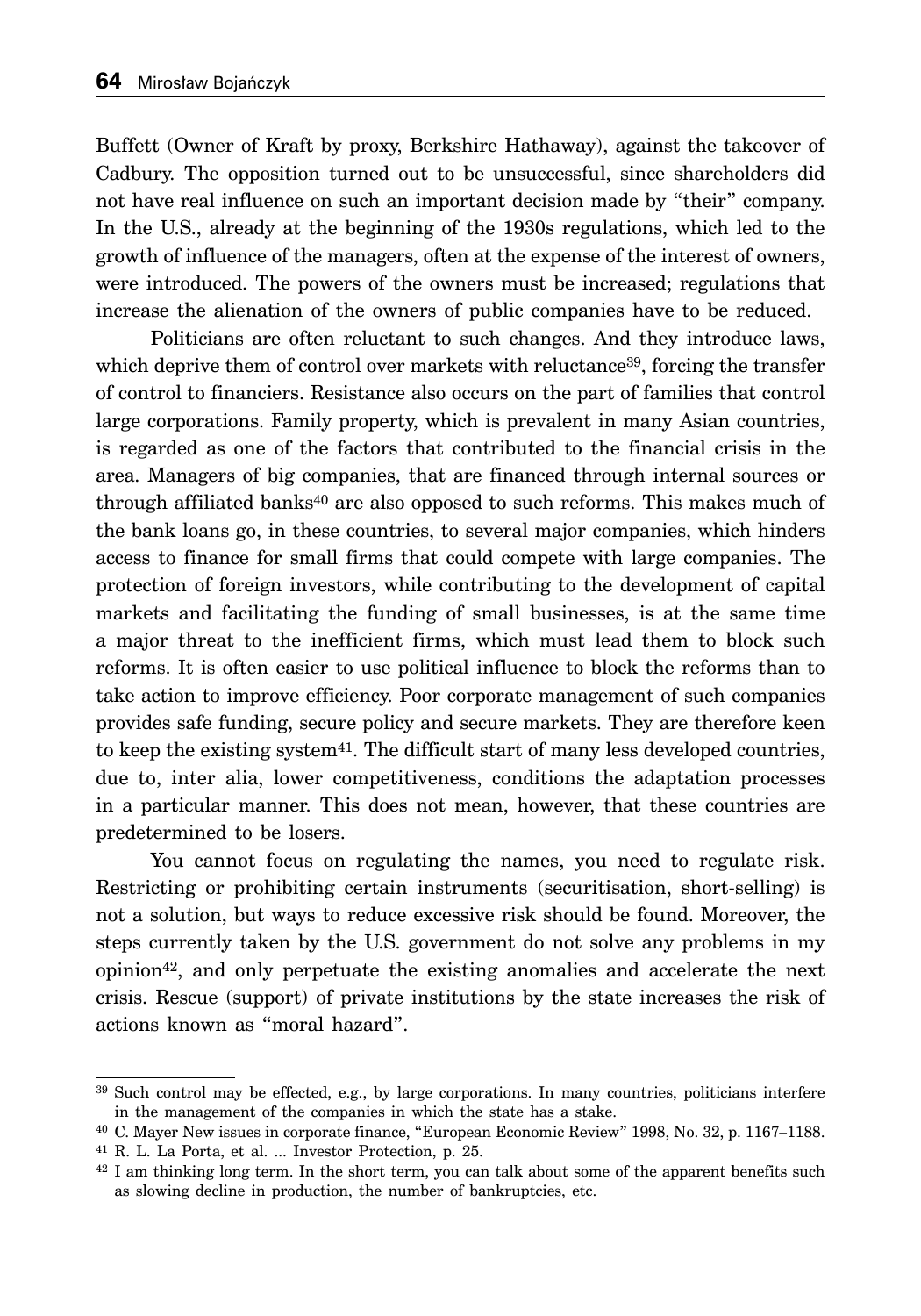Buffett (Owner of Kraft by proxy, Berkshire Hathaway), against the takeover of Cadbury. The opposition turned out to be unsuccessful, since shareholders did not have real influence on such an important decision made by "their" company. In the U.S., already at the beginning of the 1930s regulations, which led to the growth of influence of the managers, often at the expense of the interest of owners, were introduced. The powers of the owners must be increased; regulations that increase the alienation of the owners of public companies have to be reduced.

Politicians are often reluctant to such changes. And they introduce laws, which deprive them of control over markets with reluctance[39], forcing the transfer of control to financiers. Resistance also occurs on the part of families that control large corporations. Family property, which is prevalent in many Asian countries, is regarded as one of the factors that contributed to the financial crisis in the area. Managers of big companies, that are financed through internal sources or through affiliated banks[40] are also opposed to such reforms. This makes much of the bank loans go, in these countries, to several major companies, which hinders access to finance for small firms that could compete with large companies. The protection of foreign investors, while contributing to the development of capital markets and facilitating the funding of small businesses, is at the same time a major threat to the inefficient firms, which must lead them to block such reforms. It is often easier to use political influence to block the reforms than to take action to improve efficiency. Poor corporate management of such companies provides safe funding, secure policy and secure markets. They are therefore keen to keep the existing system[41]. The difficult start of many less developed countries, due to, inter alia, lower competitiveness, conditions the adaptation processes in a particular manner. This does not mean, however, that these countries are predetermined to be losers.

You cannot focus on regulating the names, you need to regulate risk. Restricting or prohibiting certain instruments (securitisation, short-selling) is not a solution, but ways to reduce excessive risk should be found. Moreover, the steps currently taken by the U.S. government do not solve any problems in my opinion[42], and only perpetuate the existing anomalies and accelerate the next crisis. Rescue (support) of private institutions by the state increases the risk of actions known as "moral hazard".

---

[39] Such control may be effected, e.g., by large corporations. In many countries, politicians interfere in the management of the companies in which the state has a stake.

[40] C. Mayer New issues in corporate finance, "European Economic Review" 1998, No. 32, p. 1167–1188.

[41] R. L. La Porta, et al. ... Investor Protection, p. 25.

[42] I am thinking long term. In the short term, you can talk about some of the apparent benefits such as slowing decline in production, the number of bankruptcies, etc.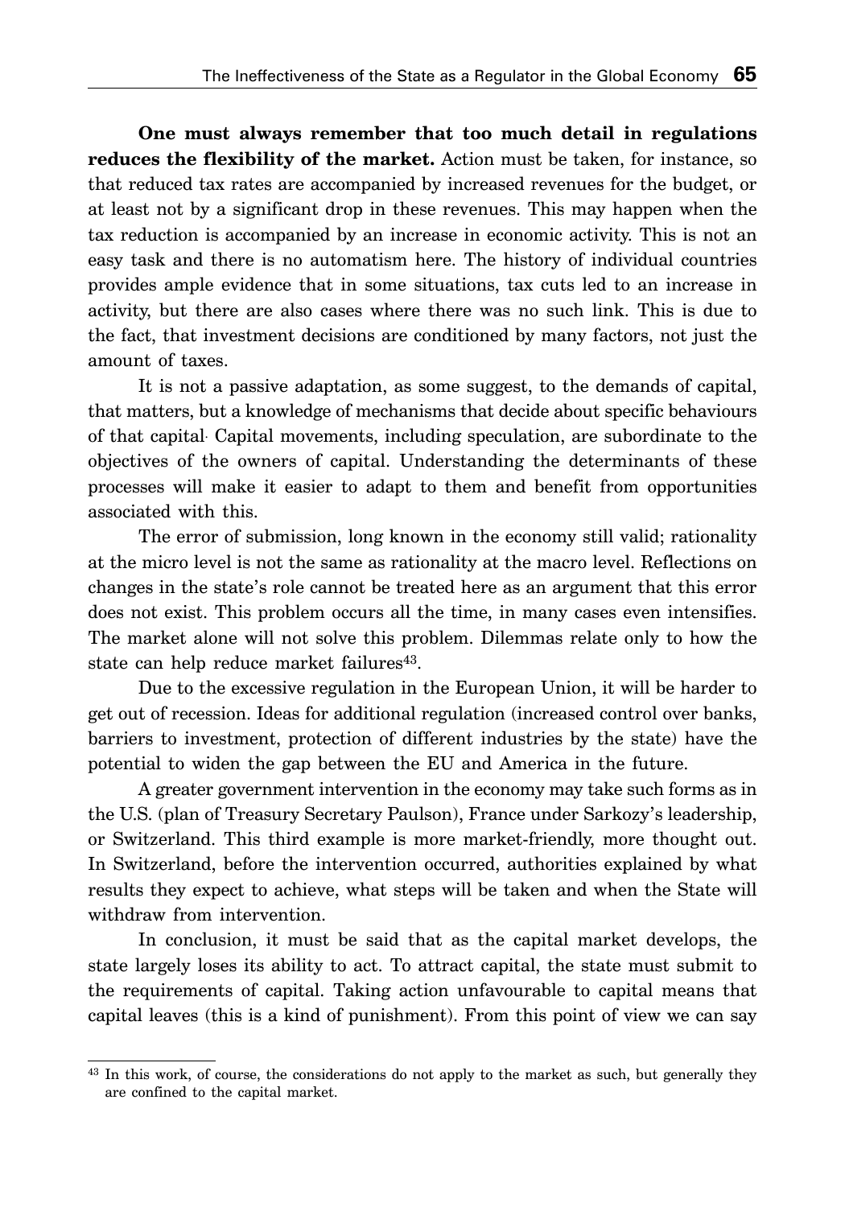**One must always remember that too much detail in regulations reduces the flexibility of the market.** Action must be taken, for instance, so that reduced tax rates are accompanied by increased revenues for the budget, or at least not by a significant drop in these revenues. This may happen when the tax reduction is accompanied by an increase in economic activity. This is not an easy task and there is no automatism here. The history of individual countries provides ample evidence that in some situations, tax cuts led to an increase in activity, but there are also cases where there was no such link. This is due to the fact, that investment decisions are conditioned by many factors, not just the amount of taxes.

It is not a passive adaptation, as some suggest, to the demands of capital, that matters, but a knowledge of mechanisms that decide about specific behaviours of that capital. Capital movements, including speculation, are subordinate to the objectives of the owners of capital. Understanding the determinants of these processes will make it easier to adapt to them and benefit from opportunities associated with this.

The error of submission, long known in the economy still valid; rationality at the micro level is not the same as rationality at the macro level. Reflections on changes in the state's role cannot be treated here as an argument that this error does not exist. This problem occurs all the time, in many cases even intensifies. The market alone will not solve this problem. Dilemmas relate only to how the state can help reduce market failures[43].

Due to the excessive regulation in the European Union, it will be harder to get out of recession. Ideas for additional regulation (increased control over banks, barriers to investment, protection of different industries by the state) have the potential to widen the gap between the EU and America in the future.

A greater government intervention in the economy may take such forms as in the U.S. (plan of Treasury Secretary Paulson), France under Sarkozy's leadership, or Switzerland. This third example is more market-friendly, more thought out. In Switzerland, before the intervention occurred, authorities explained by what results they expect to achieve, what steps will be taken and when the State will withdraw from intervention.

In conclusion, it must be said that as the capital market develops, the state largely loses its ability to act. To attract capital, the state must submit to the requirements of capital. Taking action unfavourable to capital means that capital leaves (this is a kind of punishment). From this point of view we can say

[43] In this work, of course, the considerations do not apply to the market as such, but generally they are confined to the capital market.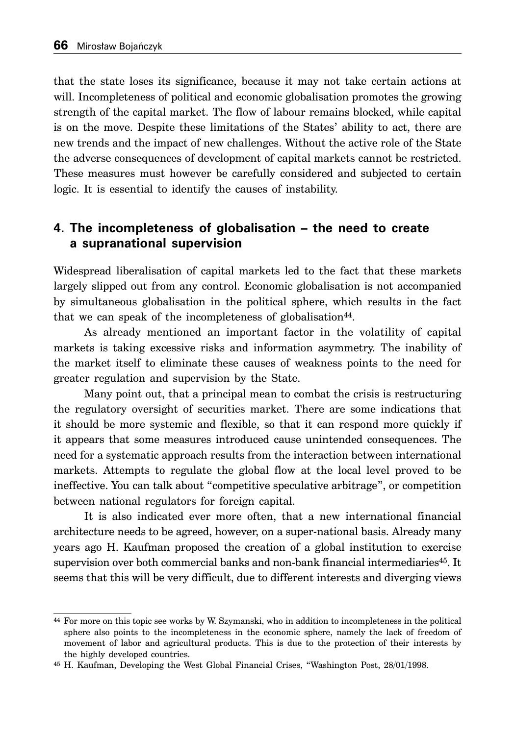that the state loses its significance, because it may not take certain actions at will. Incompleteness of political and economic globalisation promotes the growing strength of the capital market. The flow of labour remains blocked, while capital is on the move. Despite these limitations of the States' ability to act, there are new trends and the impact of new challenges. Without the active role of the State the adverse consequences of development of capital markets cannot be restricted. These measures must however be carefully considered and subjected to certain logic. It is essential to identify the causes of instability.

## 4. The incompleteness of globalisation – the need to create a supranational supervision

Widespread liberalisation of capital markets led to the fact that these markets largely slipped out from any control. Economic globalisation is not accompanied by simultaneous globalisation in the political sphere, which results in the fact that we can speak of the incompleteness of globalisation[44].

As already mentioned an important factor in the volatility of capital markets is taking excessive risks and information asymmetry. The inability of the market itself to eliminate these causes of weakness points to the need for greater regulation and supervision by the State.

Many point out, that a principal mean to combat the crisis is restructuring the regulatory oversight of securities market. There are some indications that it should be more systemic and flexible, so that it can respond more quickly if it appears that some measures introduced cause unintended consequences. The need for a systematic approach results from the interaction between international markets. Attempts to regulate the global flow at the local level proved to be ineffective. You can talk about "competitive speculative arbitrage", or competition between national regulators for foreign capital.

It is also indicated ever more often, that a new international financial architecture needs to be agreed, however, on a super-national basis. Already many years ago H. Kaufman proposed the creation of a global institution to exercise supervision over both commercial banks and non-bank financial intermediaries[45]. It seems that this will be very difficult, due to different interests and diverging views

---

[44] For more on this topic see works by W. Szymanski, who in addition to incompleteness in the political sphere also points to the incompleteness in the economic sphere, namely the lack of freedom of movement of labor and agricultural products. This is due to the protection of their interests by the highly developed countries.

[45] H. Kaufman, Developing the West Global Financial Crises, "Washington Post, 28/01/1998.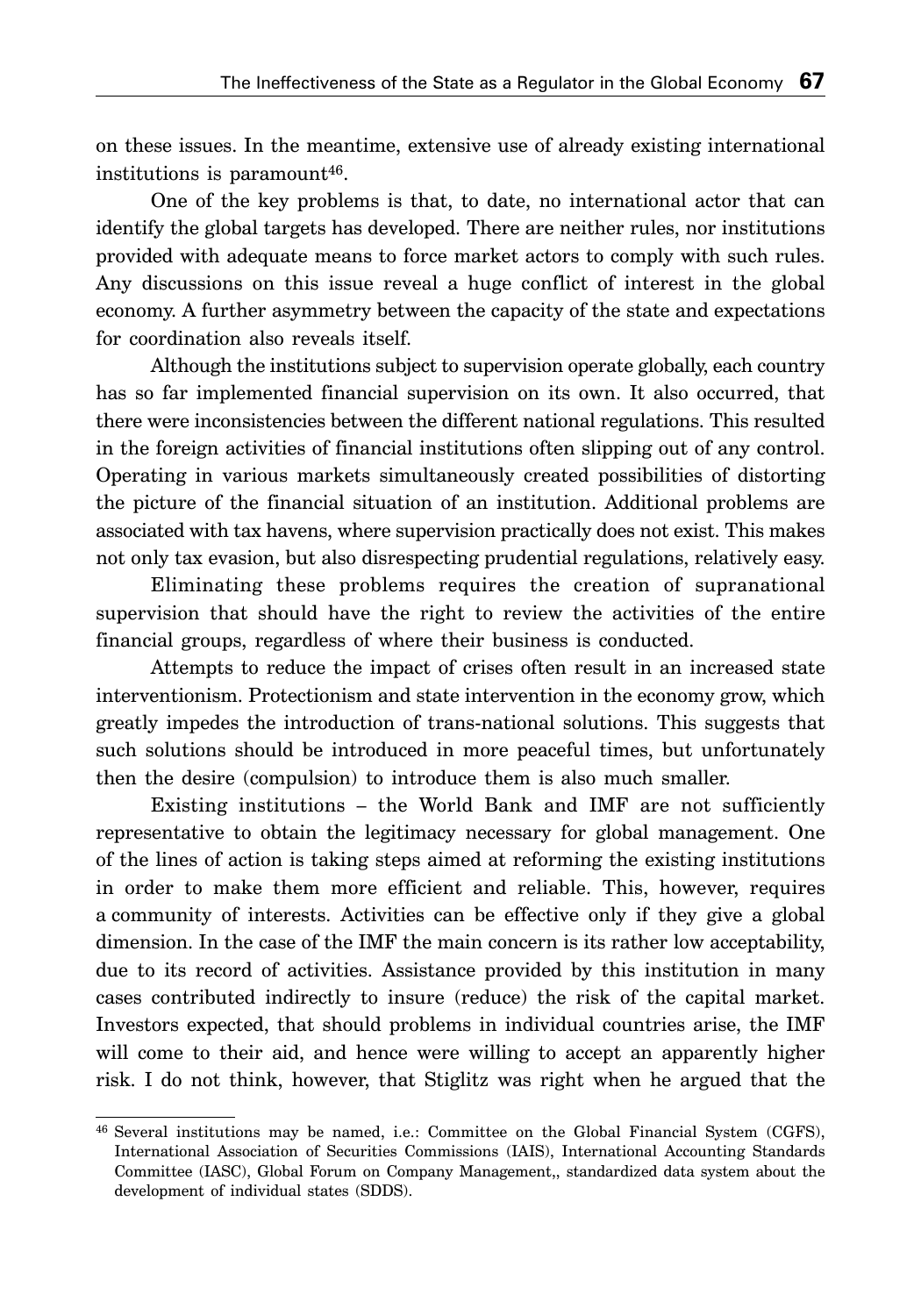on these issues. In the meantime, extensive use of already existing international institutions is paramount[46].

One of the key problems is that, to date, no international actor that can identify the global targets has developed. There are neither rules, nor institutions provided with adequate means to force market actors to comply with such rules. Any discussions on this issue reveal a huge conflict of interest in the global economy. A further asymmetry between the capacity of the state and expectations for coordination also reveals itself.

Although the institutions subject to supervision operate globally, each country has so far implemented financial supervision on its own. It also occurred, that there were inconsistencies between the different national regulations. This resulted in the foreign activities of financial institutions often slipping out of any control. Operating in various markets simultaneously created possibilities of distorting the picture of the financial situation of an institution. Additional problems are associated with tax havens, where supervision practically does not exist. This makes not only tax evasion, but also disrespecting prudential regulations, relatively easy.

Eliminating these problems requires the creation of supranational supervision that should have the right to review the activities of the entire financial groups, regardless of where their business is conducted.

Attempts to reduce the impact of crises often result in an increased state interventionism. Protectionism and state intervention in the economy grow, which greatly impedes the introduction of trans-national solutions. This suggests that such solutions should be introduced in more peaceful times, but unfortunately then the desire (compulsion) to introduce them is also much smaller.

Existing institutions – the World Bank and IMF are not sufficiently representative to obtain the legitimacy necessary for global management. One of the lines of action is taking steps aimed at reforming the existing institutions in order to make them more efficient and reliable. This, however, requires a community of interests. Activities can be effective only if they give a global dimension. In the case of the IMF the main concern is its rather low acceptability, due to its record of activities. Assistance provided by this institution in many cases contributed indirectly to insure (reduce) the risk of the capital market. Investors expected, that should problems in individual countries arise, the IMF will come to their aid, and hence were willing to accept an apparently higher risk. I do not think, however, that Stiglitz was right when he argued that the

[46] Several institutions may be named, i.e.: Committee on the Global Financial System (CGFS), International Association of Securities Commissions (IAIS), International Accounting Standards Committee (IASC), Global Forum on Company Management,, standardized data system about the development of individual states (SDDS).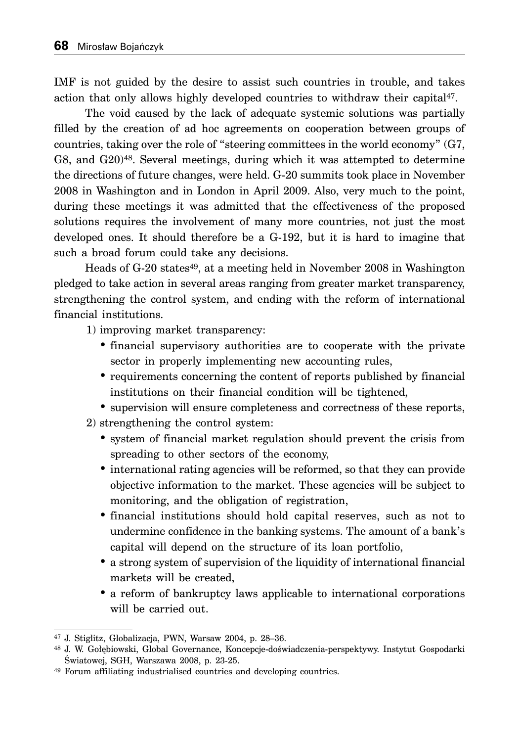IMF is not guided by the desire to assist such countries in trouble, and takes action that only allows highly developed countries to withdraw their capital[47].

The void caused by the lack of adequate systemic solutions was partially filled by the creation of ad hoc agreements on cooperation between groups of countries, taking over the role of "steering committees in the world economy" (G7, G8, and G20)[48]. Several meetings, during which it was attempted to determine the directions of future changes, were held. G-20 summits took place in November 2008 in Washington and in London in April 2009. Also, very much to the point, during these meetings it was admitted that the effectiveness of the proposed solutions requires the involvement of many more countries, not just the most developed ones. It should therefore be a G-192, but it is hard to imagine that such a broad forum could take any decisions.

Heads of G-20 states[49], at a meeting held in November 2008 in Washington pledged to take action in several areas ranging from greater market transparency, strengthening the control system, and ending with the reform of international financial institutions.

1) improving market transparency:
   - financial supervisory authorities are to cooperate with the private sector in properly implementing new accounting rules,
   - requirements concerning the content of reports published by financial institutions on their financial condition will be tightened,
   - supervision will ensure completeness and correctness of these reports,
2) strengthening the control system:
   - system of financial market regulation should prevent the crisis from spreading to other sectors of the economy,
   - international rating agencies will be reformed, so that they can provide objective information to the market. These agencies will be subject to monitoring, and the obligation of registration,
   - financial institutions should hold capital reserves, such as not to undermine confidence in the banking systems. The amount of a bank's capital will depend on the structure of its loan portfolio,
   - a strong system of supervision of the liquidity of international financial markets will be created,
   - a reform of bankruptcy laws applicable to international corporations will be carried out.

---

[47] J. Stiglitz, Globalizacja, PWN, Warsaw 2004, p. 28–36.

[48] J. W. Gołębiowski, Global Governance, Koncepcje-doświadczenia-perspektywy. Instytut Gospodarki Światowej, SGH, Warszawa 2008, p. 23-25.

[49] Forum affiliating industrialised countries and developing countries.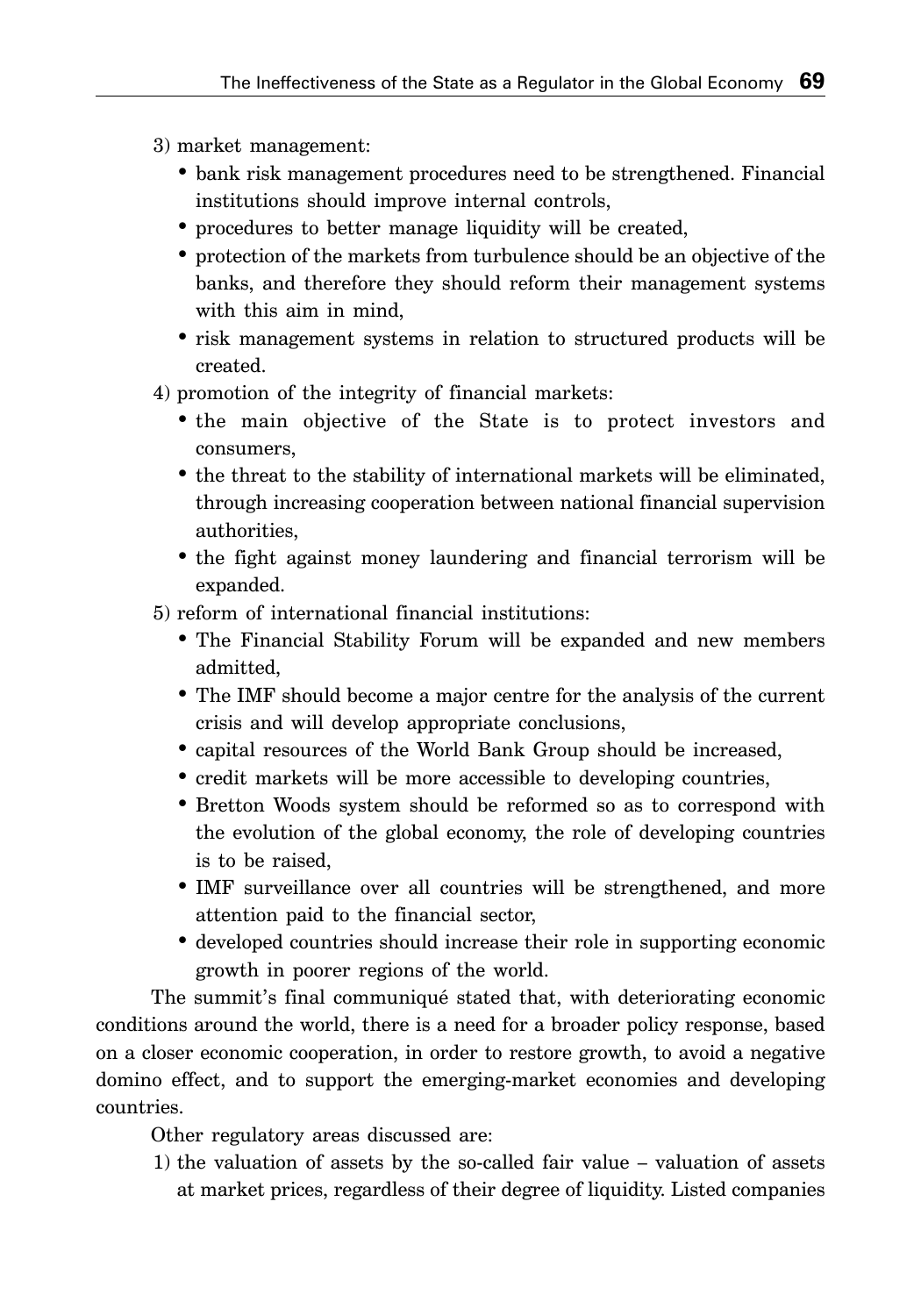3) market management:
   - bank risk management procedures need to be strengthened. Financial institutions should improve internal controls,
   - procedures to better manage liquidity will be created,
   - protection of the markets from turbulence should be an objective of the banks, and therefore they should reform their management systems with this aim in mind,
   - risk management systems in relation to structured products will be created.
4) promotion of the integrity of financial markets:
   - the main objective of the State is to protect investors and consumers,
   - the threat to the stability of international markets will be eliminated, through increasing cooperation between national financial supervision authorities,
   - the fight against money laundering and financial terrorism will be expanded.
5) reform of international financial institutions:
   - The Financial Stability Forum will be expanded and new members admitted,
   - The IMF should become a major centre for the analysis of the current crisis and will develop appropriate conclusions,
   - capital resources of the World Bank Group should be increased,
   - credit markets will be more accessible to developing countries,
   - Bretton Woods system should be reformed so as to correspond with the evolution of the global economy, the role of developing countries is to be raised,
   - IMF surveillance over all countries will be strengthened, and more attention paid to the financial sector,
   - developed countries should increase their role in supporting economic growth in poorer regions of the world.

The summit's final communiqué stated that, with deteriorating economic conditions around the world, there is a need for a broader policy response, based on a closer economic cooperation, in order to restore growth, to avoid a negative domino effect, and to support the emerging-market economies and developing countries.

Other regulatory areas discussed are:

1) the valuation of assets by the so-called fair value – valuation of assets at market prices, regardless of their degree of liquidity. Listed companies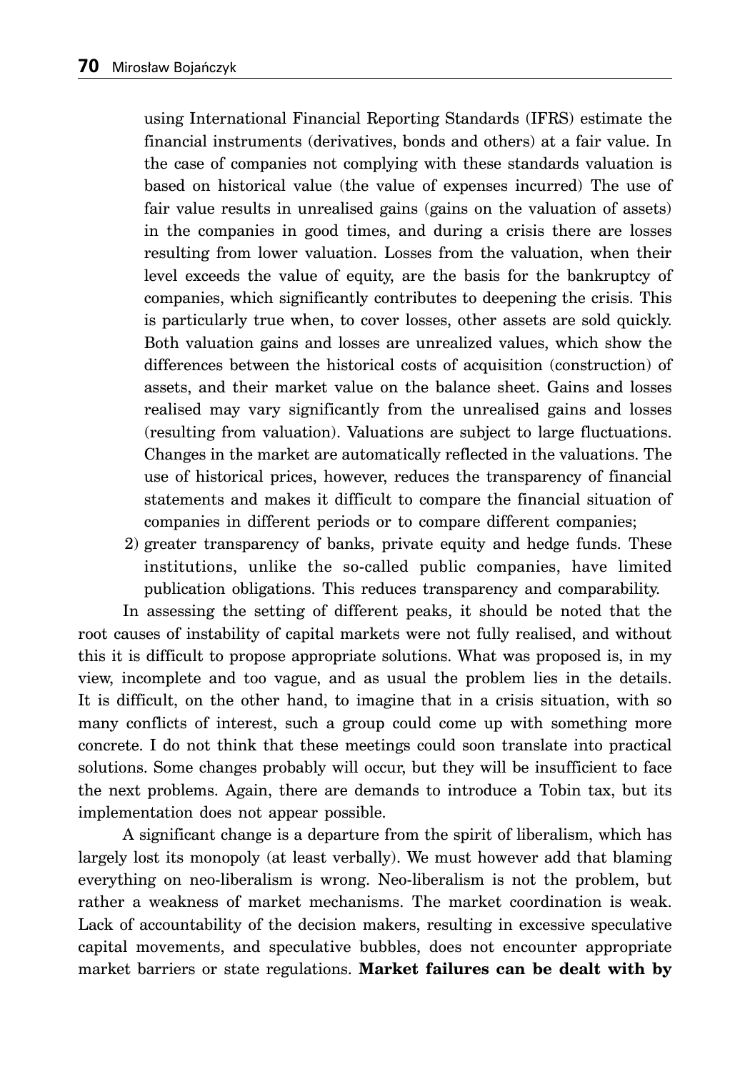using International Financial Reporting Standards (IFRS) estimate the financial instruments (derivatives, bonds and others) at a fair value. In the case of companies not complying with these standards valuation is based on historical value (the value of expenses incurred) The use of fair value results in unrealised gains (gains on the valuation of assets) in the companies in good times, and during a crisis there are losses resulting from lower valuation. Losses from the valuation, when their level exceeds the value of equity, are the basis for the bankruptcy of companies, which significantly contributes to deepening the crisis. This is particularly true when, to cover losses, other assets are sold quickly. Both valuation gains and losses are unrealized values, which show the differences between the historical costs of acquisition (construction) of assets, and their market value on the balance sheet. Gains and losses realised may vary significantly from the unrealised gains and losses (resulting from valuation). Valuations are subject to large fluctuations. Changes in the market are automatically reflected in the valuations. The use of historical prices, however, reduces the transparency of financial statements and makes it difficult to compare the financial situation of companies in different periods or to compare different companies;

2) greater transparency of banks, private equity and hedge funds. These institutions, unlike the so-called public companies, have limited publication obligations. This reduces transparency and comparability.

In assessing the setting of different peaks, it should be noted that the root causes of instability of capital markets were not fully realised, and without this it is difficult to propose appropriate solutions. What was proposed is, in my view, incomplete and too vague, and as usual the problem lies in the details. It is difficult, on the other hand, to imagine that in a crisis situation, with so many conflicts of interest, such a group could come up with something more concrete. I do not think that these meetings could soon translate into practical solutions. Some changes probably will occur, but they will be insufficient to face the next problems. Again, there are demands to introduce a Tobin tax, but its implementation does not appear possible.

A significant change is a departure from the spirit of liberalism, which has largely lost its monopoly (at least verbally). We must however add that blaming everything on neo-liberalism is wrong. Neo-liberalism is not the problem, but rather a weakness of market mechanisms. The market coordination is weak. Lack of accountability of the decision makers, resulting in excessive speculative capital movements, and speculative bubbles, does not encounter appropriate market barriers or state regulations. **Market failures can be dealt with by**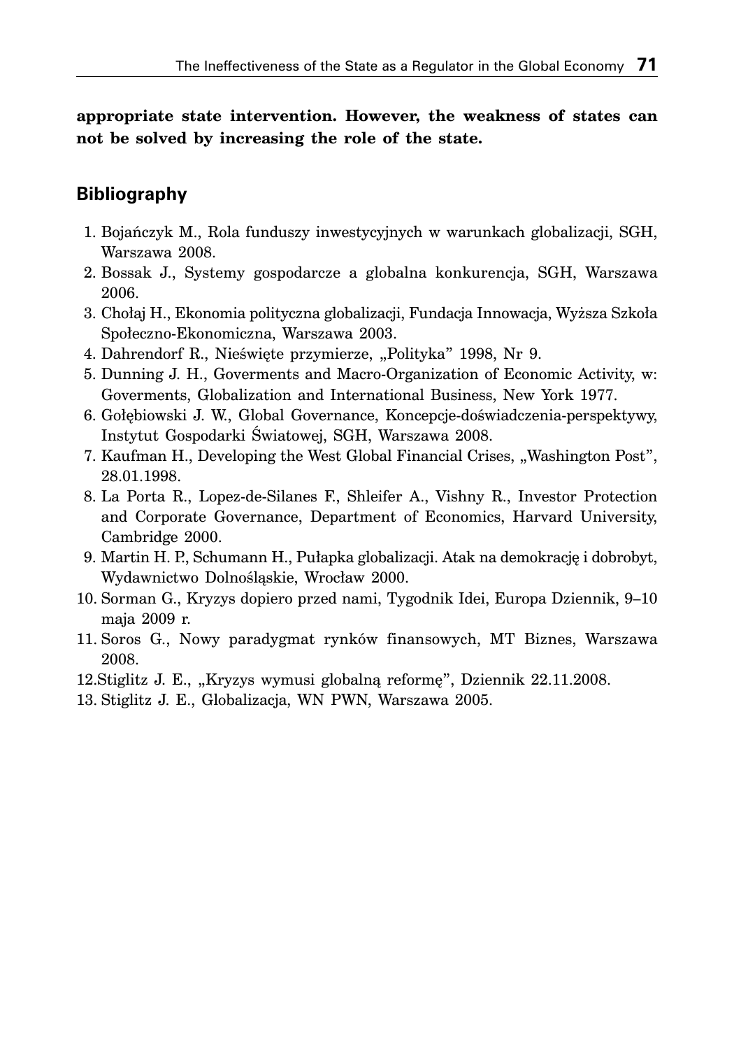**appropriate state intervention. However, the weakness of states can not be solved by increasing the role of the state.**

## Bibliography

1. Bojańczyk M., Rola funduszy inwestycyjnych w warunkach globalizacji, SGH, Warszawa 2008.
2. Bossak J., Systemy gospodarcze a globalna konkurencja, SGH, Warszawa 2006.
3. Chołaj H., Ekonomia polityczna globalizacji, Fundacja Innowacja, Wyższa Szkoła Społeczno-Ekonomiczna, Warszawa 2003.
4. Dahrendorf R., Nieświęte przymierze, „Polityka" 1998, Nr 9.
5. Dunning J. H., Goverments and Macro-Organization of Economic Activity, w: Goverments, Globalization and International Business, New York 1977.
6. Gołębiowski J. W., Global Governance, Koncepcje-doświadczenia-perspektywy, Instytut Gospodarki Światowej, SGH, Warszawa 2008.
7. Kaufman H., Developing the West Global Financial Crises, „Washington Post", 28.01.1998.
8. La Porta R., Lopez-de-Silanes F., Shleifer A., Vishny R., Investor Protection and Corporate Governance, Department of Economics, Harvard University, Cambridge 2000.
9. Martin H. P., Schumann H., Pułapka globalizacji. Atak na demokrację i dobrobyt, Wydawnictwo Dolnośląskie, Wrocław 2000.
10. Sorman G., Kryzys dopiero przed nami, Tygodnik Idei, Europa Dziennik, 9–10 maja 2009 r.
11. Soros G., Nowy paradygmat rynków finansowych, MT Biznes, Warszawa 2008.
12. Stiglitz J. E., „Kryzys wymusi globalną reformę", Dziennik 22.11.2008.
13. Stiglitz J. E., Globalizacja, WN PWN, Warszawa 2005.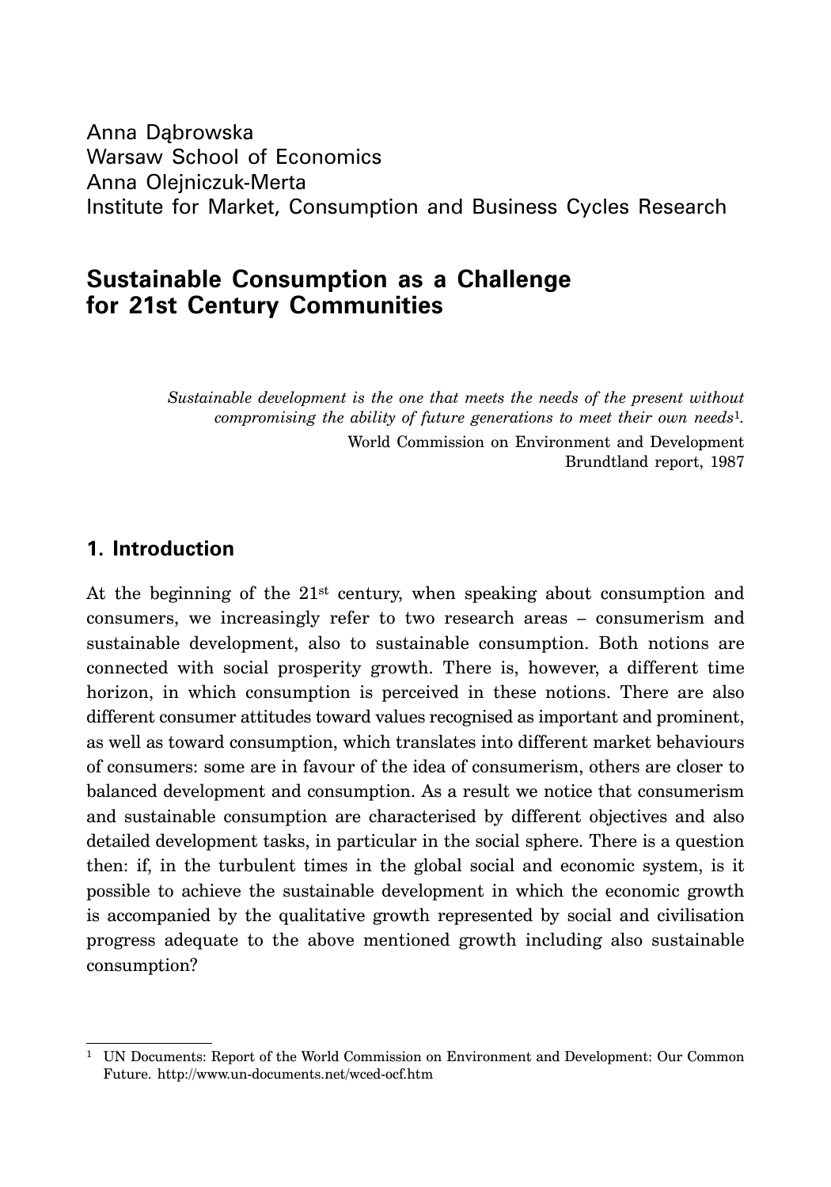Anna Dąbrowska
Warsaw School of Economics
Anna Olejniczuk-Merta
Institute for Market, Consumption and Business Cycles Research

# Sustainable Consumption as a Challenge for 21st Century Communities

*Sustainable development is the one that meets the needs of the present without compromising the ability of future generations to meet their own needs*[1].

World Commission on Environment and Development
Brundtland report, 1987

## 1. Introduction

At the beginning of the 21st century, when speaking about consumption and consumers, we increasingly refer to two research areas – consumerism and sustainable development, also to sustainable consumption. Both notions are connected with social prosperity growth. There is, however, a different time horizon, in which consumption is perceived in these notions. There are also different consumer attitudes toward values recognised as important and prominent, as well as toward consumption, which translates into different market behaviours of consumers: some are in favour of the idea of consumerism, others are closer to balanced development and consumption. As a result we notice that consumerism and sustainable consumption are characterised by different objectives and also detailed development tasks, in particular in the social sphere. There is a question then: if, in the turbulent times in the global social and economic system, is it possible to achieve the sustainable development in which the economic growth is accompanied by the qualitative growth represented by social and civilisation progress adequate to the above mentioned growth including also sustainable consumption?

---

[1] UN Documents: Report of the World Commission on Environment and Development: Our Common Future. http://www.un-documents.net/wced-ocf.htm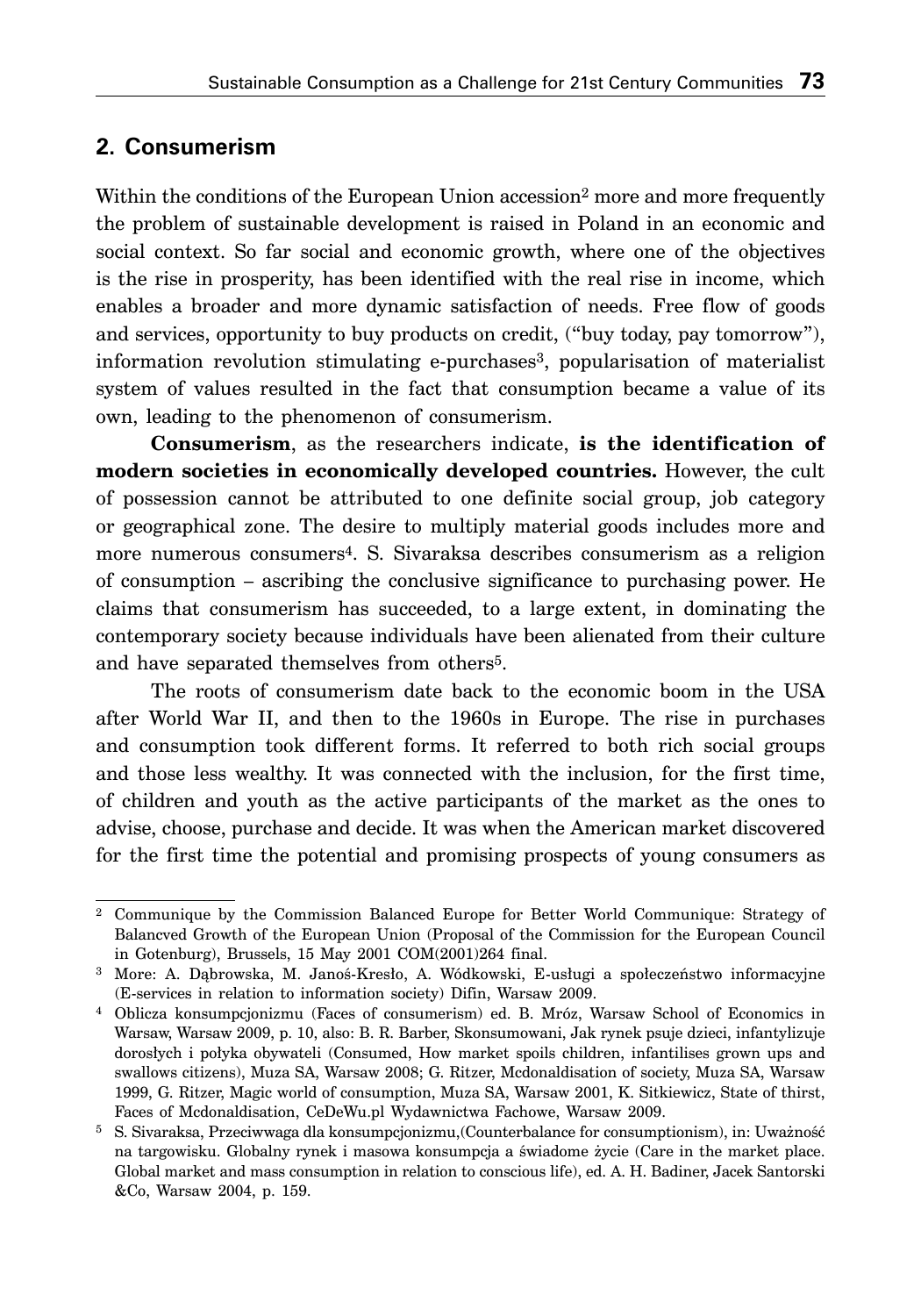## 2. Consumerism

Within the conditions of the European Union accession[2] more and more frequently the problem of sustainable development is raised in Poland in an economic and social context. So far social and economic growth, where one of the objectives is the rise in prosperity, has been identified with the real rise in income, which enables a broader and more dynamic satisfaction of needs. Free flow of goods and services, opportunity to buy products on credit, ("buy today, pay tomorrow"), information revolution stimulating e-purchases[3], popularisation of materialist system of values resulted in the fact that consumption became a value of its own, leading to the phenomenon of consumerism.

**Consumerism**, as the researchers indicate, **is the identification of modern societies in economically developed countries.** However, the cult of possession cannot be attributed to one definite social group, job category or geographical zone. The desire to multiply material goods includes more and more numerous consumers[4]. S. Sivaraksa describes consumerism as a religion of consumption – ascribing the conclusive significance to purchasing power. He claims that consumerism has succeeded, to a large extent, in dominating the contemporary society because individuals have been alienated from their culture and have separated themselves from others[5].

The roots of consumerism date back to the economic boom in the USA after World War II, and then to the 1960s in Europe. The rise in purchases and consumption took different forms. It referred to both rich social groups and those less wealthy. It was connected with the inclusion, for the first time, of children and youth as the active participants of the market as the ones to advise, choose, purchase and decide. It was when the American market discovered for the first time the potential and promising prospects of young consumers as

---

[2] Communique by the Commission Balanced Europe for Better World Communique: Strategy of Balancved Growth of the European Union (Proposal of the Commission for the European Council in Gotenburg), Brussels, 15 May 2001 COM(2001)264 final.

[3] More: A. Dąbrowska, M. Janoś-Kresło, A. Wódkowski, E-usługi a społeczeństwo informacyjne (E-services in relation to information society) Difin, Warsaw 2009.

[4] Oblicza konsumpcjonizmu (Faces of consumerism) ed. B. Mróz, Warsaw School of Economics in Warsaw, Warsaw 2009, p. 10, also: B. R. Barber, Skonsumowani, Jak rynek psuje dzieci, infantylizuje dorosłych i połyka obywateli (Consumed, How market spoils children, infantilises grown ups and swallows citizens), Muza SA, Warsaw 2008; G. Ritzer, Mcdonaldisation of society, Muza SA, Warsaw 1999, G. Ritzer, Magic world of consumption, Muza SA, Warsaw 2001, K. Sitkiewicz, State of thirst, Faces of Mcdonaldisation, CeDeWu.pl Wydawnictwa Fachowe, Warsaw 2009.

[5] S. Sivaraksa, Przeciwwaga dla konsumpcjonizmu,(Counterbalance for consumptionism), in: Uważność na targowisku. Globalny rynek i masowa konsumpcja a świadome życie (Care in the market place. Global market and mass consumption in relation to conscious life), ed. A. H. Badiner, Jacek Santorski &Co, Warsaw 2004, p. 159.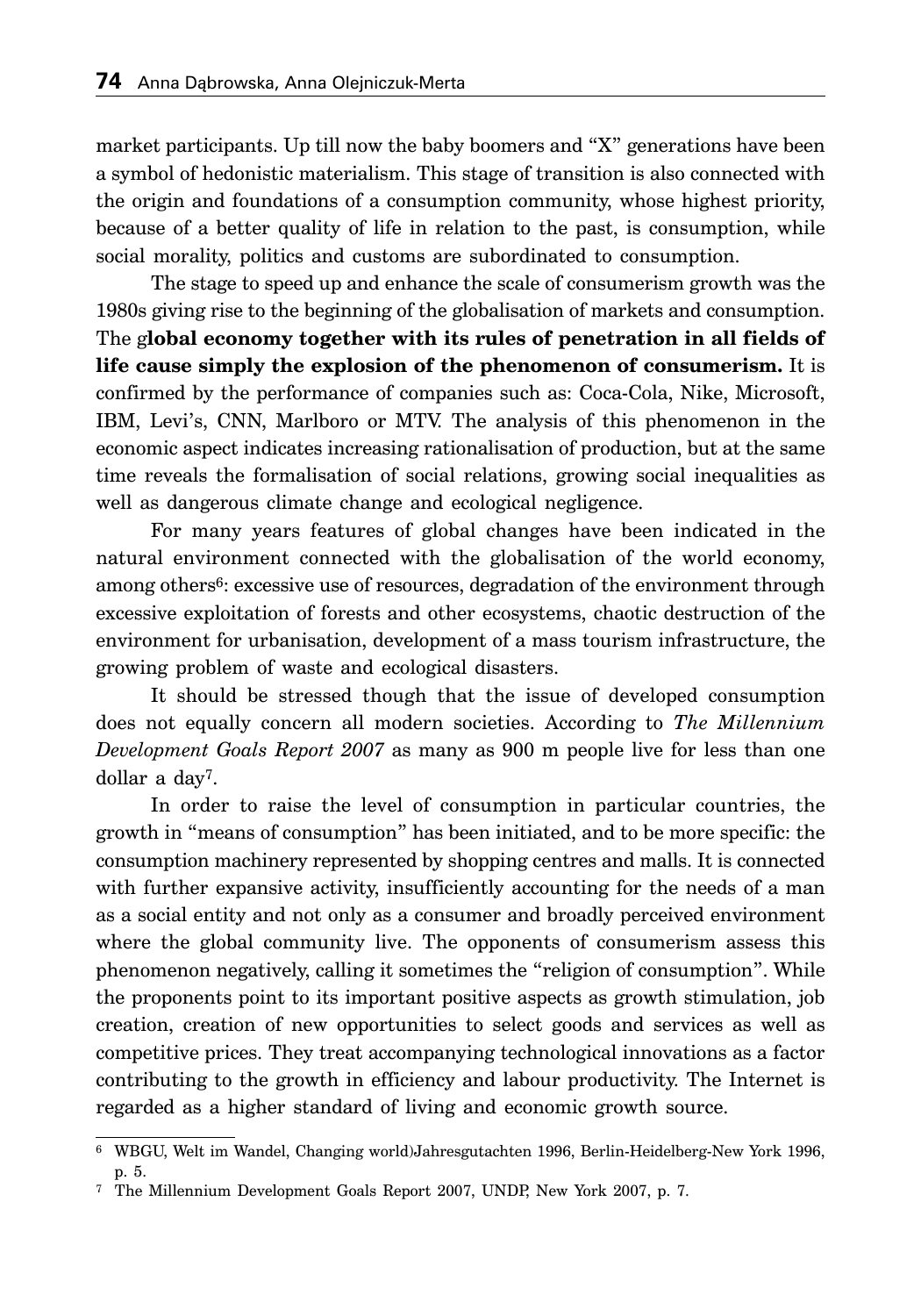market participants. Up till now the baby boomers and "X" generations have been a symbol of hedonistic materialism. This stage of transition is also connected with the origin and foundations of a consumption community, whose highest priority, because of a better quality of life in relation to the past, is consumption, while social morality, politics and customs are subordinated to consumption.

The stage to speed up and enhance the scale of consumerism growth was the 1980s giving rise to the beginning of the globalisation of markets and consumption. The g**lobal economy together with its rules of penetration in all fields of life cause simply the explosion of the phenomenon of consumerism.** It is confirmed by the performance of companies such as: Coca-Cola, Nike, Microsoft, IBM, Levi's, CNN, Marlboro or MTV. The analysis of this phenomenon in the economic aspect indicates increasing rationalisation of production, but at the same time reveals the formalisation of social relations, growing social inequalities as well as dangerous climate change and ecological negligence.

For many years features of global changes have been indicated in the natural environment connected with the globalisation of the world economy, among others[6]: excessive use of resources, degradation of the environment through excessive exploitation of forests and other ecosystems, chaotic destruction of the environment for urbanisation, development of a mass tourism infrastructure, the growing problem of waste and ecological disasters.

It should be stressed though that the issue of developed consumption does not equally concern all modern societies. According to *The Millennium Development Goals Report 2007* as many as 900 m people live for less than one dollar a day[7].

In order to raise the level of consumption in particular countries, the growth in "means of consumption" has been initiated, and to be more specific: the consumption machinery represented by shopping centres and malls. It is connected with further expansive activity, insufficiently accounting for the needs of a man as a social entity and not only as a consumer and broadly perceived environment where the global community live. The opponents of consumerism assess this phenomenon negatively, calling it sometimes the "religion of consumption". While the proponents point to its important positive aspects as growth stimulation, job creation, creation of new opportunities to select goods and services as well as competitive prices. They treat accompanying technological innovations as a factor contributing to the growth in efficiency and labour productivity. The Internet is regarded as a higher standard of living and economic growth source.

---

[6] WBGU, Welt im Wandel, Changing world)Jahresgutachten 1996, Berlin-Heidelberg-New York 1996, p. 5.

[7] The Millennium Development Goals Report 2007, UNDP, New York 2007, p. 7.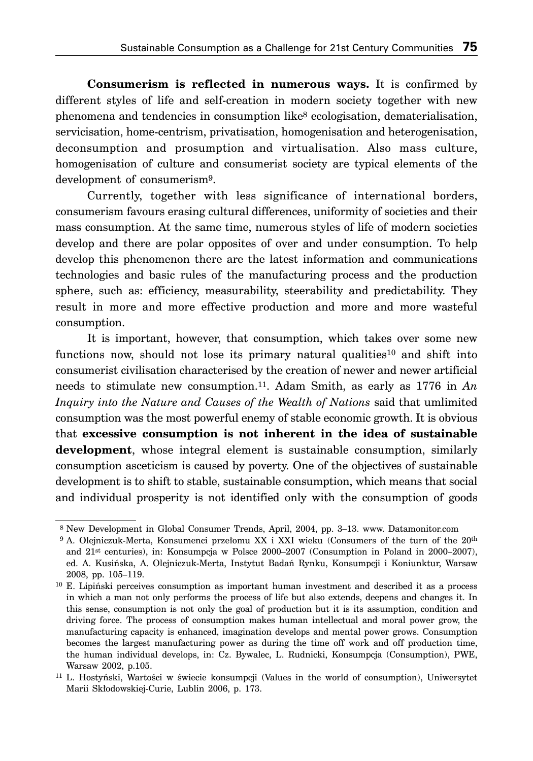**Consumerism is reflected in numerous ways.** It is confirmed by different styles of life and self-creation in modern society together with new phenomena and tendencies in consumption like[8] ecologisation, dematerialisation, servicisation, home-centrism, privatisation, homogenisation and heterogenisation, deconsumption and prosumption and virtualisation. Also mass culture, homogenisation of culture and consumerist society are typical elements of the development of consumerism[9].

Currently, together with less significance of international borders, consumerism favours erasing cultural differences, uniformity of societies and their mass consumption. At the same time, numerous styles of life of modern societies develop and there are polar opposites of over and under consumption. To help develop this phenomenon there are the latest information and communications technologies and basic rules of the manufacturing process and the production sphere, such as: efficiency, measurability, steerability and predictability. They result in more and more effective production and more and more wasteful consumption.

It is important, however, that consumption, which takes over some new functions now, should not lose its primary natural qualities[10] and shift into consumerist civilisation characterised by the creation of newer and newer artificial needs to stimulate new consumption.[11]. Adam Smith, as early as 1776 in *An Inquiry into the Nature and Causes of the Wealth of Nations* said that umlimited consumption was the most powerful enemy of stable economic growth. It is obvious that **excessive consumption is not inherent in the idea of sustainable development**, whose integral element is sustainable consumption, similarly consumption asceticism is caused by poverty. One of the objectives of sustainable development is to shift to stable, sustainable consumption, which means that social and individual prosperity is not identified only with the consumption of goods

---

[8] New Development in Global Consumer Trends, April, 2004, pp. 3–13. www. Datamonitor.com

[9] A. Olejniczuk-Merta, Konsumenci przełomu XX i XXI wieku (Consumers of the turn of the 20th and 21st centuries), in: Konsumpcja w Polsce 2000–2007 (Consumption in Poland in 2000–2007), ed. A. Kusińska, A. Olejniczuk-Merta, Instytut Badań Rynku, Konsumpcji i Koniunktur, Warsaw 2008, pp. 105–119.

[10] E. Lipiński perceives consumption as important human investment and described it as a process in which a man not only performs the process of life but also extends, deepens and changes it. In this sense, consumption is not only the goal of production but it is its assumption, condition and driving force. The process of consumption makes human intellectual and moral power grow, the manufacturing capacity is enhanced, imagination develops and mental power grows. Consumption becomes the largest manufacturing power as during the time off work and off production time, the human individual develops, in: Cz. Bywalec, L. Rudnicki, Konsumpcja (Consumption), PWE, Warsaw 2002, p.105.

[11] L. Hostyński, Wartości w świecie konsumpcji (Values in the world of consumption), Uniwersytet Marii Skłodowskiej-Curie, Lublin 2006, p. 173.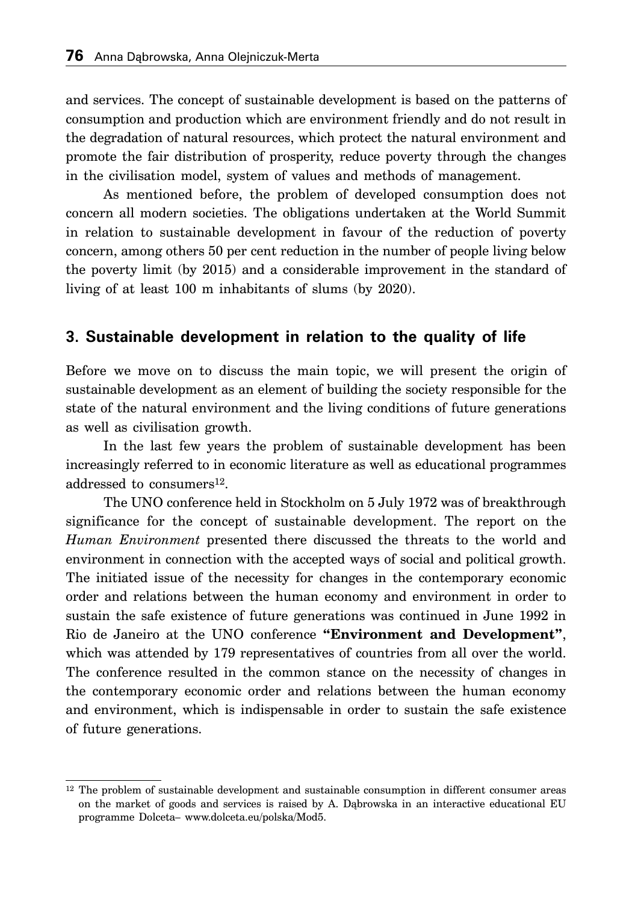and services. The concept of sustainable development is based on the patterns of consumption and production which are environment friendly and do not result in the degradation of natural resources, which protect the natural environment and promote the fair distribution of prosperity, reduce poverty through the changes in the civilisation model, system of values and methods of management.

As mentioned before, the problem of developed consumption does not concern all modern societies. The obligations undertaken at the World Summit in relation to sustainable development in favour of the reduction of poverty concern, among others 50 per cent reduction in the number of people living below the poverty limit (by 2015) and a considerable improvement in the standard of living of at least 100 m inhabitants of slums (by 2020).

## 3. Sustainable development in relation to the quality of life

Before we move on to discuss the main topic, we will present the origin of sustainable development as an element of building the society responsible for the state of the natural environment and the living conditions of future generations as well as civilisation growth.

In the last few years the problem of sustainable development has been increasingly referred to in economic literature as well as educational programmes addressed to consumers[12].

The UNO conference held in Stockholm on 5 July 1972 was of breakthrough significance for the concept of sustainable development. The report on the *Human Environment* presented there discussed the threats to the world and environment in connection with the accepted ways of social and political growth. The initiated issue of the necessity for changes in the contemporary economic order and relations between the human economy and environment in order to sustain the safe existence of future generations was continued in June 1992 in Rio de Janeiro at the UNO conference **"Environment and Development"**, which was attended by 179 representatives of countries from all over the world. The conference resulted in the common stance on the necessity of changes in the contemporary economic order and relations between the human economy and environment, which is indispensable in order to sustain the safe existence of future generations.

[12] The problem of sustainable development and sustainable consumption in different consumer areas on the market of goods and services is raised by A. Dąbrowska in an interactive educational EU programme Dolceta– www.dolceta.eu/polska/Mod5.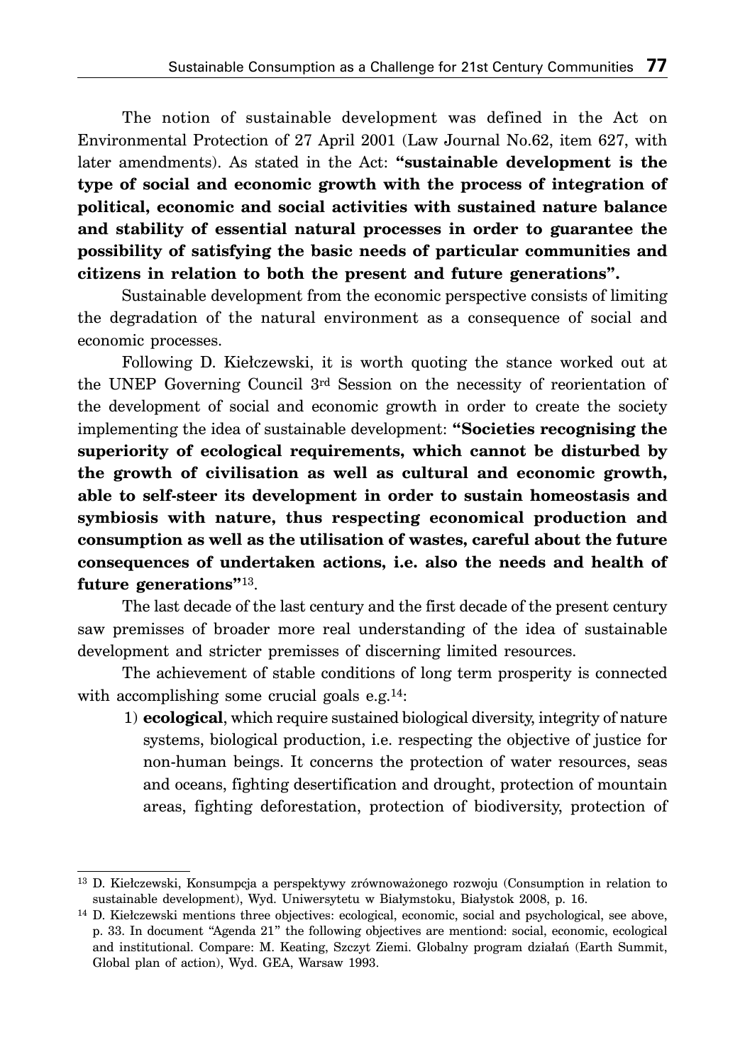The notion of sustainable development was defined in the Act on Environmental Protection of 27 April 2001 (Law Journal No.62, item 627, with later amendments). As stated in the Act: **"sustainable development is the type of social and economic growth with the process of integration of political, economic and social activities with sustained nature balance and stability of essential natural processes in order to guarantee the possibility of satisfying the basic needs of particular communities and citizens in relation to both the present and future generations".**

Sustainable development from the economic perspective consists of limiting the degradation of the natural environment as a consequence of social and economic processes.

Following D. Kiełczewski, it is worth quoting the stance worked out at the UNEP Governing Council 3rd Session on the necessity of reorientation of the development of social and economic growth in order to create the society implementing the idea of sustainable development: **"Societies recognising the superiority of ecological requirements, which cannot be disturbed by the growth of civilisation as well as cultural and economic growth, able to self-steer its development in order to sustain homeostasis and symbiosis with nature, thus respecting economical production and consumption as well as the utilisation of wastes, careful about the future consequences of undertaken actions, i.e. also the needs and health of future generations"**[13].

The last decade of the last century and the first decade of the present century saw premisses of broader more real understanding of the idea of sustainable development and stricter premisses of discerning limited resources.

The achievement of stable conditions of long term prosperity is connected with accomplishing some crucial goals e.g.[14]:

1) **ecological**, which require sustained biological diversity, integrity of nature systems, biological production, i.e. respecting the objective of justice for non-human beings. It concerns the protection of water resources, seas and oceans, fighting desertification and drought, protection of mountain areas, fighting deforestation, protection of biodiversity, protection of

---

[13] D. Kiełczewski, Konsumpcja a perspektywy zrównoważonego rozwoju (Consumption in relation to sustainable development), Wyd. Uniwersytetu w Białymstoku, Białystok 2008, p. 16.

[14] D. Kiełczewski mentions three objectives: ecological, economic, social and psychological, see above, p. 33. In document "Agenda 21" the following objectives are mentiond: social, economic, ecological and institutional. Compare: M. Keating, Szczyt Ziemi. Globalny program działań (Earth Summit, Global plan of action), Wyd. GEA, Warsaw 1993.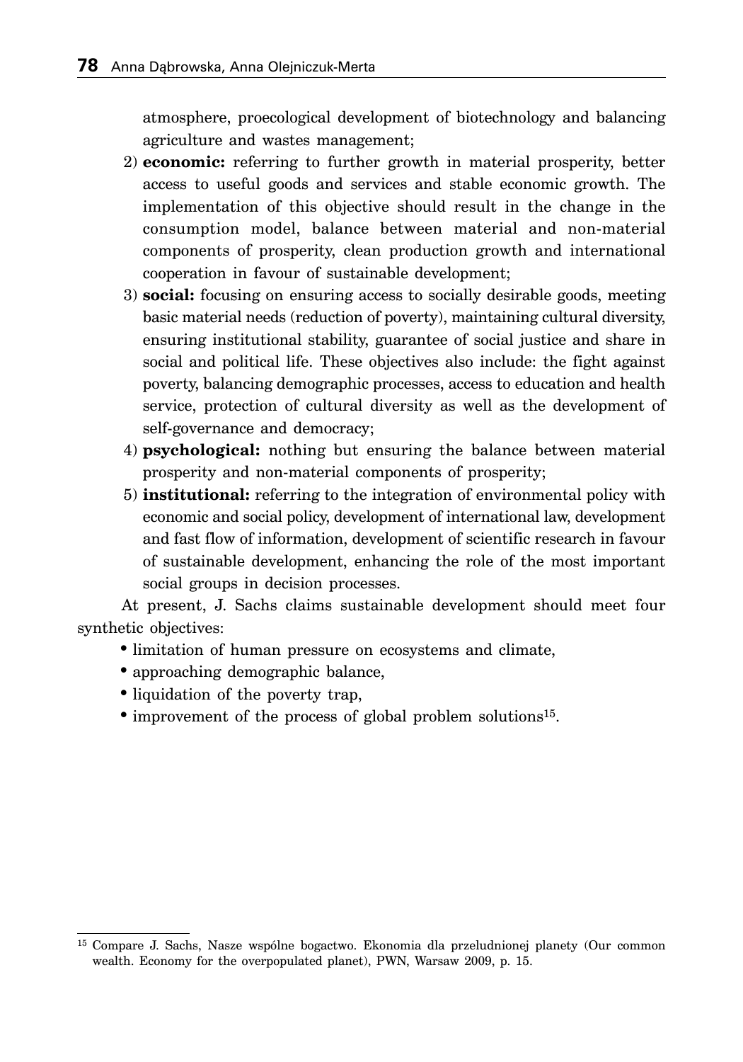atmosphere, proecological development of biotechnology and balancing agriculture and wastes management;

2) **economic:** referring to further growth in material prosperity, better access to useful goods and services and stable economic growth. The implementation of this objective should result in the change in the consumption model, balance between material and non-material components of prosperity, clean production growth and international cooperation in favour of sustainable development;
3) **social:** focusing on ensuring access to socially desirable goods, meeting basic material needs (reduction of poverty), maintaining cultural diversity, ensuring institutional stability, guarantee of social justice and share in social and political life. These objectives also include: the fight against poverty, balancing demographic processes, access to education and health service, protection of cultural diversity as well as the development of self-governance and democracy;
4) **psychological:** nothing but ensuring the balance between material prosperity and non-material components of prosperity;
5) **institutional:** referring to the integration of environmental policy with economic and social policy, development of international law, development and fast flow of information, development of scientific research in favour of sustainable development, enhancing the role of the most important social groups in decision processes.

At present, J. Sachs claims sustainable development should meet four synthetic objectives:

- limitation of human pressure on ecosystems and climate,
- approaching demographic balance,
- liquidation of the poverty trap,
- improvement of the process of global problem solutions[15].

---

[15] Compare J. Sachs, Nasze wspólne bogactwo. Ekonomia dla przeludnionej planety (Our common wealth. Economy for the overpopulated planet), PWN, Warsaw 2009, p. 15.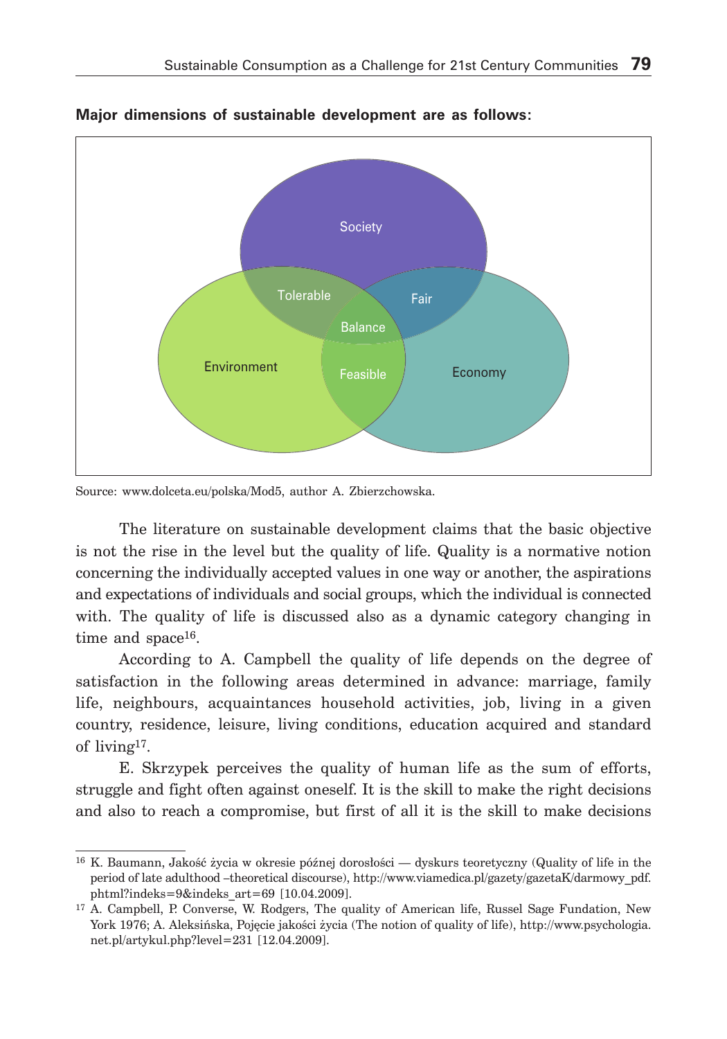**Major dimensions of sustainable development are as follows:**

Society

Tolerable

Fair

Balance

Environment

Feasible

Economy

Source: www.dolceta.eu/polska/Mod5, author A. Zbierzchowska.

The literature on sustainable development claims that the basic objective is not the rise in the level but the quality of life. Quality is a normative notion concerning the individually accepted values in one way or another, the aspirations and expectations of individuals and social groups, which the individual is connected with. The quality of life is discussed also as a dynamic category changing in time and space[16].

According to A. Campbell the quality of life depends on the degree of satisfaction in the following areas determined in advance: marriage, family life, neighbours, acquaintances household activities, job, living in a given country, residence, leisure, living conditions, education acquired and standard of living[17].

E. Skrzypek perceives the quality of human life as the sum of efforts, struggle and fight often against oneself. It is the skill to make the right decisions and also to reach a compromise, but first of all it is the skill to make decisions

---

[16] K. Baumann, Jakość życia w okresie późnej dorosłości — dyskurs teoretyczny (Quality of life in the period of late adulthood –theoretical discourse), http://www.viamedica.pl/gazety/gazetaK/darmowy_pdf.phtml?indeks=9&indeks_art=69 [10.04.2009].

[17] A. Campbell, P. Converse, W. Rodgers, The quality of American life, Russel Sage Fundation, New York 1976; A. Aleksińska, Pojęcie jakości życia (The notion of quality of life), http://www.psychologia.net.pl/artykul.php?level=231 [12.04.2009].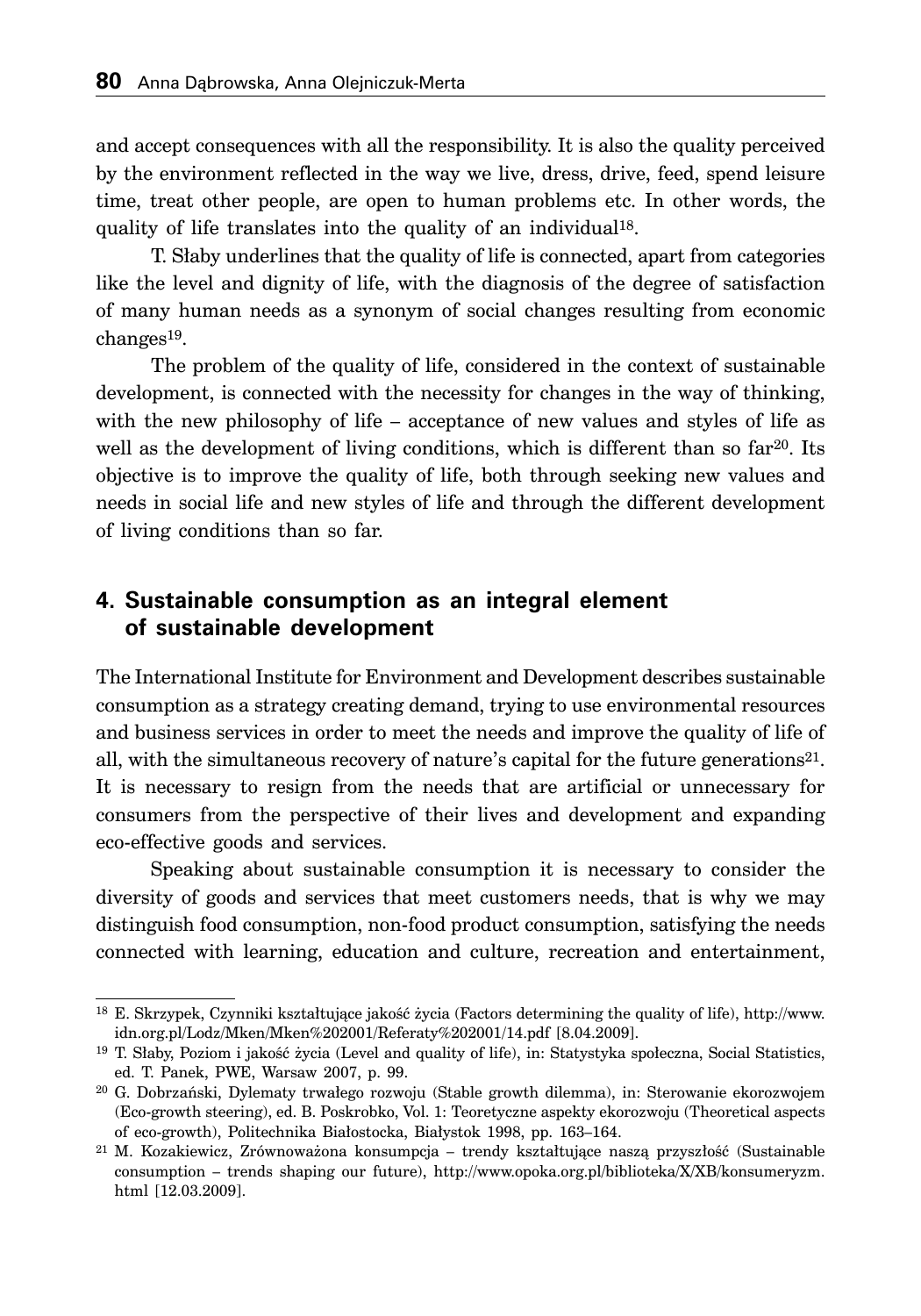and accept consequences with all the responsibility. It is also the quality perceived by the environment reflected in the way we live, dress, drive, feed, spend leisure time, treat other people, are open to human problems etc. In other words, the quality of life translates into the quality of an individual[18].

T. Słaby underlines that the quality of life is connected, apart from categories like the level and dignity of life, with the diagnosis of the degree of satisfaction of many human needs as a synonym of social changes resulting from economic changes[19].

The problem of the quality of life, considered in the context of sustainable development, is connected with the necessity for changes in the way of thinking, with the new philosophy of life – acceptance of new values and styles of life as well as the development of living conditions, which is different than so far[20]. Its objective is to improve the quality of life, both through seeking new values and needs in social life and new styles of life and through the different development of living conditions than so far.

## 4. Sustainable consumption as an integral element of sustainable development

The International Institute for Environment and Development describes sustainable consumption as a strategy creating demand, trying to use environmental resources and business services in order to meet the needs and improve the quality of life of all, with the simultaneous recovery of nature's capital for the future generations[21]. It is necessary to resign from the needs that are artificial or unnecessary for consumers from the perspective of their lives and development and expanding eco-effective goods and services.

Speaking about sustainable consumption it is necessary to consider the diversity of goods and services that meet customers needs, that is why we may distinguish food consumption, non-food product consumption, satisfying the needs connected with learning, education and culture, recreation and entertainment,

---

[18] E. Skrzypek, Czynniki kształtujące jakość życia (Factors determining the quality of life), http://www.idn.org.pl/Lodz/Mken/Mken%202001/Referaty%202001/14.pdf [8.04.2009].

[19] T. Słaby, Poziom i jakość życia (Level and quality of life), in: Statystyka społeczna, Social Statistics, ed. T. Panek, PWE, Warsaw 2007, p. 99.

[20] G. Dobrzański, Dylematy trwałego rozwoju (Stable growth dilemma), in: Sterowanie ekorozwojem (Eco-growth steering), ed. B. Poskrobko, Vol. 1: Teoretyczne aspekty ekorozwoju (Theoretical aspects of eco-growth), Politechnika Białostocka, Białystok 1998, pp. 163–164.

[21] M. Kozakiewicz, Zrównoważona konsumpcja – trendy kształtujące naszą przyszłość (Sustainable consumption – trends shaping our future), http://www.opoka.org.pl/biblioteka/X/XB/konsumeryzm.html [12.03.2009].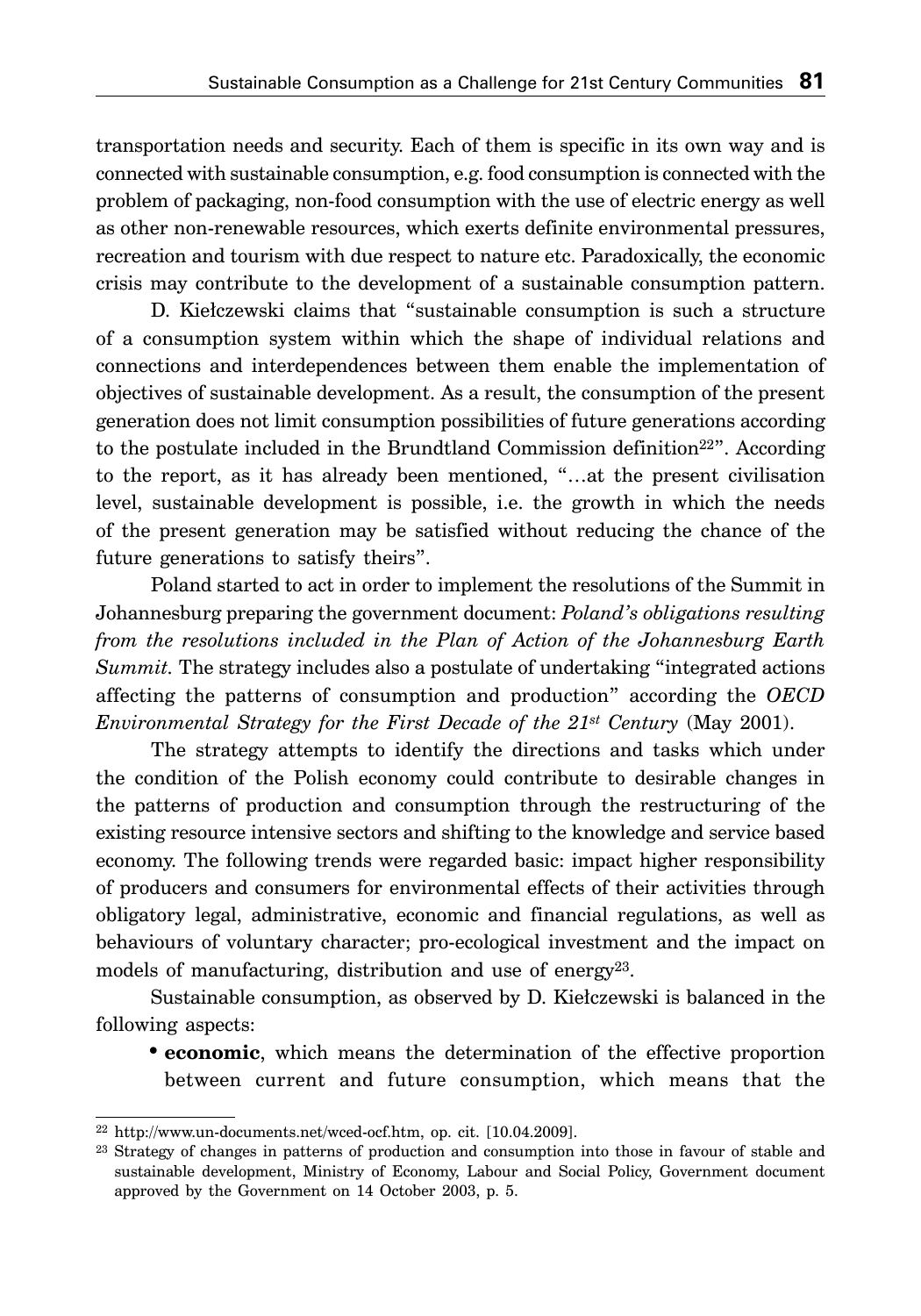transportation needs and security. Each of them is specific in its own way and is connected with sustainable consumption, e.g. food consumption is connected with the problem of packaging, non-food consumption with the use of electric energy as well as other non-renewable resources, which exerts definite environmental pressures, recreation and tourism with due respect to nature etc. Paradoxically, the economic crisis may contribute to the development of a sustainable consumption pattern.

D. Kiełczewski claims that "sustainable consumption is such a structure of a consumption system within which the shape of individual relations and connections and interdependences between them enable the implementation of objectives of sustainable development. As a result, the consumption of the present generation does not limit consumption possibilities of future generations according to the postulate included in the Brundtland Commission definition[22]". According to the report, as it has already been mentioned, "…at the present civilisation level, sustainable development is possible, i.e. the growth in which the needs of the present generation may be satisfied without reducing the chance of the future generations to satisfy theirs".

Poland started to act in order to implement the resolutions of the Summit in Johannesburg preparing the government document: *Poland's obligations resulting from the resolutions included in the Plan of Action of the Johannesburg Earth Summit.* The strategy includes also a postulate of undertaking "integrated actions affecting the patterns of consumption and production" according the *OECD Environmental Strategy for the First Decade of the 21st Century* (May 2001).

The strategy attempts to identify the directions and tasks which under the condition of the Polish economy could contribute to desirable changes in the patterns of production and consumption through the restructuring of the existing resource intensive sectors and shifting to the knowledge and service based economy. The following trends were regarded basic: impact higher responsibility of producers and consumers for environmental effects of their activities through obligatory legal, administrative, economic and financial regulations, as well as behaviours of voluntary character; pro-ecological investment and the impact on models of manufacturing, distribution and use of energy[23].

Sustainable consumption, as observed by D. Kiełczewski is balanced in the following aspects:

- **economic**, which means the determination of the effective proportion between current and future consumption, which means that the

---

[22] http://www.un-documents.net/wced-ocf.htm, op. cit. [10.04.2009].

[23] Strategy of changes in patterns of production and consumption into those in favour of stable and sustainable development, Ministry of Economy, Labour and Social Policy, Government document approved by the Government on 14 October 2003, p. 5.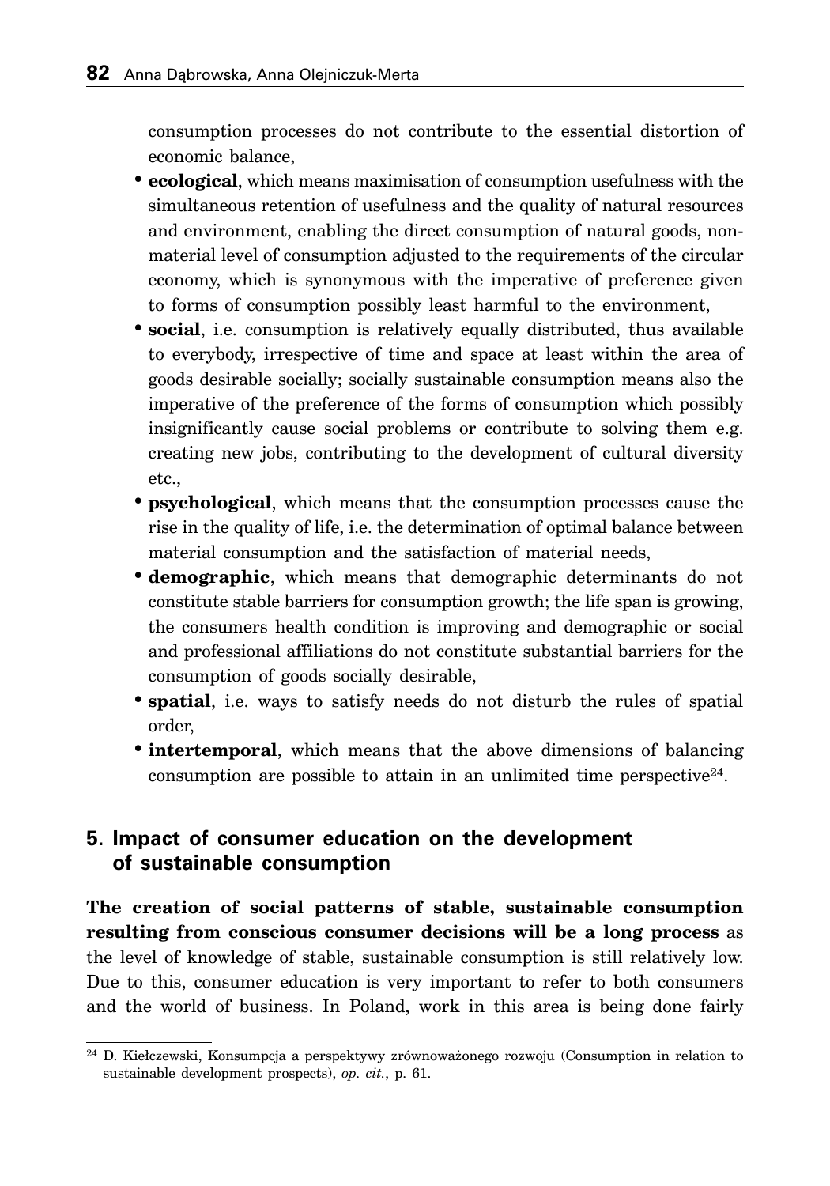consumption processes do not contribute to the essential distortion of economic balance,

- **ecological**, which means maximisation of consumption usefulness with the simultaneous retention of usefulness and the quality of natural resources and environment, enabling the direct consumption of natural goods, non-material level of consumption adjusted to the requirements of the circular economy, which is synonymous with the imperative of preference given to forms of consumption possibly least harmful to the environment,
- **social**, i.e. consumption is relatively equally distributed, thus available to everybody, irrespective of time and space at least within the area of goods desirable socially; socially sustainable consumption means also the imperative of the preference of the forms of consumption which possibly insignificantly cause social problems or contribute to solving them e.g. creating new jobs, contributing to the development of cultural diversity etc.,
- **psychological**, which means that the consumption processes cause the rise in the quality of life, i.e. the determination of optimal balance between material consumption and the satisfaction of material needs,
- **demographic**, which means that demographic determinants do not constitute stable barriers for consumption growth; the life span is growing, the consumers health condition is improving and demographic or social and professional affiliations do not constitute substantial barriers for the consumption of goods socially desirable,
- **spatial**, i.e. ways to satisfy needs do not disturb the rules of spatial order,
- **intertemporal**, which means that the above dimensions of balancing consumption are possible to attain in an unlimited time perspective[24].

## 5. Impact of consumer education on the development of sustainable consumption

**The creation of social patterns of stable, sustainable consumption resulting from conscious consumer decisions will be a long process** as the level of knowledge of stable, sustainable consumption is still relatively low. Due to this, consumer education is very important to refer to both consumers and the world of business. In Poland, work in this area is being done fairly

[24] D. Kiełczewski, Konsumpcja a perspektywy zrównoważonego rozwoju (Consumption in relation to sustainable development prospects), *op. cit.*, p. 61.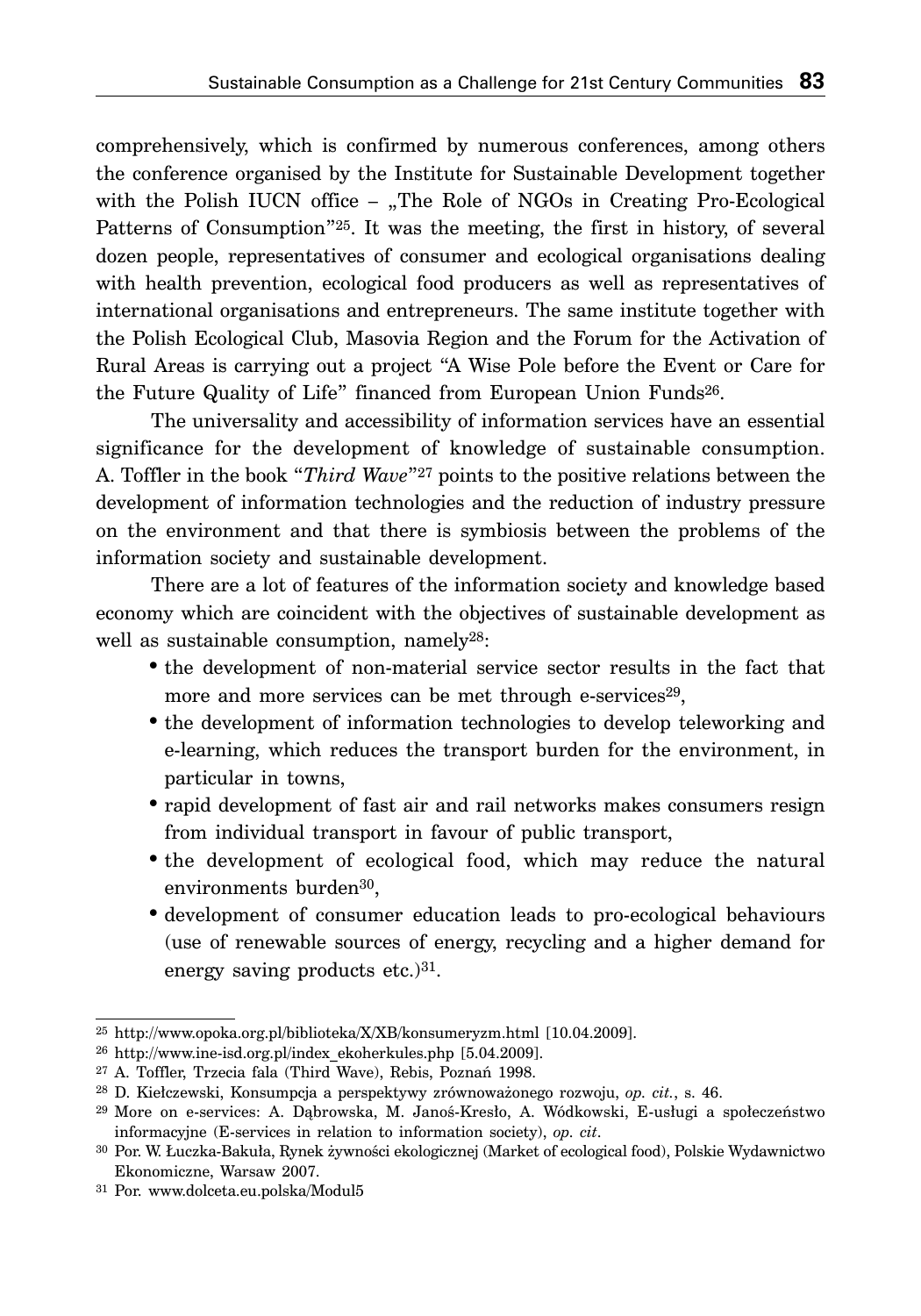comprehensively, which is confirmed by numerous conferences, among others the conference organised by the Institute for Sustainable Development together with the Polish IUCN office – „The Role of NGOs in Creating Pro-Ecological Patterns of Consumption"[25]. It was the meeting, the first in history, of several dozen people, representatives of consumer and ecological organisations dealing with health prevention, ecological food producers as well as representatives of international organisations and entrepreneurs. The same institute together with the Polish Ecological Club, Masovia Region and the Forum for the Activation of Rural Areas is carrying out a project "A Wise Pole before the Event or Care for the Future Quality of Life" financed from European Union Funds[26].

The universality and accessibility of information services have an essential significance for the development of knowledge of sustainable consumption. A. Toffler in the book "*Third Wave*"[27] points to the positive relations between the development of information technologies and the reduction of industry pressure on the environment and that there is symbiosis between the problems of the information society and sustainable development.

There are a lot of features of the information society and knowledge based economy which are coincident with the objectives of sustainable development as well as sustainable consumption, namely[28]:

- the development of non-material service sector results in the fact that more and more services can be met through e-services[29],
- the development of information technologies to develop teleworking and e-learning, which reduces the transport burden for the environment, in particular in towns,
- rapid development of fast air and rail networks makes consumers resign from individual transport in favour of public transport,
- the development of ecological food, which may reduce the natural environments burden[30],
- development of consumer education leads to pro-ecological behaviours (use of renewable sources of energy, recycling and a higher demand for energy saving products etc.)[31].

---

[25] http://www.opoka.org.pl/biblioteka/X/XB/konsumeryzm.html [10.04.2009].

[26] http://www.ine-isd.org.pl/index_ekoherkules.php [5.04.2009].

[27] A. Toffler, Trzecia fala (Third Wave), Rebis, Poznań 1998.

[28] D. Kiełczewski, Konsumpcja a perspektywy zrównoważonego rozwoju, *op. cit.*, s. 46.

[29] More on e-services: A. Dąbrowska, M. Janoś-Kresło, A. Wódkowski, E-usługi a społeczeństwo informacyjne (E-services in relation to information society), *op. cit*.

[30] Por. W. Łuczka-Bakuła, Rynek żywności ekologicznej (Market of ecological food), Polskie Wydawnictwo Ekonomiczne, Warsaw 2007.

[31] Por. www.dolceta.eu.polska/Modul5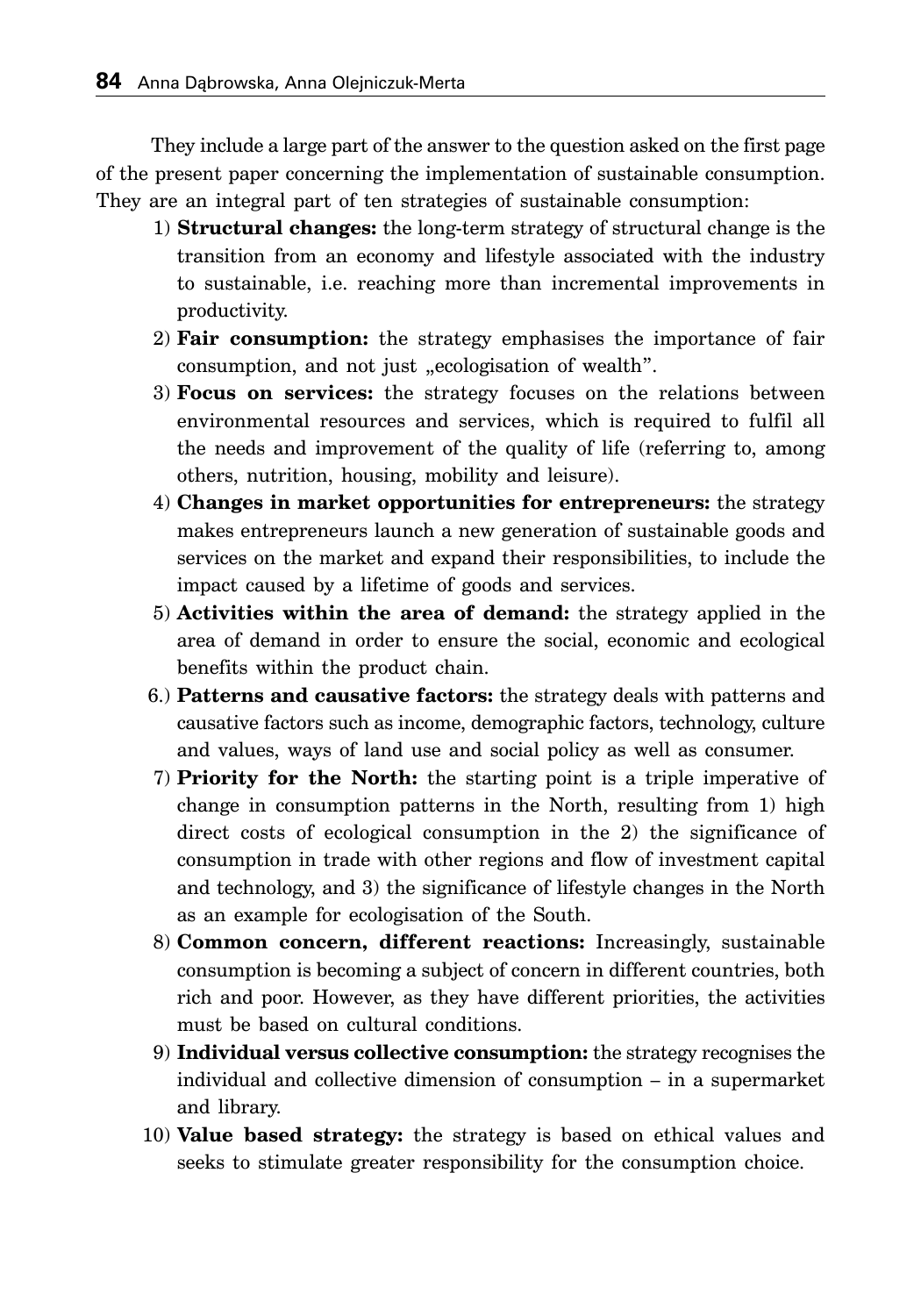They include a large part of the answer to the question asked on the first page of the present paper concerning the implementation of sustainable consumption. They are an integral part of ten strategies of sustainable consumption:

1) **Structural changes:** the long-term strategy of structural change is the transition from an economy and lifestyle associated with the industry to sustainable, i.e. reaching more than incremental improvements in productivity.
2) **Fair consumption:** the strategy emphasises the importance of fair consumption, and not just „ecologisation of wealth".
3) **Focus on services:** the strategy focuses on the relations between environmental resources and services, which is required to fulfil all the needs and improvement of the quality of life (referring to, among others, nutrition, housing, mobility and leisure).
4) **Changes in market opportunities for entrepreneurs:** the strategy makes entrepreneurs launch a new generation of sustainable goods and services on the market and expand their responsibilities, to include the impact caused by a lifetime of goods and services.
5) **Activities within the area of demand:** the strategy applied in the area of demand in order to ensure the social, economic and ecological benefits within the product chain.
6.) **Patterns and causative factors:** the strategy deals with patterns and causative factors such as income, demographic factors, technology, culture and values, ways of land use and social policy as well as consumer.
7) **Priority for the North:** the starting point is a triple imperative of change in consumption patterns in the North, resulting from 1) high direct costs of ecological consumption in the 2) the significance of consumption in trade with other regions and flow of investment capital and technology, and 3) the significance of lifestyle changes in the North as an example for ecologisation of the South.
8) **Common concern, different reactions:** Increasingly, sustainable consumption is becoming a subject of concern in different countries, both rich and poor. However, as they have different priorities, the activities must be based on cultural conditions.
9) **Individual versus collective consumption:** the strategy recognises the individual and collective dimension of consumption – in a supermarket and library.
10) **Value based strategy:** the strategy is based on ethical values and seeks to stimulate greater responsibility for the consumption choice.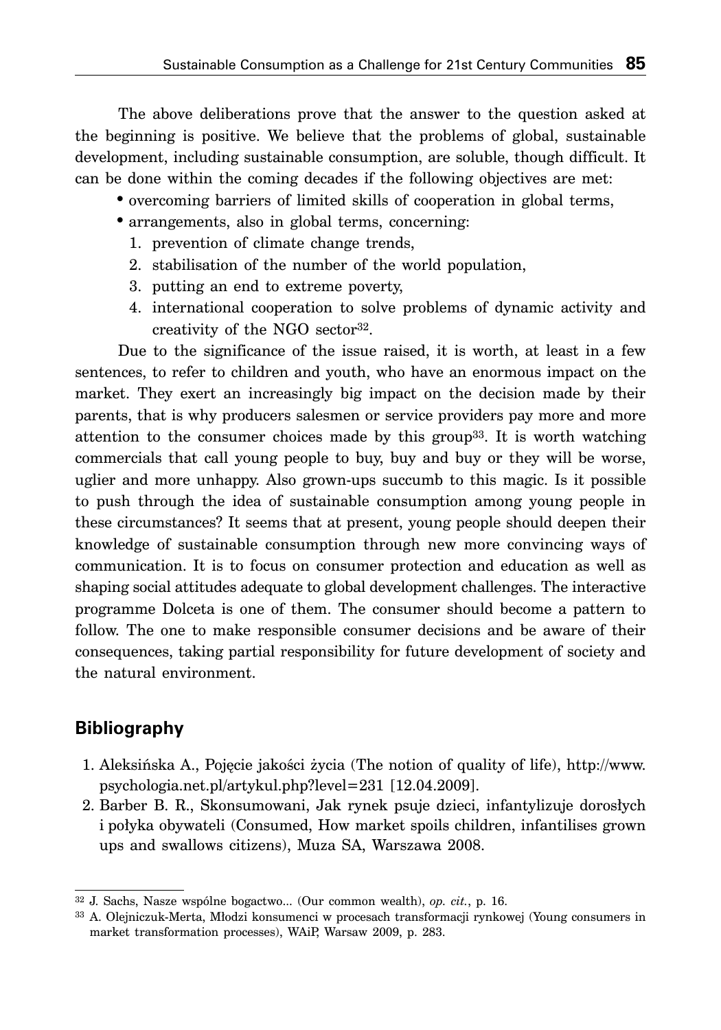The above deliberations prove that the answer to the question asked at the beginning is positive. We believe that the problems of global, sustainable development, including sustainable consumption, are soluble, though difficult. It can be done within the coming decades if the following objectives are met:

- overcoming barriers of limited skills of cooperation in global terms,
- arrangements, also in global terms, concerning:
  1. prevention of climate change trends,
  2. stabilisation of the number of the world population,
  3. putting an end to extreme poverty,
  4. international cooperation to solve problems of dynamic activity and creativity of the NGO sector[32].

Due to the significance of the issue raised, it is worth, at least in a few sentences, to refer to children and youth, who have an enormous impact on the market. They exert an increasingly big impact on the decision made by their parents, that is why producers salesmen or service providers pay more and more attention to the consumer choices made by this group[33]. It is worth watching commercials that call young people to buy, buy and buy or they will be worse, uglier and more unhappy. Also grown-ups succumb to this magic. Is it possible to push through the idea of sustainable consumption among young people in these circumstances? It seems that at present, young people should deepen their knowledge of sustainable consumption through new more convincing ways of communication. It is to focus on consumer protection and education as well as shaping social attitudes adequate to global development challenges. The interactive programme Dolceta is one of them. The consumer should become a pattern to follow. The one to make responsible consumer decisions and be aware of their consequences, taking partial responsibility for future development of society and the natural environment.

## Bibliography

1. Aleksińska A., Pojęcie jakości życia (The notion of quality of life), http://www.psychologia.net.pl/artykul.php?level=231 [12.04.2009].
2. Barber B. R., Skonsumowani, Jak rynek psuje dzieci, infantylizuje dorosłych i połyka obywateli (Consumed, How market spoils children, infantilises grown ups and swallows citizens), Muza SA, Warszawa 2008.

---

[32] J. Sachs, Nasze wspólne bogactwo... (Our common wealth), *op. cit.*, p. 16.

[33] A. Olejniczuk-Merta, Młodzi konsumenci w procesach transformacji rynkowej (Young consumers in market transformation processes), WAiP, Warsaw 2009, p. 283.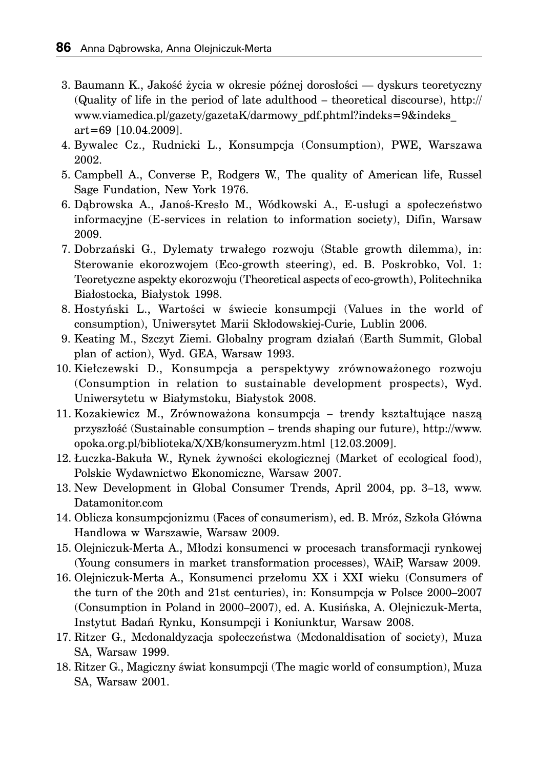3. Baumann K., Jakość życia w okresie późnej dorosłości — dyskurs teoretyczny (Quality of life in the period of late adulthood – theoretical discourse), http://www.viamedica.pl/gazety/gazetaK/darmowy_pdf.phtml?indeks=9&indeks_art=69 [10.04.2009].
4. Bywalec Cz., Rudnicki L., Konsumpcja (Consumption), PWE, Warszawa 2002.
5. Campbell A., Converse P., Rodgers W., The quality of American life, Russel Sage Fundation, New York 1976.
6. Dąbrowska A., Janoś-Kresło M., Wódkowski A., E-usługi a społeczeństwo informacyjne (E-services in relation to information society), Difin, Warsaw 2009.
7. Dobrzański G., Dylematy trwałego rozwoju (Stable growth dilemma), in: Sterowanie ekorozwojem (Eco-growth steering), ed. B. Poskrobko, Vol. 1: Teoretyczne aspekty ekorozwoju (Theoretical aspects of eco-growth), Politechnika Białostocka, Białystok 1998.
8. Hostyński L., Wartości w świecie konsumpcji (Values in the world of consumption), Uniwersytet Marii Skłodowskiej-Curie, Lublin 2006.
9. Keating M., Szczyt Ziemi. Globalny program działań (Earth Summit, Global plan of action), Wyd. GEA, Warsaw 1993.
10. Kiełczewski D., Konsumpcja a perspektywy zrównoważonego rozwoju (Consumption in relation to sustainable development prospects), Wyd. Uniwersytetu w Białymstoku, Białystok 2008.
11. Kozakiewicz M., Zrównoważona konsumpcja – trendy kształtujące naszą przyszłość (Sustainable consumption – trends shaping our future), http://www.opoka.org.pl/biblioteka/X/XB/konsumeryzm.html [12.03.2009].
12. Łuczka-Bakuła W., Rynek żywności ekologicznej (Market of ecological food), Polskie Wydawnictwo Ekonomiczne, Warsaw 2007.
13. New Development in Global Consumer Trends, April 2004, pp. 3–13, www.Datamonitor.com
14. Oblicza konsumpcjonizmu (Faces of consumerism), ed. B. Mróz, Szkoła Główna Handlowa w Warszawie, Warsaw 2009.
15. Olejniczuk-Merta A., Młodzi konsumenci w procesach transformacji rynkowej (Young consumers in market transformation processes), WAiP, Warsaw 2009.
16. Olejniczuk-Merta A., Konsumenci przełomu XX i XXI wieku (Consumers of the turn of the 20th and 21st centuries), in: Konsumpcja w Polsce 2000–2007 (Consumption in Poland in 2000–2007), ed. A. Kusińska, A. Olejniczuk-Merta, Instytut Badań Rynku, Konsumpcji i Koniunktur, Warsaw 2008.
17. Ritzer G., Mcdonaldyzacja społeczeństwa (Mcdonaldisation of society), Muza SA, Warsaw 1999.
18. Ritzer G., Magiczny świat konsumpcji (The magic world of consumption), Muza SA, Warsaw 2001.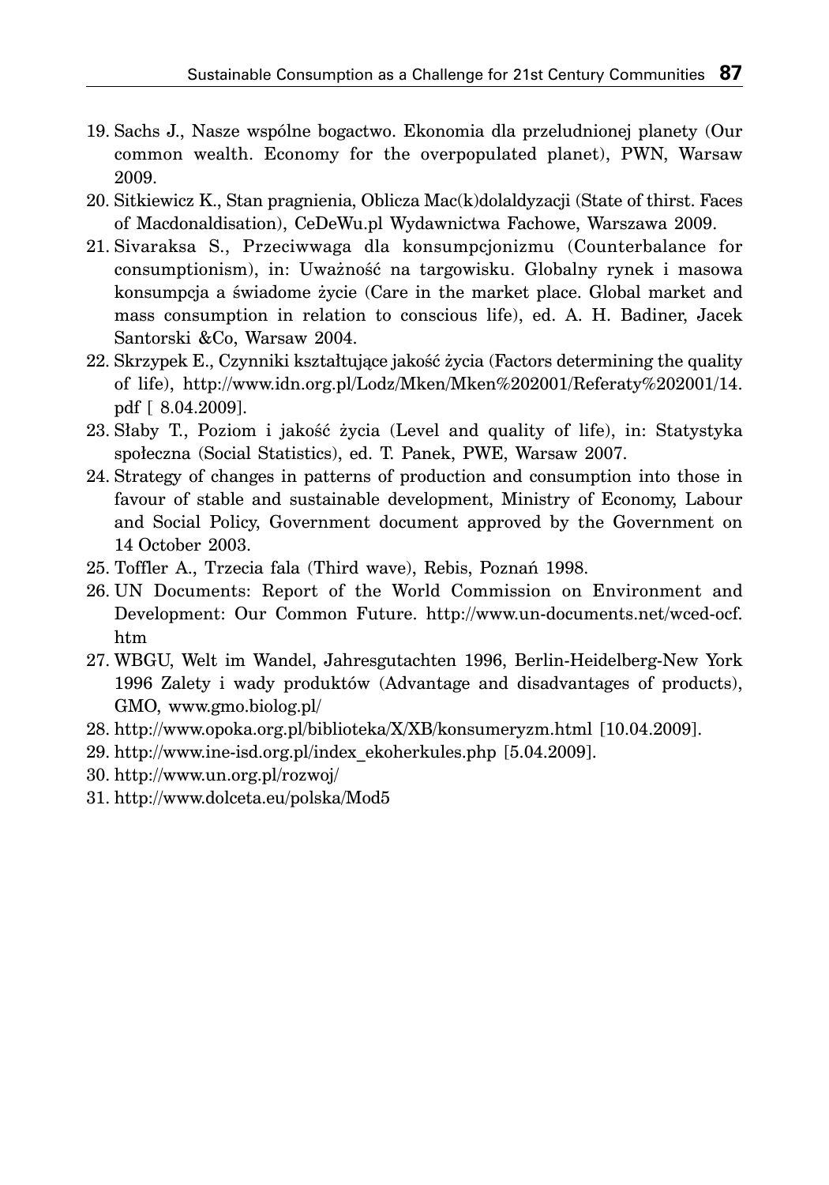19. Sachs J., Nasze wspólne bogactwo. Ekonomia dla przeludnionej planety (Our common wealth. Economy for the overpopulated planet), PWN, Warsaw 2009.
20. Sitkiewicz K., Stan pragnienia, Oblicza Mac(k)dolaldyzacji (State of thirst. Faces of Macdonaldisation), CeDeWu.pl Wydawnictwa Fachowe, Warszawa 2009.
21. Sivaraksa S., Przeciwwaga dla konsumpcjonizmu (Counterbalance for consumptionism), in: Uważność na targowisku. Globalny rynek i masowa konsumpcja a świadome życie (Care in the market place. Global market and mass consumption in relation to conscious life), ed. A. H. Badiner, Jacek Santorski &Co, Warsaw 2004.
22. Skrzypek E., Czynniki kształtujące jakość życia (Factors determining the quality of life), http://www.idn.org.pl/Lodz/Mken/Mken%202001/Referaty%202001/14.pdf [ 8.04.2009].
23. Słaby T., Poziom i jakość życia (Level and quality of life), in: Statystyka społeczna (Social Statistics), ed. T. Panek, PWE, Warsaw 2007.
24. Strategy of changes in patterns of production and consumption into those in favour of stable and sustainable development, Ministry of Economy, Labour and Social Policy, Government document approved by the Government on 14 October 2003.
25. Toffler A., Trzecia fala (Third wave), Rebis, Poznań 1998.
26. UN Documents: Report of the World Commission on Environment and Development: Our Common Future. http://www.un-documents.net/wced-ocf.htm
27. WBGU, Welt im Wandel, Jahresgutachten 1996, Berlin-Heidelberg-New York 1996 Zalety i wady produktów (Advantage and disadvantages of products), GMO, www.gmo.biolog.pl/
28. http://www.opoka.org.pl/biblioteka/X/XB/konsumeryzm.html [10.04.2009].
29. http://www.ine-isd.org.pl/index_ekoherkules.php [5.04.2009].
30. http://www.un.org.pl/rozwoj/
31. http://www.dolceta.eu/polska/Mod5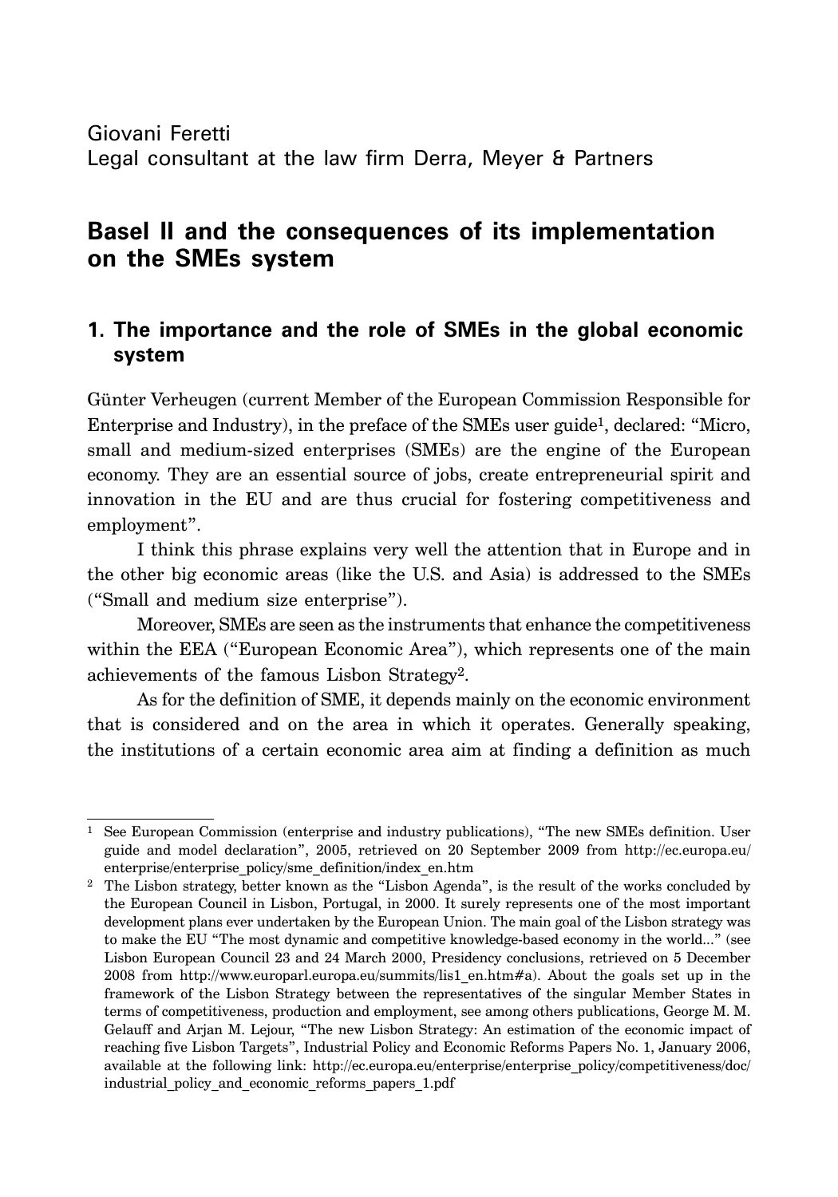Giovani Feretti
Legal consultant at the law firm Derra, Meyer & Partners

# Basel II and the consequences of its implementation on the SMEs system

## 1. The importance and the role of SMEs in the global economic system

Günter Verheugen (current Member of the European Commission Responsible for Enterprise and Industry), in the preface of the SMEs user guide[1], declared: "Micro, small and medium-sized enterprises (SMEs) are the engine of the European economy. They are an essential source of jobs, create entrepreneurial spirit and innovation in the EU and are thus crucial for fostering competitiveness and employment".

I think this phrase explains very well the attention that in Europe and in the other big economic areas (like the U.S. and Asia) is addressed to the SMEs ("Small and medium size enterprise").

Moreover, SMEs are seen as the instruments that enhance the competitiveness within the EEA ("European Economic Area"), which represents one of the main achievements of the famous Lisbon Strategy[2].

As for the definition of SME, it depends mainly on the economic environment that is considered and on the area in which it operates. Generally speaking, the institutions of a certain economic area aim at finding a definition as much

---

[1] See European Commission (enterprise and industry publications), "The new SMEs definition. User guide and model declaration", 2005, retrieved on 20 September 2009 from http://ec.europa.eu/enterprise/enterprise_policy/sme_definition/index_en.htm

[2] The Lisbon strategy, better known as the "Lisbon Agenda", is the result of the works concluded by the European Council in Lisbon, Portugal, in 2000. It surely represents one of the most important development plans ever undertaken by the European Union. The main goal of the Lisbon strategy was to make the EU "The most dynamic and competitive knowledge-based economy in the world..." (see Lisbon European Council 23 and 24 March 2000, Presidency conclusions, retrieved on 5 December 2008 from http://www.europarl.europa.eu/summits/lis1_en.htm#a). About the goals set up in the framework of the Lisbon Strategy between the representatives of the singular Member States in terms of competitiveness, production and employment, see among others publications, George M. M. Gelauff and Arjan M. Lejour, "The new Lisbon Strategy: An estimation of the economic impact of reaching five Lisbon Targets", Industrial Policy and Economic Reforms Papers No. 1, January 2006, available at the following link: http://ec.europa.eu/enterprise/enterprise_policy/competitiveness/doc/industrial_policy_and_economic_reforms_papers_1.pdf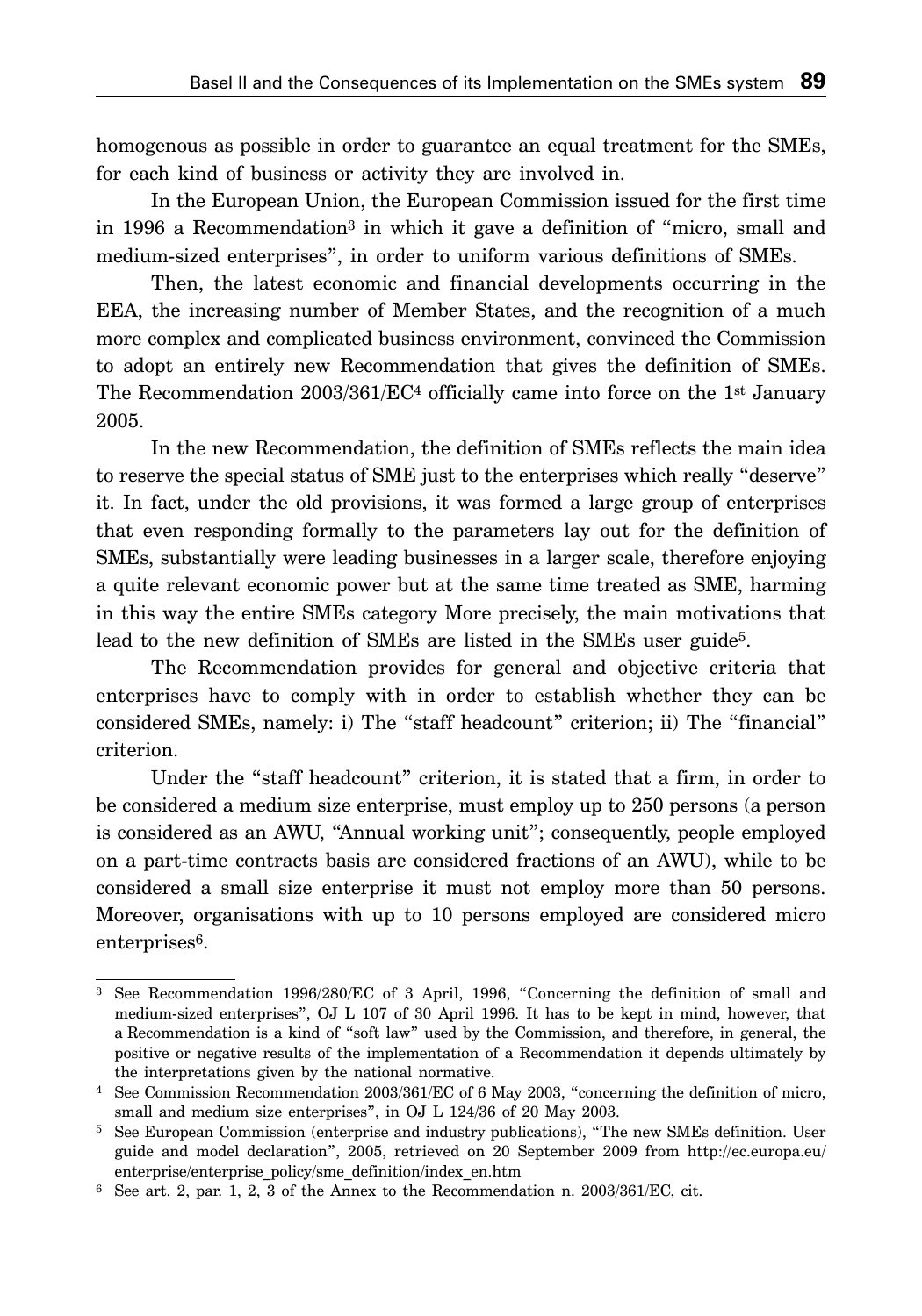homogenous as possible in order to guarantee an equal treatment for the SMEs, for each kind of business or activity they are involved in.

In the European Union, the European Commission issued for the first time in 1996 a Recommendation[3] in which it gave a definition of "micro, small and medium-sized enterprises", in order to uniform various definitions of SMEs.

Then, the latest economic and financial developments occurring in the EEA, the increasing number of Member States, and the recognition of a much more complex and complicated business environment, convinced the Commission to adopt an entirely new Recommendation that gives the definition of SMEs. The Recommendation 2003/361/EC[4] officially came into force on the 1st January 2005.

In the new Recommendation, the definition of SMEs reflects the main idea to reserve the special status of SME just to the enterprises which really "deserve" it. In fact, under the old provisions, it was formed a large group of enterprises that even responding formally to the parameters lay out for the definition of SMEs, substantially were leading businesses in a larger scale, therefore enjoying a quite relevant economic power but at the same time treated as SME, harming in this way the entire SMEs category More precisely, the main motivations that lead to the new definition of SMEs are listed in the SMEs user guide[5].

The Recommendation provides for general and objective criteria that enterprises have to comply with in order to establish whether they can be considered SMEs, namely: i) The "staff headcount" criterion; ii) The "financial" criterion.

Under the "staff headcount" criterion, it is stated that a firm, in order to be considered a medium size enterprise, must employ up to 250 persons (a person is considered as an AWU, "Annual working unit"; consequently, people employed on a part-time contracts basis are considered fractions of an AWU), while to be considered a small size enterprise it must not employ more than 50 persons. Moreover, organisations with up to 10 persons employed are considered micro enterprises[6].

---

[3] See Recommendation 1996/280/EC of 3 April, 1996, "Concerning the definition of small and medium-sized enterprises", OJ L 107 of 30 April 1996. It has to be kept in mind, however, that a Recommendation is a kind of "soft law" used by the Commission, and therefore, in general, the positive or negative results of the implementation of a Recommendation it depends ultimately by the interpretations given by the national normative.

[4] See Commission Recommendation 2003/361/EC of 6 May 2003, "concerning the definition of micro, small and medium size enterprises", in OJ L 124/36 of 20 May 2003.

[5] See European Commission (enterprise and industry publications), "The new SMEs definition. User guide and model declaration", 2005, retrieved on 20 September 2009 from http://ec.europa.eu/enterprise/enterprise_policy/sme_definition/index_en.htm

[6] See art. 2, par. 1, 2, 3 of the Annex to the Recommendation n. 2003/361/EC, cit.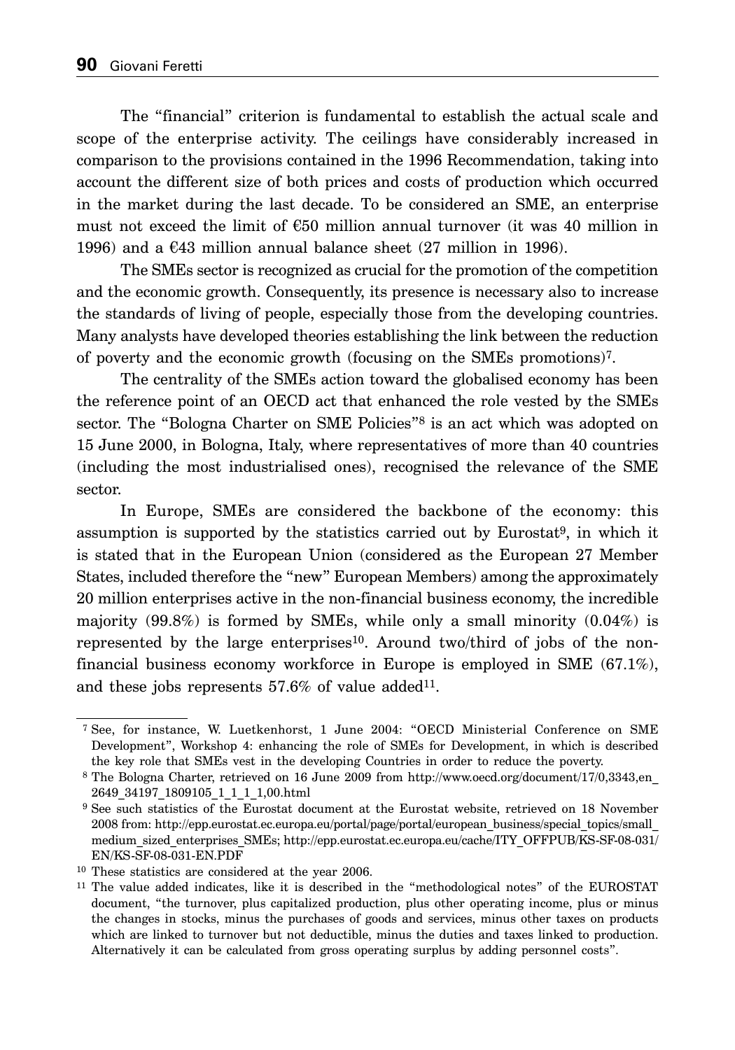The "financial" criterion is fundamental to establish the actual scale and scope of the enterprise activity. The ceilings have considerably increased in comparison to the provisions contained in the 1996 Recommendation, taking into account the different size of both prices and costs of production which occurred in the market during the last decade. To be considered an SME, an enterprise must not exceed the limit of €50 million annual turnover (it was 40 million in 1996) and a €43 million annual balance sheet (27 million in 1996).

The SMEs sector is recognized as crucial for the promotion of the competition and the economic growth. Consequently, its presence is necessary also to increase the standards of living of people, especially those from the developing countries. Many analysts have developed theories establishing the link between the reduction of poverty and the economic growth (focusing on the SMEs promotions)[7].

The centrality of the SMEs action toward the globalised economy has been the reference point of an OECD act that enhanced the role vested by the SMEs sector. The "Bologna Charter on SME Policies"[8] is an act which was adopted on 15 June 2000, in Bologna, Italy, where representatives of more than 40 countries (including the most industrialised ones), recognised the relevance of the SME sector.

In Europe, SMEs are considered the backbone of the economy: this assumption is supported by the statistics carried out by Eurostat[9], in which it is stated that in the European Union (considered as the European 27 Member States, included therefore the "new" European Members) among the approximately 20 million enterprises active in the non-financial business economy, the incredible majority (99.8%) is formed by SMEs, while only a small minority (0.04%) is represented by the large enterprises[10]. Around two/third of jobs of the non-financial business economy workforce in Europe is employed in SME (67.1%), and these jobs represents 57.6% of value added[11].

---

[7] See, for instance, W. Luetkenhorst, 1 June 2004: "OECD Ministerial Conference on SME Development", Workshop 4: enhancing the role of SMEs for Development, in which is described the key role that SMEs vest in the developing Countries in order to reduce the poverty.

[8] The Bologna Charter, retrieved on 16 June 2009 from http://www.oecd.org/document/17/0,3343,en_2649_34197_1809105_1_1_1_1,00.html

[9] See such statistics of the Eurostat document at the Eurostat website, retrieved on 18 November 2008 from: http://epp.eurostat.ec.europa.eu/portal/page/portal/european_business/special_topics/small_medium_sized_enterprises_SMEs; http://epp.eurostat.ec.europa.eu/cache/ITY_OFFPUB/KS-SF-08-031/EN/KS-SF-08-031-EN.PDF

[10] These statistics are considered at the year 2006.

[11] The value added indicates, like it is described in the "methodological notes" of the EUROSTAT document, "the turnover, plus capitalized production, plus other operating income, plus or minus the changes in stocks, minus the purchases of goods and services, minus other taxes on products which are linked to turnover but not deductible, minus the duties and taxes linked to production. Alternatively it can be calculated from gross operating surplus by adding personnel costs".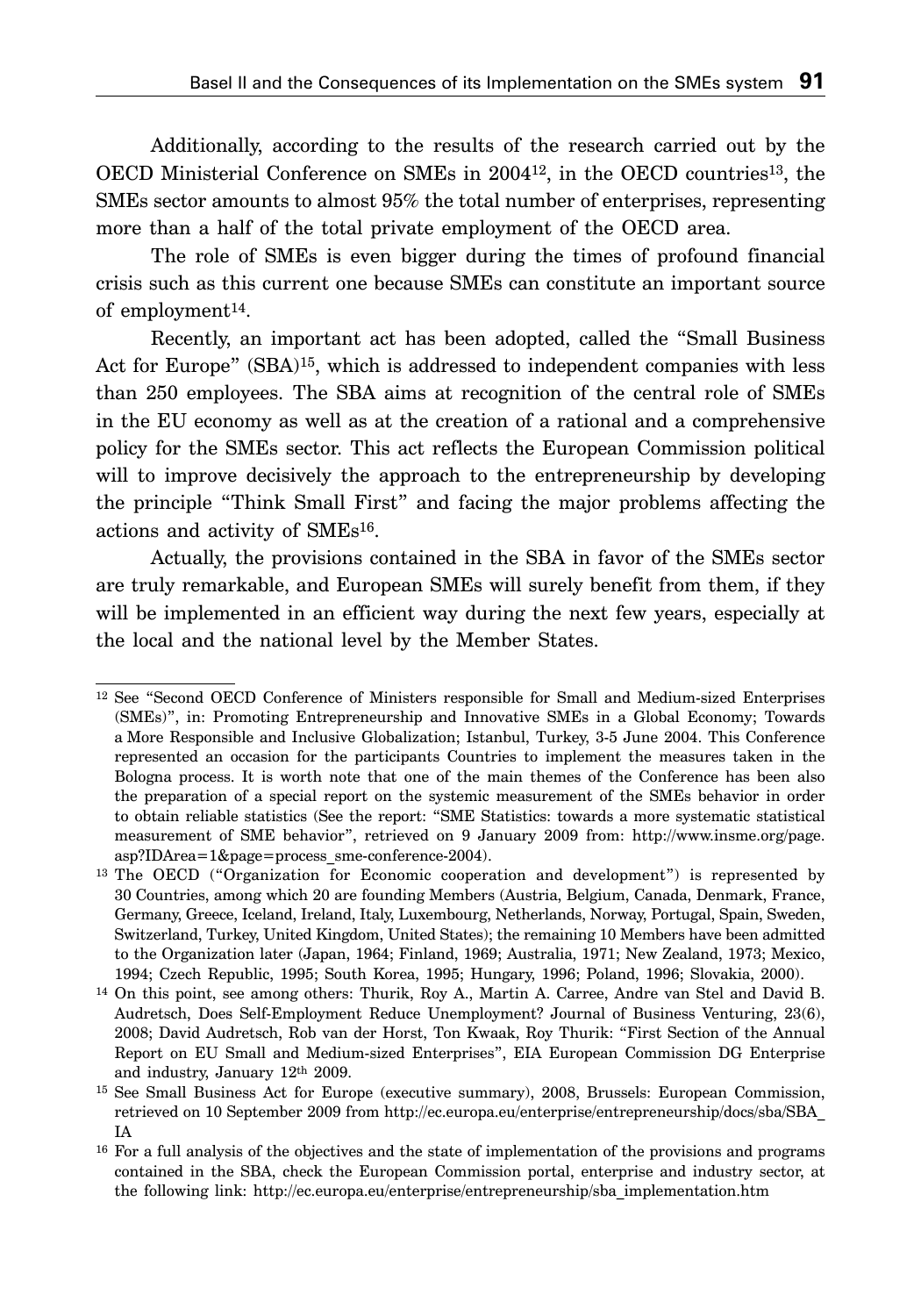Additionally, according to the results of the research carried out by the OECD Ministerial Conference on SMEs in 2004[12], in the OECD countries[13], the SMEs sector amounts to almost 95% the total number of enterprises, representing more than a half of the total private employment of the OECD area.

The role of SMEs is even bigger during the times of profound financial crisis such as this current one because SMEs can constitute an important source of employment[14].

Recently, an important act has been adopted, called the "Small Business Act for Europe" (SBA)[15], which is addressed to independent companies with less than 250 employees. The SBA aims at recognition of the central role of SMEs in the EU economy as well as at the creation of a rational and a comprehensive policy for the SMEs sector. This act reflects the European Commission political will to improve decisively the approach to the entrepreneurship by developing the principle "Think Small First" and facing the major problems affecting the actions and activity of SMEs[16].

Actually, the provisions contained in the SBA in favor of the SMEs sector are truly remarkable, and European SMEs will surely benefit from them, if they will be implemented in an efficient way during the next few years, especially at the local and the national level by the Member States.

---

[12] See "Second OECD Conference of Ministers responsible for Small and Medium-sized Enterprises (SMEs)", in: Promoting Entrepreneurship and Innovative SMEs in a Global Economy; Towards a More Responsible and Inclusive Globalization; Istanbul, Turkey, 3-5 June 2004. This Conference represented an occasion for the participants Countries to implement the measures taken in the Bologna process. It is worth note that one of the main themes of the Conference has been also the preparation of a special report on the systemic measurement of the SMEs behavior in order to obtain reliable statistics (See the report: "SME Statistics: towards a more systematic statistical measurement of SME behavior", retrieved on 9 January 2009 from: http://www.insme.org/page.asp?IDArea=1&page=process_sme-conference-2004).

[13] The OECD ("Organization for Economic cooperation and development") is represented by 30 Countries, among which 20 are founding Members (Austria, Belgium, Canada, Denmark, France, Germany, Greece, Iceland, Ireland, Italy, Luxembourg, Netherlands, Norway, Portugal, Spain, Sweden, Switzerland, Turkey, United Kingdom, United States); the remaining 10 Members have been admitted to the Organization later (Japan, 1964; Finland, 1969; Australia, 1971; New Zealand, 1973; Mexico, 1994; Czech Republic, 1995; South Korea, 1995; Hungary, 1996; Poland, 1996; Slovakia, 2000).

[14] On this point, see among others: Thurik, Roy A., Martin A. Carree, Andre van Stel and David B. Audretsch, Does Self-Employment Reduce Unemployment? Journal of Business Venturing, 23(6), 2008; David Audretsch, Rob van der Horst, Ton Kwaak, Roy Thurik: "First Section of the Annual Report on EU Small and Medium-sized Enterprises", EIA European Commission DG Enterprise and industry, January 12th 2009.

[15] See Small Business Act for Europe (executive summary), 2008, Brussels: European Commission, retrieved on 10 September 2009 from http://ec.europa.eu/enterprise/entrepreneurship/docs/sba/SBA_IA

[16] For a full analysis of the objectives and the state of implementation of the provisions and programs contained in the SBA, check the European Commission portal, enterprise and industry sector, at the following link: http://ec.europa.eu/enterprise/entrepreneurship/sba_implementation.htm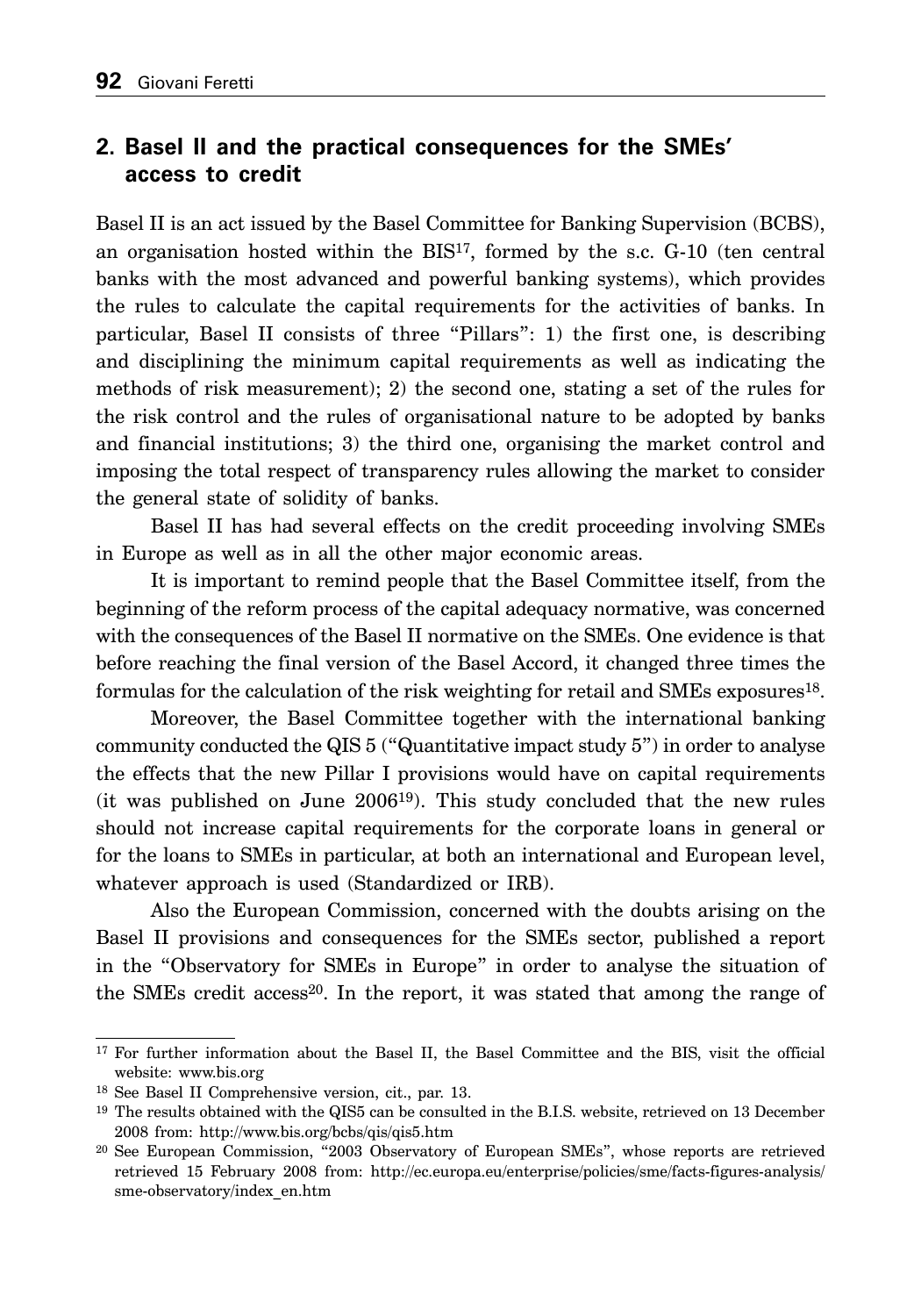## 2. Basel II and the practical consequences for the SMEs' access to credit

Basel II is an act issued by the Basel Committee for Banking Supervision (BCBS), an organisation hosted within the BIS[17], formed by the s.c. G-10 (ten central banks with the most advanced and powerful banking systems), which provides the rules to calculate the capital requirements for the activities of banks. In particular, Basel II consists of three "Pillars": 1) the first one, is describing and disciplining the minimum capital requirements as well as indicating the methods of risk measurement); 2) the second one, stating a set of the rules for the risk control and the rules of organisational nature to be adopted by banks and financial institutions; 3) the third one, organising the market control and imposing the total respect of transparency rules allowing the market to consider the general state of solidity of banks.

Basel II has had several effects on the credit proceeding involving SMEs in Europe as well as in all the other major economic areas.

It is important to remind people that the Basel Committee itself, from the beginning of the reform process of the capital adequacy normative, was concerned with the consequences of the Basel II normative on the SMEs. One evidence is that before reaching the final version of the Basel Accord, it changed three times the formulas for the calculation of the risk weighting for retail and SMEs exposures[18].

Moreover, the Basel Committee together with the international banking community conducted the QIS 5 ("Quantitative impact study 5") in order to analyse the effects that the new Pillar I provisions would have on capital requirements (it was published on June 2006[19]). This study concluded that the new rules should not increase capital requirements for the corporate loans in general or for the loans to SMEs in particular, at both an international and European level, whatever approach is used (Standardized or IRB).

Also the European Commission, concerned with the doubts arising on the Basel II provisions and consequences for the SMEs sector, published a report in the "Observatory for SMEs in Europe" in order to analyse the situation of the SMEs credit access[20]. In the report, it was stated that among the range of

---

[17] For further information about the Basel II, the Basel Committee and the BIS, visit the official website: www.bis.org

[18] See Basel II Comprehensive version, cit., par. 13.

[19] The results obtained with the QIS5 can be consulted in the B.I.S. website, retrieved on 13 December 2008 from: http://www.bis.org/bcbs/qis/qis5.htm

[20] See European Commission, "2003 Observatory of European SMEs", whose reports are retrieved retrieved 15 February 2008 from: http://ec.europa.eu/enterprise/policies/sme/facts-figures-analysis/sme-observatory/index_en.htm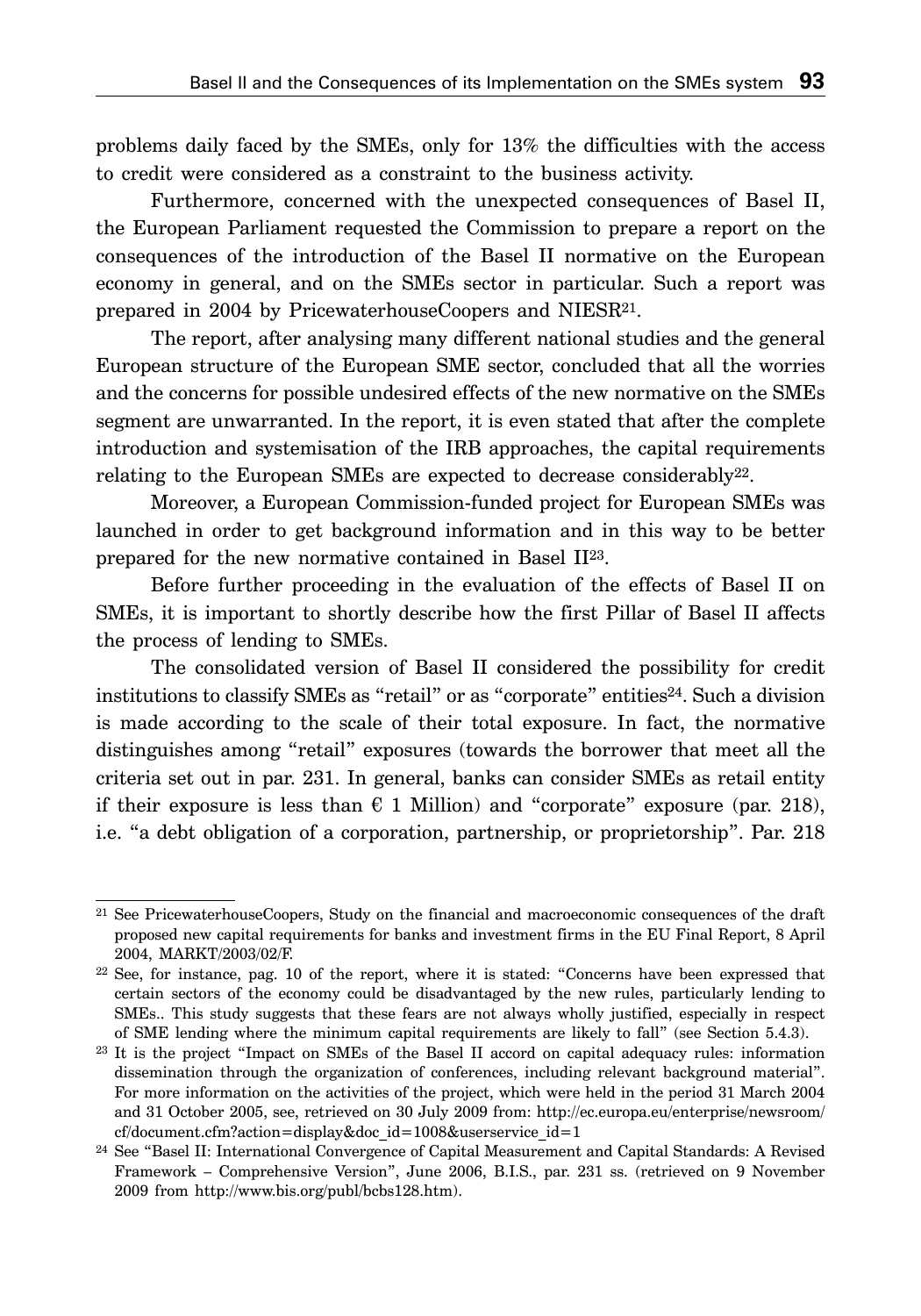problems daily faced by the SMEs, only for 13% the difficulties with the access to credit were considered as a constraint to the business activity.

Furthermore, concerned with the unexpected consequences of Basel II, the European Parliament requested the Commission to prepare a report on the consequences of the introduction of the Basel II normative on the European economy in general, and on the SMEs sector in particular. Such a report was prepared in 2004 by PricewaterhouseCoopers and NIESR[21].

The report, after analysing many different national studies and the general European structure of the European SME sector, concluded that all the worries and the concerns for possible undesired effects of the new normative on the SMEs segment are unwarranted. In the report, it is even stated that after the complete introduction and systemisation of the IRB approaches, the capital requirements relating to the European SMEs are expected to decrease considerably[22].

Moreover, a European Commission-funded project for European SMEs was launched in order to get background information and in this way to be better prepared for the new normative contained in Basel II[23].

Before further proceeding in the evaluation of the effects of Basel II on SMEs, it is important to shortly describe how the first Pillar of Basel II affects the process of lending to SMEs.

The consolidated version of Basel II considered the possibility for credit institutions to classify SMEs as "retail" or as "corporate" entities[24]. Such a division is made according to the scale of their total exposure. In fact, the normative distinguishes among "retail" exposures (towards the borrower that meet all the criteria set out in par. 231. In general, banks can consider SMEs as retail entity if their exposure is less than € 1 Million) and "corporate" exposure (par. 218), i.e. "a debt obligation of a corporation, partnership, or proprietorship". Par. 218

---

[21] See PricewaterhouseCoopers, Study on the financial and macroeconomic consequences of the draft proposed new capital requirements for banks and investment firms in the EU Final Report, 8 April 2004, MARKT/2003/02/F.

[22] See, for instance, pag. 10 of the report, where it is stated: "Concerns have been expressed that certain sectors of the economy could be disadvantaged by the new rules, particularly lending to SMEs.. This study suggests that these fears are not always wholly justified, especially in respect of SME lending where the minimum capital requirements are likely to fall" (see Section 5.4.3).

[23] It is the project "Impact on SMEs of the Basel II accord on capital adequacy rules: information dissemination through the organization of conferences, including relevant background material". For more information on the activities of the project, which were held in the period 31 March 2004 and 31 October 2005, see, retrieved on 30 July 2009 from: http://ec.europa.eu/enterprise/newsroom/cf/document.cfm?action=display&doc_id=1008&userservice_id=1

[24] See "Basel II: International Convergence of Capital Measurement and Capital Standards: A Revised Framework – Comprehensive Version", June 2006, B.I.S., par. 231 ss. (retrieved on 9 November 2009 from http://www.bis.org/publ/bcbs128.htm).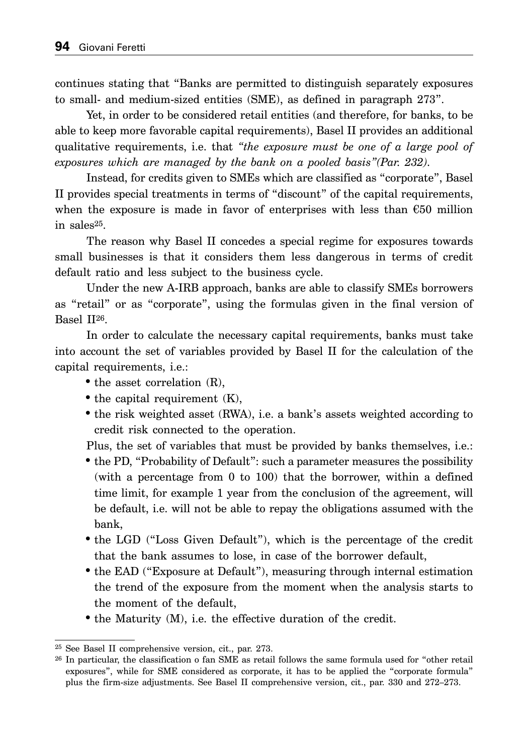continues stating that "Banks are permitted to distinguish separately exposures to small- and medium-sized entities (SME), as defined in paragraph 273".

Yet, in order to be considered retail entities (and therefore, for banks, to be able to keep more favorable capital requirements), Basel II provides an additional qualitative requirements, i.e. that *"the exposure must be one of a large pool of exposures which are managed by the bank on a pooled basis"(Par. 232).*

Instead, for credits given to SMEs which are classified as "corporate", Basel II provides special treatments in terms of "discount" of the capital requirements, when the exposure is made in favor of enterprises with less than €50 million in sales[25].

The reason why Basel II concedes a special regime for exposures towards small businesses is that it considers them less dangerous in terms of credit default ratio and less subject to the business cycle.

Under the new A-IRB approach, banks are able to classify SMEs borrowers as "retail" or as "corporate", using the formulas given in the final version of Basel II[26].

In order to calculate the necessary capital requirements, banks must take into account the set of variables provided by Basel II for the calculation of the capital requirements, i.e.:

- the asset correlation (R),
- the capital requirement (K),
- the risk weighted asset (RWA), i.e. a bank's assets weighted according to credit risk connected to the operation.

Plus, the set of variables that must be provided by banks themselves, i.e.:

- the PD, "Probability of Default": such a parameter measures the possibility (with a percentage from 0 to 100) that the borrower, within a defined time limit, for example 1 year from the conclusion of the agreement, will be default, i.e. will not be able to repay the obligations assumed with the bank,
- the LGD ("Loss Given Default"), which is the percentage of the credit that the bank assumes to lose, in case of the borrower default,
- the EAD ("Exposure at Default"), measuring through internal estimation the trend of the exposure from the moment when the analysis starts to the moment of the default,
- the Maturity (M), i.e. the effective duration of the credit.

---

[25] See Basel II comprehensive version, cit., par. 273.

[26] In particular, the classification o fan SME as retail follows the same formula used for "other retail exposures", while for SME considered as corporate, it has to be applied the "corporate formula" plus the firm-size adjustments. See Basel II comprehensive version, cit., par. 330 and 272–273.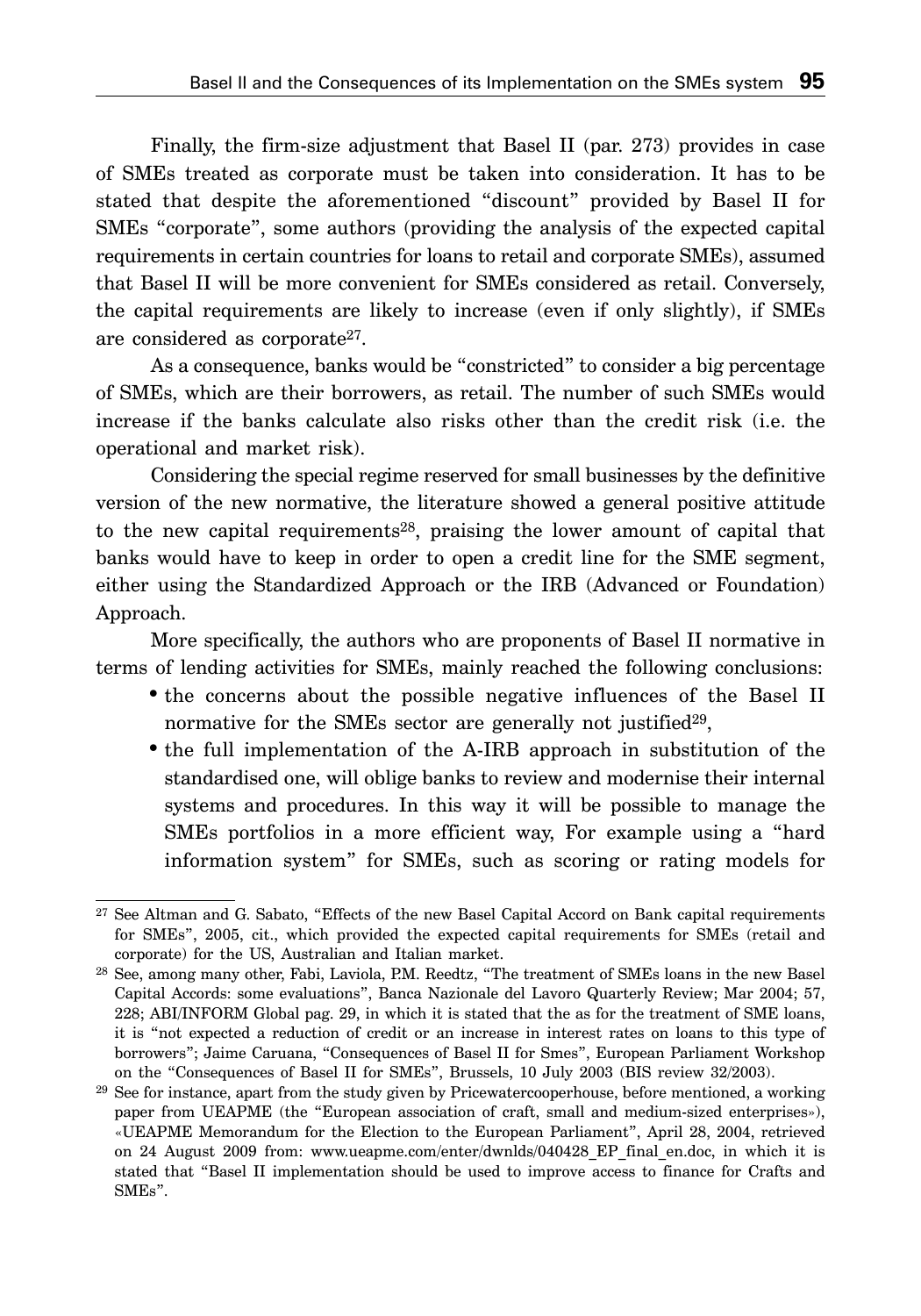Finally, the firm-size adjustment that Basel II (par. 273) provides in case of SMEs treated as corporate must be taken into consideration. It has to be stated that despite the aforementioned "discount" provided by Basel II for SMEs "corporate", some authors (providing the analysis of the expected capital requirements in certain countries for loans to retail and corporate SMEs), assumed that Basel II will be more convenient for SMEs considered as retail. Conversely, the capital requirements are likely to increase (even if only slightly), if SMEs are considered as corporate[27].

As a consequence, banks would be "constricted" to consider a big percentage of SMEs, which are their borrowers, as retail. The number of such SMEs would increase if the banks calculate also risks other than the credit risk (i.e. the operational and market risk).

Considering the special regime reserved for small businesses by the definitive version of the new normative, the literature showed a general positive attitude to the new capital requirements[28], praising the lower amount of capital that banks would have to keep in order to open a credit line for the SME segment, either using the Standardized Approach or the IRB (Advanced or Foundation) Approach.

More specifically, the authors who are proponents of Basel II normative in terms of lending activities for SMEs, mainly reached the following conclusions:

- the concerns about the possible negative influences of the Basel II normative for the SMEs sector are generally not justified[29],
- the full implementation of the A-IRB approach in substitution of the standardised one, will oblige banks to review and modernise their internal systems and procedures. In this way it will be possible to manage the SMEs portfolios in a more efficient way, For example using a "hard information system" for SMEs, such as scoring or rating models for

---

[27] See Altman and G. Sabato, "Effects of the new Basel Capital Accord on Bank capital requirements for SMEs", 2005, cit., which provided the expected capital requirements for SMEs (retail and corporate) for the US, Australian and Italian market.

[28] See, among many other, Fabi, Laviola, P.M. Reedtz, "The treatment of SMEs loans in the new Basel Capital Accords: some evaluations", Banca Nazionale del Lavoro Quarterly Review; Mar 2004; 57, 228; ABI/INFORM Global pag. 29, in which it is stated that the as for the treatment of SME loans, it is "not expected a reduction of credit or an increase in interest rates on loans to this type of borrowers"; Jaime Caruana, "Consequences of Basel II for Smes", European Parliament Workshop on the "Consequences of Basel II for SMEs", Brussels, 10 July 2003 (BIS review 32/2003).

[29] See for instance, apart from the study given by Pricewatercooperhouse, before mentioned, a working paper from UEAPME (the "European association of craft, small and medium-sized enterprises»), «UEAPME Memorandum for the Election to the European Parliament", April 28, 2004, retrieved on 24 August 2009 from: www.ueapme.com/enter/dwnlds/040428_EP_final_en.doc, in which it is stated that "Basel II implementation should be used to improve access to finance for Crafts and SMEs".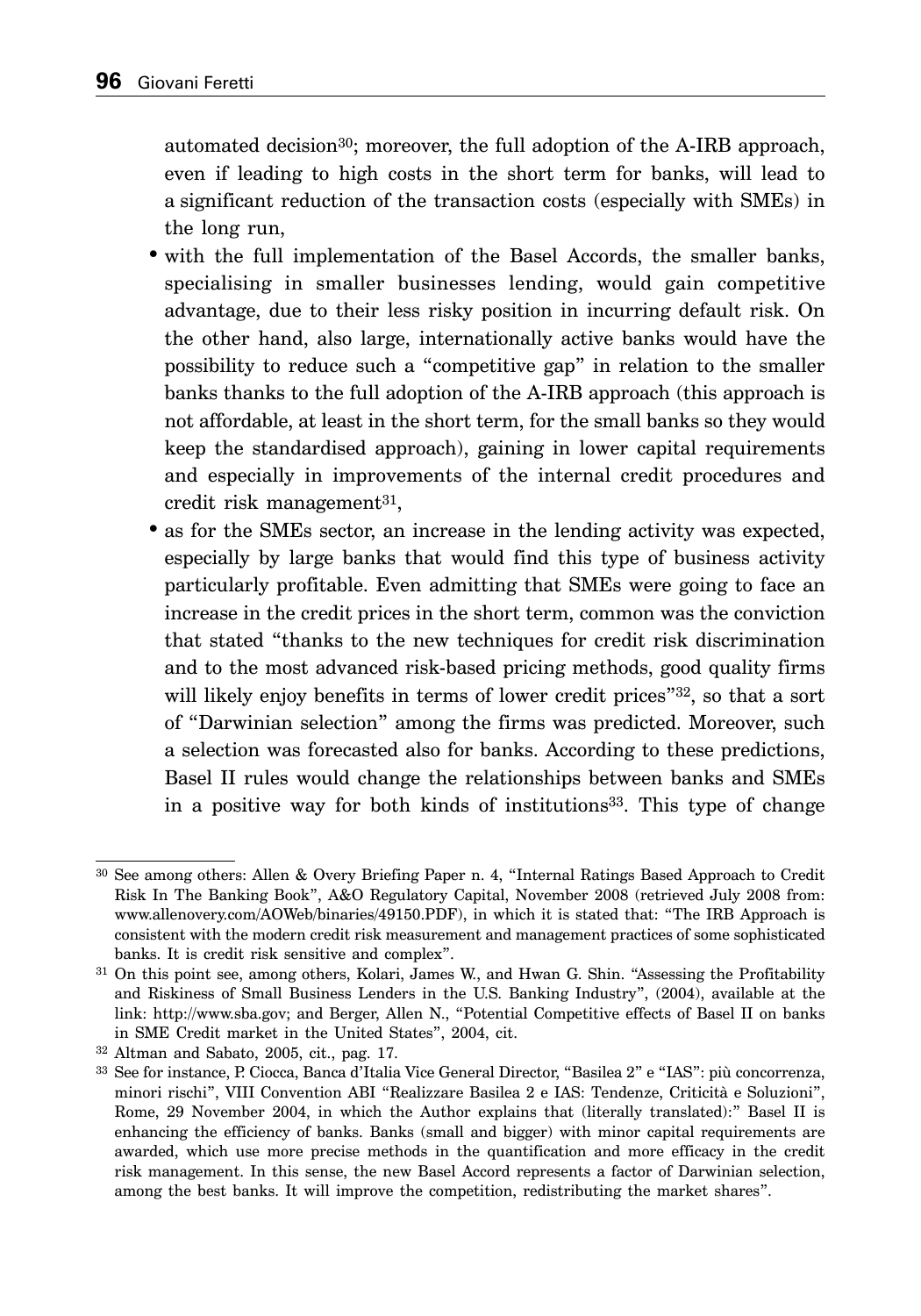automated decision[30]; moreover, the full adoption of the A-IRB approach, even if leading to high costs in the short term for banks, will lead to a significant reduction of the transaction costs (especially with SMEs) in the long run,

- with the full implementation of the Basel Accords, the smaller banks, specialising in smaller businesses lending, would gain competitive advantage, due to their less risky position in incurring default risk. On the other hand, also large, internationally active banks would have the possibility to reduce such a "competitive gap" in relation to the smaller banks thanks to the full adoption of the A-IRB approach (this approach is not affordable, at least in the short term, for the small banks so they would keep the standardised approach), gaining in lower capital requirements and especially in improvements of the internal credit procedures and credit risk management[31],
- as for the SMEs sector, an increase in the lending activity was expected, especially by large banks that would find this type of business activity particularly profitable. Even admitting that SMEs were going to face an increase in the credit prices in the short term, common was the conviction that stated "thanks to the new techniques for credit risk discrimination and to the most advanced risk-based pricing methods, good quality firms will likely enjoy benefits in terms of lower credit prices"[32], so that a sort of "Darwinian selection" among the firms was predicted. Moreover, such a selection was forecasted also for banks. According to these predictions, Basel II rules would change the relationships between banks and SMEs in a positive way for both kinds of institutions[33]. This type of change

---

[30] See among others: Allen & Overy Briefing Paper n. 4, "Internal Ratings Based Approach to Credit Risk In The Banking Book", A&O Regulatory Capital, November 2008 (retrieved July 2008 from: www.allenovery.com/AOWeb/binaries/49150.PDF), in which it is stated that: "The IRB Approach is consistent with the modern credit risk measurement and management practices of some sophisticated banks. It is credit risk sensitive and complex".

[31] On this point see, among others, Kolari, James W., and Hwan G. Shin. "Assessing the Profitability and Riskiness of Small Business Lenders in the U.S. Banking Industry", (2004), available at the link: http://www.sba.gov; and Berger, Allen N., "Potential Competitive effects of Basel II on banks in SME Credit market in the United States", 2004, cit.

[32] Altman and Sabato, 2005, cit., pag. 17.

[33] See for instance, P. Ciocca, Banca d'Italia Vice General Director, "Basilea 2" e "IAS": più concorrenza, minori rischi", VIII Convention ABI "Realizzare Basilea 2 e IAS: Tendenze, Criticità e Soluzioni", Rome, 29 November 2004, in which the Author explains that (literally translated):" Basel II is enhancing the efficiency of banks. Banks (small and bigger) with minor capital requirements are awarded, which use more precise methods in the quantification and more efficacy in the credit risk management. In this sense, the new Basel Accord represents a factor of Darwinian selection, among the best banks. It will improve the competition, redistributing the market shares".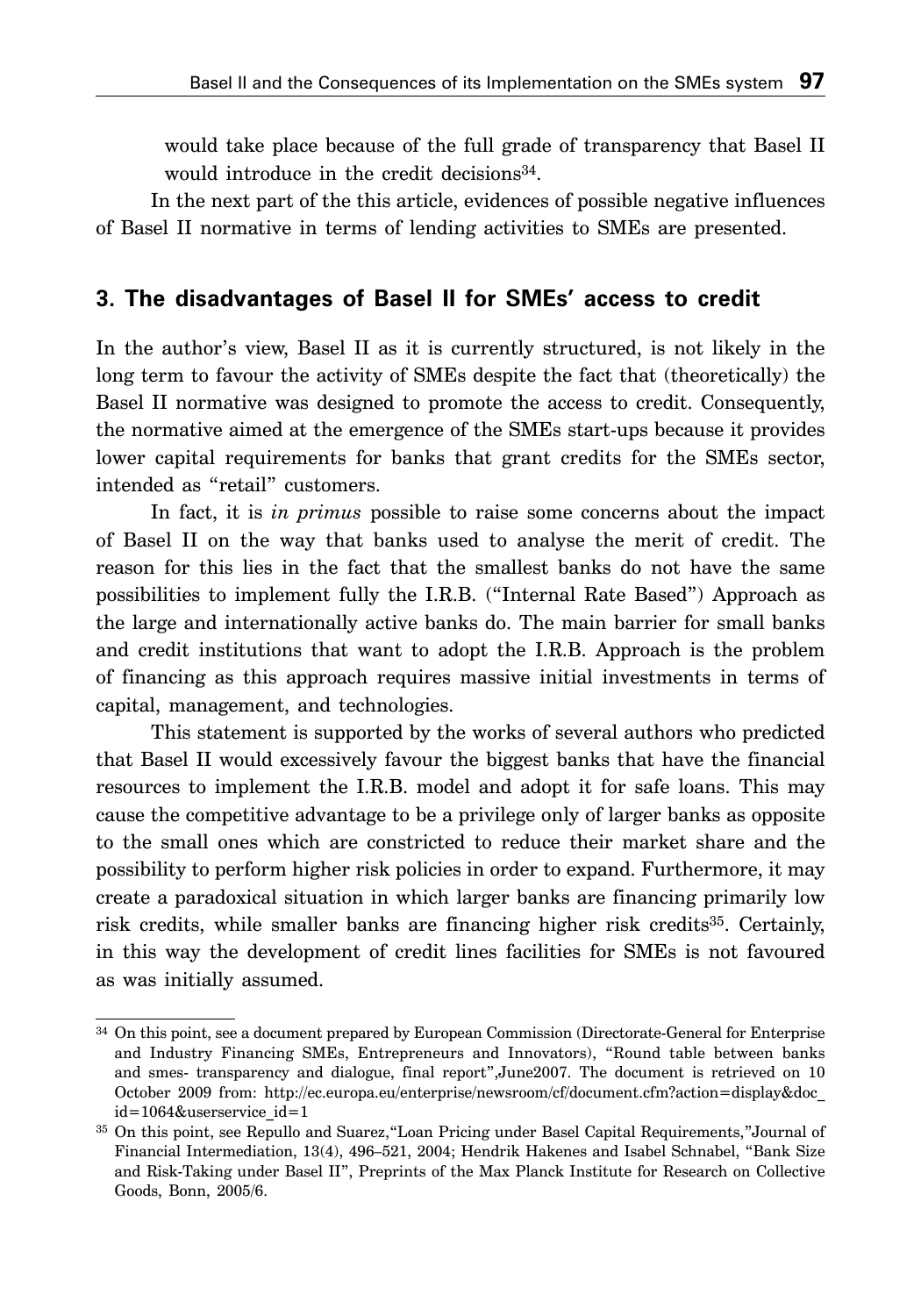would take place because of the full grade of transparency that Basel II would introduce in the credit decisions[34].

In the next part of the this article, evidences of possible negative influences of Basel II normative in terms of lending activities to SMEs are presented.

## 3. The disadvantages of Basel II for SMEs' access to credit

In the author's view, Basel II as it is currently structured, is not likely in the long term to favour the activity of SMEs despite the fact that (theoretically) the Basel II normative was designed to promote the access to credit. Consequently, the normative aimed at the emergence of the SMEs start-ups because it provides lower capital requirements for banks that grant credits for the SMEs sector, intended as "retail" customers.

In fact, it is *in primus* possible to raise some concerns about the impact of Basel II on the way that banks used to analyse the merit of credit. The reason for this lies in the fact that the smallest banks do not have the same possibilities to implement fully the I.R.B. ("Internal Rate Based") Approach as the large and internationally active banks do. The main barrier for small banks and credit institutions that want to adopt the I.R.B. Approach is the problem of financing as this approach requires massive initial investments in terms of capital, management, and technologies.

This statement is supported by the works of several authors who predicted that Basel II would excessively favour the biggest banks that have the financial resources to implement the I.R.B. model and adopt it for safe loans. This may cause the competitive advantage to be a privilege only of larger banks as opposite to the small ones which are constricted to reduce their market share and the possibility to perform higher risk policies in order to expand. Furthermore, it may create a paradoxical situation in which larger banks are financing primarily low risk credits, while smaller banks are financing higher risk credits[35]. Certainly, in this way the development of credit lines facilities for SMEs is not favoured as was initially assumed.

---

[34] On this point, see a document prepared by European Commission (Directorate-General for Enterprise and Industry Financing SMEs, Entrepreneurs and Innovators), "Round table between banks and smes- transparency and dialogue, final report",June2007. The document is retrieved on 10 October 2009 from: http://ec.europa.eu/enterprise/newsroom/cf/document.cfm?action=display&doc_id=1064&userservice_id=1

[35] On this point, see Repullo and Suarez,"Loan Pricing under Basel Capital Requirements,"Journal of Financial Intermediation, 13(4), 496–521, 2004; Hendrik Hakenes and Isabel Schnabel, "Bank Size and Risk-Taking under Basel II", Preprints of the Max Planck Institute for Research on Collective Goods, Bonn, 2005/6.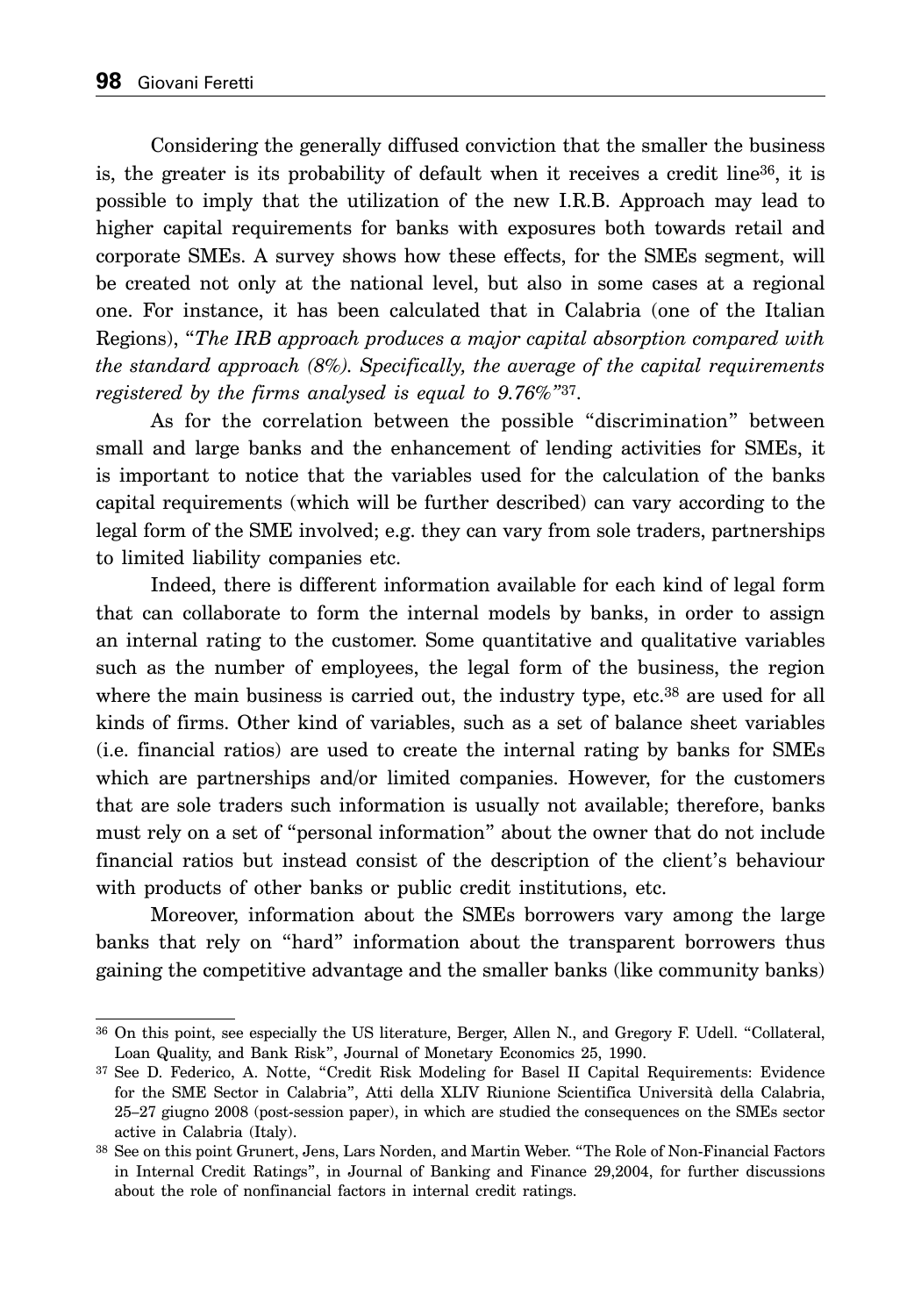Considering the generally diffused conviction that the smaller the business is, the greater is its probability of default when it receives a credit line[36], it is possible to imply that the utilization of the new I.R.B. Approach may lead to higher capital requirements for banks with exposures both towards retail and corporate SMEs. A survey shows how these effects, for the SMEs segment, will be created not only at the national level, but also in some cases at a regional one. For instance, it has been calculated that in Calabria (one of the Italian Regions), "*The IRB approach produces a major capital absorption compared with the standard approach (8%). Specifically, the average of the capital requirements registered by the firms analysed is equal to 9.76%"*[37].

As for the correlation between the possible "discrimination" between small and large banks and the enhancement of lending activities for SMEs, it is important to notice that the variables used for the calculation of the banks capital requirements (which will be further described) can vary according to the legal form of the SME involved; e.g. they can vary from sole traders, partnerships to limited liability companies etc.

Indeed, there is different information available for each kind of legal form that can collaborate to form the internal models by banks, in order to assign an internal rating to the customer. Some quantitative and qualitative variables such as the number of employees, the legal form of the business, the region where the main business is carried out, the industry type, etc.[38] are used for all kinds of firms. Other kind of variables, such as a set of balance sheet variables (i.e. financial ratios) are used to create the internal rating by banks for SMEs which are partnerships and/or limited companies. However, for the customers that are sole traders such information is usually not available; therefore, banks must rely on a set of "personal information" about the owner that do not include financial ratios but instead consist of the description of the client's behaviour with products of other banks or public credit institutions, etc.

Moreover, information about the SMEs borrowers vary among the large banks that rely on "hard" information about the transparent borrowers thus gaining the competitive advantage and the smaller banks (like community banks)

---

[36] On this point, see especially the US literature, Berger, Allen N., and Gregory F. Udell. "Collateral, Loan Quality, and Bank Risk", Journal of Monetary Economics 25, 1990.

[37] See D. Federico, A. Notte, "Credit Risk Modeling for Basel II Capital Requirements: Evidence for the SME Sector in Calabria", Atti della XLIV Riunione Scientifica Università della Calabria, 25–27 giugno 2008 (post-session paper), in which are studied the consequences on the SMEs sector active in Calabria (Italy).

[38] See on this point Grunert, Jens, Lars Norden, and Martin Weber. "The Role of Non-Financial Factors in Internal Credit Ratings", in Journal of Banking and Finance 29,2004, for further discussions about the role of nonfinancial factors in internal credit ratings.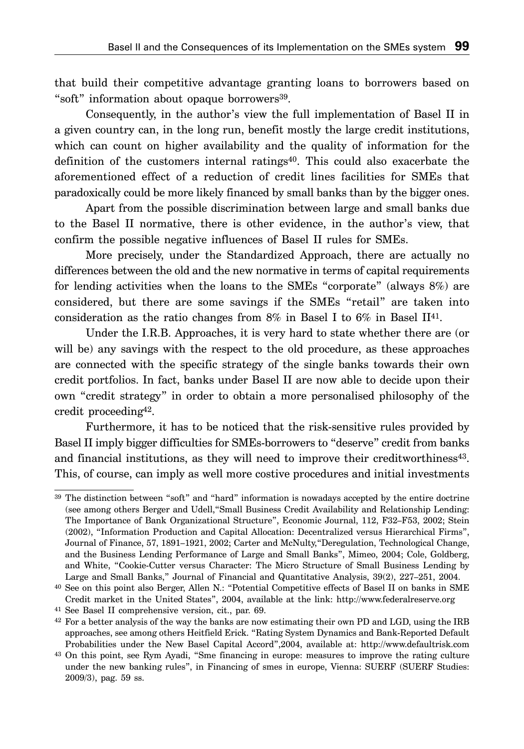that build their competitive advantage granting loans to borrowers based on "soft" information about opaque borrowers[39].

Consequently, in the author's view the full implementation of Basel II in a given country can, in the long run, benefit mostly the large credit institutions, which can count on higher availability and the quality of information for the definition of the customers internal ratings[40]. This could also exacerbate the aforementioned effect of a reduction of credit lines facilities for SMEs that paradoxically could be more likely financed by small banks than by the bigger ones.

Apart from the possible discrimination between large and small banks due to the Basel II normative, there is other evidence, in the author's view, that confirm the possible negative influences of Basel II rules for SMEs.

More precisely, under the Standardized Approach, there are actually no differences between the old and the new normative in terms of capital requirements for lending activities when the loans to the SMEs "corporate" (always 8%) are considered, but there are some savings if the SMEs "retail" are taken into consideration as the ratio changes from 8% in Basel I to 6% in Basel II[41].

Under the I.R.B. Approaches, it is very hard to state whether there are (or will be) any savings with the respect to the old procedure, as these approaches are connected with the specific strategy of the single banks towards their own credit portfolios. In fact, banks under Basel II are now able to decide upon their own "credit strategy" in order to obtain a more personalised philosophy of the credit proceeding[42].

Furthermore, it has to be noticed that the risk-sensitive rules provided by Basel II imply bigger difficulties for SMEs-borrowers to "deserve" credit from banks and financial institutions, as they will need to improve their creditworthiness[43]. This, of course, can imply as well more costive procedures and initial investments

---

[39] The distinction between "soft" and "hard" information is nowadays accepted by the entire doctrine (see among others Berger and Udell,"Small Business Credit Availability and Relationship Lending: The Importance of Bank Organizational Structure", Economic Journal, 112, F32–F53, 2002; Stein (2002), "Information Production and Capital Allocation: Decentralized versus Hierarchical Firms", Journal of Finance, 57, 1891–1921, 2002; Carter and McNulty,"Deregulation, Technological Change, and the Business Lending Performance of Large and Small Banks", Mimeo, 2004; Cole, Goldberg, and White, "Cookie-Cutter versus Character: The Micro Structure of Small Business Lending by Large and Small Banks," Journal of Financial and Quantitative Analysis, 39(2), 227–251, 2004.

[40] See on this point also Berger, Allen N.: "Potential Competitive effects of Basel II on banks in SME Credit market in the United States", 2004, available at the link: http://www.federalreserve.org

[41] See Basel II comprehensive version, cit., par. 69.

[42] For a better analysis of the way the banks are now estimating their own PD and LGD, using the IRB approaches, see among others Heitfield Erick. "Rating System Dynamics and Bank-Reported Default Probabilities under the New Basel Capital Accord",2004, available at: http://www.defaultrisk.com

[43] On this point, see Rym Ayadi, "Sme financing in europe: measures to improve the rating culture under the new banking rules", in Financing of smes in europe, Vienna: SUERF (SUERF Studies: 2009/3), pag. 59 ss.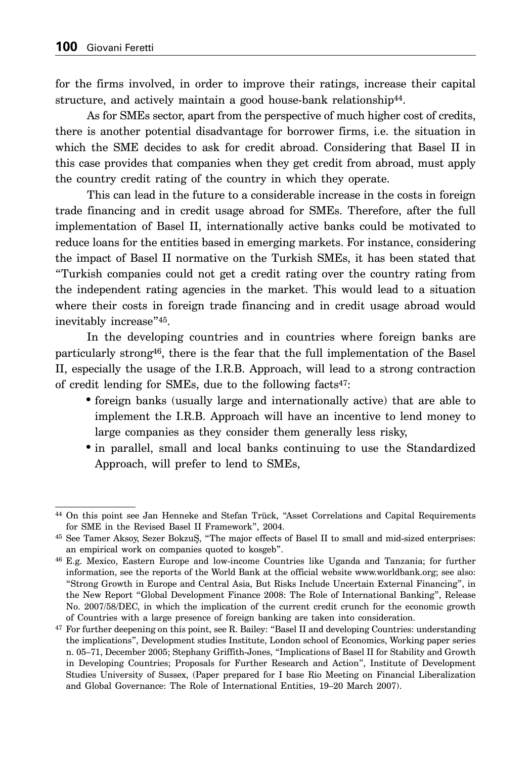for the firms involved, in order to improve their ratings, increase their capital structure, and actively maintain a good house-bank relationship[44].

As for SMEs sector, apart from the perspective of much higher cost of credits, there is another potential disadvantage for borrower firms, i.e. the situation in which the SME decides to ask for credit abroad. Considering that Basel II in this case provides that companies when they get credit from abroad, must apply the country credit rating of the country in which they operate.

This can lead in the future to a considerable increase in the costs in foreign trade financing and in credit usage abroad for SMEs. Therefore, after the full implementation of Basel II, internationally active banks could be motivated to reduce loans for the entities based in emerging markets. For instance, considering the impact of Basel II normative on the Turkish SMEs, it has been stated that "Turkish companies could not get a credit rating over the country rating from the independent rating agencies in the market. This would lead to a situation where their costs in foreign trade financing and in credit usage abroad would inevitably increase"[45].

In the developing countries and in countries where foreign banks are particularly strong[46], there is the fear that the full implementation of the Basel II, especially the usage of the I.R.B. Approach, will lead to a strong contraction of credit lending for SMEs, due to the following facts[47]:

- foreign banks (usually large and internationally active) that are able to implement the I.R.B. Approach will have an incentive to lend money to large companies as they consider them generally less risky,
- in parallel, small and local banks continuing to use the Standardized Approach, will prefer to lend to SMEs,

---

[44] On this point see Jan Henneke and Stefan Trück, "Asset Correlations and Capital Requirements for SME in the Revised Basel II Framework", 2004.

[45] See Tamer Aksoy, Sezer BokzuŞ, "The major effects of Basel II to small and mid-sized enterprises: an empirical work on companies quoted to kosgeb".

[46] E.g. Mexico, Eastern Europe and low-income Countries like Uganda and Tanzania; for further information, see the reports of the World Bank at the official website www.worldbank.org; see also: "Strong Growth in Europe and Central Asia, But Risks Include Uncertain External Financing", in the New Report "Global Development Finance 2008: The Role of International Banking", Release No. 2007/58/DEC, in which the implication of the current credit crunch for the economic growth of Countries with a large presence of foreign banking are taken into consideration.

[47] For further deepening on this point, see R. Bailey: "Basel II and developing Countries: understanding the implications", Development studies Institute, London school of Economics, Working paper series n. 05–71, December 2005; Stephany Griffith-Jones, "Implications of Basel II for Stability and Growth in Developing Countries; Proposals for Further Research and Action", Institute of Development Studies University of Sussex, (Paper prepared for I base Rio Meeting on Financial Liberalization and Global Governance: The Role of International Entities, 19–20 March 2007).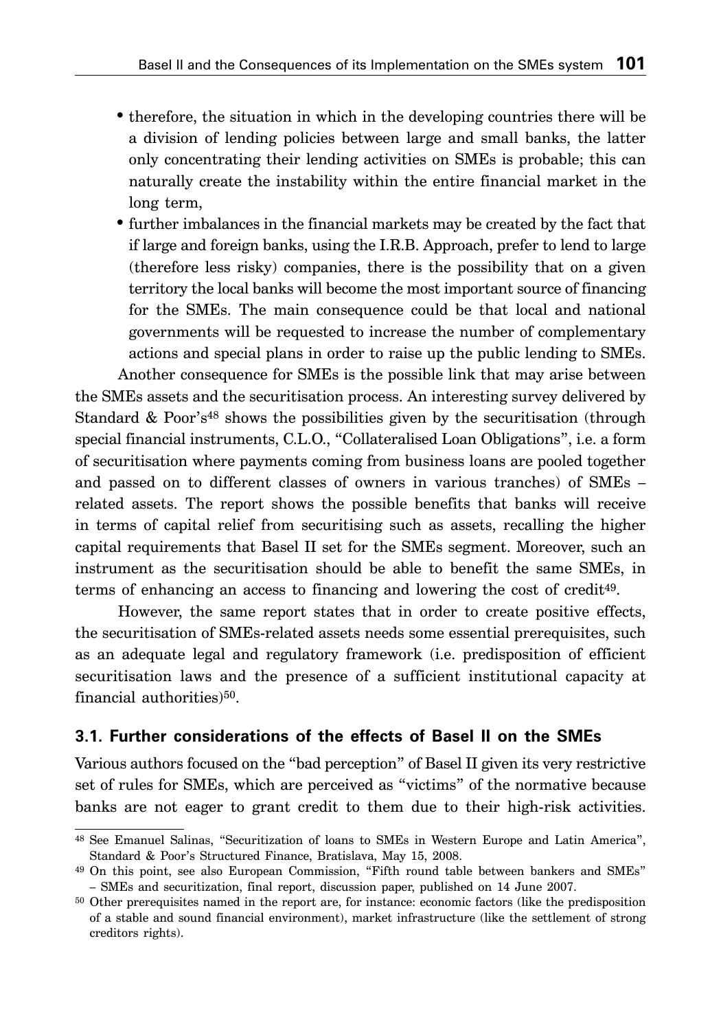- therefore, the situation in which in the developing countries there will be a division of lending policies between large and small banks, the latter only concentrating their lending activities on SMEs is probable; this can naturally create the instability within the entire financial market in the long term,
- further imbalances in the financial markets may be created by the fact that if large and foreign banks, using the I.R.B. Approach, prefer to lend to large (therefore less risky) companies, there is the possibility that on a given territory the local banks will become the most important source of financing for the SMEs. The main consequence could be that local and national governments will be requested to increase the number of complementary actions and special plans in order to raise up the public lending to SMEs.

Another consequence for SMEs is the possible link that may arise between the SMEs assets and the securitisation process. An interesting survey delivered by Standard & Poor's[48] shows the possibilities given by the securitisation (through special financial instruments, C.L.O., "Collateralised Loan Obligations", i.e. a form of securitisation where payments coming from business loans are pooled together and passed on to different classes of owners in various tranches) of SMEs – related assets. The report shows the possible benefits that banks will receive in terms of capital relief from securitising such as assets, recalling the higher capital requirements that Basel II set for the SMEs segment. Moreover, such an instrument as the securitisation should be able to benefit the same SMEs, in terms of enhancing an access to financing and lowering the cost of credit[49].

However, the same report states that in order to create positive effects, the securitisation of SMEs-related assets needs some essential prerequisites, such as an adequate legal and regulatory framework (i.e. predisposition of efficient securitisation laws and the presence of a sufficient institutional capacity at financial authorities)[50].

### 3.1. Further considerations of the effects of Basel II on the SMEs

Various authors focused on the "bad perception" of Basel II given its very restrictive set of rules for SMEs, which are perceived as "victims" of the normative because banks are not eager to grant credit to them due to their high-risk activities.

---

[48] See Emanuel Salinas, "Securitization of loans to SMEs in Western Europe and Latin America", Standard & Poor's Structured Finance, Bratislava, May 15, 2008.

[49] On this point, see also European Commission, "Fifth round table between bankers and SMEs" – SMEs and securitization, final report, discussion paper, published on 14 June 2007.

[50] Other prerequisites named in the report are, for instance: economic factors (like the predisposition of a stable and sound financial environment), market infrastructure (like the settlement of strong creditors rights).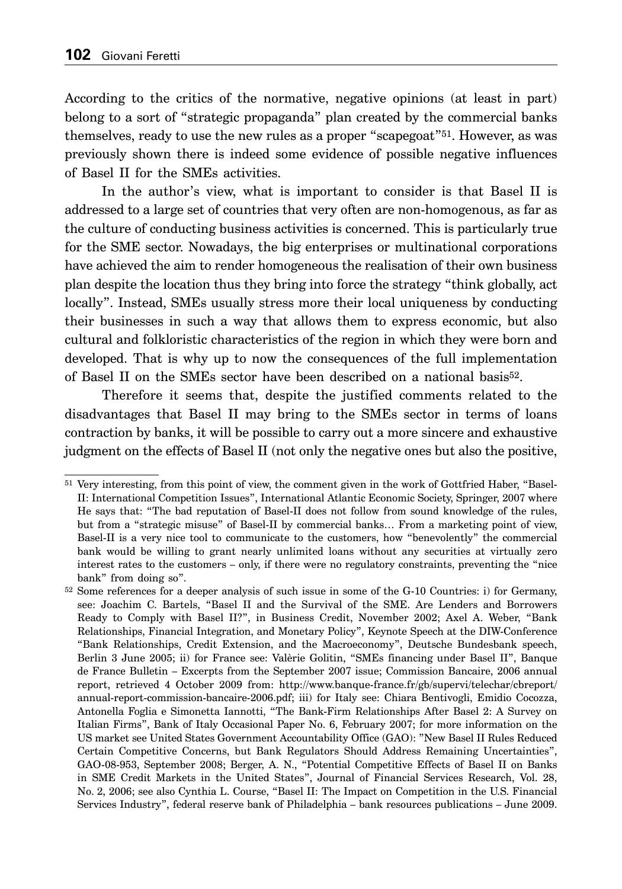According to the critics of the normative, negative opinions (at least in part) belong to a sort of "strategic propaganda" plan created by the commercial banks themselves, ready to use the new rules as a proper "scapegoat"[51]. However, as was previously shown there is indeed some evidence of possible negative influences of Basel II for the SMEs activities.

In the author's view, what is important to consider is that Basel II is addressed to a large set of countries that very often are non-homogenous, as far as the culture of conducting business activities is concerned. This is particularly true for the SME sector. Nowadays, the big enterprises or multinational corporations have achieved the aim to render homogeneous the realisation of their own business plan despite the location thus they bring into force the strategy "think globally, act locally". Instead, SMEs usually stress more their local uniqueness by conducting their businesses in such a way that allows them to express economic, but also cultural and folkloristic characteristics of the region in which they were born and developed. That is why up to now the consequences of the full implementation of Basel II on the SMEs sector have been described on a national basis[52].

Therefore it seems that, despite the justified comments related to the disadvantages that Basel II may bring to the SMEs sector in terms of loans contraction by banks, it will be possible to carry out a more sincere and exhaustive judgment on the effects of Basel II (not only the negative ones but also the positive,

---

[51] Very interesting, from this point of view, the comment given in the work of Gottfried Haber, "Basel-II: International Competition Issues", International Atlantic Economic Society, Springer, 2007 where He says that: "The bad reputation of Basel-II does not follow from sound knowledge of the rules, but from a "strategic misuse" of Basel-II by commercial banks… From a marketing point of view, Basel-II is a very nice tool to communicate to the customers, how "benevolently" the commercial bank would be willing to grant nearly unlimited loans without any securities at virtually zero interest rates to the customers – only, if there were no regulatory constraints, preventing the "nice bank" from doing so".

[52] Some references for a deeper analysis of such issue in some of the G-10 Countries: i) for Germany, see: Joachim C. Bartels, "Basel II and the Survival of the SME. Are Lenders and Borrowers Ready to Comply with Basel II?", in Business Credit, November 2002; Axel A. Weber, "Bank Relationships, Financial Integration, and Monetary Policy", Keynote Speech at the DIW-Conference "Bank Relationships, Credit Extension, and the Macroeconomy", Deutsche Bundesbank speech, Berlin 3 June 2005; ii) for France see: Valèrie Golitin, "SMEs financing under Basel II", Banque de France Bulletin – Excerpts from the September 2007 issue; Commission Bancaire, 2006 annual report, retrieved 4 October 2009 from: http://www.banque-france.fr/gb/supervi/telechar/cbreport/annual-report-commission-bancaire-2006.pdf; iii) for Italy see: Chiara Bentivogli, Emidio Cocozza, Antonella Foglia e Simonetta Iannotti, "The Bank-Firm Relationships After Basel 2: A Survey on Italian Firms", Bank of Italy Occasional Paper No. 6, February 2007; for more information on the US market see United States Government Accountability Office (GAO): "New Basel II Rules Reduced Certain Competitive Concerns, but Bank Regulators Should Address Remaining Uncertainties", GAO-08-953, September 2008; Berger, A. N., "Potential Competitive Effects of Basel II on Banks in SME Credit Markets in the United States", Journal of Financial Services Research, Vol. 28, No. 2, 2006; see also Cynthia L. Course, "Basel II: The Impact on Competition in the U.S. Financial Services Industry", federal reserve bank of Philadelphia – bank resources publications – June 2009.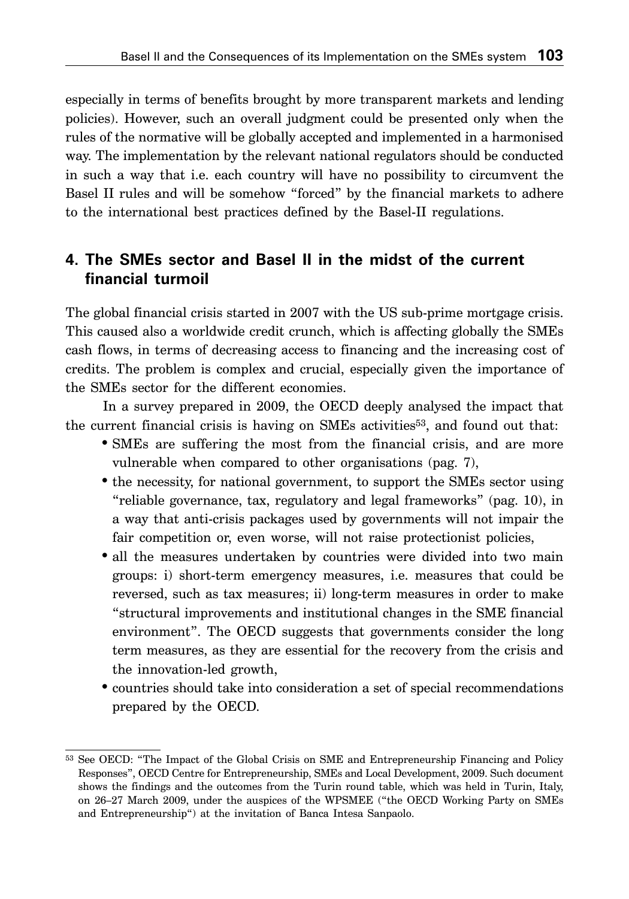especially in terms of benefits brought by more transparent markets and lending policies). However, such an overall judgment could be presented only when the rules of the normative will be globally accepted and implemented in a harmonised way. The implementation by the relevant national regulators should be conducted in such a way that i.e. each country will have no possibility to circumvent the Basel II rules and will be somehow "forced" by the financial markets to adhere to the international best practices defined by the Basel-II regulations.

## 4. The SMEs sector and Basel II in the midst of the current financial turmoil

The global financial crisis started in 2007 with the US sub-prime mortgage crisis. This caused also a worldwide credit crunch, which is affecting globally the SMEs cash flows, in terms of decreasing access to financing and the increasing cost of credits. The problem is complex and crucial, especially given the importance of the SMEs sector for the different economies.

In a survey prepared in 2009, the OECD deeply analysed the impact that the current financial crisis is having on SMEs activities[53], and found out that:

- SMEs are suffering the most from the financial crisis, and are more vulnerable when compared to other organisations (pag. 7),
- the necessity, for national government, to support the SMEs sector using "reliable governance, tax, regulatory and legal frameworks" (pag. 10), in a way that anti-crisis packages used by governments will not impair the fair competition or, even worse, will not raise protectionist policies,
- all the measures undertaken by countries were divided into two main groups: i) short-term emergency measures, i.e. measures that could be reversed, such as tax measures; ii) long-term measures in order to make "structural improvements and institutional changes in the SME financial environment". The OECD suggests that governments consider the long term measures, as they are essential for the recovery from the crisis and the innovation-led growth,
- countries should take into consideration a set of special recommendations prepared by the OECD.

---

[53] See OECD: "The Impact of the Global Crisis on SME and Entrepreneurship Financing and Policy Responses", OECD Centre for Entrepreneurship, SMEs and Local Development, 2009. Such document shows the findings and the outcomes from the Turin round table, which was held in Turin, Italy, on 26–27 March 2009, under the auspices of the WPSMEE ("the OECD Working Party on SMEs and Entrepreneurship") at the invitation of Banca Intesa Sanpaolo.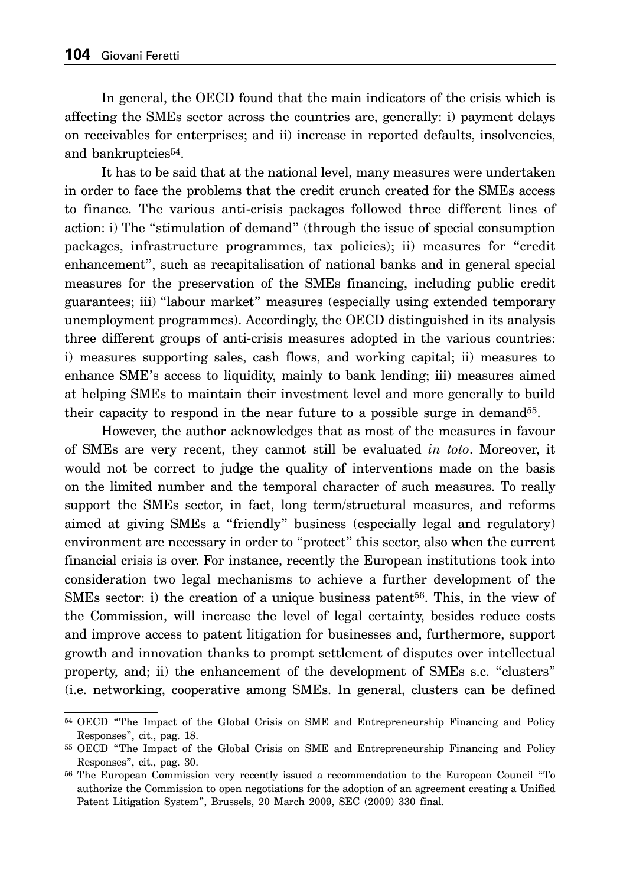In general, the OECD found that the main indicators of the crisis which is affecting the SMEs sector across the countries are, generally: i) payment delays on receivables for enterprises; and ii) increase in reported defaults, insolvencies, and bankruptcies[54].

It has to be said that at the national level, many measures were undertaken in order to face the problems that the credit crunch created for the SMEs access to finance. The various anti-crisis packages followed three different lines of action: i) The "stimulation of demand" (through the issue of special consumption packages, infrastructure programmes, tax policies); ii) measures for "credit enhancement", such as recapitalisation of national banks and in general special measures for the preservation of the SMEs financing, including public credit guarantees; iii) "labour market" measures (especially using extended temporary unemployment programmes). Accordingly, the OECD distinguished in its analysis three different groups of anti-crisis measures adopted in the various countries: i) measures supporting sales, cash flows, and working capital; ii) measures to enhance SME's access to liquidity, mainly to bank lending; iii) measures aimed at helping SMEs to maintain their investment level and more generally to build their capacity to respond in the near future to a possible surge in demand[55].

However, the author acknowledges that as most of the measures in favour of SMEs are very recent, they cannot still be evaluated *in toto*. Moreover, it would not be correct to judge the quality of interventions made on the basis on the limited number and the temporal character of such measures. To really support the SMEs sector, in fact, long term/structural measures, and reforms aimed at giving SMEs a "friendly" business (especially legal and regulatory) environment are necessary in order to "protect" this sector, also when the current financial crisis is over. For instance, recently the European institutions took into consideration two legal mechanisms to achieve a further development of the SMEs sector: i) the creation of a unique business patent[56]. This, in the view of the Commission, will increase the level of legal certainty, besides reduce costs and improve access to patent litigation for businesses and, furthermore, support growth and innovation thanks to prompt settlement of disputes over intellectual property, and; ii) the enhancement of the development of SMEs s.c. "clusters" (i.e. networking, cooperative among SMEs. In general, clusters can be defined

---

[54] OECD "The Impact of the Global Crisis on SME and Entrepreneurship Financing and Policy Responses", cit., pag. 18.

[55] OECD "The Impact of the Global Crisis on SME and Entrepreneurship Financing and Policy Responses", cit., pag. 30.

[56] The European Commission very recently issued a recommendation to the European Council "To authorize the Commission to open negotiations for the adoption of an agreement creating a Unified Patent Litigation System", Brussels, 20 March 2009, SEC (2009) 330 final.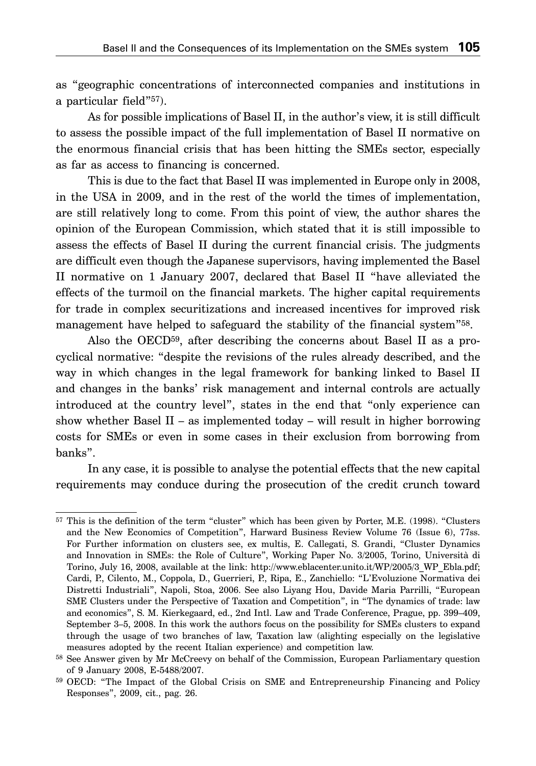as "geographic concentrations of interconnected companies and institutions in a particular field"[57]).

As for possible implications of Basel II, in the author's view, it is still difficult to assess the possible impact of the full implementation of Basel II normative on the enormous financial crisis that has been hitting the SMEs sector, especially as far as access to financing is concerned.

This is due to the fact that Basel II was implemented in Europe only in 2008, in the USA in 2009, and in the rest of the world the times of implementation, are still relatively long to come. From this point of view, the author shares the opinion of the European Commission, which stated that it is still impossible to assess the effects of Basel II during the current financial crisis. The judgments are difficult even though the Japanese supervisors, having implemented the Basel II normative on 1 January 2007, declared that Basel II "have alleviated the effects of the turmoil on the financial markets. The higher capital requirements for trade in complex securitizations and increased incentives for improved risk management have helped to safeguard the stability of the financial system"[58].

Also the OECD[59], after describing the concerns about Basel II as a procyclical normative: "despite the revisions of the rules already described, and the way in which changes in the legal framework for banking linked to Basel II and changes in the banks' risk management and internal controls are actually introduced at the country level", states in the end that "only experience can show whether Basel II – as implemented today – will result in higher borrowing costs for SMEs or even in some cases in their exclusion from borrowing from banks".

In any case, it is possible to analyse the potential effects that the new capital requirements may conduce during the prosecution of the credit crunch toward

---

[57] This is the definition of the term "cluster" which has been given by Porter, M.E. (1998). "Clusters and the New Economics of Competition", Harward Business Review Volume 76 (Issue 6), 77ss. For Further information on clusters see, ex multis, E. Callegati, S. Grandi, "Cluster Dynamics and Innovation in SMEs: the Role of Culture", Working Paper No. 3/2005, Torino, Università di Torino, July 16, 2008, available at the link: http://www.eblacenter.unito.it/WP/2005/3_WP_Ebla.pdf; Cardi, P., Cilento, M., Coppola, D., Guerrieri, P., Ripa, E., Zanchiello: "L'Evoluzione Normativa dei Distretti Industriali", Napoli, Stoa, 2006. See also Liyang Hou, Davide Maria Parrilli, "European SME Clusters under the Perspective of Taxation and Competition", in "The dynamics of trade: law and economics", S. M. Kierkegaard, ed., 2nd Intl. Law and Trade Conference, Prague, pp. 399–409, September 3–5, 2008. In this work the authors focus on the possibility for SMEs clusters to expand through the usage of two branches of law, Taxation law (alighting especially on the legislative measures adopted by the recent Italian experience) and competition law.

[58] See Answer given by Mr McCreevy on behalf of the Commission, European Parliamentary question of 9 January 2008, E-5488/2007.

[59] OECD: "The Impact of the Global Crisis on SME and Entrepreneurship Financing and Policy Responses", 2009, cit., pag. 26.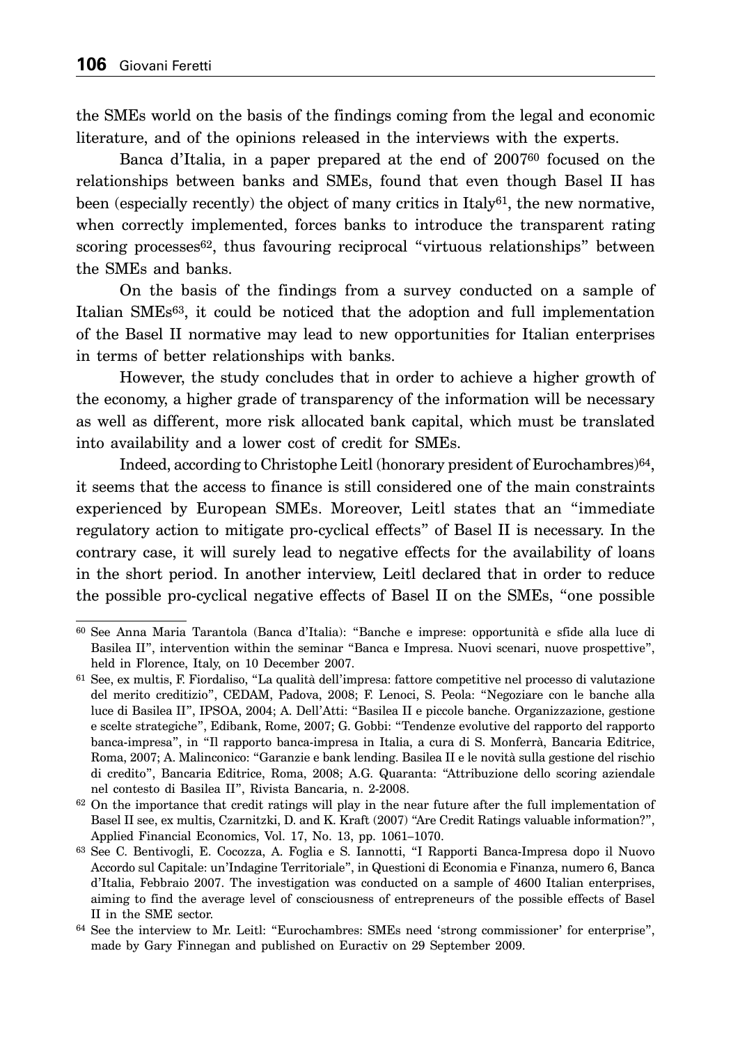the SMEs world on the basis of the findings coming from the legal and economic literature, and of the opinions released in the interviews with the experts.

Banca d'Italia, in a paper prepared at the end of 2007[60] focused on the relationships between banks and SMEs, found that even though Basel II has been (especially recently) the object of many critics in Italy[61], the new normative, when correctly implemented, forces banks to introduce the transparent rating scoring processes[62], thus favouring reciprocal "virtuous relationships" between the SMEs and banks.

On the basis of the findings from a survey conducted on a sample of Italian SMEs[63], it could be noticed that the adoption and full implementation of the Basel II normative may lead to new opportunities for Italian enterprises in terms of better relationships with banks.

However, the study concludes that in order to achieve a higher growth of the economy, a higher grade of transparency of the information will be necessary as well as different, more risk allocated bank capital, which must be translated into availability and a lower cost of credit for SMEs.

Indeed, according to Christophe Leitl (honorary president of Eurochambres)[64], it seems that the access to finance is still considered one of the main constraints experienced by European SMEs. Moreover, Leitl states that an "immediate regulatory action to mitigate pro-cyclical effects" of Basel II is necessary. In the contrary case, it will surely lead to negative effects for the availability of loans in the short period. In another interview, Leitl declared that in order to reduce the possible pro-cyclical negative effects of Basel II on the SMEs, "one possible

---

[60] See Anna Maria Tarantola (Banca d'Italia): "Banche e imprese: opportunità e sfide alla luce di Basilea II", intervention within the seminar "Banca e Impresa. Nuovi scenari, nuove prospettive", held in Florence, Italy, on 10 December 2007.

[61] See, ex multis, F. Fiordaliso, "La qualità dell'impresa: fattore competitive nel processo di valutazione del merito creditizio", CEDAM, Padova, 2008; F. Lenoci, S. Peola: "Negoziare con le banche alla luce di Basilea II", IPSOA, 2004; A. Dell'Atti: "Basilea II e piccole banche. Organizzazione, gestione e scelte strategiche", Edibank, Rome, 2007; G. Gobbi: "Tendenze evolutive del rapporto del rapporto banca-impresa", in "Il rapporto banca-impresa in Italia, a cura di S. Monferrà, Bancaria Editrice, Roma, 2007; A. Malinconico: "Garanzie e bank lending. Basilea II e le novità sulla gestione del rischio di credito", Bancaria Editrice, Roma, 2008; A.G. Quaranta: "Attribuzione dello scoring aziendale nel contesto di Basilea II", Rivista Bancaria, n. 2-2008.

[62] On the importance that credit ratings will play in the near future after the full implementation of Basel II see, ex multis, Czarnitzki, D. and K. Kraft (2007) "Are Credit Ratings valuable information?", Applied Financial Economics, Vol. 17, No. 13, pp. 1061–1070.

[63] See C. Bentivogli, E. Cocozza, A. Foglia e S. Iannotti, "I Rapporti Banca-Impresa dopo il Nuovo Accordo sul Capitale: un'Indagine Territoriale", in Questioni di Economia e Finanza, numero 6, Banca d'Italia, Febbraio 2007. The investigation was conducted on a sample of 4600 Italian enterprises, aiming to find the average level of consciousness of entrepreneurs of the possible effects of Basel II in the SME sector.

[64] See the interview to Mr. Leitl: "Eurochambres: SMEs need 'strong commissioner' for enterprise", made by Gary Finnegan and published on Euractiv on 29 September 2009.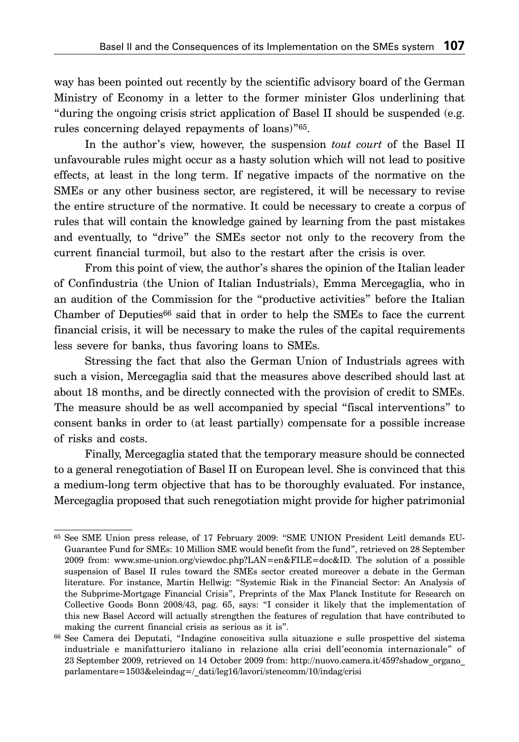way has been pointed out recently by the scientific advisory board of the German Ministry of Economy in a letter to the former minister Glos underlining that "during the ongoing crisis strict application of Basel II should be suspended (e.g. rules concerning delayed repayments of loans)"[65].

In the author's view, however, the suspension *tout court* of the Basel II unfavourable rules might occur as a hasty solution which will not lead to positive effects, at least in the long term. If negative impacts of the normative on the SMEs or any other business sector, are registered, it will be necessary to revise the entire structure of the normative. It could be necessary to create a corpus of rules that will contain the knowledge gained by learning from the past mistakes and eventually, to "drive" the SMEs sector not only to the recovery from the current financial turmoil, but also to the restart after the crisis is over.

From this point of view, the author's shares the opinion of the Italian leader of Confindustria (the Union of Italian Industrials), Emma Mercegaglia, who in an audition of the Commission for the "productive activities" before the Italian Chamber of Deputies[66] said that in order to help the SMEs to face the current financial crisis, it will be necessary to make the rules of the capital requirements less severe for banks, thus favoring loans to SMEs.

Stressing the fact that also the German Union of Industrials agrees with such a vision, Mercegaglia said that the measures above described should last at about 18 months, and be directly connected with the provision of credit to SMEs. The measure should be as well accompanied by special "fiscal interventions" to consent banks in order to (at least partially) compensate for a possible increase of risks and costs.

Finally, Mercegaglia stated that the temporary measure should be connected to a general renegotiation of Basel II on European level. She is convinced that this a medium-long term objective that has to be thoroughly evaluated. For instance, Mercegaglia proposed that such renegotiation might provide for higher patrimonial

---

[65] See SME Union press release, of 17 February 2009: "SME UNION President Leitl demands EU-Guarantee Fund for SMEs: 10 Million SME would benefit from the fund", retrieved on 28 September 2009 from: www.sme-union.org/viewdoc.php?LAN=en&FILE=doc&ID. The solution of a possible suspension of Basel II rules toward the SMEs sector created moreover a debate in the German literature. For instance, Martin Hellwig: "Systemic Risk in the Financial Sector: An Analysis of the Subprime-Mortgage Financial Crisis", Preprints of the Max Planck Institute for Research on Collective Goods Bonn 2008/43, pag. 65, says: "I consider it likely that the implementation of this new Basel Accord will actually strengthen the features of regulation that have contributed to making the current financial crisis as serious as it is".

[66] See Camera dei Deputati, "Indagine conoscitiva sulla situazione e sulle prospettive del sistema industriale e manifatturiero italiano in relazione alla crisi dell'economia internazionale" of 23 September 2009, retrieved on 14 October 2009 from: http://nuovo.camera.it/459?shadow_organo_parlamentare=1503&eleindag=/_dati/leg16/lavori/stencomm/10/indag/crisi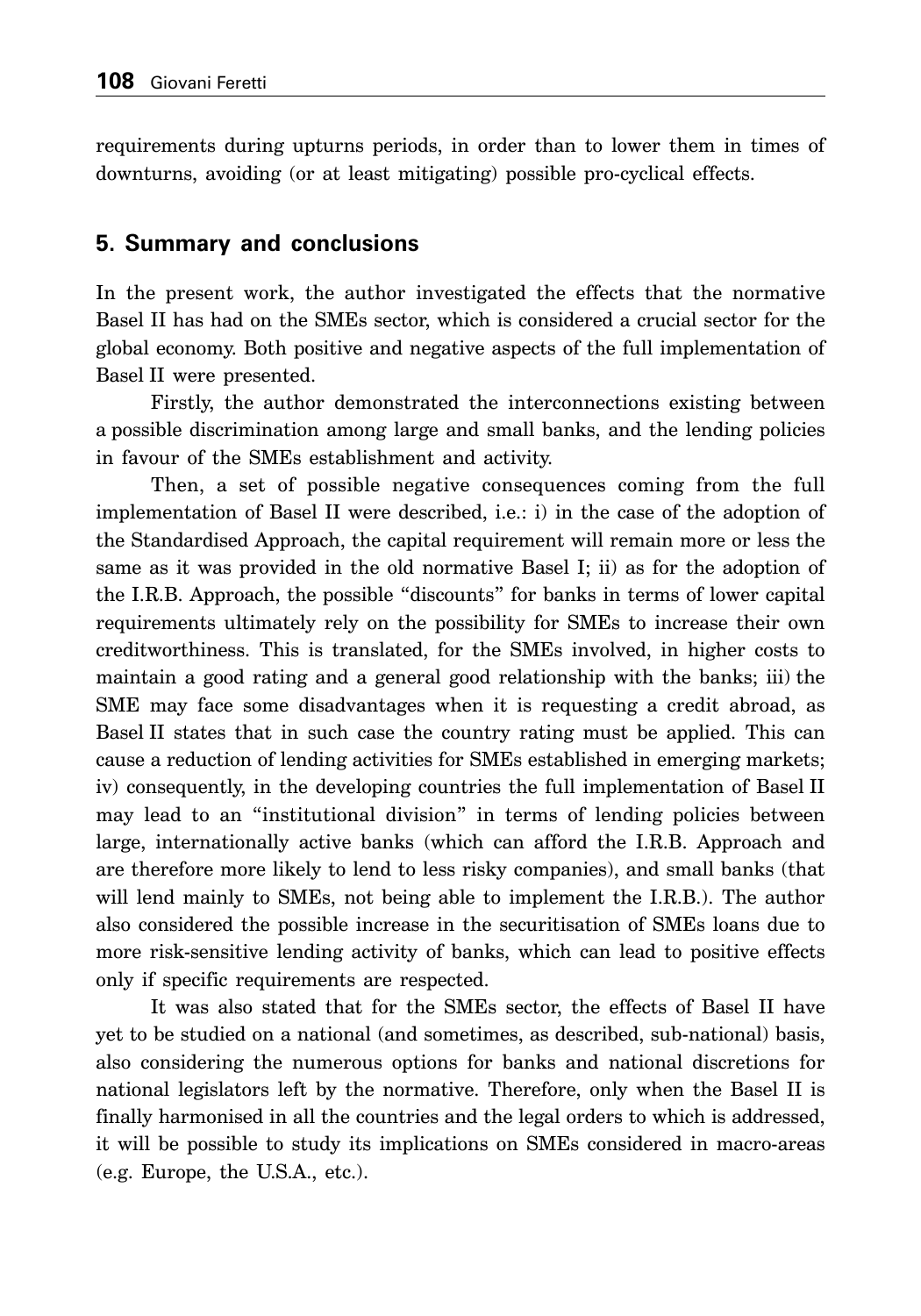requirements during upturns periods, in order than to lower them in times of downturns, avoiding (or at least mitigating) possible pro-cyclical effects.

## 5. Summary and conclusions

In the present work, the author investigated the effects that the normative Basel II has had on the SMEs sector, which is considered a crucial sector for the global economy. Both positive and negative aspects of the full implementation of Basel II were presented.

Firstly, the author demonstrated the interconnections existing between a possible discrimination among large and small banks, and the lending policies in favour of the SMEs establishment and activity.

Then, a set of possible negative consequences coming from the full implementation of Basel II were described, i.e.: i) in the case of the adoption of the Standardised Approach, the capital requirement will remain more or less the same as it was provided in the old normative Basel I; ii) as for the adoption of the I.R.B. Approach, the possible "discounts" for banks in terms of lower capital requirements ultimately rely on the possibility for SMEs to increase their own creditworthiness. This is translated, for the SMEs involved, in higher costs to maintain a good rating and a general good relationship with the banks; iii) the SME may face some disadvantages when it is requesting a credit abroad, as Basel II states that in such case the country rating must be applied. This can cause a reduction of lending activities for SMEs established in emerging markets; iv) consequently, in the developing countries the full implementation of Basel II may lead to an "institutional division" in terms of lending policies between large, internationally active banks (which can afford the I.R.B. Approach and are therefore more likely to lend to less risky companies), and small banks (that will lend mainly to SMEs, not being able to implement the I.R.B.). The author also considered the possible increase in the securitisation of SMEs loans due to more risk-sensitive lending activity of banks, which can lead to positive effects only if specific requirements are respected.

It was also stated that for the SMEs sector, the effects of Basel II have yet to be studied on a national (and sometimes, as described, sub-national) basis, also considering the numerous options for banks and national discretions for national legislators left by the normative. Therefore, only when the Basel II is finally harmonised in all the countries and the legal orders to which is addressed, it will be possible to study its implications on SMEs considered in macro-areas (e.g. Europe, the U.S.A., etc.).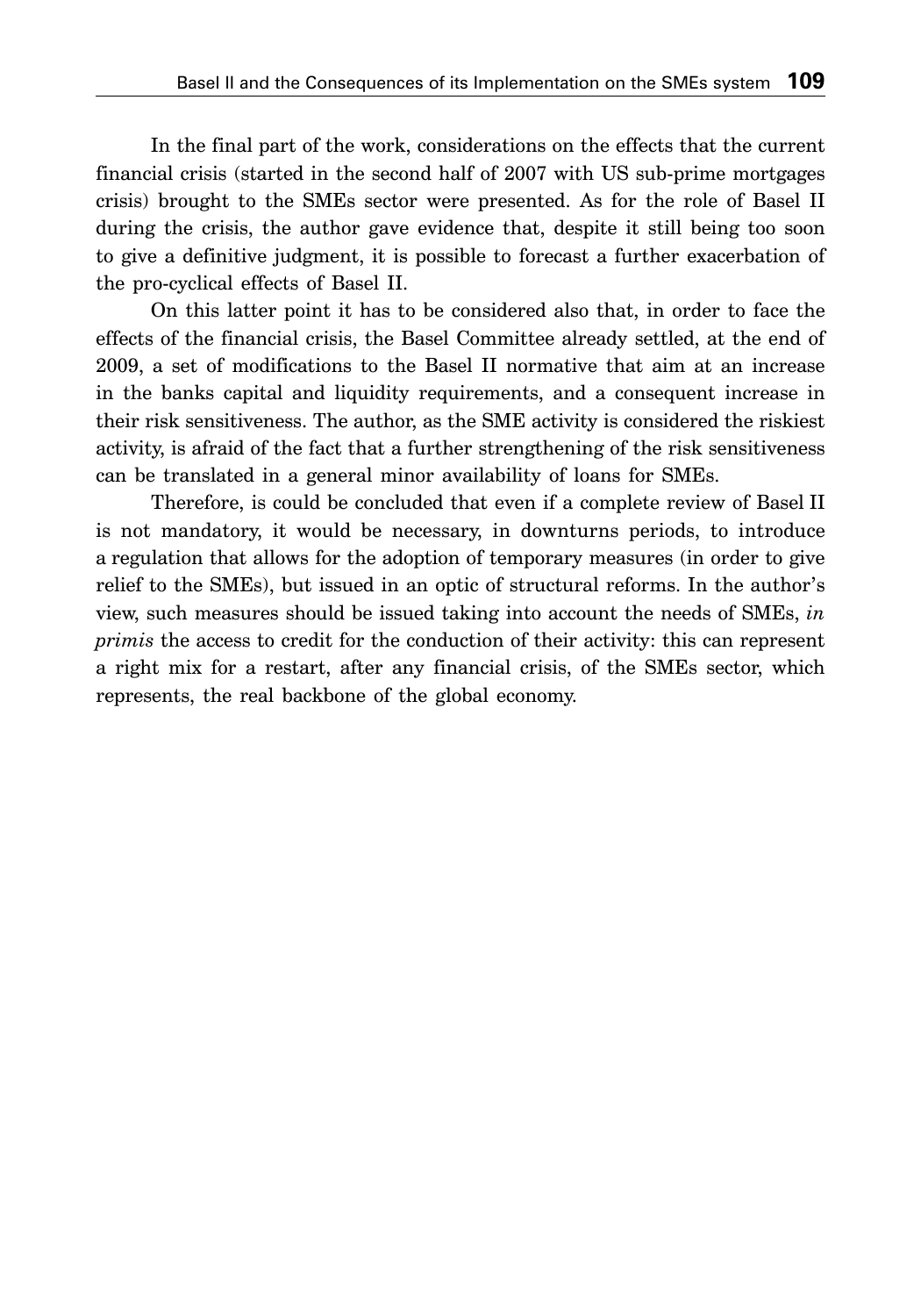In the final part of the work, considerations on the effects that the current financial crisis (started in the second half of 2007 with US sub-prime mortgages crisis) brought to the SMEs sector were presented. As for the role of Basel II during the crisis, the author gave evidence that, despite it still being too soon to give a definitive judgment, it is possible to forecast a further exacerbation of the pro-cyclical effects of Basel II.

On this latter point it has to be considered also that, in order to face the effects of the financial crisis, the Basel Committee already settled, at the end of 2009, a set of modifications to the Basel II normative that aim at an increase in the banks capital and liquidity requirements, and a consequent increase in their risk sensitiveness. The author, as the SME activity is considered the riskiest activity, is afraid of the fact that a further strengthening of the risk sensitiveness can be translated in a general minor availability of loans for SMEs.

Therefore, is could be concluded that even if a complete review of Basel II is not mandatory, it would be necessary, in downturns periods, to introduce a regulation that allows for the adoption of temporary measures (in order to give relief to the SMEs), but issued in an optic of structural reforms. In the author's view, such measures should be issued taking into account the needs of SMEs, *in primis* the access to credit for the conduction of their activity: this can represent a right mix for a restart, after any financial crisis, of the SMEs sector, which represents, the real backbone of the global economy.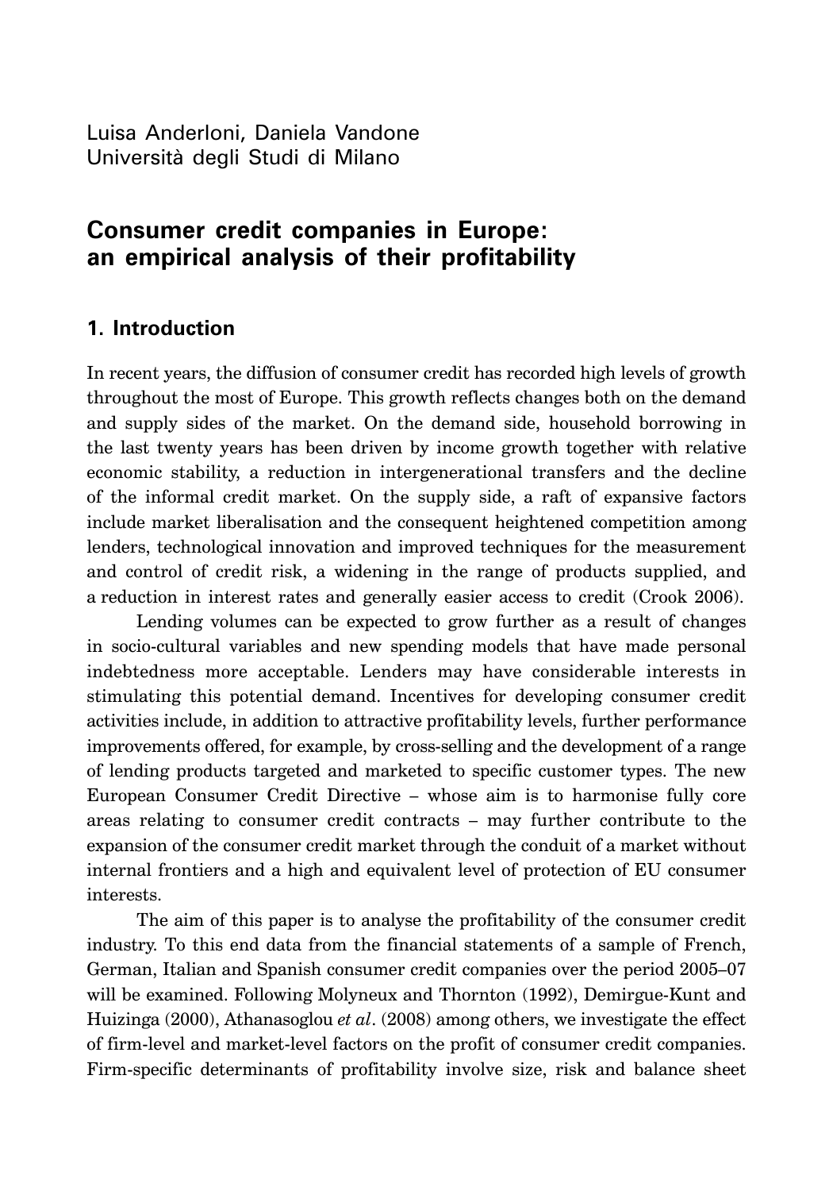Luisa Anderloni, Daniela Vandone
Università degli Studi di Milano

## Consumer credit companies in Europe: an empirical analysis of their profitability

### 1. Introduction

In recent years, the diffusion of consumer credit has recorded high levels of growth throughout the most of Europe. This growth reflects changes both on the demand and supply sides of the market. On the demand side, household borrowing in the last twenty years has been driven by income growth together with relative economic stability, a reduction in intergenerational transfers and the decline of the informal credit market. On the supply side, a raft of expansive factors include market liberalisation and the consequent heightened competition among lenders, technological innovation and improved techniques for the measurement and control of credit risk, a widening in the range of products supplied, and a reduction in interest rates and generally easier access to credit (Crook 2006).

Lending volumes can be expected to grow further as a result of changes in socio-cultural variables and new spending models that have made personal indebtedness more acceptable. Lenders may have considerable interests in stimulating this potential demand. Incentives for developing consumer credit activities include, in addition to attractive profitability levels, further performance improvements offered, for example, by cross-selling and the development of a range of lending products targeted and marketed to specific customer types. The new European Consumer Credit Directive – whose aim is to harmonise fully core areas relating to consumer credit contracts – may further contribute to the expansion of the consumer credit market through the conduit of a market without internal frontiers and a high and equivalent level of protection of EU consumer interests.

The aim of this paper is to analyse the profitability of the consumer credit industry. To this end data from the financial statements of a sample of French, German, Italian and Spanish consumer credit companies over the period 2005–07 will be examined. Following Molyneux and Thornton (1992), Demirgue-Kunt and Huizinga (2000), Athanasoglou *et al*. (2008) among others, we investigate the effect of firm-level and market-level factors on the profit of consumer credit companies. Firm-specific determinants of profitability involve size, risk and balance sheet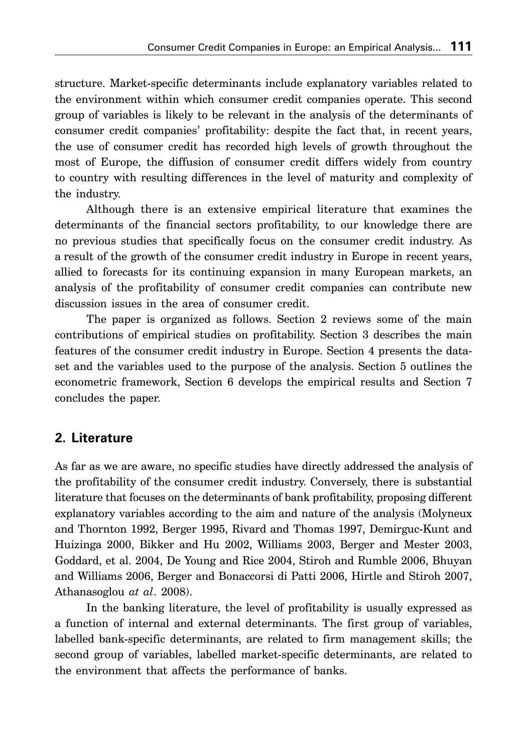structure. Market-specific determinants include explanatory variables related to the environment within which consumer credit companies operate. This second group of variables is likely to be relevant in the analysis of the determinants of consumer credit companies' profitability: despite the fact that, in recent years, the use of consumer credit has recorded high levels of growth throughout the most of Europe, the diffusion of consumer credit differs widely from country to country with resulting differences in the level of maturity and complexity of the industry.

Although there is an extensive empirical literature that examines the determinants of the financial sectors profitability, to our knowledge there are no previous studies that specifically focus on the consumer credit industry. As a result of the growth of the consumer credit industry in Europe in recent years, allied to forecasts for its continuing expansion in many European markets, an analysis of the profitability of consumer credit companies can contribute new discussion issues in the area of consumer credit.

The paper is organized as follows. Section 2 reviews some of the main contributions of empirical studies on profitability. Section 3 describes the main features of the consumer credit industry in Europe. Section 4 presents the data-set and the variables used to the purpose of the analysis. Section 5 outlines the econometric framework, Section 6 develops the empirical results and Section 7 concludes the paper.

## 2. Literature

As far as we are aware, no specific studies have directly addressed the analysis of the profitability of the consumer credit industry. Conversely, there is substantial literature that focuses on the determinants of bank profitability, proposing different explanatory variables according to the aim and nature of the analysis (Molyneux and Thornton 1992, Berger 1995, Rivard and Thomas 1997, Demirguc-Kunt and Huizinga 2000, Bikker and Hu 2002, Williams 2003, Berger and Mester 2003, Goddard, et al. 2004, De Young and Rice 2004, Stiroh and Rumble 2006, Bhuyan and Williams 2006, Berger and Bonaccorsi di Patti 2006, Hirtle and Stiroh 2007, Athanasoglou *at al*. 2008).

In the banking literature, the level of profitability is usually expressed as a function of internal and external determinants. The first group of variables, labelled bank-specific determinants, are related to firm management skills; the second group of variables, labelled market-specific determinants, are related to the environment that affects the performance of banks.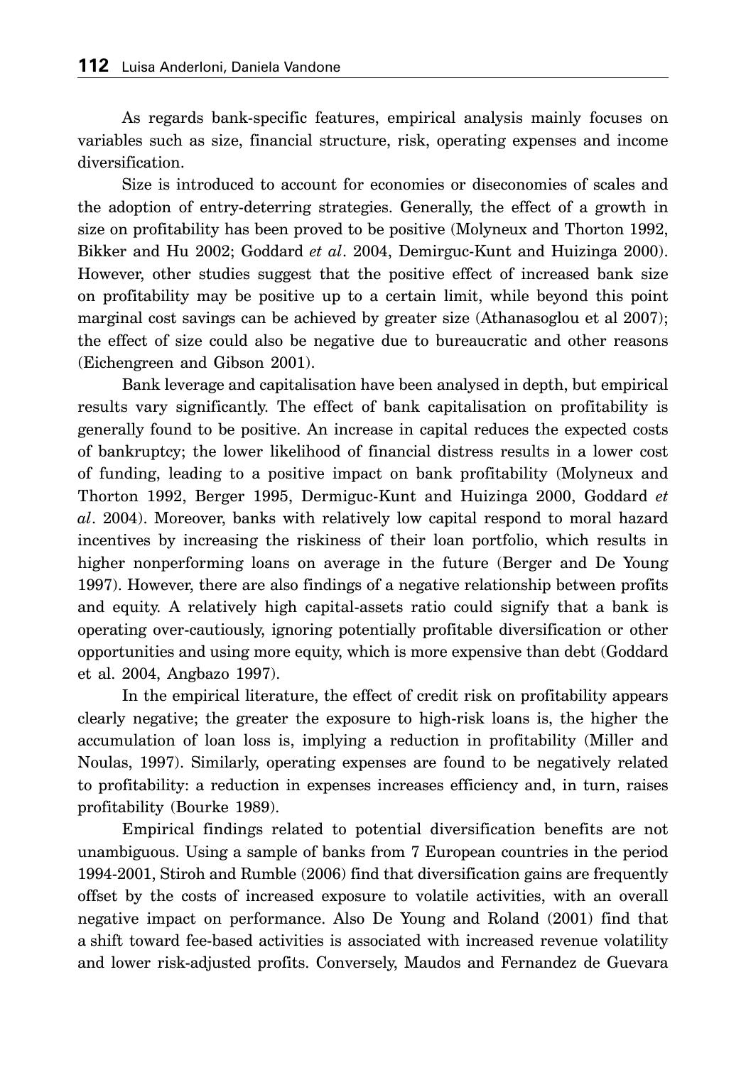As regards bank-specific features, empirical analysis mainly focuses on variables such as size, financial structure, risk, operating expenses and income diversification.

Size is introduced to account for economies or diseconomies of scales and the adoption of entry-deterring strategies. Generally, the effect of a growth in size on profitability has been proved to be positive (Molyneux and Thorton 1992, Bikker and Hu 2002; Goddard *et al*. 2004, Demirguc-Kunt and Huizinga 2000). However, other studies suggest that the positive effect of increased bank size on profitability may be positive up to a certain limit, while beyond this point marginal cost savings can be achieved by greater size (Athanasoglou et al 2007); the effect of size could also be negative due to bureaucratic and other reasons (Eichengreen and Gibson 2001).

Bank leverage and capitalisation have been analysed in depth, but empirical results vary significantly. The effect of bank capitalisation on profitability is generally found to be positive. An increase in capital reduces the expected costs of bankruptcy; the lower likelihood of financial distress results in a lower cost of funding, leading to a positive impact on bank profitability (Molyneux and Thorton 1992, Berger 1995, Dermiguc-Kunt and Huizinga 2000, Goddard *et al*. 2004). Moreover, banks with relatively low capital respond to moral hazard incentives by increasing the riskiness of their loan portfolio, which results in higher nonperforming loans on average in the future (Berger and De Young 1997). However, there are also findings of a negative relationship between profits and equity. A relatively high capital-assets ratio could signify that a bank is operating over-cautiously, ignoring potentially profitable diversification or other opportunities and using more equity, which is more expensive than debt (Goddard et al. 2004, Angbazo 1997).

In the empirical literature, the effect of credit risk on profitability appears clearly negative; the greater the exposure to high-risk loans is, the higher the accumulation of loan loss is, implying a reduction in profitability (Miller and Noulas, 1997). Similarly, operating expenses are found to be negatively related to profitability: a reduction in expenses increases efficiency and, in turn, raises profitability (Bourke 1989).

Empirical findings related to potential diversification benefits are not unambiguous. Using a sample of banks from 7 European countries in the period 1994-2001, Stiroh and Rumble (2006) find that diversification gains are frequently offset by the costs of increased exposure to volatile activities, with an overall negative impact on performance. Also De Young and Roland (2001) find that a shift toward fee-based activities is associated with increased revenue volatility and lower risk-adjusted profits. Conversely, Maudos and Fernandez de Guevara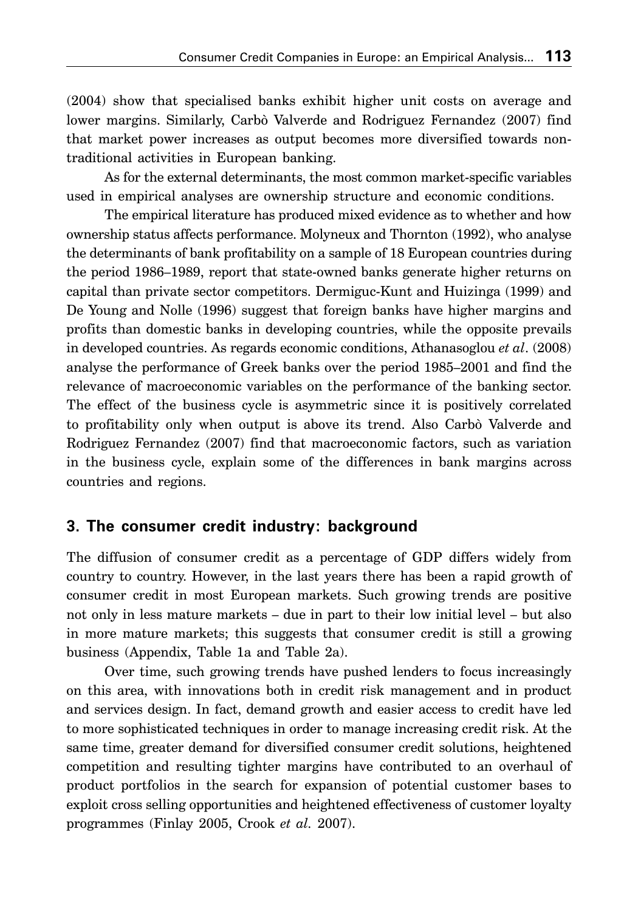(2004) show that specialised banks exhibit higher unit costs on average and lower margins. Similarly, Carbò Valverde and Rodriguez Fernandez (2007) find that market power increases as output becomes more diversified towards non-traditional activities in European banking.

As for the external determinants, the most common market-specific variables used in empirical analyses are ownership structure and economic conditions.

The empirical literature has produced mixed evidence as to whether and how ownership status affects performance. Molyneux and Thornton (1992), who analyse the determinants of bank profitability on a sample of 18 European countries during the period 1986–1989, report that state-owned banks generate higher returns on capital than private sector competitors. Dermiguc-Kunt and Huizinga (1999) and De Young and Nolle (1996) suggest that foreign banks have higher margins and profits than domestic banks in developing countries, while the opposite prevails in developed countries. As regards economic conditions, Athanasoglou *et al*. (2008) analyse the performance of Greek banks over the period 1985–2001 and find the relevance of macroeconomic variables on the performance of the banking sector. The effect of the business cycle is asymmetric since it is positively correlated to profitability only when output is above its trend. Also Carbò Valverde and Rodriguez Fernandez (2007) find that macroeconomic factors, such as variation in the business cycle, explain some of the differences in bank margins across countries and regions.

## 3. The consumer credit industry: background

The diffusion of consumer credit as a percentage of GDP differs widely from country to country. However, in the last years there has been a rapid growth of consumer credit in most European markets. Such growing trends are positive not only in less mature markets – due in part to their low initial level – but also in more mature markets; this suggests that consumer credit is still a growing business (Appendix, Table 1a and Table 2a).

Over time, such growing trends have pushed lenders to focus increasingly on this area, with innovations both in credit risk management and in product and services design. In fact, demand growth and easier access to credit have led to more sophisticated techniques in order to manage increasing credit risk. At the same time, greater demand for diversified consumer credit solutions, heightened competition and resulting tighter margins have contributed to an overhaul of product portfolios in the search for expansion of potential customer bases to exploit cross selling opportunities and heightened effectiveness of customer loyalty programmes (Finlay 2005, Crook *et al.* 2007).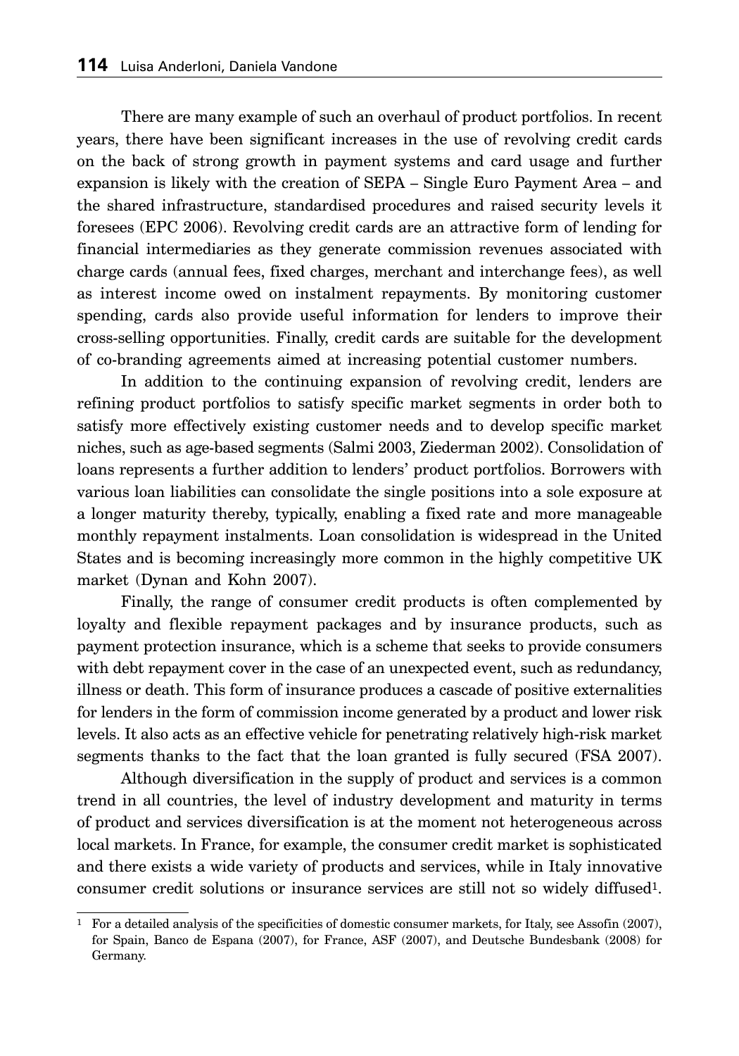There are many example of such an overhaul of product portfolios. In recent years, there have been significant increases in the use of revolving credit cards on the back of strong growth in payment systems and card usage and further expansion is likely with the creation of SEPA – Single Euro Payment Area – and the shared infrastructure, standardised procedures and raised security levels it foresees (EPC 2006). Revolving credit cards are an attractive form of lending for financial intermediaries as they generate commission revenues associated with charge cards (annual fees, fixed charges, merchant and interchange fees), as well as interest income owed on instalment repayments. By monitoring customer spending, cards also provide useful information for lenders to improve their cross-selling opportunities. Finally, credit cards are suitable for the development of co-branding agreements aimed at increasing potential customer numbers.

In addition to the continuing expansion of revolving credit, lenders are refining product portfolios to satisfy specific market segments in order both to satisfy more effectively existing customer needs and to develop specific market niches, such as age-based segments (Salmi 2003, Ziederman 2002). Consolidation of loans represents a further addition to lenders' product portfolios. Borrowers with various loan liabilities can consolidate the single positions into a sole exposure at a longer maturity thereby, typically, enabling a fixed rate and more manageable monthly repayment instalments. Loan consolidation is widespread in the United States and is becoming increasingly more common in the highly competitive UK market (Dynan and Kohn 2007).

Finally, the range of consumer credit products is often complemented by loyalty and flexible repayment packages and by insurance products, such as payment protection insurance, which is a scheme that seeks to provide consumers with debt repayment cover in the case of an unexpected event, such as redundancy, illness or death. This form of insurance produces a cascade of positive externalities for lenders in the form of commission income generated by a product and lower risk levels. It also acts as an effective vehicle for penetrating relatively high-risk market segments thanks to the fact that the loan granted is fully secured (FSA 2007).

Although diversification in the supply of product and services is a common trend in all countries, the level of industry development and maturity in terms of product and services diversification is at the moment not heterogeneous across local markets. In France, for example, the consumer credit market is sophisticated and there exists a wide variety of products and services, while in Italy innovative consumer credit solutions or insurance services are still not so widely diffused[1].

[1] For a detailed analysis of the specificities of domestic consumer markets, for Italy, see Assofin (2007), for Spain, Banco de Espana (2007), for France, ASF (2007), and Deutsche Bundesbank (2008) for Germany.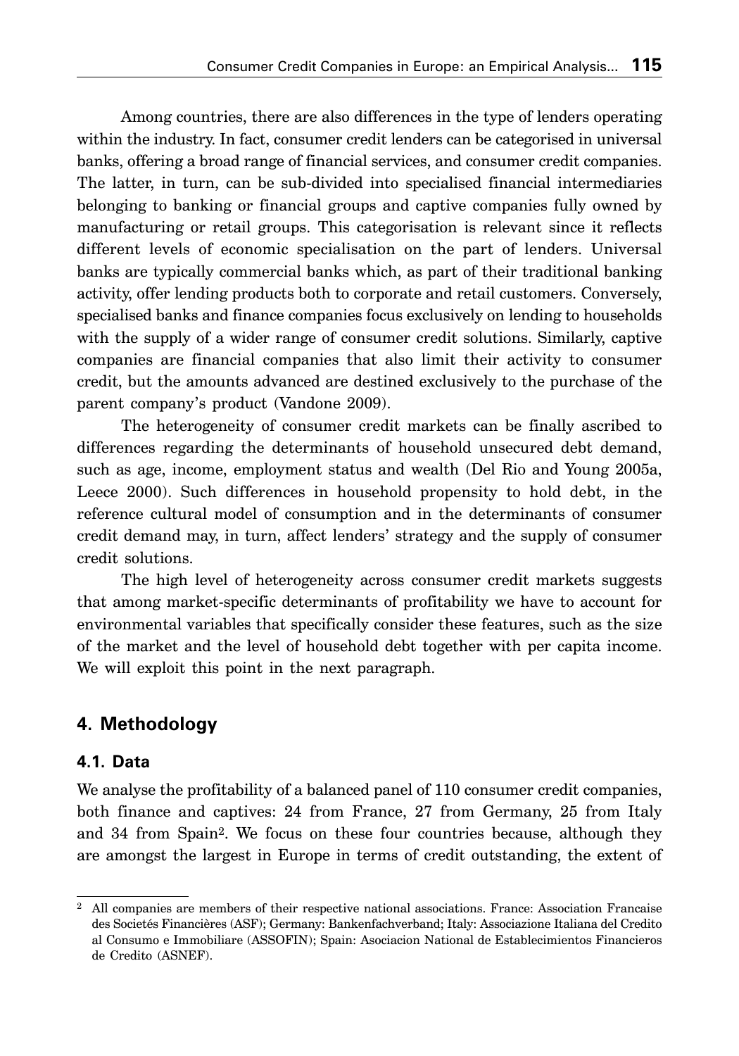Among countries, there are also differences in the type of lenders operating within the industry. In fact, consumer credit lenders can be categorised in universal banks, offering a broad range of financial services, and consumer credit companies. The latter, in turn, can be sub-divided into specialised financial intermediaries belonging to banking or financial groups and captive companies fully owned by manufacturing or retail groups. This categorisation is relevant since it reflects different levels of economic specialisation on the part of lenders. Universal banks are typically commercial banks which, as part of their traditional banking activity, offer lending products both to corporate and retail customers. Conversely, specialised banks and finance companies focus exclusively on lending to households with the supply of a wider range of consumer credit solutions. Similarly, captive companies are financial companies that also limit their activity to consumer credit, but the amounts advanced are destined exclusively to the purchase of the parent company's product (Vandone 2009).

The heterogeneity of consumer credit markets can be finally ascribed to differences regarding the determinants of household unsecured debt demand, such as age, income, employment status and wealth (Del Rio and Young 2005a, Leece 2000). Such differences in household propensity to hold debt, in the reference cultural model of consumption and in the determinants of consumer credit demand may, in turn, affect lenders' strategy and the supply of consumer credit solutions.

The high level of heterogeneity across consumer credit markets suggests that among market-specific determinants of profitability we have to account for environmental variables that specifically consider these features, such as the size of the market and the level of household debt together with per capita income. We will exploit this point in the next paragraph.

## 4. Methodology

### 4.1. Data

We analyse the profitability of a balanced panel of 110 consumer credit companies, both finance and captives: 24 from France, 27 from Germany, 25 from Italy and 34 from Spain[2]. We focus on these four countries because, although they are amongst the largest in Europe in terms of credit outstanding, the extent of

---

[2] All companies are members of their respective national associations. France: Association Francaise des Societés Financières (ASF); Germany: Bankenfachverband; Italy: Associazione Italiana del Credito al Consumo e Immobiliare (ASSOFIN); Spain: Asociacion National de Establecimientos Financieros de Credito (ASNEF).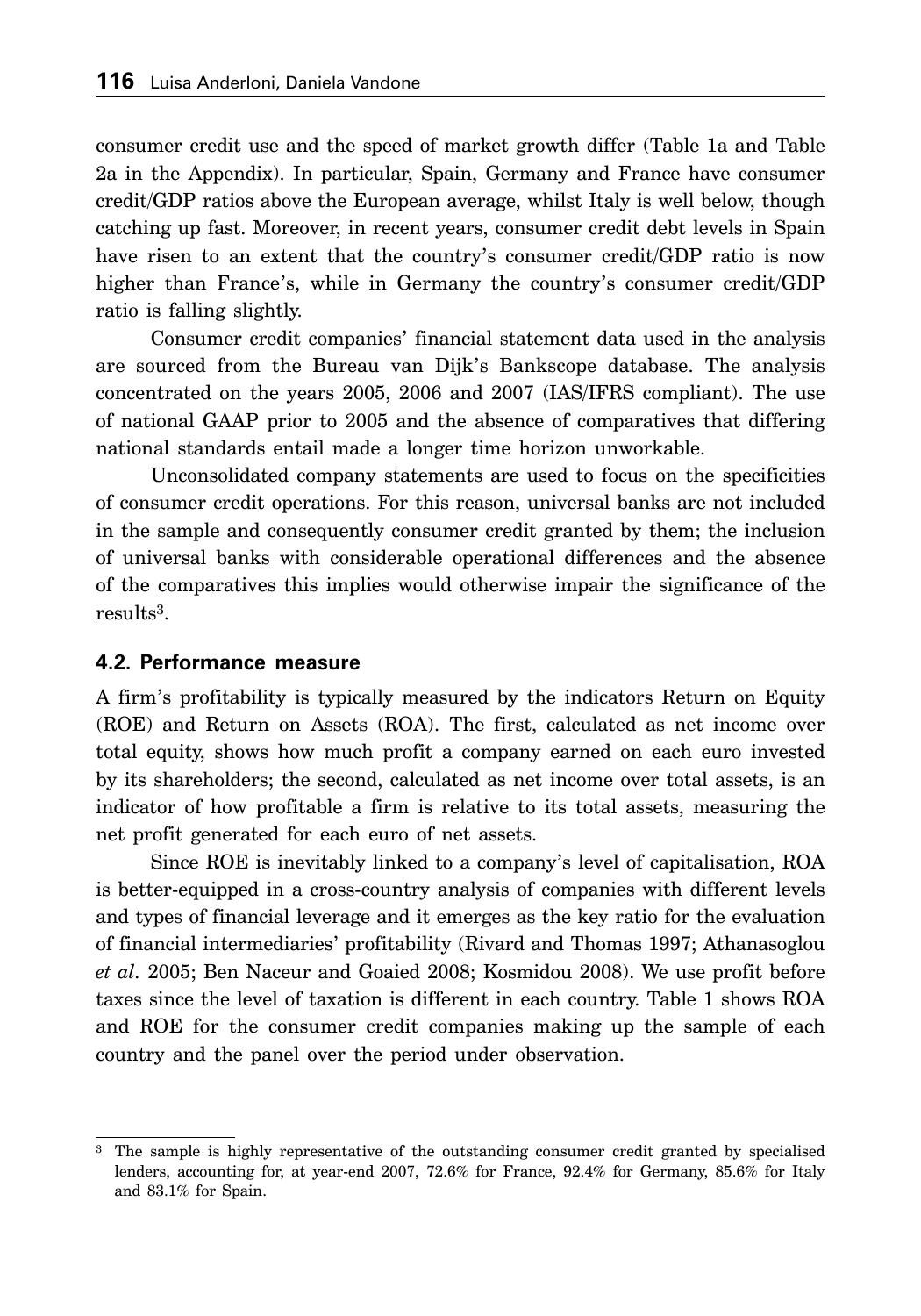consumer credit use and the speed of market growth differ (Table 1a and Table 2a in the Appendix). In particular, Spain, Germany and France have consumer credit/GDP ratios above the European average, whilst Italy is well below, though catching up fast. Moreover, in recent years, consumer credit debt levels in Spain have risen to an extent that the country's consumer credit/GDP ratio is now higher than France's, while in Germany the country's consumer credit/GDP ratio is falling slightly.

Consumer credit companies' financial statement data used in the analysis are sourced from the Bureau van Dijk's Bankscope database. The analysis concentrated on the years 2005, 2006 and 2007 (IAS/IFRS compliant). The use of national GAAP prior to 2005 and the absence of comparatives that differing national standards entail made a longer time horizon unworkable.

Unconsolidated company statements are used to focus on the specificities of consumer credit operations. For this reason, universal banks are not included in the sample and consequently consumer credit granted by them; the inclusion of universal banks with considerable operational differences and the absence of the comparatives this implies would otherwise impair the significance of the results[3].

### 4.2. Performance measure

A firm's profitability is typically measured by the indicators Return on Equity (ROE) and Return on Assets (ROA). The first, calculated as net income over total equity, shows how much profit a company earned on each euro invested by its shareholders; the second, calculated as net income over total assets, is an indicator of how profitable a firm is relative to its total assets, measuring the net profit generated for each euro of net assets.

Since ROE is inevitably linked to a company's level of capitalisation, ROA is better-equipped in a cross-country analysis of companies with different levels and types of financial leverage and it emerges as the key ratio for the evaluation of financial intermediaries' profitability (Rivard and Thomas 1997; Athanasoglou *et al*. 2005; Ben Naceur and Goaied 2008; Kosmidou 2008). We use profit before taxes since the level of taxation is different in each country. Table 1 shows ROA and ROE for the consumer credit companies making up the sample of each country and the panel over the period under observation.

---

[3] The sample is highly representative of the outstanding consumer credit granted by specialised lenders, accounting for, at year-end 2007, 72.6% for France, 92.4% for Germany, 85.6% for Italy and 83.1% for Spain.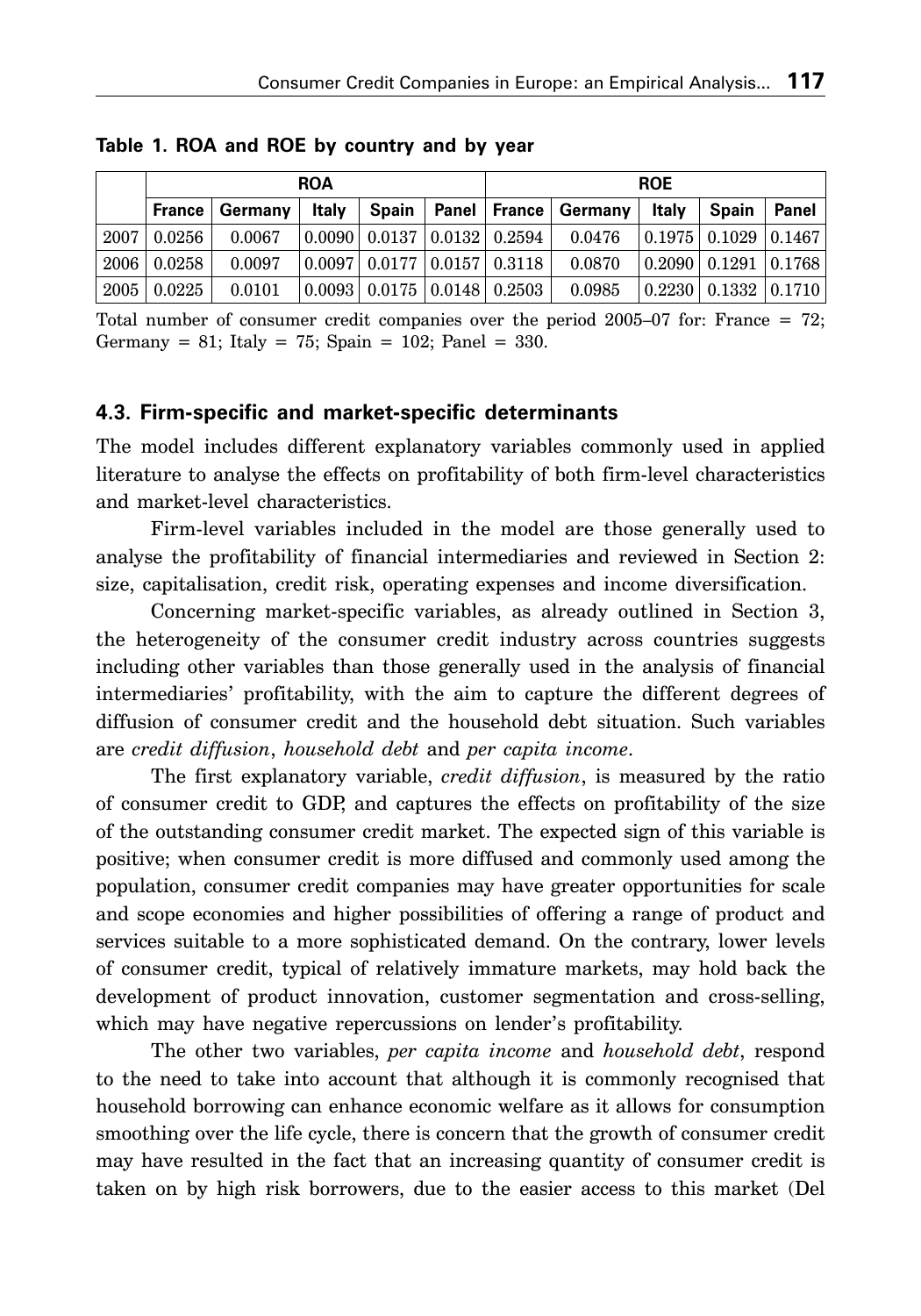**Table 1. ROA and ROE by country and by year**

| | ROA | | | | | ROE | | | | |
|---|---|---|---|---|---|---|---|---|---|---|
| | France | Germany | Italy | Spain | Panel | France | Germany | Italy | Spain | Panel |
| 2007 | 0.0256 | 0.0067 | 0.0090 | 0.0137 | 0.0132 | 0.2594 | 0.0476 | 0.1975 | 0.1029 | 0.1467 |
| 2006 | 0.0258 | 0.0097 | 0.0097 | 0.0177 | 0.0157 | 0.3118 | 0.0870 | 0.2090 | 0.1291 | 0.1768 |
| 2005 | 0.0225 | 0.0101 | 0.0093 | 0.0175 | 0.0148 | 0.2503 | 0.0985 | 0.2230 | 0.1332 | 0.1710 |

Total number of consumer credit companies over the period 2005–07 for: France = 72; Germany = 81; Italy = 75; Spain = 102; Panel = 330.

### 4.3. Firm-specific and market-specific determinants

The model includes different explanatory variables commonly used in applied literature to analyse the effects on profitability of both firm-level characteristics and market-level characteristics.

Firm-level variables included in the model are those generally used to analyse the profitability of financial intermediaries and reviewed in Section 2: size, capitalisation, credit risk, operating expenses and income diversification.

Concerning market-specific variables, as already outlined in Section 3, the heterogeneity of the consumer credit industry across countries suggests including other variables than those generally used in the analysis of financial intermediaries' profitability, with the aim to capture the different degrees of diffusion of consumer credit and the household debt situation. Such variables are *credit diffusion*, *household debt* and *per capita income*.

The first explanatory variable, *credit diffusion*, is measured by the ratio of consumer credit to GDP, and captures the effects on profitability of the size of the outstanding consumer credit market. The expected sign of this variable is positive; when consumer credit is more diffused and commonly used among the population, consumer credit companies may have greater opportunities for scale and scope economies and higher possibilities of offering a range of product and services suitable to a more sophisticated demand. On the contrary, lower levels of consumer credit, typical of relatively immature markets, may hold back the development of product innovation, customer segmentation and cross-selling, which may have negative repercussions on lender's profitability.

The other two variables, *per capita income* and *household debt*, respond to the need to take into account that although it is commonly recognised that household borrowing can enhance economic welfare as it allows for consumption smoothing over the life cycle, there is concern that the growth of consumer credit may have resulted in the fact that an increasing quantity of consumer credit is taken on by high risk borrowers, due to the easier access to this market (Del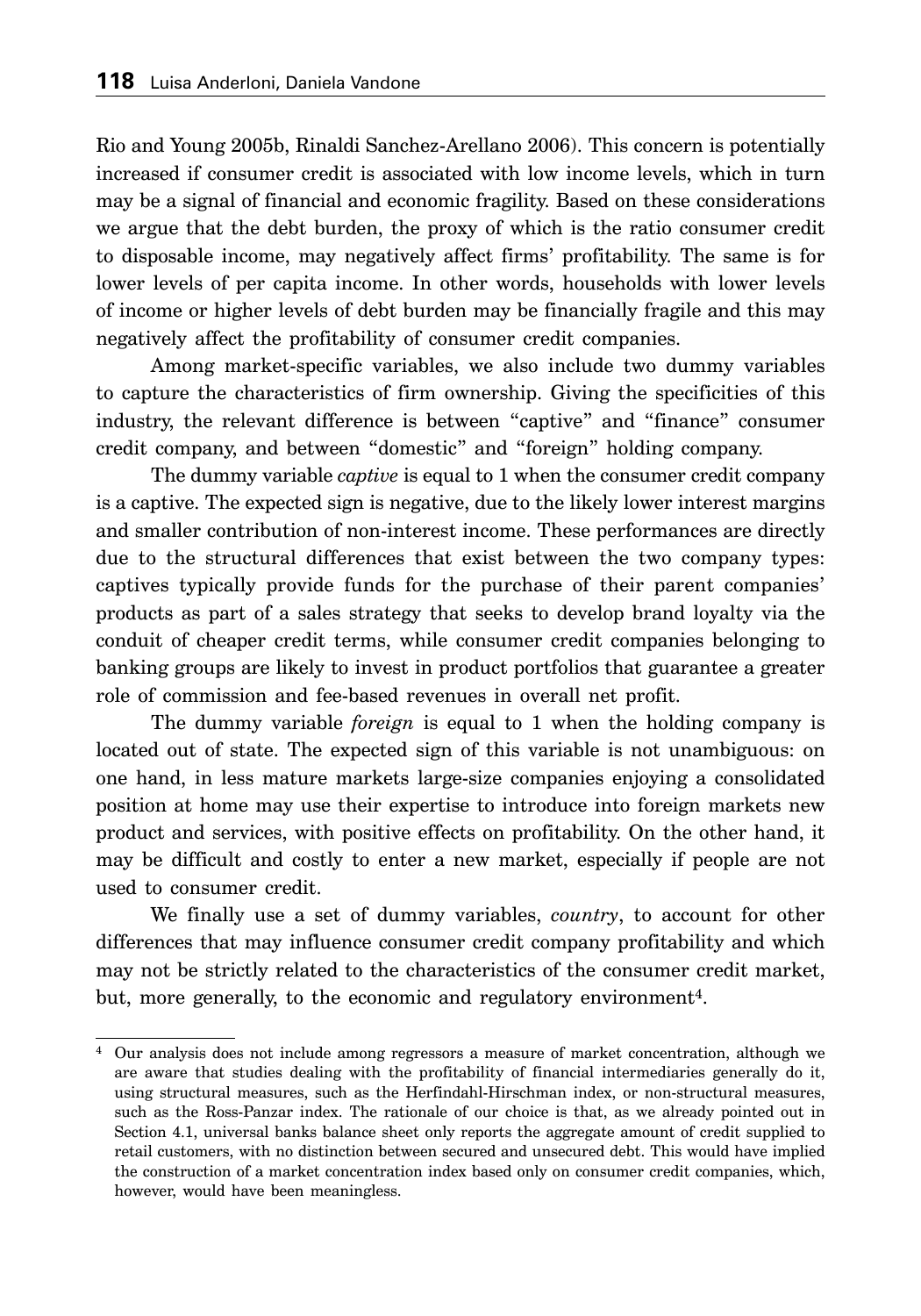Rio and Young 2005b, Rinaldi Sanchez-Arellano 2006). This concern is potentially increased if consumer credit is associated with low income levels, which in turn may be a signal of financial and economic fragility. Based on these considerations we argue that the debt burden, the proxy of which is the ratio consumer credit to disposable income, may negatively affect firms' profitability. The same is for lower levels of per capita income. In other words, households with lower levels of income or higher levels of debt burden may be financially fragile and this may negatively affect the profitability of consumer credit companies.

Among market-specific variables, we also include two dummy variables to capture the characteristics of firm ownership. Giving the specificities of this industry, the relevant difference is between "captive" and "finance" consumer credit company, and between "domestic" and "foreign" holding company.

The dummy variable *captive* is equal to 1 when the consumer credit company is a captive. The expected sign is negative, due to the likely lower interest margins and smaller contribution of non-interest income. These performances are directly due to the structural differences that exist between the two company types: captives typically provide funds for the purchase of their parent companies' products as part of a sales strategy that seeks to develop brand loyalty via the conduit of cheaper credit terms, while consumer credit companies belonging to banking groups are likely to invest in product portfolios that guarantee a greater role of commission and fee-based revenues in overall net profit.

The dummy variable *foreign* is equal to 1 when the holding company is located out of state. The expected sign of this variable is not unambiguous: on one hand, in less mature markets large-size companies enjoying a consolidated position at home may use their expertise to introduce into foreign markets new product and services, with positive effects on profitability. On the other hand, it may be difficult and costly to enter a new market, especially if people are not used to consumer credit.

We finally use a set of dummy variables, *country*, to account for other differences that may influence consumer credit company profitability and which may not be strictly related to the characteristics of the consumer credit market, but, more generally, to the economic and regulatory environment[4].

---

[4] Our analysis does not include among regressors a measure of market concentration, although we are aware that studies dealing with the profitability of financial intermediaries generally do it, using structural measures, such as the Herfindahl-Hirschman index, or non-structural measures, such as the Ross-Panzar index. The rationale of our choice is that, as we already pointed out in Section 4.1, universal banks balance sheet only reports the aggregate amount of credit supplied to retail customers, with no distinction between secured and unsecured debt. This would have implied the construction of a market concentration index based only on consumer credit companies, which, however, would have been meaningless.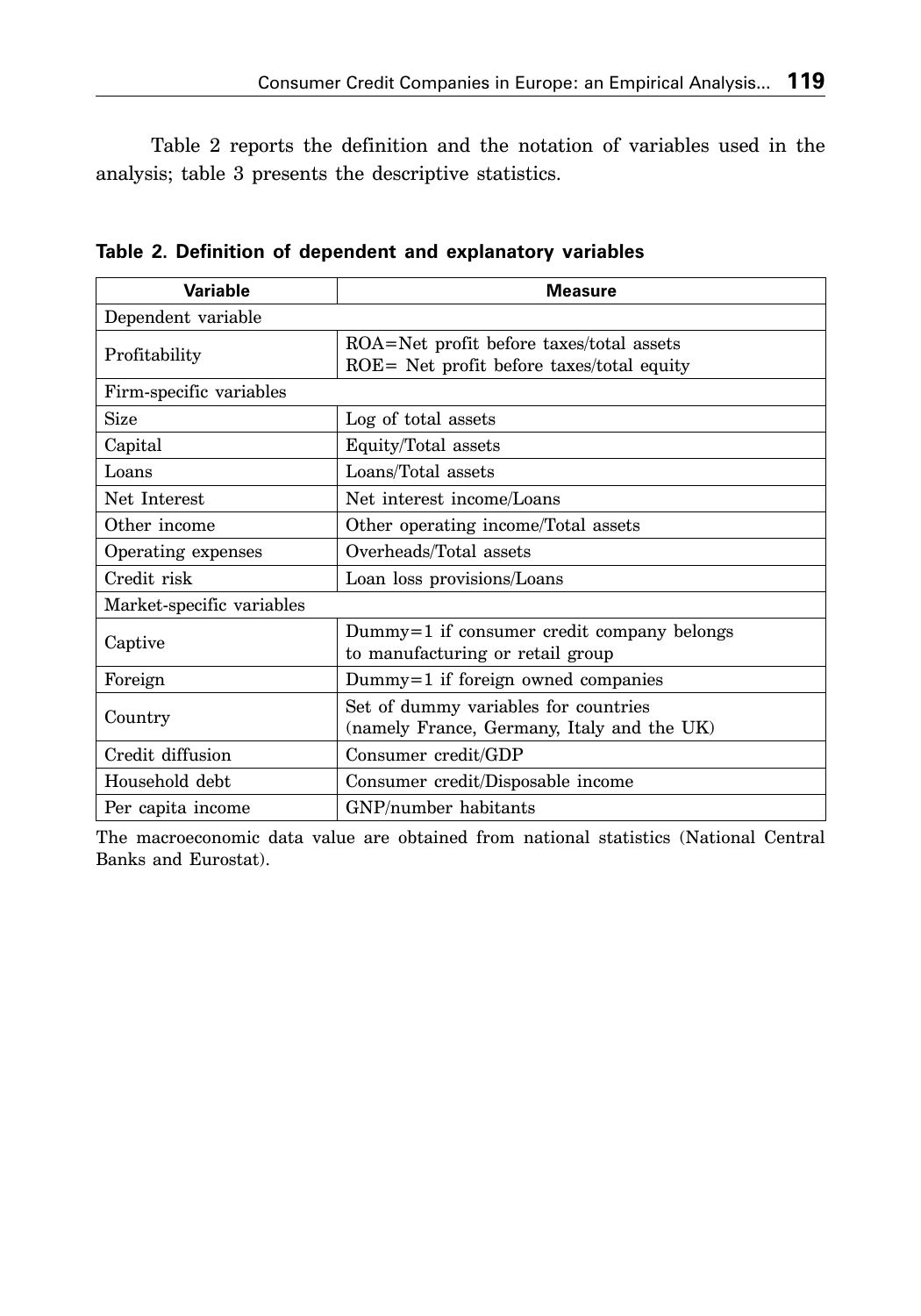Table 2 reports the definition and the notation of variables used in the analysis; table 3 presents the descriptive statistics.

**Table 2. Definition of dependent and explanatory variables**

| Variable | Measure |
|---|---|
| Dependent variable | |
| Profitability | ROA=Net profit before taxes/total assets<br>ROE= Net profit before taxes/total equity |
| Firm-specific variables | |
| Size | Log of total assets |
| Capital | Equity/Total assets |
| Loans | Loans/Total assets |
| Net Interest | Net interest income/Loans |
| Other income | Other operating income/Total assets |
| Operating expenses | Overheads/Total assets |
| Credit risk | Loan loss provisions/Loans |
| Market-specific variables | |
| Captive | Dummy=1 if consumer credit company belongs to manufacturing or retail group |
| Foreign | Dummy=1 if foreign owned companies |
| Country | Set of dummy variables for countries (namely France, Germany, Italy and the UK) |
| Credit diffusion | Consumer credit/GDP |
| Household debt | Consumer credit/Disposable income |
| Per capita income | GNP/number habitants |

The macroeconomic data value are obtained from national statistics (National Central Banks and Eurostat).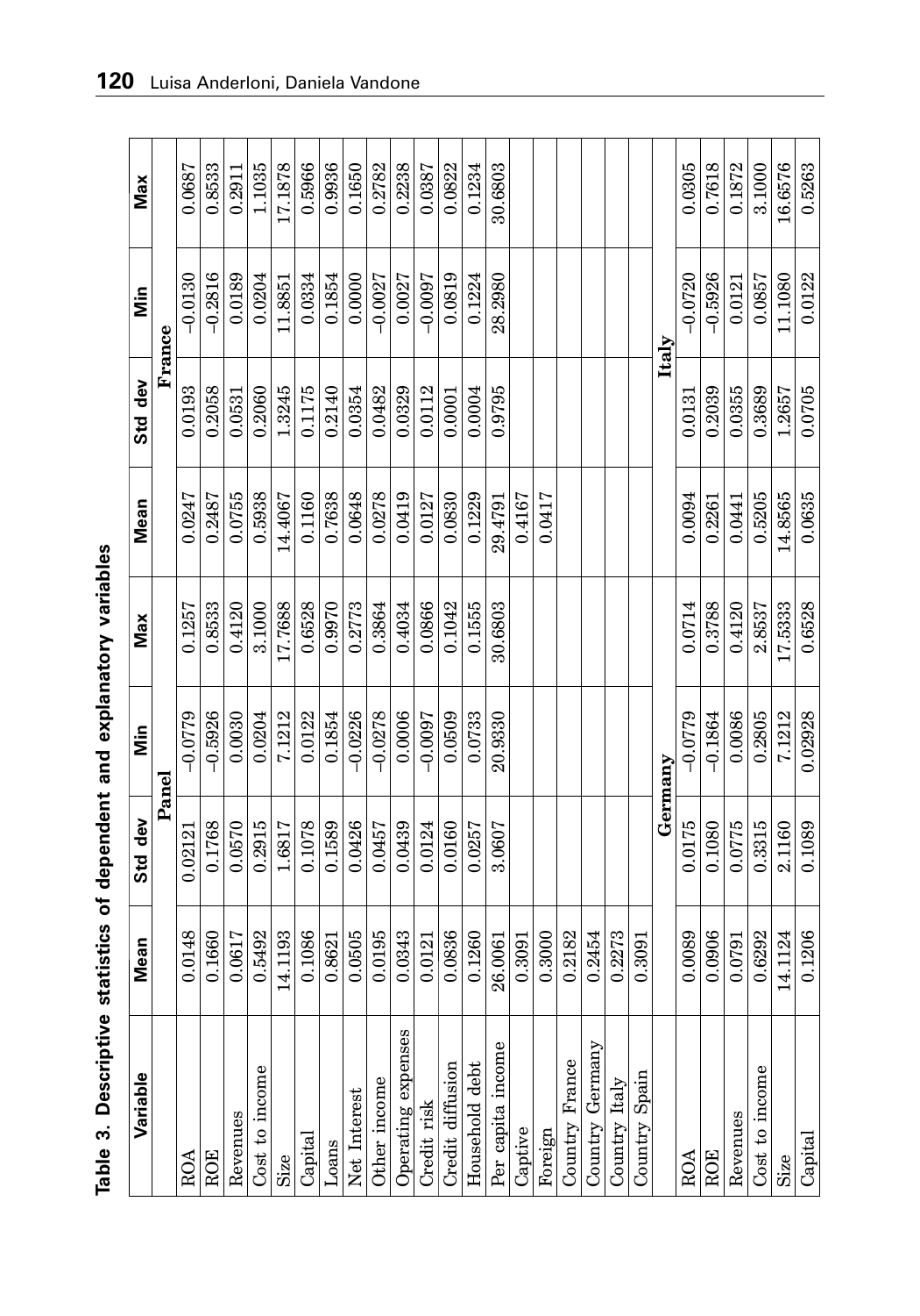**Table 3. Descriptive statistics of dependent and explanatory variables**

| Variable | Mean | Std dev | Min | Max | Mean | Std dev | Min | Max |
|---|---|---|---|---|---|---|---|---|
| | Panel | | | | France | | | |
| ROA | 0.0148 | 0.02121 | −0.0779 | 0.1257 | 0.0247 | 0.0193 | −0.0130 | 0.0687 |
| ROE | 0.1660 | 0.1768 | −0.5926 | 0.8533 | 0.2487 | 0.2058 | −0.2816 | 0.8533 |
| Revenues | 0.0617 | 0.0570 | 0.0030 | 0.4120 | 0.0755 | 0.0531 | 0.0189 | 0.2911 |
| Cost to income | 0.5492 | 0.2915 | 0.0204 | 3.1000 | 0.5938 | 0.2060 | 0.0204 | 1.1035 |
| Size | 14.1193 | 1.6817 | 7.1212 | 17.7688 | 14.4067 | 1.3245 | 11.8851 | 17.1878 |
| Capital | 0.1086 | 0.1078 | 0.0122 | 0.6528 | 0.1160 | 0.1175 | 0.0334 | 0.5966 |
| Loans | 0.8621 | 0.1589 | 0.1854 | 0.9970 | 0.7638 | 0.2140 | 0.1854 | 0.9936 |
| Net Interest | 0.0505 | 0.0426 | −0.0226 | 0.2773 | 0.0648 | 0.0354 | 0.0000 | 0.1650 |
| Other income | 0.0195 | 0.0457 | −0.0278 | 0.3864 | 0.0278 | 0.0482 | −0.0027 | 0.2782 |
| Operating expenses | 0.0343 | 0.0439 | 0.0006 | 0.4034 | 0.0419 | 0.0329 | 0.0027 | 0.2238 |
| Credit risk | 0.0121 | 0.0124 | −0.0097 | 0.0866 | 0.0127 | 0.0112 | −0.0097 | 0.0387 |
| Credit diffusion | 0.0836 | 0.0160 | 0.0509 | 0.1042 | 0.0830 | 0.0001 | 0.0819 | 0.0822 |
| Household debt | 0.1260 | 0.0257 | 0.0733 | 0.1555 | 0.1229 | 0.0004 | 0.1224 | 0.1234 |
| Per capita income | 26.0061 | 3.0607 | 20.9330 | 30.6803 | 29.4791 | 0.9795 | 28.2980 | 30.6803 |
| Captive | 0.3091 | | | | 0.4167 | | | |
| Foreign | 0.3000 | | | | 0.0417 | | | |
| Country France | 0.2182 | | | | | | | |
| Country Germany | 0.2454 | | | | | | | |
| Country Italy | 0.2273 | | | | | | | |
| Country Spain | 0.3091 | | | | | | | |
| | Germany | | | | Italy | | | |
| ROA | 0.0089 | 0.0175 | −0.0779 | 0.0714 | 0.0094 | 0.0131 | −0.0720 | 0.0305 |
| ROE | 0.0906 | 0.1080 | −0.1864 | 0.3788 | 0.2261 | 0.2039 | −0.5926 | 0.7618 |
| Revenues | 0.0791 | 0.0775 | 0.0086 | 0.4120 | 0.0441 | 0.0355 | 0.0121 | 0.1872 |
| Cost to income | 0.6292 | 0.3315 | 0.2805 | 2.8537 | 0.5205 | 0.3689 | 0.0857 | 3.1000 |
| Size | 14.1124 | 2.1160 | 7.1212 | 17.5333 | 14.8565 | 1.2657 | 11.1080 | 16.6576 |
| Capital | 0.1206 | 0.1089 | 0.02928 | 0.6528 | 0.0635 | 0.0705 | 0.0122 | 0.5263 |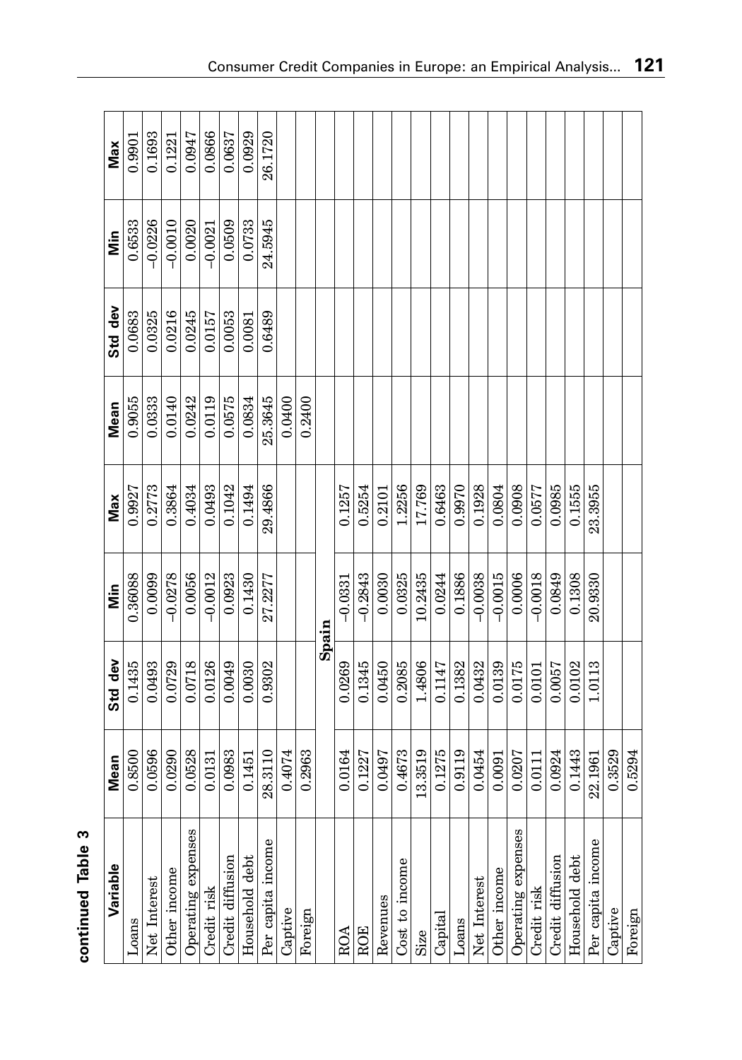**continued Table 3**

| Variable | Mean | Std dev | Min | Max | Mean | Std dev | Min | Max |
|---|---|---|---|---|---|---|---|---|
| Loans | 0.8500 | 0.1435 | 0.36088 | 0.9927 | 0.9055 | 0.0683 | 0.6533 | 0.9901 |
| Net Interest | 0.0596 | 0.0493 | 0.0099 | 0.2773 | 0.0333 | 0.0325 | −0.0226 | 0.1693 |
| Other income | 0.0290 | 0.0729 | −0.0278 | 0.3864 | 0.0140 | 0.0216 | −0.0010 | 0.1221 |
| Operating expenses | 0.0528 | 0.0718 | 0.0056 | 0.4034 | 0.0242 | 0.0245 | 0.0020 | 0.0947 |
| Credit risk | 0.0131 | 0.0126 | −0.0012 | 0.0493 | 0.0119 | 0.0157 | −0.0021 | 0.0866 |
| Credit diffusion | 0.0983 | 0.0049 | 0.0923 | 0.1042 | 0.0575 | 0.0053 | 0.0509 | 0.0637 |
| Household debt | 0.1451 | 0.0030 | 0.1430 | 0.1494 | 0.0834 | 0.0081 | 0.0733 | 0.0929 |
| Per capita income | 28.3110 | 0.9302 | 27.2277 | 29.4866 | 25.3645 | 0.6489 | 24.5945 | 26.1720 |
| Captive | 0.4074 | | | | 0.0400 | | | |
| Foreign | 0.2963 | | | | 0.2400 | | | |
| | | **Spain** | | | | | | |
| ROA | 0.0164 | 0.0269 | −0.0331 | 0.1257 | | | | |
| ROE | 0.1227 | 0.1345 | −0.2843 | 0.5254 | | | | |
| Revenues | 0.0497 | 0.0450 | 0.0030 | 0.2101 | | | | |
| Cost to income | 0.4673 | 0.2085 | 0.0325 | 1.2256 | | | | |
| Size | 13.3519 | 1.4806 | 10.2435 | 17.769 | | | | |
| Capital | 0.1275 | 0.1147 | 0.0244 | 0.6463 | | | | |
| Loans | 0.9119 | 0.1382 | 0.1886 | 0.9970 | | | | |
| Net Interest | 0.0454 | 0.0432 | −0.0038 | 0.1928 | | | | |
| Other income | 0.0091 | 0.0139 | −0.0015 | 0.0804 | | | | |
| Operating expenses | 0.0207 | 0.0175 | 0.0006 | 0.0908 | | | | |
| Credit risk | 0.0111 | 0.0101 | −0.0018 | 0.0577 | | | | |
| Credit diffusion | 0.0924 | 0.0057 | 0.0849 | 0.0985 | | | | |
| Household debt | 0.1443 | 0.0102 | 0.1308 | 0.1555 | | | | |
| Per capita income | 22.1961 | 1.0113 | 20.9330 | 23.3955 | | | | |
| Captive | 0.3529 | | | | | | | |
| Foreign | 0.5294 | | | | | | | |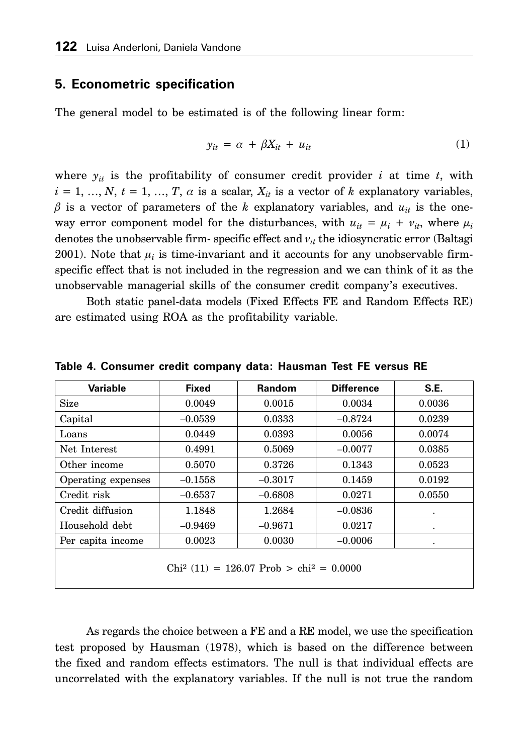## 5. Econometric specification

The general model to be estimated is of the following linear form:

$$y_{it} = \alpha + \beta X_{it} + u_{it} \tag{1}$$

where $y_{it}$ is the profitability of consumer credit provider $i$ at time $t$, with $i = 1, \ldots, N$, $t = 1, \ldots, T$, $\alpha$ is a scalar, $X_{it}$ is a vector of $k$ explanatory variables, $\beta$ is a vector of parameters of the $k$ explanatory variables, and $u_{it}$ is the one-way error component model for the disturbances, with $u_{it} = \mu_i + \nu_{it}$, where $\mu_i$ denotes the unobservable firm- specific effect and $\nu_{it}$ the idiosyncratic error (Baltagi 2001). Note that $\mu_i$ is time-invariant and it accounts for any unobservable firm-specific effect that is not included in the regression and we can think of it as the unobservable managerial skills of the consumer credit company's executives.

Both static panel-data models (Fixed Effects FE and Random Effects RE) are estimated using ROA as the profitability variable.

**Table 4. Consumer credit company data: Hausman Test FE versus RE**

| Variable | Fixed | Random | Difference | S.E. |
|---|---|---|---|---|
| Size | 0.0049 | 0.0015 | 0.0034 | 0.0036 |
| Capital | –0.0539 | 0.0333 | –0.8724 | 0.0239 |
| Loans | 0.0449 | 0.0393 | 0.0056 | 0.0074 |
| Net Interest | 0.4991 | 0.5069 | –0.0077 | 0.0385 |
| Other income | 0.5070 | 0.3726 | 0.1343 | 0.0523 |
| Operating expenses | –0.1558 | –0.3017 | 0.1459 | 0.0192 |
| Credit risk | –0.6537 | –0.6808 | 0.0271 | 0.0550 |
| Credit diffusion | 1.1848 | 1.2684 | –0.0836 | . |
| Household debt | –0.9469 | –0.9671 | 0.0217 | . |
| Per capita income | 0.0023 | 0.0030 | –0.0006 | . |
| $Chi^2$ (11) = 126.07 Prob > $chi^2$ = 0.0000 | | | | |

As regards the choice between a FE and a RE model, we use the specification test proposed by Hausman (1978), which is based on the difference between the fixed and random effects estimators. The null is that individual effects are uncorrelated with the explanatory variables. If the null is not true the random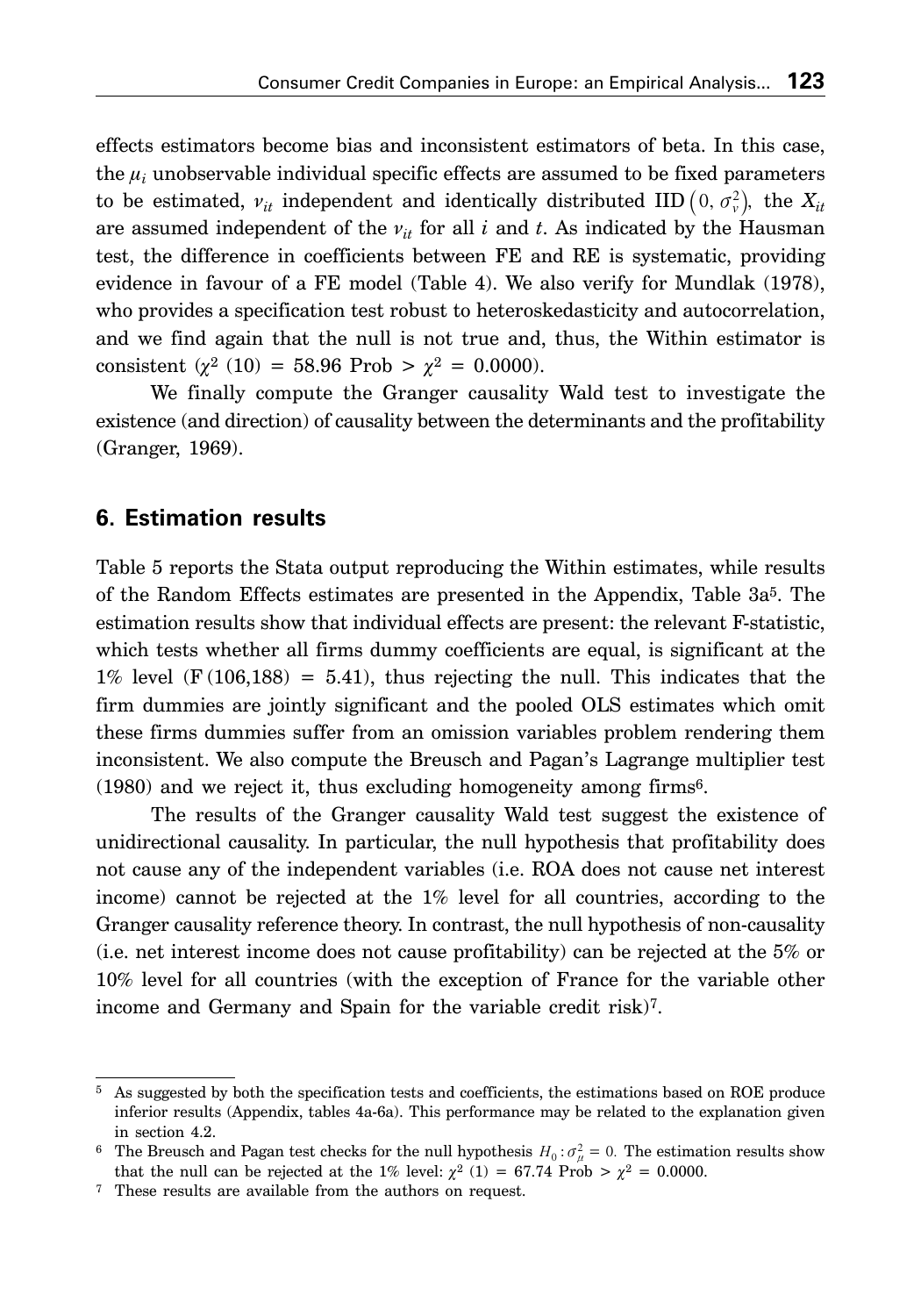effects estimators become bias and inconsistent estimators of beta. In this case, the $\mu_i$ unobservable individual specific effects are assumed to be fixed parameters to be estimated, $\nu_{it}$ independent and identically distributed $\text{IID}\left(0, \sigma_\nu^2\right)$, the $X_{it}$ are assumed independent of the $\nu_{it}$ for all $i$ and $t$. As indicated by the Hausman test, the difference in coefficients between FE and RE is systematic, providing evidence in favour of a FE model (Table 4). We also verify for Mundlak (1978), who provides a specification test robust to heteroskedasticity and autocorrelation, and we find again that the null is not true and, thus, the Within estimator is consistent ($\chi^2$ (10) = 58.96 Prob > $\chi^2$ = 0.0000).

We finally compute the Granger causality Wald test to investigate the existence (and direction) of causality between the determinants and the profitability (Granger, 1969).

## 6. Estimation results

Table 5 reports the Stata output reproducing the Within estimates, while results of the Random Effects estimates are presented in the Appendix, Table 3a[5]. The estimation results show that individual effects are present: the relevant F-statistic, which tests whether all firms dummy coefficients are equal, is significant at the 1% level (F (106,188) = 5.41), thus rejecting the null. This indicates that the firm dummies are jointly significant and the pooled OLS estimates which omit these firms dummies suffer from an omission variables problem rendering them inconsistent. We also compute the Breusch and Pagan's Lagrange multiplier test (1980) and we reject it, thus excluding homogeneity among firms[6].

The results of the Granger causality Wald test suggest the existence of unidirectional causality. In particular, the null hypothesis that profitability does not cause any of the independent variables (i.e. ROA does not cause net interest income) cannot be rejected at the 1% level for all countries, according to the Granger causality reference theory. In contrast, the null hypothesis of non-causality (i.e. net interest income does not cause profitability) can be rejected at the 5% or 10% level for all countries (with the exception of France for the variable other income and Germany and Spain for the variable credit risk)[7].

---

[5] As suggested by both the specification tests and coefficients, the estimations based on ROE produce inferior results (Appendix, tables 4a-6a). This performance may be related to the explanation given in section 4.2.

[6] The Breusch and Pagan test checks for the null hypothesis $H_0: \sigma_\mu^2 = 0$. The estimation results show that the null can be rejected at the 1% level: $\chi^2$ (1) = 67.74 Prob > $\chi^2$ = 0.0000.

[7] These results are available from the authors on request.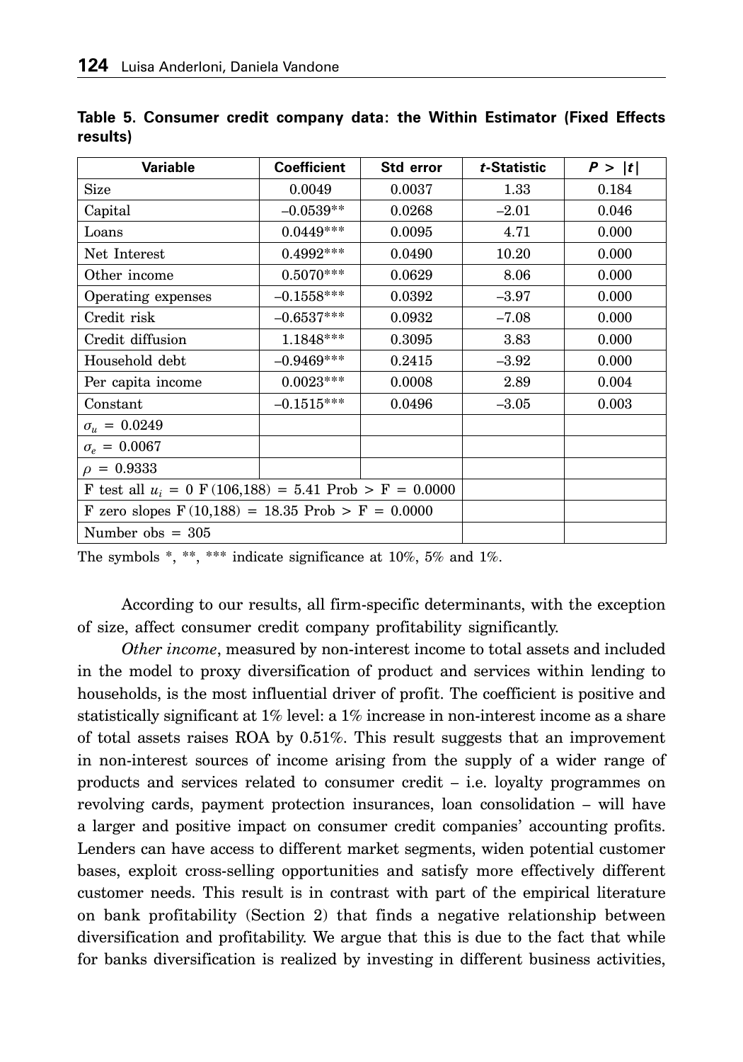**Table 5. Consumer credit company data: the Within Estimator (Fixed Effects results)**

| Variable | Coefficient | Std error | *t*-Statistic | $P > \|t\|$ |
|---|---|---|---|---|
| Size | 0.0049 | 0.0037 | 1.33 | 0.184 |
| Capital | –0.0539** | 0.0268 | –2.01 | 0.046 |
| Loans | 0.0449*** | 0.0095 | 4.71 | 0.000 |
| Net Interest | 0.4992*** | 0.0490 | 10.20 | 0.000 |
| Other income | 0.5070*** | 0.0629 | 8.06 | 0.000 |
| Operating expenses | –0.1558*** | 0.0392 | –3.97 | 0.000 |
| Credit risk | –0.6537*** | 0.0932 | –7.08 | 0.000 |
| Credit diffusion | 1.1848*** | 0.3095 | 3.83 | 0.000 |
| Household debt | –0.9469*** | 0.2415 | –3.92 | 0.000 |
| Per capita income | 0.0023*** | 0.0008 | 2.89 | 0.004 |
| Constant | –0.1515*** | 0.0496 | –3.05 | 0.003 |
| $\sigma_u = 0.0249$ | | | | |
| $\sigma_e = 0.0067$ | | | | |
| $\rho = 0.9333$ | | | | |
| F test all $u_i = 0$ F (106,188) = 5.41 Prob > F = 0.0000 | | | | |
| F zero slopes F (10,188) = 18.35 Prob > F = 0.0000 | | | | |
| Number obs = 305 | | | | |

The symbols *, **, *** indicate significance at 10%, 5% and 1%.

According to our results, all firm-specific determinants, with the exception of size, affect consumer credit company profitability significantly.

*Other income*, measured by non-interest income to total assets and included in the model to proxy diversification of product and services within lending to households, is the most influential driver of profit. The coefficient is positive and statistically significant at 1% level: a 1% increase in non-interest income as a share of total assets raises ROA by 0.51%. This result suggests that an improvement in non-interest sources of income arising from the supply of a wider range of products and services related to consumer credit – i.e. loyalty programmes on revolving cards, payment protection insurances, loan consolidation – will have a larger and positive impact on consumer credit companies' accounting profits. Lenders can have access to different market segments, widen potential customer bases, exploit cross-selling opportunities and satisfy more effectively different customer needs. This result is in contrast with part of the empirical literature on bank profitability (Section 2) that finds a negative relationship between diversification and profitability. We argue that this is due to the fact that while for banks diversification is realized by investing in different business activities,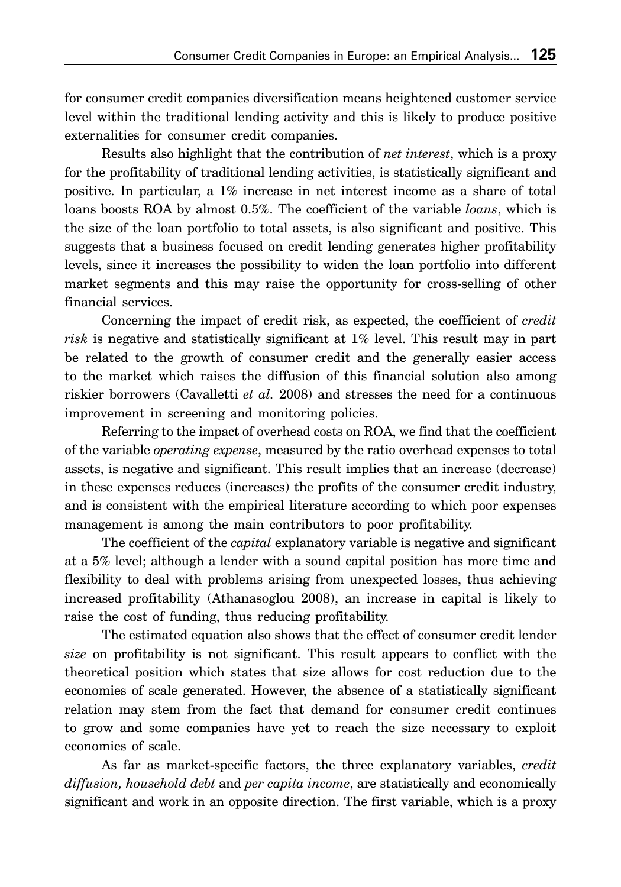for consumer credit companies diversification means heightened customer service level within the traditional lending activity and this is likely to produce positive externalities for consumer credit companies.

Results also highlight that the contribution of *net interest*, which is a proxy for the profitability of traditional lending activities, is statistically significant and positive. In particular, a 1% increase in net interest income as a share of total loans boosts ROA by almost 0.5%. The coefficient of the variable *loans*, which is the size of the loan portfolio to total assets, is also significant and positive. This suggests that a business focused on credit lending generates higher profitability levels, since it increases the possibility to widen the loan portfolio into different market segments and this may raise the opportunity for cross-selling of other financial services.

Concerning the impact of credit risk, as expected, the coefficient of *credit risk* is negative and statistically significant at 1% level. This result may in part be related to the growth of consumer credit and the generally easier access to the market which raises the diffusion of this financial solution also among riskier borrowers (Cavalletti *et al.* 2008) and stresses the need for a continuous improvement in screening and monitoring policies.

Referring to the impact of overhead costs on ROA, we find that the coefficient of the variable *operating expense*, measured by the ratio overhead expenses to total assets, is negative and significant. This result implies that an increase (decrease) in these expenses reduces (increases) the profits of the consumer credit industry, and is consistent with the empirical literature according to which poor expenses management is among the main contributors to poor profitability.

The coefficient of the *capital* explanatory variable is negative and significant at a 5% level; although a lender with a sound capital position has more time and flexibility to deal with problems arising from unexpected losses, thus achieving increased profitability (Athanasoglou 2008), an increase in capital is likely to raise the cost of funding, thus reducing profitability.

The estimated equation also shows that the effect of consumer credit lender *size* on profitability is not significant. This result appears to conflict with the theoretical position which states that size allows for cost reduction due to the economies of scale generated. However, the absence of a statistically significant relation may stem from the fact that demand for consumer credit continues to grow and some companies have yet to reach the size necessary to exploit economies of scale.

As far as market-specific factors, the three explanatory variables, *credit diffusion, household debt* and *per capita income*, are statistically and economically significant and work in an opposite direction. The first variable, which is a proxy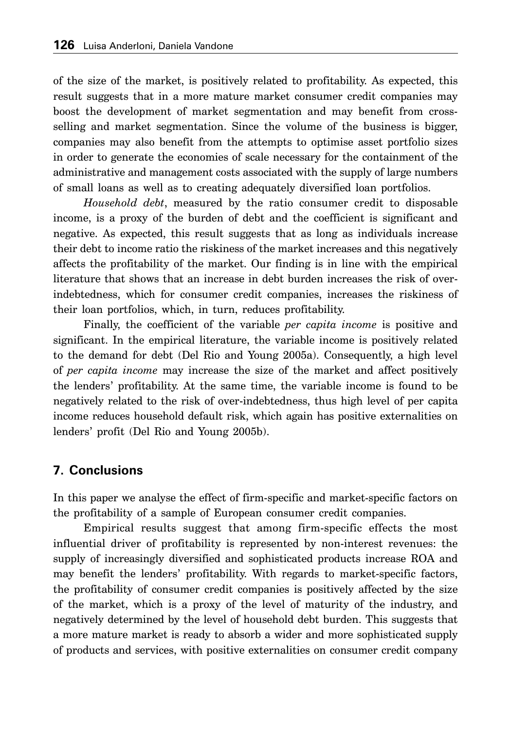of the size of the market, is positively related to profitability. As expected, this result suggests that in a more mature market consumer credit companies may boost the development of market segmentation and may benefit from cross-selling and market segmentation. Since the volume of the business is bigger, companies may also benefit from the attempts to optimise asset portfolio sizes in order to generate the economies of scale necessary for the containment of the administrative and management costs associated with the supply of large numbers of small loans as well as to creating adequately diversified loan portfolios.

*Household debt*, measured by the ratio consumer credit to disposable income, is a proxy of the burden of debt and the coefficient is significant and negative. As expected, this result suggests that as long as individuals increase their debt to income ratio the riskiness of the market increases and this negatively affects the profitability of the market. Our finding is in line with the empirical literature that shows that an increase in debt burden increases the risk of over-indebtedness, which for consumer credit companies, increases the riskiness of their loan portfolios, which, in turn, reduces profitability.

Finally, the coefficient of the variable *per capita income* is positive and significant. In the empirical literature, the variable income is positively related to the demand for debt (Del Rio and Young 2005a). Consequently, a high level of *per capita income* may increase the size of the market and affect positively the lenders' profitability. At the same time, the variable income is found to be negatively related to the risk of over-indebtedness, thus high level of per capita income reduces household default risk, which again has positive externalities on lenders' profit (Del Rio and Young 2005b).

## 7. Conclusions

In this paper we analyse the effect of firm-specific and market-specific factors on the profitability of a sample of European consumer credit companies.

Empirical results suggest that among firm-specific effects the most influential driver of profitability is represented by non-interest revenues: the supply of increasingly diversified and sophisticated products increase ROA and may benefit the lenders' profitability. With regards to market-specific factors, the profitability of consumer credit companies is positively affected by the size of the market, which is a proxy of the level of maturity of the industry, and negatively determined by the level of household debt burden. This suggests that a more mature market is ready to absorb a wider and more sophisticated supply of products and services, with positive externalities on consumer credit company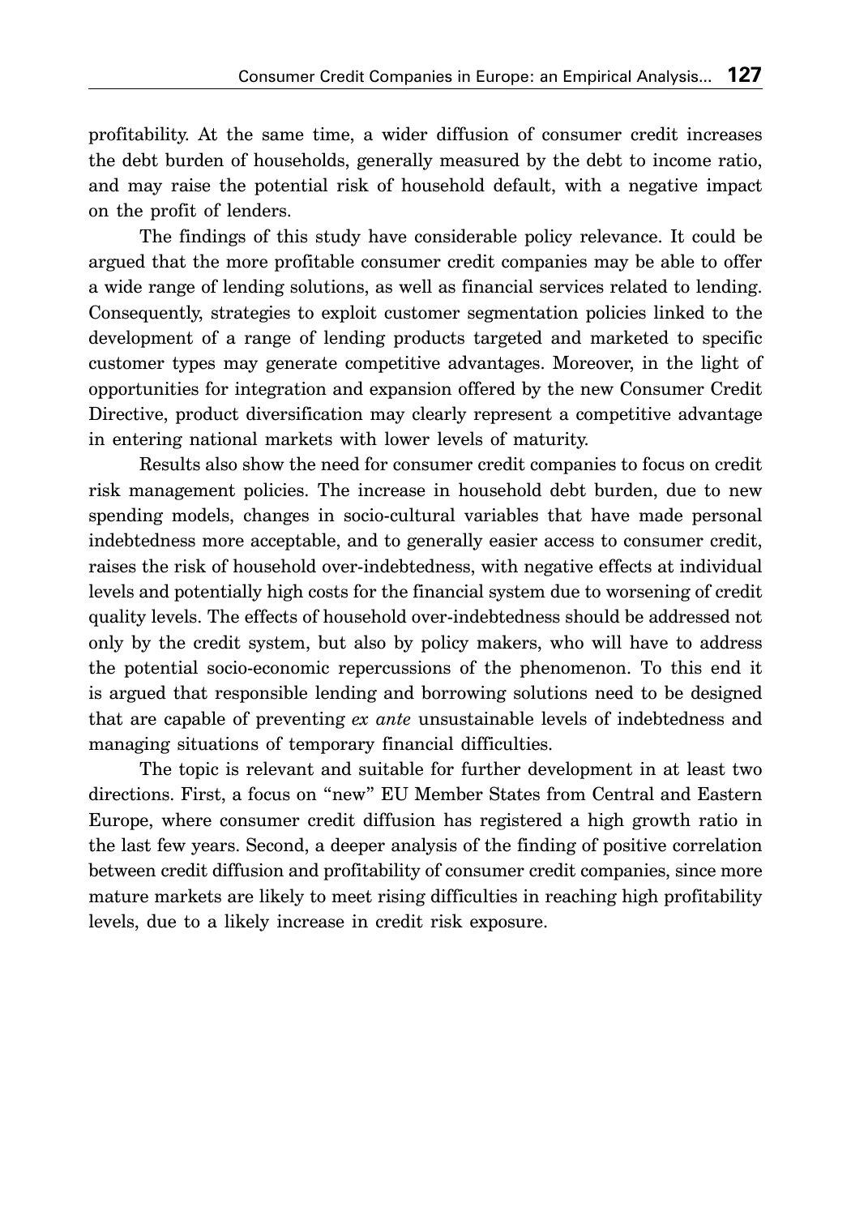profitability. At the same time, a wider diffusion of consumer credit increases the debt burden of households, generally measured by the debt to income ratio, and may raise the potential risk of household default, with a negative impact on the profit of lenders.

The findings of this study have considerable policy relevance. It could be argued that the more profitable consumer credit companies may be able to offer a wide range of lending solutions, as well as financial services related to lending. Consequently, strategies to exploit customer segmentation policies linked to the development of a range of lending products targeted and marketed to specific customer types may generate competitive advantages. Moreover, in the light of opportunities for integration and expansion offered by the new Consumer Credit Directive, product diversification may clearly represent a competitive advantage in entering national markets with lower levels of maturity.

Results also show the need for consumer credit companies to focus on credit risk management policies. The increase in household debt burden, due to new spending models, changes in socio-cultural variables that have made personal indebtedness more acceptable, and to generally easier access to consumer credit, raises the risk of household over-indebtedness, with negative effects at individual levels and potentially high costs for the financial system due to worsening of credit quality levels. The effects of household over-indebtedness should be addressed not only by the credit system, but also by policy makers, who will have to address the potential socio-economic repercussions of the phenomenon. To this end it is argued that responsible lending and borrowing solutions need to be designed that are capable of preventing *ex ante* unsustainable levels of indebtedness and managing situations of temporary financial difficulties.

The topic is relevant and suitable for further development in at least two directions. First, a focus on "new" EU Member States from Central and Eastern Europe, where consumer credit diffusion has registered a high growth ratio in the last few years. Second, a deeper analysis of the finding of positive correlation between credit diffusion and profitability of consumer credit companies, since more mature markets are likely to meet rising difficulties in reaching high profitability levels, due to a likely increase in credit risk exposure.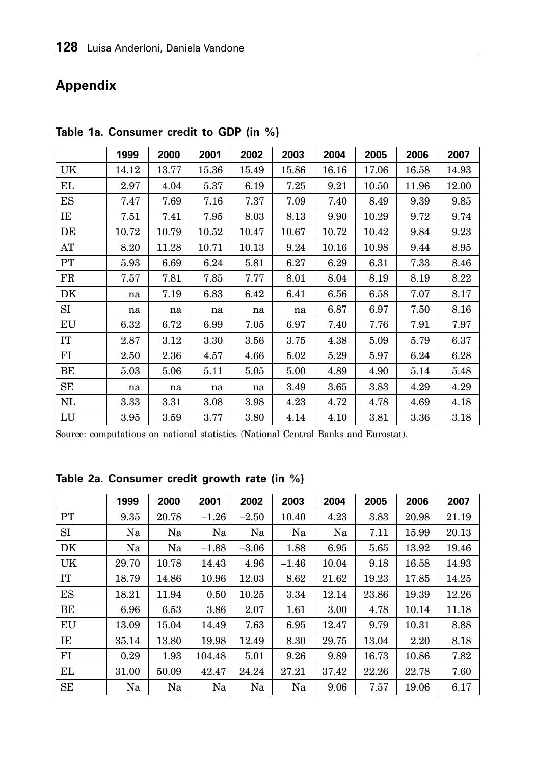## Appendix

**Table 1a. Consumer credit to GDP (in %)**

| | 1999 | 2000 | 2001 | 2002 | 2003 | 2004 | 2005 | 2006 | 2007 |
|---|---|---|---|---|---|---|---|---|---|
| UK | 14.12 | 13.77 | 15.36 | 15.49 | 15.86 | 16.16 | 17.06 | 16.58 | 14.93 |
| EL | 2.97 | 4.04 | 5.37 | 6.19 | 7.25 | 9.21 | 10.50 | 11.96 | 12.00 |
| ES | 7.47 | 7.69 | 7.16 | 7.37 | 7.09 | 7.40 | 8.49 | 9.39 | 9.85 |
| IE | 7.51 | 7.41 | 7.95 | 8.03 | 8.13 | 9.90 | 10.29 | 9.72 | 9.74 |
| DE | 10.72 | 10.79 | 10.52 | 10.47 | 10.67 | 10.72 | 10.42 | 9.84 | 9.23 |
| AT | 8.20 | 11.28 | 10.71 | 10.13 | 9.24 | 10.16 | 10.98 | 9.44 | 8.95 |
| PT | 5.93 | 6.69 | 6.24 | 5.81 | 6.27 | 6.29 | 6.31 | 7.33 | 8.46 |
| FR | 7.57 | 7.81 | 7.85 | 7.77 | 8.01 | 8.04 | 8.19 | 8.19 | 8.22 |
| DK | na | 7.19 | 6.83 | 6.42 | 6.41 | 6.56 | 6.58 | 7.07 | 8.17 |
| SI | na | na | na | na | na | 6.87 | 6.97 | 7.50 | 8.16 |
| EU | 6.32 | 6.72 | 6.99 | 7.05 | 6.97 | 7.40 | 7.76 | 7.91 | 7.97 |
| IT | 2.87 | 3.12 | 3.30 | 3.56 | 3.75 | 4.38 | 5.09 | 5.79 | 6.37 |
| FI | 2.50 | 2.36 | 4.57 | 4.66 | 5.02 | 5.29 | 5.97 | 6.24 | 6.28 |
| BE | 5.03 | 5.06 | 5.11 | 5.05 | 5.00 | 4.89 | 4.90 | 5.14 | 5.48 |
| SE | na | na | na | na | 3.49 | 3.65 | 3.83 | 4.29 | 4.29 |
| NL | 3.33 | 3.31 | 3.08 | 3.98 | 4.23 | 4.72 | 4.78 | 4.69 | 4.18 |
| LU | 3.95 | 3.59 | 3.77 | 3.80 | 4.14 | 4.10 | 3.81 | 3.36 | 3.18 |

Source: computations on national statistics (National Central Banks and Eurostat).

**Table 2a. Consumer credit growth rate (in %)**

| | 1999 | 2000 | 2001 | 2002 | 2003 | 2004 | 2005 | 2006 | 2007 |
|---|---|---|---|---|---|---|---|---|---|
| PT | 9.35 | 20.78 | –1.26 | –2.50 | 10.40 | 4.23 | 3.83 | 20.98 | 21.19 |
| SI | Na | Na | Na | Na | Na | Na | 7.11 | 15.99 | 20.13 |
| DK | Na | Na | –1.88 | –3.06 | 1.88 | 6.95 | 5.65 | 13.92 | 19.46 |
| UK | 29.70 | 10.78 | 14.43 | 4.96 | –1.46 | 10.04 | 9.18 | 16.58 | 14.93 |
| IT | 18.79 | 14.86 | 10.96 | 12.03 | 8.62 | 21.62 | 19.23 | 17.85 | 14.25 |
| ES | 18.21 | 11.94 | 0.50 | 10.25 | 3.34 | 12.14 | 23.86 | 19.39 | 12.26 |
| BE | 6.96 | 6.53 | 3.86 | 2.07 | 1.61 | 3.00 | 4.78 | 10.14 | 11.18 |
| EU | 13.09 | 15.04 | 14.49 | 7.63 | 6.95 | 12.47 | 9.79 | 10.31 | 8.88 |
| IE | 35.14 | 13.80 | 19.98 | 12.49 | 8.30 | 29.75 | 13.04 | 2.20 | 8.18 |
| FI | 0.29 | 1.93 | 104.48 | 5.01 | 9.26 | 9.89 | 16.73 | 10.86 | 7.82 |
| EL | 31.00 | 50.09 | 42.47 | 24.24 | 27.21 | 37.42 | 22.26 | 22.78 | 7.60 |
| SE | Na | Na | Na | Na | Na | 9.06 | 7.57 | 19.06 | 6.17 |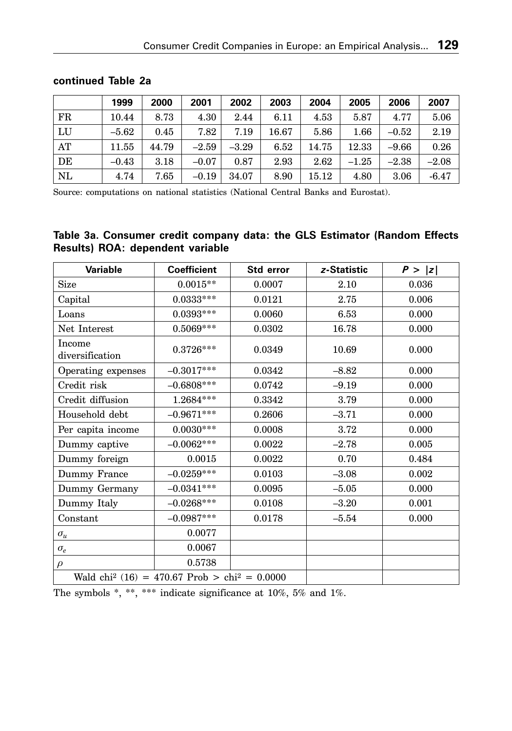**continued Table 2a**

| | 1999 | 2000 | 2001 | 2002 | 2003 | 2004 | 2005 | 2006 | 2007 |
|---|---|---|---|---|---|---|---|---|---|
| FR | 10.44 | 8.73 | 4.30 | 2.44 | 6.11 | 4.53 | 5.87 | 4.77 | 5.06 |
| LU | –5.62 | 0.45 | 7.82 | 7.19 | 16.67 | 5.86 | 1.66 | –0.52 | 2.19 |
| AT | 11.55 | 44.79 | –2.59 | –3.29 | 6.52 | 14.75 | 12.33 | –9.66 | 0.26 |
| DE | –0.43 | 3.18 | –0.07 | 0.87 | 2.93 | 2.62 | –1.25 | –2.38 | –2.08 |
| NL | 4.74 | 7.65 | –0.19 | 34.07 | 8.90 | 15.12 | 4.80 | 3.06 | -6.47 |

Source: computations on national statistics (National Central Banks and Eurostat).

**Table 3a. Consumer credit company data: the GLS Estimator (Random Effects Results) ROA: dependent variable**

| Variable | Coefficient | Std error | *z*-Statistic | $P > \|z\|$ |
|---|---|---|---|---|
| Size | 0.0015** | 0.0007 | 2.10 | 0.036 |
| Capital | 0.0333*** | 0.0121 | 2.75 | 0.006 |
| Loans | 0.0393*** | 0.0060 | 6.53 | 0.000 |
| Net Interest | 0.5069*** | 0.0302 | 16.78 | 0.000 |
| Income diversification | 0.3726*** | 0.0349 | 10.69 | 0.000 |
| Operating expenses | –0.3017*** | 0.0342 | –8.82 | 0.000 |
| Credit risk | –0.6808*** | 0.0742 | –9.19 | 0.000 |
| Credit diffusion | 1.2684*** | 0.3342 | 3.79 | 0.000 |
| Household debt | –0.9671*** | 0.2606 | –3.71 | 0.000 |
| Per capita income | 0.0030*** | 0.0008 | 3.72 | 0.000 |
| Dummy captive | –0.0062*** | 0.0022 | –2.78 | 0.005 |
| Dummy foreign | 0.0015 | 0.0022 | 0.70 | 0.484 |
| Dummy France | –0.0259*** | 0.0103 | –3.08 | 0.002 |
| Dummy Germany | –0.0341*** | 0.0095 | –5.05 | 0.000 |
| Dummy Italy | –0.0268*** | 0.0108 | –3.20 | 0.001 |
| Constant | –0.0987*** | 0.0178 | –5.54 | 0.000 |
| $\sigma_u$ | 0.0077 | | | |
| $\sigma_e$ | 0.0067 | | | |
| $\rho$ | 0.5738 | | | |
| Wald $chi^2$ (16) = 470.67 Prob > $chi^2$ = 0.0000 | | | | |

The symbols *, **, *** indicate significance at 10%, 5% and 1%.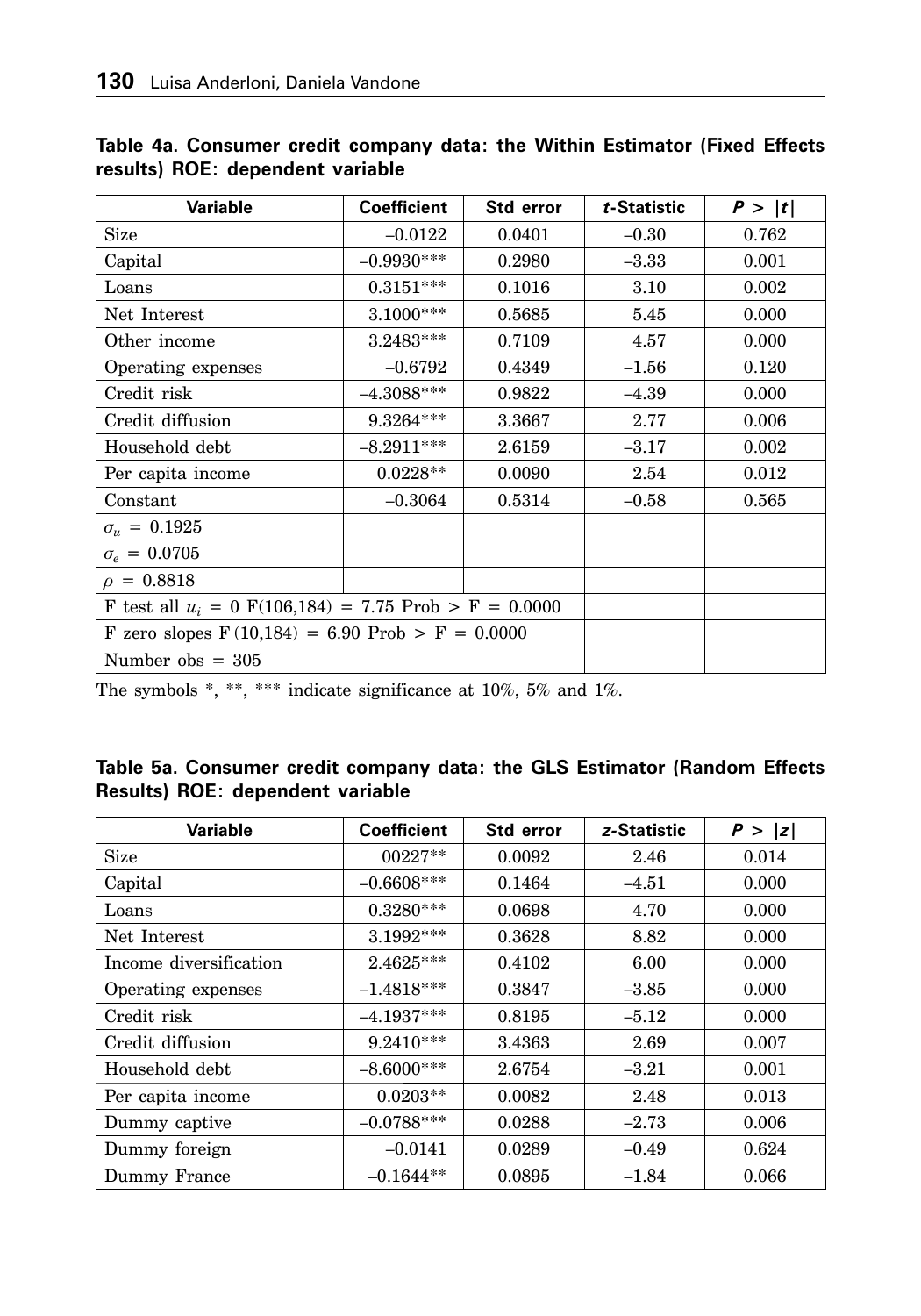**Table 4a. Consumer credit company data: the Within Estimator (Fixed Effects results) ROE: dependent variable**

| Variable | Coefficient | Std error | *t*-Statistic | $P > \|t\|$ |
|---|---|---|---|---|
| Size | –0.0122 | 0.0401 | –0.30 | 0.762 |
| Capital | –0.9930*** | 0.2980 | –3.33 | 0.001 |
| Loans | 0.3151*** | 0.1016 | 3.10 | 0.002 |
| Net Interest | 3.1000*** | 0.5685 | 5.45 | 0.000 |
| Other income | 3.2483*** | 0.7109 | 4.57 | 0.000 |
| Operating expenses | –0.6792 | 0.4349 | –1.56 | 0.120 |
| Credit risk | –4.3088*** | 0.9822 | –4.39 | 0.000 |
| Credit diffusion | 9.3264*** | 3.3667 | 2.77 | 0.006 |
| Household debt | –8.2911*** | 2.6159 | –3.17 | 0.002 |
| Per capita income | 0.0228** | 0.0090 | 2.54 | 0.012 |
| Constant | –0.3064 | 0.5314 | –0.58 | 0.565 |
| $\sigma_u = 0.1925$ | | | | |
| $\sigma_e = 0.0705$ | | | | |
| $\rho = 0.8818$ | | | | |
| F test all $u_i = 0$ $F(106,184) = 7.75$ Prob > F = 0.0000 | | | | |
| F zero slopes $F(10,184) = 6.90$ Prob > F = 0.0000 | | | | |
| Number obs = 305 | | | | |

The symbols *, **, *** indicate significance at 10%, 5% and 1%.

**Table 5a. Consumer credit company data: the GLS Estimator (Random Effects Results) ROE: dependent variable**

| Variable | Coefficient | Std error | *z*-Statistic | $P > \|z\|$ |
|---|---|---|---|---|
| Size | 00227** | 0.0092 | 2.46 | 0.014 |
| Capital | –0.6608*** | 0.1464 | –4.51 | 0.000 |
| Loans | 0.3280*** | 0.0698 | 4.70 | 0.000 |
| Net Interest | 3.1992*** | 0.3628 | 8.82 | 0.000 |
| Income diversification | 2.4625*** | 0.4102 | 6.00 | 0.000 |
| Operating expenses | –1.4818*** | 0.3847 | –3.85 | 0.000 |
| Credit risk | –4.1937*** | 0.8195 | –5.12 | 0.000 |
| Credit diffusion | 9.2410*** | 3.4363 | 2.69 | 0.007 |
| Household debt | –8.6000*** | 2.6754 | –3.21 | 0.001 |
| Per capita income | 0.0203** | 0.0082 | 2.48 | 0.013 |
| Dummy captive | –0.0788*** | 0.0288 | –2.73 | 0.006 |
| Dummy foreign | –0.0141 | 0.0289 | –0.49 | 0.624 |
| Dummy France | –0.1644** | 0.0895 | –1.84 | 0.066 |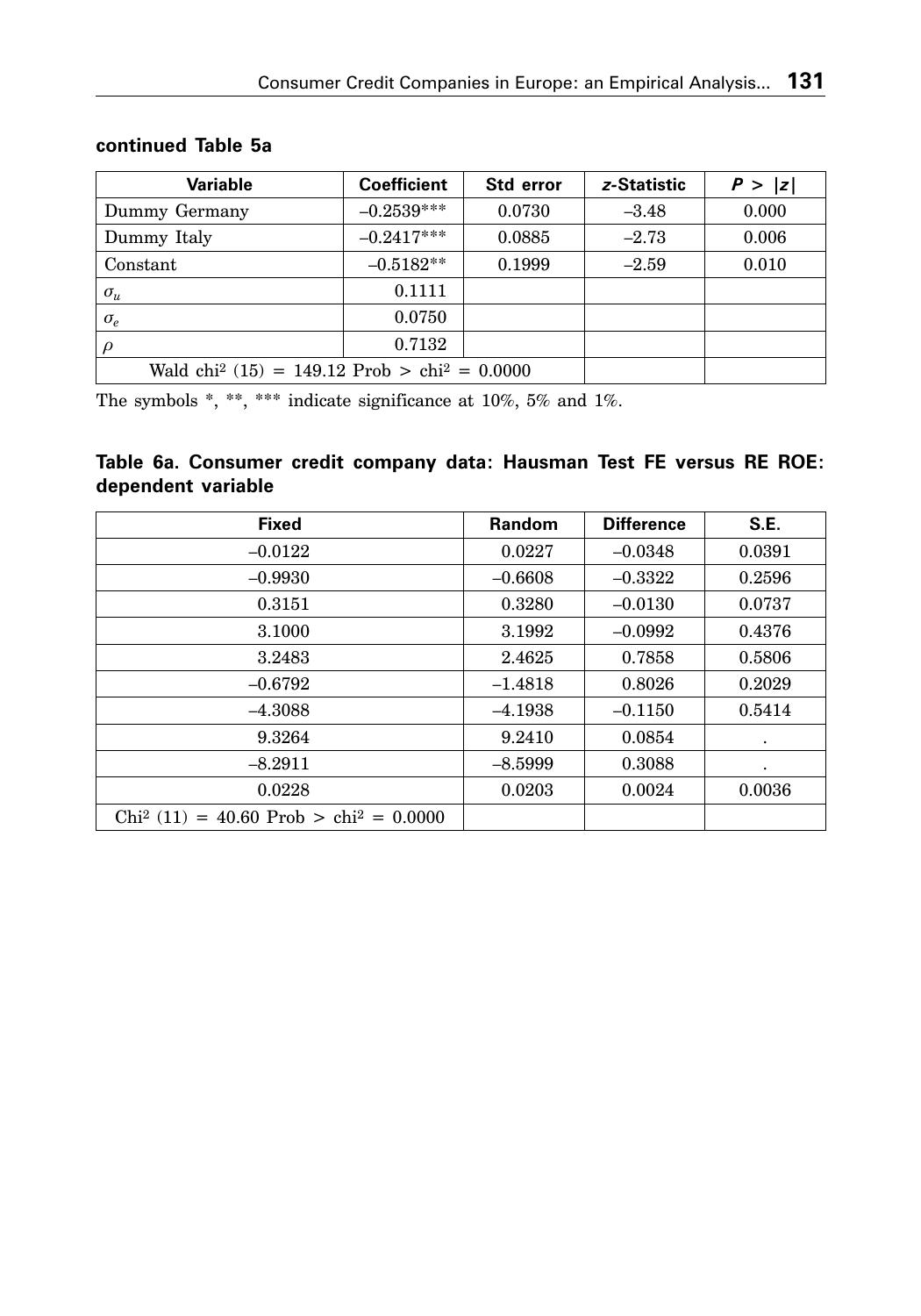**continued Table 5a**

| Variable | Coefficient | Std error | *z*-Statistic | *P* > \|*z*\| |
|---|---|---|---|---|
| Dummy Germany | –0.2539*** | 0.0730 | –3.48 | 0.000 |
| Dummy Italy | –0.2417*** | 0.0885 | –2.73 | 0.006 |
| Constant | –0.5182** | 0.1999 | –2.59 | 0.010 |
| $\sigma_u$ | 0.1111 | | | |
| $\sigma_e$ | 0.0750 | | | |
| $\rho$ | 0.7132 | | | |
| Wald $chi^2$ (15) = 149.12 Prob > $chi^2$ = 0.0000 | | | | |

The symbols *, **, *** indicate significance at 10%, 5% and 1%.

**Table 6a. Consumer credit company data: Hausman Test FE versus RE ROE: dependent variable**

| Fixed | Random | Difference | S.E. |
|---|---|---|---|
| –0.0122 | 0.0227 | –0.0348 | 0.0391 |
| –0.9930 | –0.6608 | –0.3322 | 0.2596 |
| 0.3151 | 0.3280 | –0.0130 | 0.0737 |
| 3.1000 | 3.1992 | –0.0992 | 0.4376 |
| 3.2483 | 2.4625 | 0.7858 | 0.5806 |
| –0.6792 | –1.4818 | 0.8026 | 0.2029 |
| –4.3088 | –4.1938 | –0.1150 | 0.5414 |
| 9.3264 | 9.2410 | 0.0854 | . |
| –8.2911 | –8.5999 | 0.3088 | . |
| 0.0228 | 0.0203 | 0.0024 | 0.0036 |
| $Chi^2$ (11) = 40.60 Prob > $chi^2$ = 0.0000 | | | |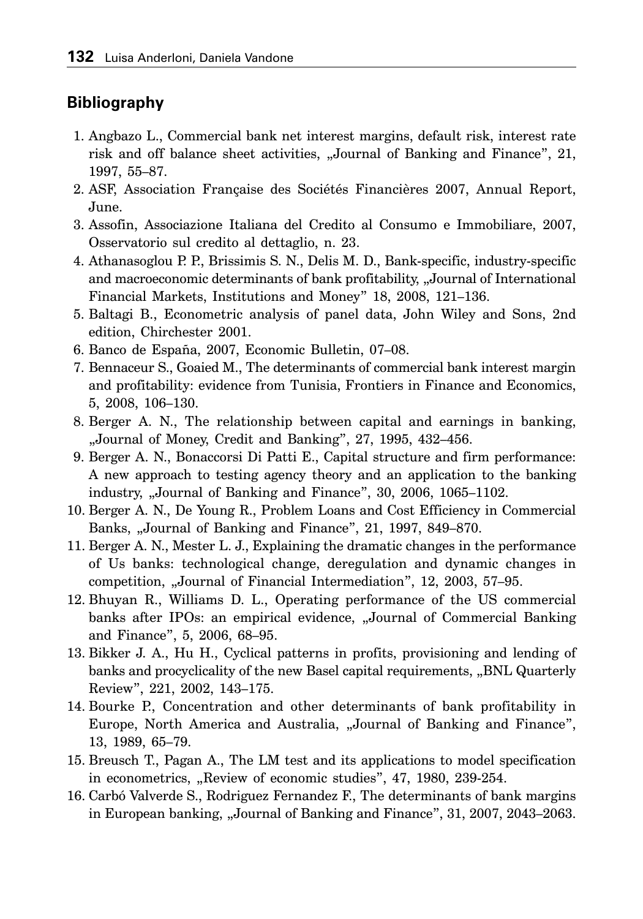## Bibliography

1. Angbazo L., Commercial bank net interest margins, default risk, interest rate risk and off balance sheet activities, „Journal of Banking and Finance", 21, 1997, 55–87.
2. ASF, Association Française des Sociétés Financières 2007, Annual Report, June.
3. Assofin, Associazione Italiana del Credito al Consumo e Immobiliare, 2007, Osservatorio sul credito al dettaglio, n. 23.
4. Athanasoglou P. P., Brissimis S. N., Delis M. D., Bank-specific, industry-specific and macroeconomic determinants of bank profitability, „Journal of International Financial Markets, Institutions and Money" 18, 2008, 121–136.
5. Baltagi B., Econometric analysis of panel data, John Wiley and Sons, 2nd edition, Chirchester 2001.
6. Banco de España, 2007, Economic Bulletin, 07–08.
7. Bennaceur S., Goaied M., The determinants of commercial bank interest margin and profitability: evidence from Tunisia, Frontiers in Finance and Economics, 5, 2008, 106–130.
8. Berger A. N., The relationship between capital and earnings in banking, „Journal of Money, Credit and Banking", 27, 1995, 432–456.
9. Berger A. N., Bonaccorsi Di Patti E., Capital structure and firm performance: A new approach to testing agency theory and an application to the banking industry, „Journal of Banking and Finance", 30, 2006, 1065–1102.
10. Berger A. N., De Young R., Problem Loans and Cost Efficiency in Commercial Banks, „Journal of Banking and Finance", 21, 1997, 849–870.
11. Berger A. N., Mester L. J., Explaining the dramatic changes in the performance of Us banks: technological change, deregulation and dynamic changes in competition, „Journal of Financial Intermediation", 12, 2003, 57–95.
12. Bhuyan R., Williams D. L., Operating performance of the US commercial banks after IPOs: an empirical evidence, „Journal of Commercial Banking and Finance", 5, 2006, 68–95.
13. Bikker J. A., Hu H., Cyclical patterns in profits, provisioning and lending of banks and procyclicality of the new Basel capital requirements, „BNL Quarterly Review", 221, 2002, 143–175.
14. Bourke P., Concentration and other determinants of bank profitability in Europe, North America and Australia, „Journal of Banking and Finance", 13, 1989, 65–79.
15. Breusch T., Pagan A., The LM test and its applications to model specification in econometrics, „Review of economic studies", 47, 1980, 239-254.
16. Carbó Valverde S., Rodriguez Fernandez F., The determinants of bank margins in European banking, „Journal of Banking and Finance", 31, 2007, 2043–2063.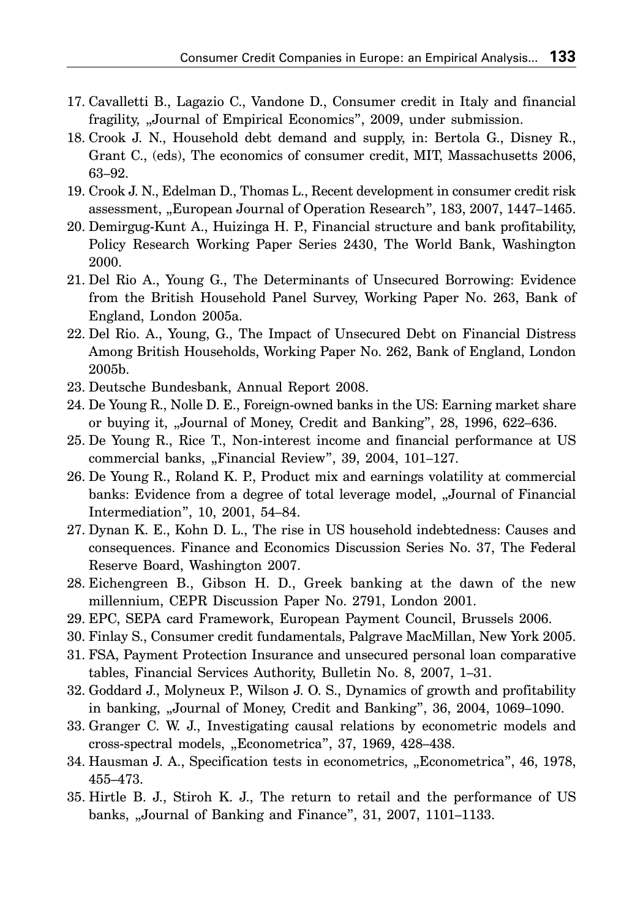17. Cavalletti B., Lagazio C., Vandone D., Consumer credit in Italy and financial fragility, „Journal of Empirical Economics", 2009, under submission.
18. Crook J. N., Household debt demand and supply, in: Bertola G., Disney R., Grant C., (eds), The economics of consumer credit, MIT, Massachusetts 2006, 63–92.
19. Crook J. N., Edelman D., Thomas L., Recent development in consumer credit risk assessment, „European Journal of Operation Research", 183, 2007, 1447–1465.
20. Demirgug-Kunt A., Huizinga H. P., Financial structure and bank profitability, Policy Research Working Paper Series 2430, The World Bank, Washington 2000.
21. Del Rio A., Young G., The Determinants of Unsecured Borrowing: Evidence from the British Household Panel Survey, Working Paper No. 263, Bank of England, London 2005a.
22. Del Rio. A., Young, G., The Impact of Unsecured Debt on Financial Distress Among British Households, Working Paper No. 262, Bank of England, London 2005b.
23. Deutsche Bundesbank, Annual Report 2008.
24. De Young R., Nolle D. E., Foreign-owned banks in the US: Earning market share or buying it, „Journal of Money, Credit and Banking", 28, 1996, 622–636.
25. De Young R., Rice T., Non-interest income and financial performance at US commercial banks, „Financial Review", 39, 2004, 101–127.
26. De Young R., Roland K. P., Product mix and earnings volatility at commercial banks: Evidence from a degree of total leverage model, „Journal of Financial Intermediation", 10, 2001, 54–84.
27. Dynan K. E., Kohn D. L., The rise in US household indebtedness: Causes and consequences. Finance and Economics Discussion Series No. 37, The Federal Reserve Board, Washington 2007.
28. Eichengreen B., Gibson H. D., Greek banking at the dawn of the new millennium, CEPR Discussion Paper No. 2791, London 2001.
29. EPC, SEPA card Framework, European Payment Council, Brussels 2006.
30. Finlay S., Consumer credit fundamentals, Palgrave MacMillan, New York 2005.
31. FSA, Payment Protection Insurance and unsecured personal loan comparative tables, Financial Services Authority, Bulletin No. 8, 2007, 1–31.
32. Goddard J., Molyneux P., Wilson J. O. S., Dynamics of growth and profitability in banking, „Journal of Money, Credit and Banking", 36, 2004, 1069–1090.
33. Granger C. W. J., Investigating causal relations by econometric models and cross-spectral models, „Econometrica", 37, 1969, 428–438.
34. Hausman J. A., Specification tests in econometrics, „Econometrica", 46, 1978, 455–473.
35. Hirtle B. J., Stiroh K. J., The return to retail and the performance of US banks, „Journal of Banking and Finance", 31, 2007, 1101–1133.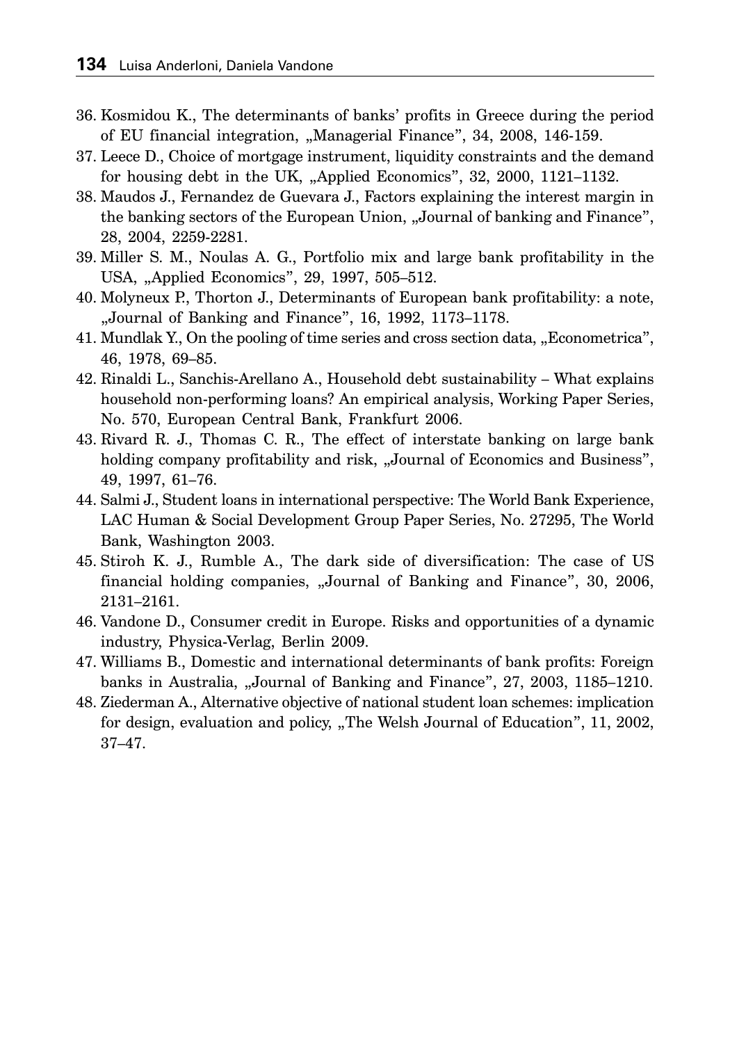36. Kosmidou K., The determinants of banks' profits in Greece during the period of EU financial integration, „Managerial Finance", 34, 2008, 146-159.
37. Leece D., Choice of mortgage instrument, liquidity constraints and the demand for housing debt in the UK, „Applied Economics", 32, 2000, 1121–1132.
38. Maudos J., Fernandez de Guevara J., Factors explaining the interest margin in the banking sectors of the European Union, „Journal of banking and Finance", 28, 2004, 2259-2281.
39. Miller S. M., Noulas A. G., Portfolio mix and large bank profitability in the USA, „Applied Economics", 29, 1997, 505–512.
40. Molyneux P., Thorton J., Determinants of European bank profitability: a note, „Journal of Banking and Finance", 16, 1992, 1173–1178.
41. Mundlak Y., On the pooling of time series and cross section data, „Econometrica", 46, 1978, 69–85.
42. Rinaldi L., Sanchis-Arellano A., Household debt sustainability – What explains household non-performing loans? An empirical analysis, Working Paper Series, No. 570, European Central Bank, Frankfurt 2006.
43. Rivard R. J., Thomas C. R., The effect of interstate banking on large bank holding company profitability and risk, „Journal of Economics and Business", 49, 1997, 61–76.
44. Salmi J., Student loans in international perspective: The World Bank Experience, LAC Human & Social Development Group Paper Series, No. 27295, The World Bank, Washington 2003.
45. Stiroh K. J., Rumble A., The dark side of diversification: The case of US financial holding companies, „Journal of Banking and Finance", 30, 2006, 2131–2161.
46. Vandone D., Consumer credit in Europe. Risks and opportunities of a dynamic industry, Physica-Verlag, Berlin 2009.
47. Williams B., Domestic and international determinants of bank profits: Foreign banks in Australia, „Journal of Banking and Finance", 27, 2003, 1185–1210.
48. Ziederman A., Alternative objective of national student loan schemes: implication for design, evaluation and policy, „The Welsh Journal of Education", 11, 2002, 37–47.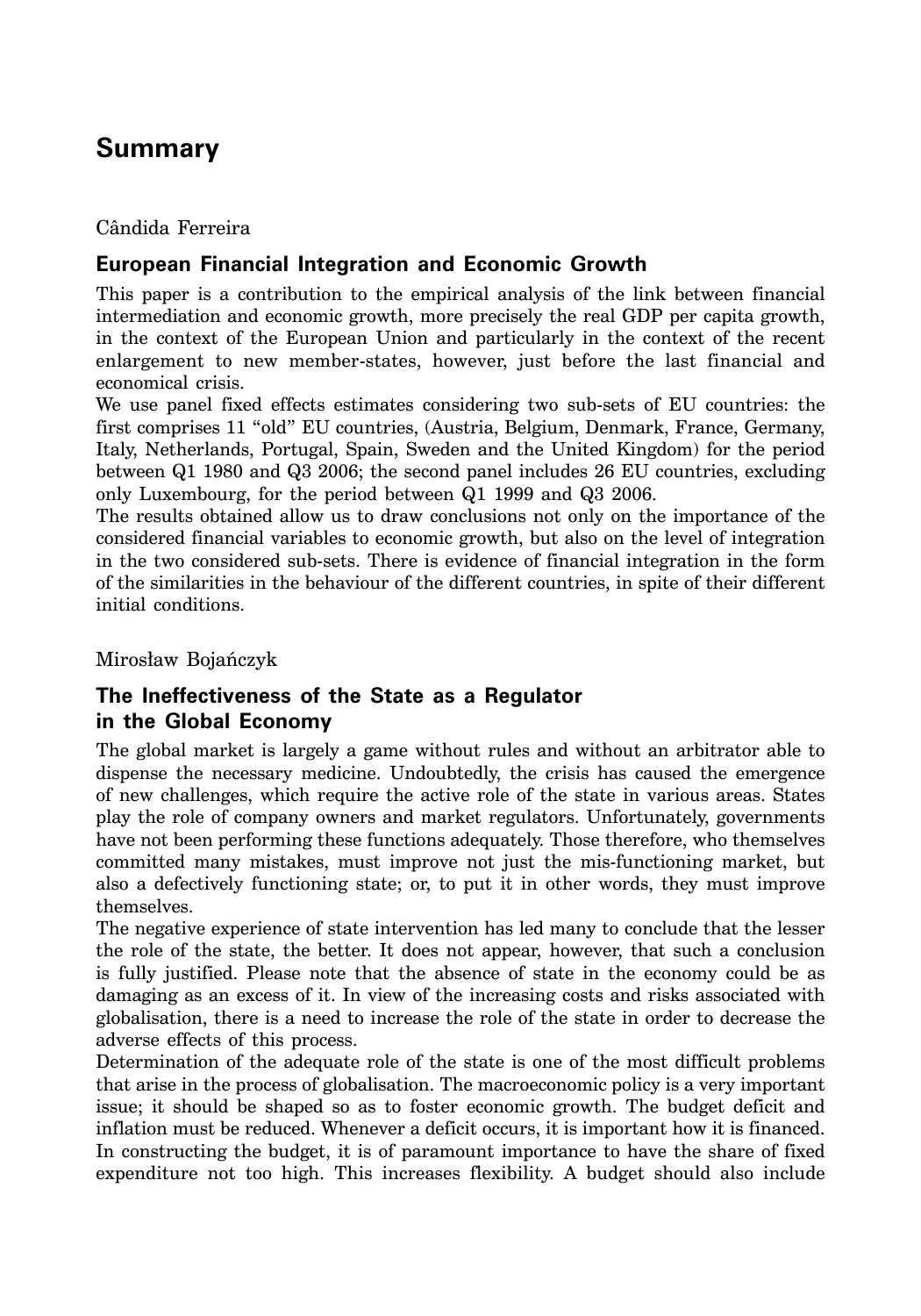# Summary

Cândida Ferreira

## European Financial Integration and Economic Growth

This paper is a contribution to the empirical analysis of the link between financial intermediation and economic growth, more precisely the real GDP per capita growth, in the context of the European Union and particularly in the context of the recent enlargement to new member-states, however, just before the last financial and economical crisis.

We use panel fixed effects estimates considering two sub-sets of EU countries: the first comprises 11 "old" EU countries, (Austria, Belgium, Denmark, France, Germany, Italy, Netherlands, Portugal, Spain, Sweden and the United Kingdom) for the period between Q1 1980 and Q3 2006; the second panel includes 26 EU countries, excluding only Luxembourg, for the period between Q1 1999 and Q3 2006.

The results obtained allow us to draw conclusions not only on the importance of the considered financial variables to economic growth, but also on the level of integration in the two considered sub-sets. There is evidence of financial integration in the form of the similarities in the behaviour of the different countries, in spite of their different initial conditions.

Mirosław Bojańczyk

## The Ineffectiveness of the State as a Regulator in the Global Economy

The global market is largely a game without rules and without an arbitrator able to dispense the necessary medicine. Undoubtedly, the crisis has caused the emergence of new challenges, which require the active role of the state in various areas. States play the role of company owners and market regulators. Unfortunately, governments have not been performing these functions adequately. Those therefore, who themselves committed many mistakes, must improve not just the mis-functioning market, but also a defectively functioning state; or, to put it in other words, they must improve themselves.

The negative experience of state intervention has led many to conclude that the lesser the role of the state, the better. It does not appear, however, that such a conclusion is fully justified. Please note that the absence of state in the economy could be as damaging as an excess of it. In view of the increasing costs and risks associated with globalisation, there is a need to increase the role of the state in order to decrease the adverse effects of this process.

Determination of the adequate role of the state is one of the most difficult problems that arise in the process of globalisation. The macroeconomic policy is a very important issue; it should be shaped so as to foster economic growth. The budget deficit and inflation must be reduced. Whenever a deficit occurs, it is important how it is financed. In constructing the budget, it is of paramount importance to have the share of fixed expenditure not too high. This increases flexibility. A budget should also include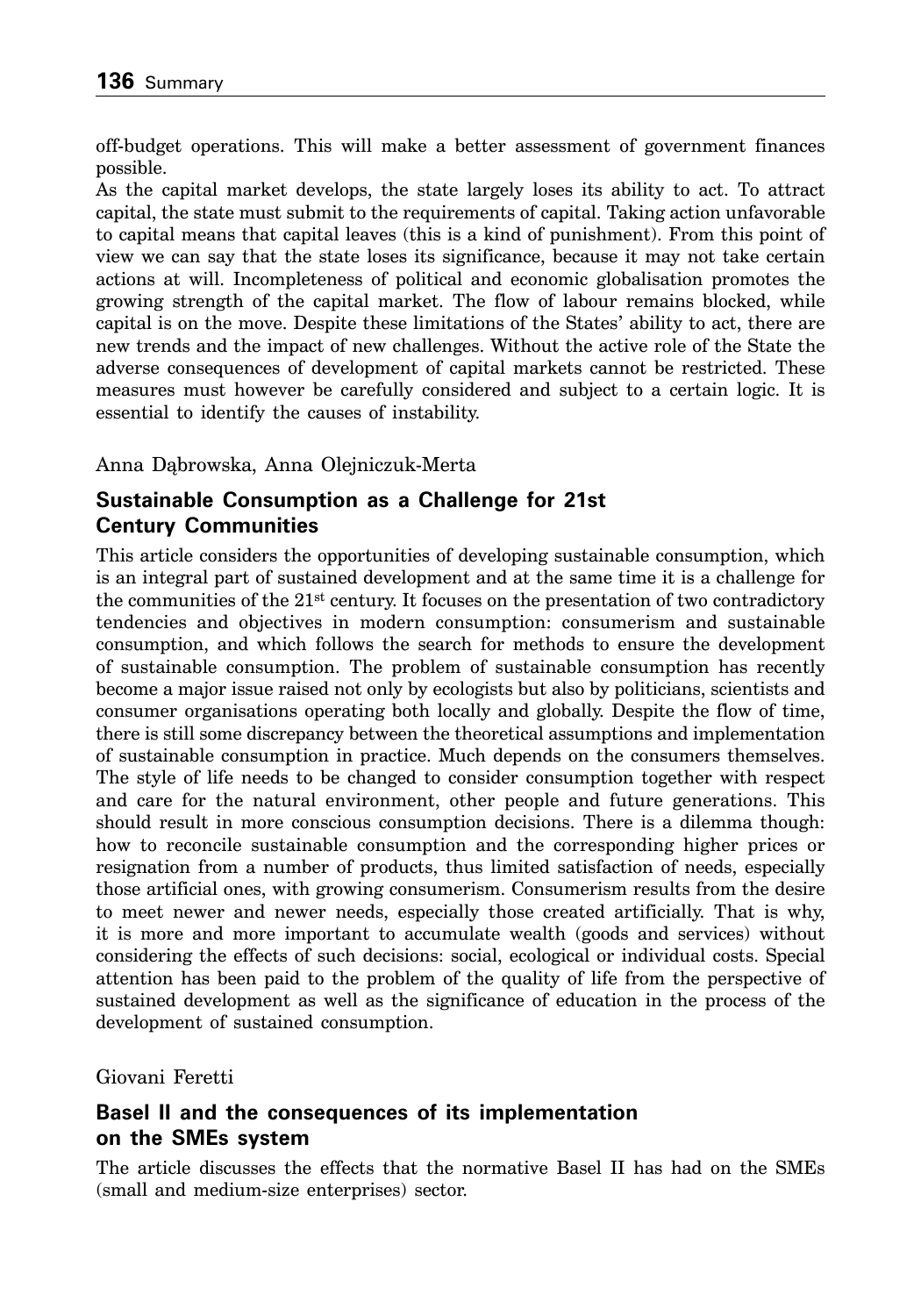off-budget operations. This will make a better assessment of government finances possible.

As the capital market develops, the state largely loses its ability to act. To attract capital, the state must submit to the requirements of capital. Taking action unfavorable to capital means that capital leaves (this is a kind of punishment). From this point of view we can say that the state loses its significance, because it may not take certain actions at will. Incompleteness of political and economic globalisation promotes the growing strength of the capital market. The flow of labour remains blocked, while capital is on the move. Despite these limitations of the States' ability to act, there are new trends and the impact of new challenges. Without the active role of the State the adverse consequences of development of capital markets cannot be restricted. These measures must however be carefully considered and subject to a certain logic. It is essential to identify the causes of instability.

Anna Dąbrowska, Anna Olejniczuk-Merta

## Sustainable Consumption as a Challenge for 21st Century Communities

This article considers the opportunities of developing sustainable consumption, which is an integral part of sustained development and at the same time it is a challenge for the communities of the 21st century. It focuses on the presentation of two contradictory tendencies and objectives in modern consumption: consumerism and sustainable consumption, and which follows the search for methods to ensure the development of sustainable consumption. The problem of sustainable consumption has recently become a major issue raised not only by ecologists but also by politicians, scientists and consumer organisations operating both locally and globally. Despite the flow of time, there is still some discrepancy between the theoretical assumptions and implementation of sustainable consumption in practice. Much depends on the consumers themselves. The style of life needs to be changed to consider consumption together with respect and care for the natural environment, other people and future generations. This should result in more conscious consumption decisions. There is a dilemma though: how to reconcile sustainable consumption and the corresponding higher prices or resignation from a number of products, thus limited satisfaction of needs, especially those artificial ones, with growing consumerism. Consumerism results from the desire to meet newer and newer needs, especially those created artificially. That is why, it is more and more important to accumulate wealth (goods and services) without considering the effects of such decisions: social, ecological or individual costs. Special attention has been paid to the problem of the quality of life from the perspective of sustained development as well as the significance of education in the process of the development of sustained consumption.

Giovani Feretti

## Basel II and the consequences of its implementation on the SMEs system

The article discusses the effects that the normative Basel II has had on the SMEs (small and medium-size enterprises) sector.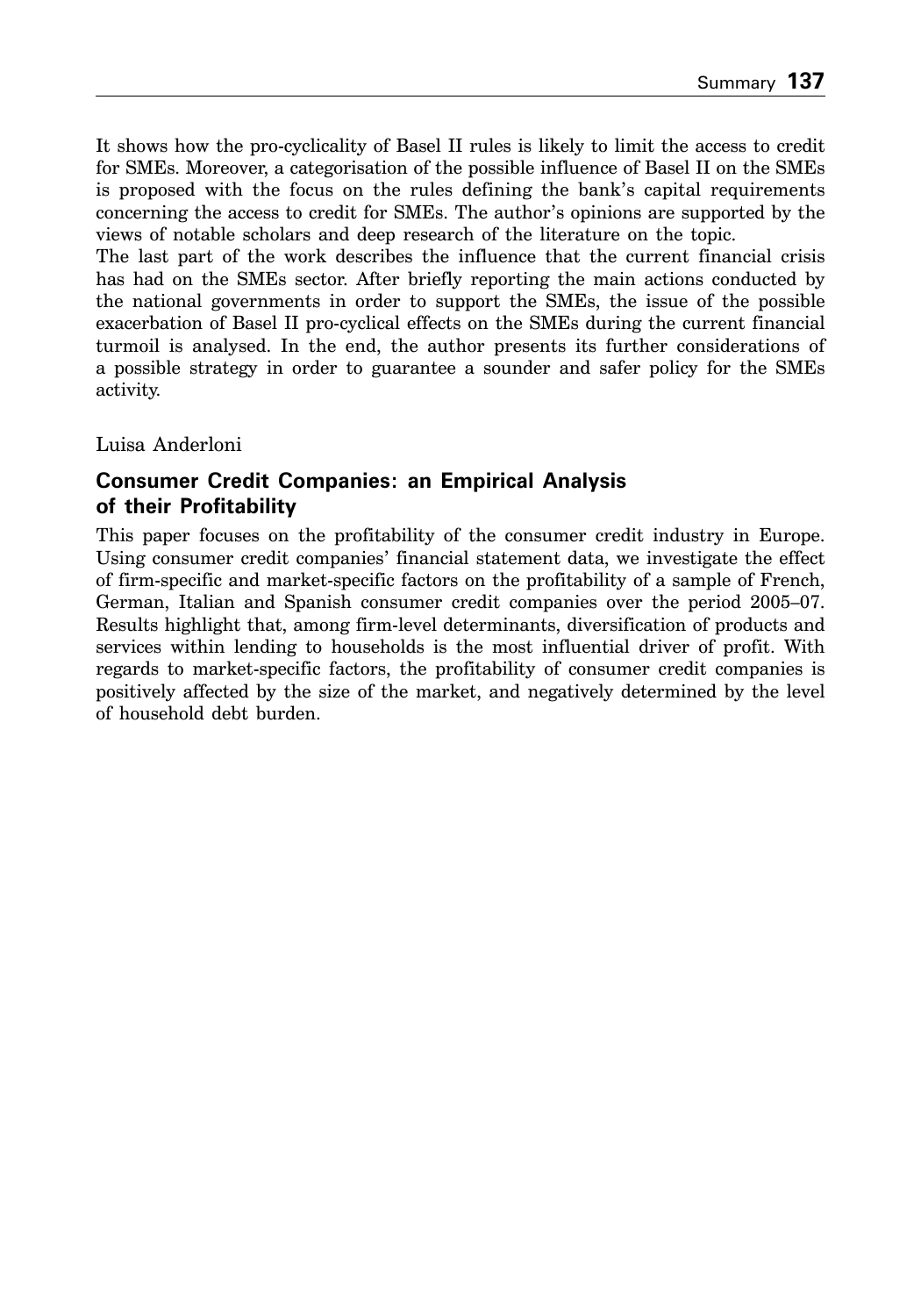It shows how the pro-cyclicality of Basel II rules is likely to limit the access to credit for SMEs. Moreover, a categorisation of the possible influence of Basel II on the SMEs is proposed with the focus on the rules defining the bank's capital requirements concerning the access to credit for SMEs. The author's opinions are supported by the views of notable scholars and deep research of the literature on the topic.

The last part of the work describes the influence that the current financial crisis has had on the SMEs sector. After briefly reporting the main actions conducted by the national governments in order to support the SMEs, the issue of the possible exacerbation of Basel II pro-cyclical effects on the SMEs during the current financial turmoil is analysed. In the end, the author presents its further considerations of a possible strategy in order to guarantee a sounder and safer policy for the SMEs activity.

Luisa Anderloni

### Consumer Credit Companies: an Empirical Analysis of their Profitability

This paper focuses on the profitability of the consumer credit industry in Europe. Using consumer credit companies' financial statement data, we investigate the effect of firm-specific and market-specific factors on the profitability of a sample of French, German, Italian and Spanish consumer credit companies over the period 2005–07. Results highlight that, among firm-level determinants, diversification of products and services within lending to households is the most influential driver of profit. With regards to market-specific factors, the profitability of consumer credit companies is positively affected by the size of the market, and negatively determined by the level of household debt burden.